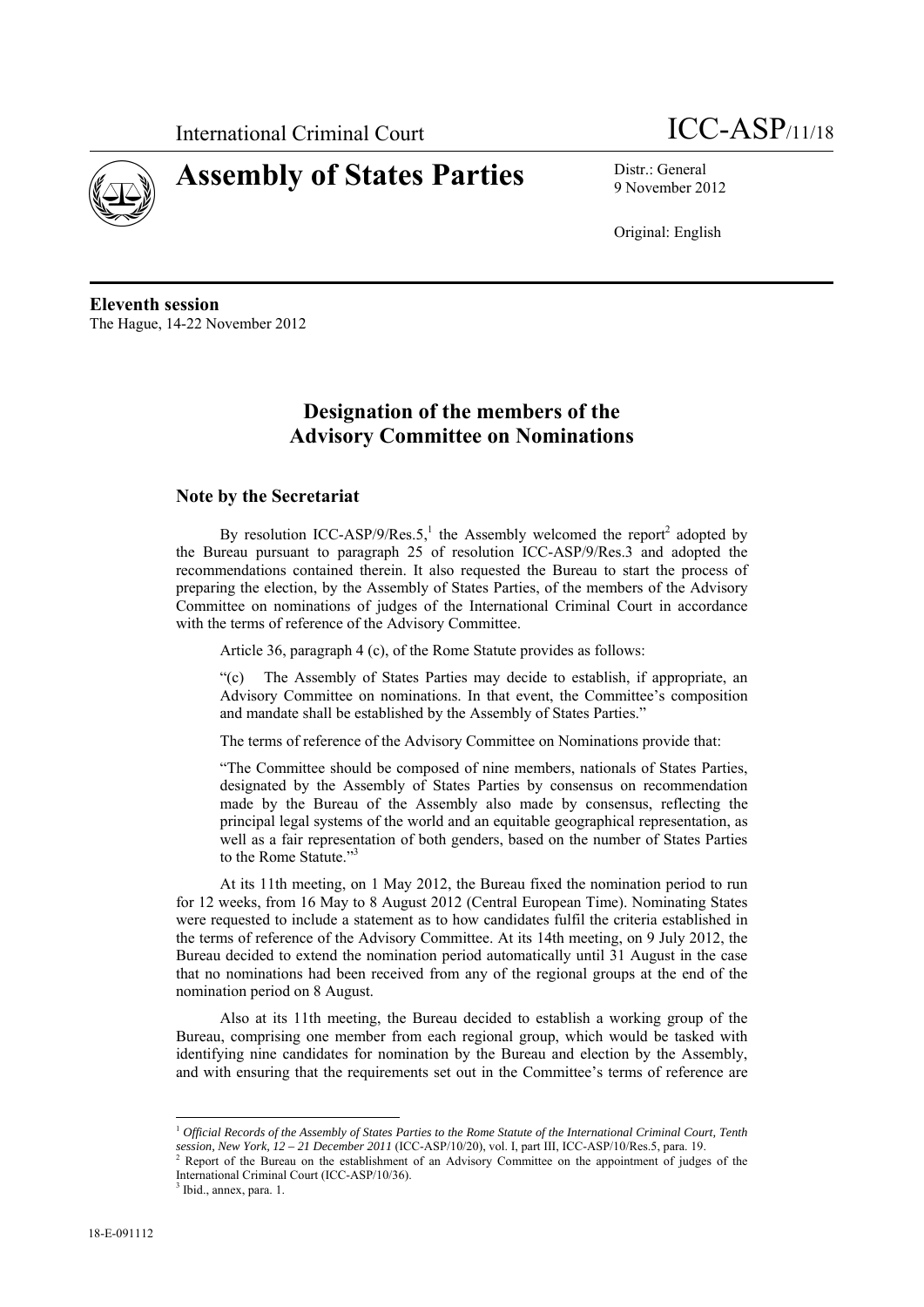International Criminal Court ICC-ASP/11/18

# Assembly of States Parties

Distr.: General
9 November 2012

Original: English

**Eleventh session**
The Hague, 14-22 November 2012

## Designation of the members of the Advisory Committee on Nominations

### Note by the Secretariat

By resolution ICC-ASP/9/Res.5,[1] the Assembly welcomed the report[2] adopted by the Bureau pursuant to paragraph 25 of resolution ICC-ASP/9/Res.3 and adopted the recommendations contained therein. It also requested the Bureau to start the process of preparing the election, by the Assembly of States Parties, of the members of the Advisory Committee on nominations of judges of the International Criminal Court in accordance with the terms of reference of the Advisory Committee.

Article 36, paragraph 4 (c), of the Rome Statute provides as follows:

"(c) The Assembly of States Parties may decide to establish, if appropriate, an Advisory Committee on nominations. In that event, the Committee's composition and mandate shall be established by the Assembly of States Parties."

The terms of reference of the Advisory Committee on Nominations provide that:

"The Committee should be composed of nine members, nationals of States Parties, designated by the Assembly of States Parties by consensus on recommendation made by the Bureau of the Assembly also made by consensus, reflecting the principal legal systems of the world and an equitable geographical representation, as well as a fair representation of both genders, based on the number of States Parties to the Rome Statute."[3]

At its 11th meeting, on 1 May 2012, the Bureau fixed the nomination period to run for 12 weeks, from 16 May to 8 August 2012 (Central European Time). Nominating States were requested to include a statement as to how candidates fulfil the criteria established in the terms of reference of the Advisory Committee. At its 14th meeting, on 9 July 2012, the Bureau decided to extend the nomination period automatically until 31 August in the case that no nominations had been received from any of the regional groups at the end of the nomination period on 8 August.

Also at its 11th meeting, the Bureau decided to establish a working group of the Bureau, comprising one member from each regional group, which would be tasked with identifying nine candidates for nomination by the Bureau and election by the Assembly, and with ensuring that the requirements set out in the Committee's terms of reference are

---

[1] *Official Records of the Assembly of States Parties to the Rome Statute of the International Criminal Court, Tenth session, New York, 12 – 21 December 2011* (ICC-ASP/10/20), vol. I, part III, ICC-ASP/10/Res.5, para. 19.

[2] Report of the Bureau on the establishment of an Advisory Committee on the appointment of judges of the International Criminal Court (ICC-ASP/10/36).

[3] Ibid., annex, para. 1.

18-E-091112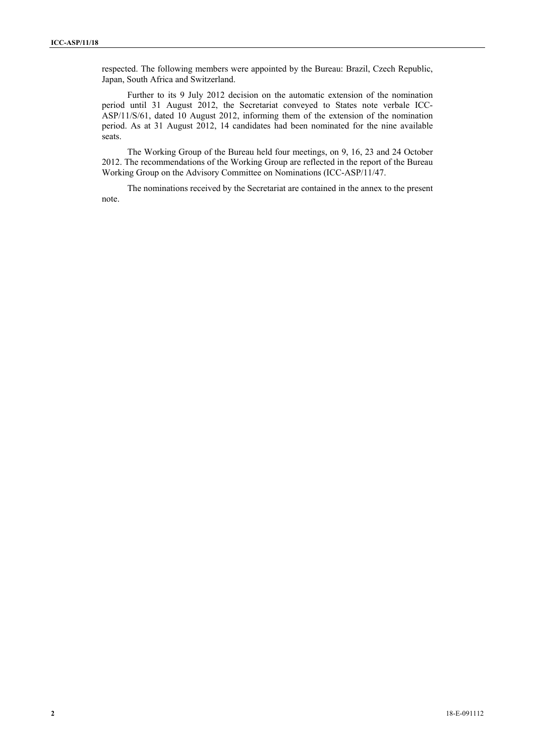respected. The following members were appointed by the Bureau: Brazil, Czech Republic, Japan, South Africa and Switzerland.

Further to its 9 July 2012 decision on the automatic extension of the nomination period until 31 August 2012, the Secretariat conveyed to States note verbale ICC-ASP/11/S/61, dated 10 August 2012, informing them of the extension of the nomination period. As at 31 August 2012, 14 candidates had been nominated for the nine available seats.

The Working Group of the Bureau held four meetings, on 9, 16, 23 and 24 October 2012. The recommendations of the Working Group are reflected in the report of the Bureau Working Group on the Advisory Committee on Nominations (ICC-ASP/11/47.

The nominations received by the Secretariat are contained in the annex to the present note.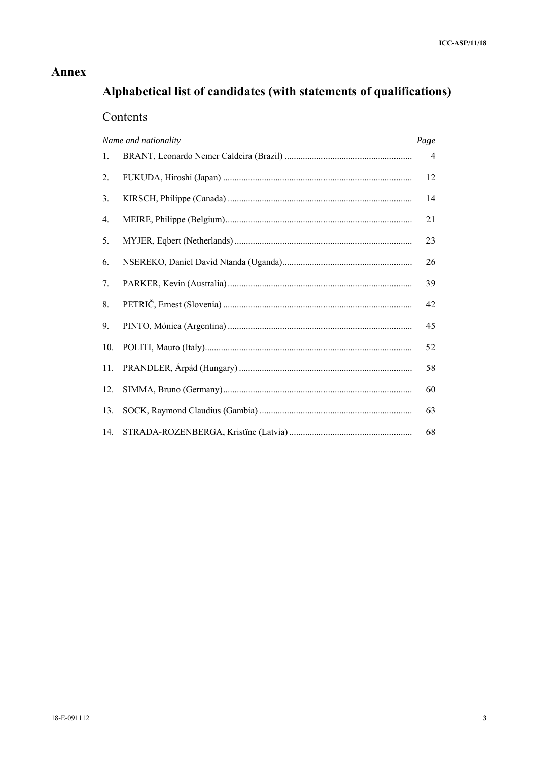# Annex

## Alphabetical list of candidates (with statements of qualifications)

### Contents

| | *Name and nationality* | *Page* |
|---|---|---|
| 1. | BRANT, Leonardo Nemer Caldeira (Brazil) | 4 |
| 2. | FUKUDA, Hiroshi (Japan) | 12 |
| 3. | KIRSCH, Philippe (Canada) | 14 |
| 4. | MEIRE, Philippe (Belgium) | 21 |
| 5. | MYJER, Eqbert (Netherlands) | 23 |
| 6. | NSEREKO, Daniel David Ntanda (Uganda) | 26 |
| 7. | PARKER, Kevin (Australia) | 39 |
| 8. | PETRIČ, Ernest (Slovenia) | 42 |
| 9. | PINTO, Mónica (Argentina) | 45 |
| 10. | POLITI, Mauro (Italy) | 52 |
| 11. | PRANDLER, Árpád (Hungary) | 58 |
| 12. | SIMMA, Bruno (Germany) | 60 |
| 13. | SOCK, Raymond Claudius (Gambia) | 63 |
| 14. | STRADA-ROZENBERGA, Kristïne (Latvia) | 68 |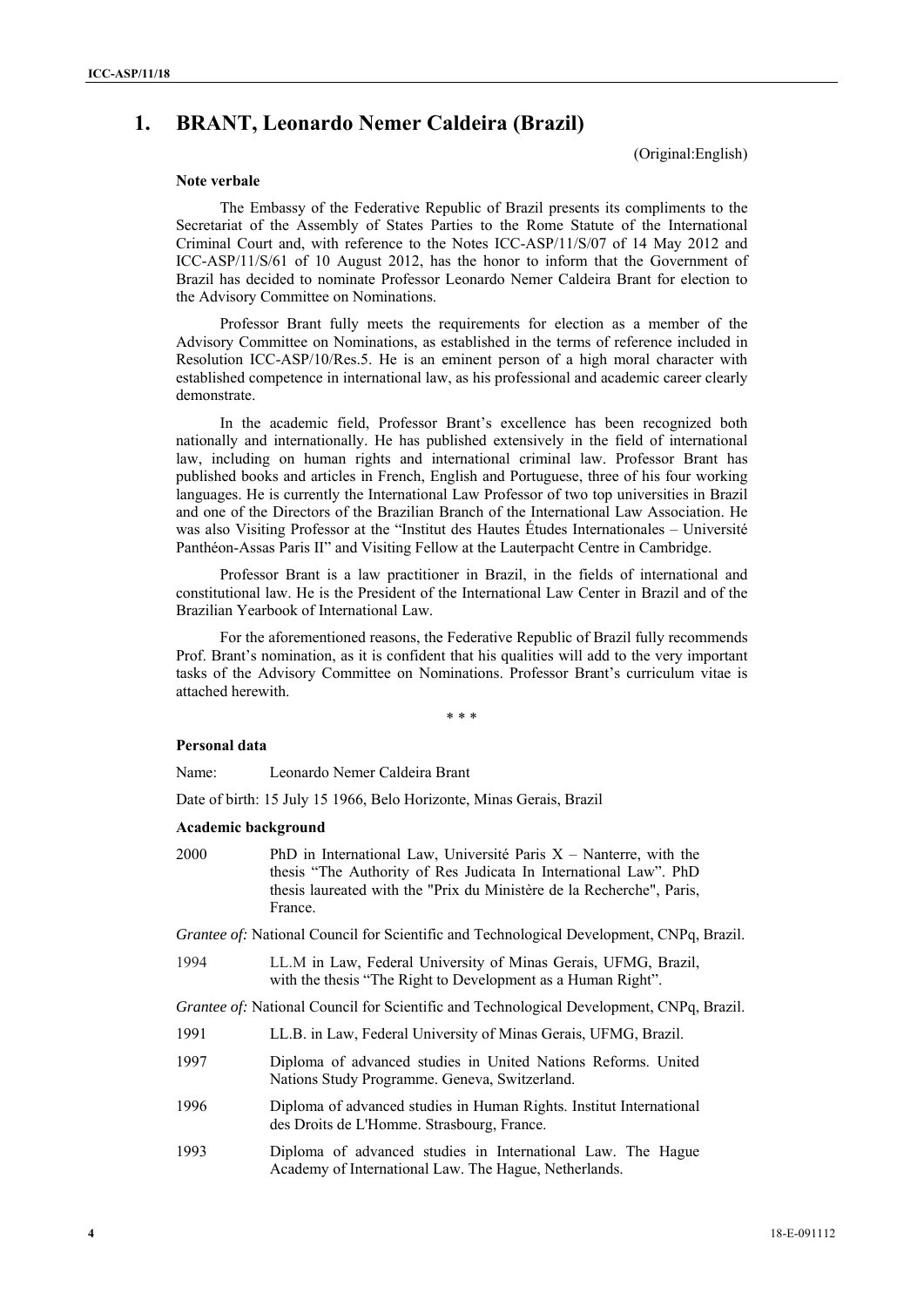# 1. BRANT, Leonardo Nemer Caldeira (Brazil)

(Original:English)

**Note verbale**

The Embassy of the Federative Republic of Brazil presents its compliments to the Secretariat of the Assembly of States Parties to the Rome Statute of the International Criminal Court and, with reference to the Notes ICC-ASP/11/S/07 of 14 May 2012 and ICC-ASP/11/S/61 of 10 August 2012, has the honor to inform that the Government of Brazil has decided to nominate Professor Leonardo Nemer Caldeira Brant for election to the Advisory Committee on Nominations.

Professor Brant fully meets the requirements for election as a member of the Advisory Committee on Nominations, as established in the terms of reference included in Resolution ICC-ASP/10/Res.5. He is an eminent person of a high moral character with established competence in international law, as his professional and academic career clearly demonstrate.

In the academic field, Professor Brant's excellence has been recognized both nationally and internationally. He has published extensively in the field of international law, including on human rights and international criminal law. Professor Brant has published books and articles in French, English and Portuguese, three of his four working languages. He is currently the International Law Professor of two top universities in Brazil and one of the Directors of the Brazilian Branch of the International Law Association. He was also Visiting Professor at the "Institut des Hautes Études Internationales – Université Panthéon-Assas Paris II" and Visiting Fellow at the Lauterpacht Centre in Cambridge.

Professor Brant is a law practitioner in Brazil, in the fields of international and constitutional law. He is the President of the International Law Center in Brazil and of the Brazilian Yearbook of International Law.

For the aforementioned reasons, the Federative Republic of Brazil fully recommends Prof. Brant's nomination, as it is confident that his qualities will add to the very important tasks of the Advisory Committee on Nominations. Professor Brant's curriculum vitae is attached herewith.

\* \* \*

**Personal data**

Name: Leonardo Nemer Caldeira Brant

Date of birth: 15 July 15 1966, Belo Horizonte, Minas Gerais, Brazil

**Academic background**

2000 PhD in International Law, Université Paris X – Nanterre, with the thesis "The Authority of Res Judicata In International Law". PhD thesis laureated with the "Prix du Ministère de la Recherche", Paris, France.

*Grantee of:* National Council for Scientific and Technological Development, CNPq, Brazil.

1994 LL.M in Law, Federal University of Minas Gerais, UFMG, Brazil, with the thesis "The Right to Development as a Human Right".

*Grantee of:* National Council for Scientific and Technological Development, CNPq, Brazil.

1991 LL.B. in Law, Federal University of Minas Gerais, UFMG, Brazil.

1997 Diploma of advanced studies in United Nations Reforms. United Nations Study Programme. Geneva, Switzerland.

1996 Diploma of advanced studies in Human Rights. Institut International des Droits de L'Homme. Strasbourg, France.

1993 Diploma of advanced studies in International Law. The Hague Academy of International Law. The Hague, Netherlands.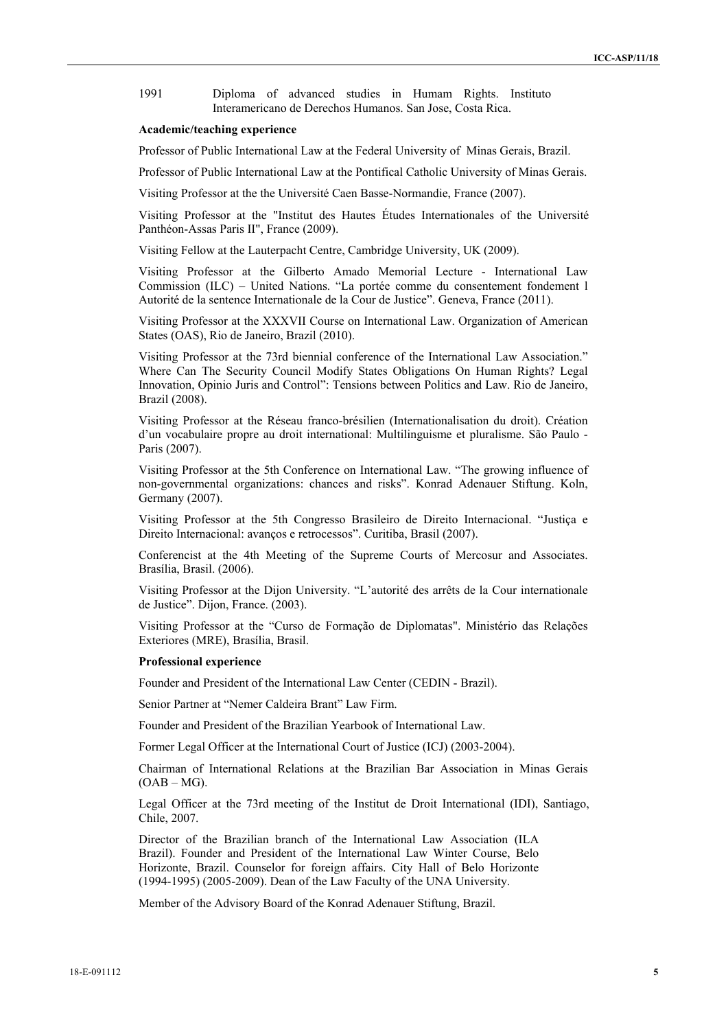1991 Diploma of advanced studies in Humam Rights. Instituto Interamericano de Derechos Humanos. San Jose, Costa Rica.

**Academic/teaching experience**

Professor of Public International Law at the Federal University of Minas Gerais, Brazil.

Professor of Public International Law at the Pontifical Catholic University of Minas Gerais.

Visiting Professor at the the Université Caen Basse-Normandie, France (2007).

Visiting Professor at the "Institut des Hautes Études Internationales of the Université Panthéon-Assas Paris II", France (2009).

Visiting Fellow at the Lauterpacht Centre, Cambridge University, UK (2009).

Visiting Professor at the Gilberto Amado Memorial Lecture - International Law Commission (ILC) – United Nations. "La portée comme du consentement fondement l Autorité de la sentence Internationale de la Cour de Justice". Geneva, France (2011).

Visiting Professor at the XXXVII Course on International Law. Organization of American States (OAS), Rio de Janeiro, Brazil (2010).

Visiting Professor at the 73rd biennial conference of the International Law Association." Where Can The Security Council Modify States Obligations On Human Rights? Legal Innovation, Opinio Juris and Control": Tensions between Politics and Law. Rio de Janeiro, Brazil (2008).

Visiting Professor at the Réseau franco-brésilien (Internationalisation du droit). Création d'un vocabulaire propre au droit international: Multilinguisme et pluralisme. São Paulo - Paris (2007).

Visiting Professor at the 5th Conference on International Law. "The growing influence of non-governmental organizations: chances and risks". Konrad Adenauer Stiftung. Koln, Germany (2007).

Visiting Professor at the 5th Congresso Brasileiro de Direito Internacional. "Justiça e Direito Internacional: avanços e retrocessos". Curitiba, Brasil (2007).

Conferencist at the 4th Meeting of the Supreme Courts of Mercosur and Associates. Brasília, Brasil. (2006).

Visiting Professor at the Dijon University. "L'autorité des arrêts de la Cour internationale de Justice". Dijon, France. (2003).

Visiting Professor at the "Curso de Formação de Diplomatas". Ministério das Relações Exteriores (MRE), Brasília, Brasil.

**Professional experience**

Founder and President of the International Law Center (CEDIN - Brazil).

Senior Partner at "Nemer Caldeira Brant" Law Firm.

Founder and President of the Brazilian Yearbook of International Law.

Former Legal Officer at the International Court of Justice (ICJ) (2003-2004).

Chairman of International Relations at the Brazilian Bar Association in Minas Gerais (OAB – MG).

Legal Officer at the 73rd meeting of the Institut de Droit International (IDI), Santiago, Chile, 2007.

Director of the Brazilian branch of the International Law Association (ILA Brazil). Founder and President of the International Law Winter Course, Belo Horizonte, Brazil. Counselor for foreign affairs. City Hall of Belo Horizonte (1994-1995) (2005-2009). Dean of the Law Faculty of the UNA University.

Member of the Advisory Board of the Konrad Adenauer Stiftung, Brazil.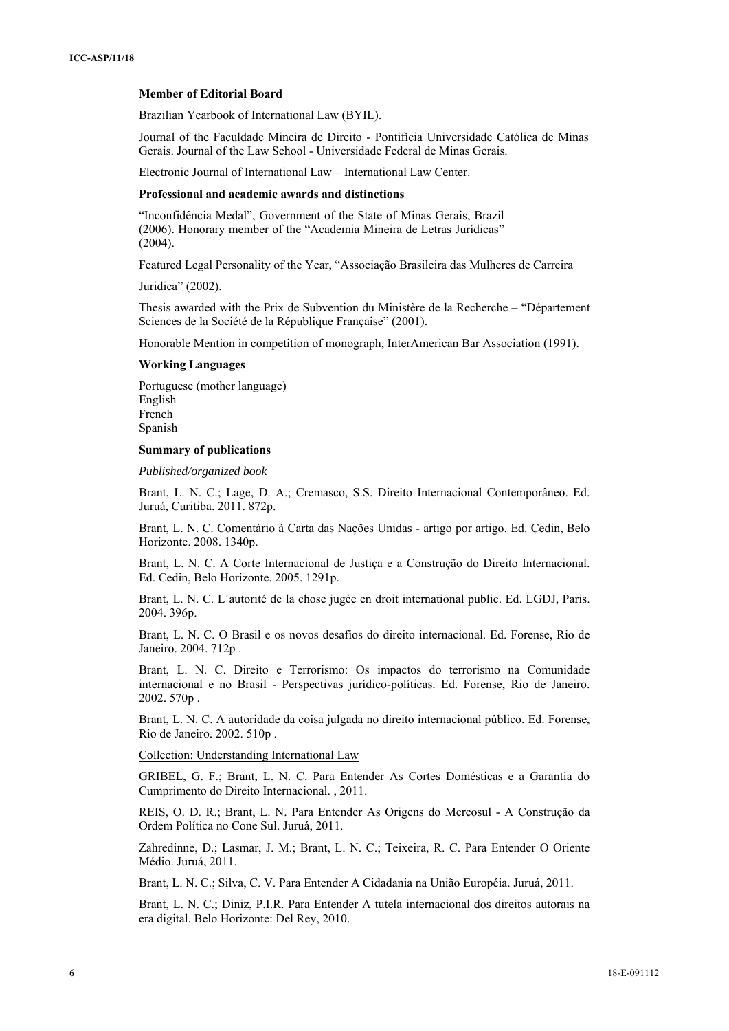**Member of Editorial Board**

Brazilian Yearbook of International Law (BYIL).

Journal of the Faculdade Mineira de Direito - Pontifícia Universidade Católica de Minas Gerais. Journal of the Law School - Universidade Federal de Minas Gerais.

Electronic Journal of International Law – International Law Center.

**Professional and academic awards and distinctions**

"Inconfidência Medal", Government of the State of Minas Gerais, Brazil (2006). Honorary member of the "Academia Mineira de Letras Jurídicas" (2004).

Featured Legal Personality of the Year, "Associação Brasileira das Mulheres de Carreira Juridica" (2002).

Thesis awarded with the Prix de Subvention du Ministère de la Recherche – "Département Sciences de la Société de la République Française" (2001).

Honorable Mention in competition of monograph, InterAmerican Bar Association (1991).

**Working Languages**

Portuguese (mother language)
English
French
Spanish

**Summary of publications**

*Published/organized book*

Brant, L. N. C.; Lage, D. A.; Cremasco, S.S. Direito Internacional Contemporâneo. Ed. Juruá, Curitiba. 2011. 872p.

Brant, L. N. C. Comentário à Carta das Nações Unidas - artigo por artigo. Ed. Cedin, Belo Horizonte. 2008. 1340p.

Brant, L. N. C. A Corte Internacional de Justiça e a Construção do Direito Internacional. Ed. Cedin, Belo Horizonte. 2005. 1291p.

Brant, L. N. C. L´autorité de la chose jugée en droit international public. Ed. LGDJ, Paris. 2004. 396p.

Brant, L. N. C. O Brasil e os novos desafios do direito internacional. Ed. Forense, Rio de Janeiro. 2004. 712p .

Brant, L. N. C. Direito e Terrorismo: Os impactos do terrorismo na Comunidade internacional e no Brasil - Perspectivas jurídico-políticas. Ed. Forense, Rio de Janeiro. 2002. 570p .

Brant, L. N. C. A autoridade da coisa julgada no direito internacional público. Ed. Forense, Rio de Janeiro. 2002. 510p .

Collection: Understanding International Law

GRIBEL, G. F.; Brant, L. N. C. Para Entender As Cortes Domésticas e a Garantia do Cumprimento do Direito Internacional. , 2011.

REIS, O. D. R.; Brant, L. N. Para Entender As Origens do Mercosul - A Construção da Ordem Política no Cone Sul. Juruá, 2011.

Zahredinne, D.; Lasmar, J. M.; Brant, L. N. C.; Teixeira, R. C. Para Entender O Oriente Médio. Juruá, 2011.

Brant, L. N. C.; Silva, C. V. Para Entender A Cidadania na União Européia. Juruá, 2011.

Brant, L. N. C.; Diniz, P.I.R. Para Entender A tutela internacional dos direitos autorais na era digital. Belo Horizonte: Del Rey, 2010.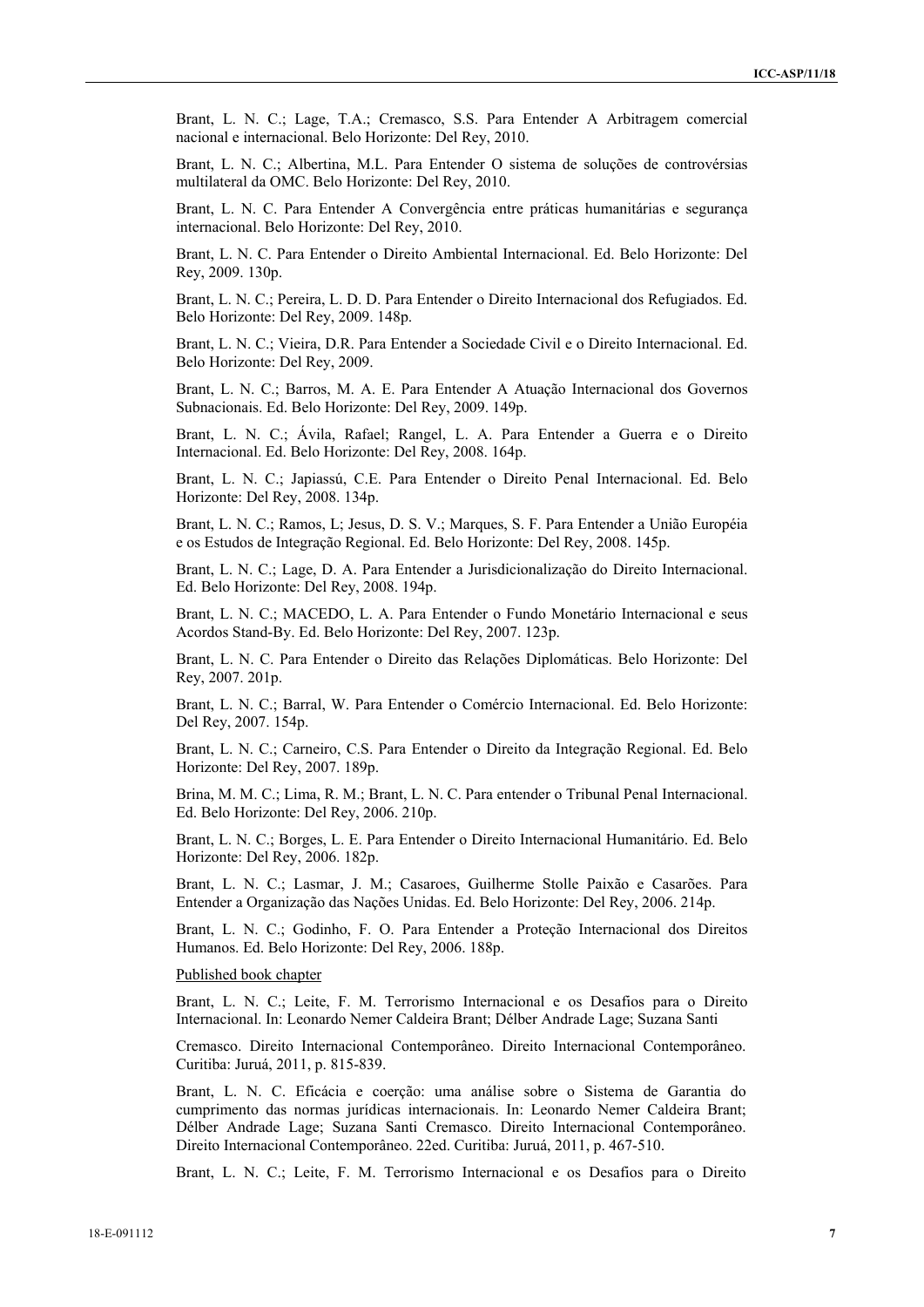Brant, L. N. C.; Lage, T.A.; Cremasco, S.S. Para Entender A Arbitragem comercial nacional e internacional. Belo Horizonte: Del Rey, 2010.

Brant, L. N. C.; Albertina, M.L. Para Entender O sistema de soluções de controvérsias multilateral da OMC. Belo Horizonte: Del Rey, 2010.

Brant, L. N. C. Para Entender A Convergência entre práticas humanitárias e segurança internacional. Belo Horizonte: Del Rey, 2010.

Brant, L. N. C. Para Entender o Direito Ambiental Internacional. Ed. Belo Horizonte: Del Rey, 2009. 130p.

Brant, L. N. C.; Pereira, L. D. D. Para Entender o Direito Internacional dos Refugiados. Ed. Belo Horizonte: Del Rey, 2009. 148p.

Brant, L. N. C.; Vieira, D.R. Para Entender a Sociedade Civil e o Direito Internacional. Ed. Belo Horizonte: Del Rey, 2009.

Brant, L. N. C.; Barros, M. A. E. Para Entender A Atuação Internacional dos Governos Subnacionais. Ed. Belo Horizonte: Del Rey, 2009. 149p.

Brant, L. N. C.; Ávila, Rafael; Rangel, L. A. Para Entender a Guerra e o Direito Internacional. Ed. Belo Horizonte: Del Rey, 2008. 164p.

Brant, L. N. C.; Japiassú, C.E. Para Entender o Direito Penal Internacional. Ed. Belo Horizonte: Del Rey, 2008. 134p.

Brant, L. N. C.; Ramos, L; Jesus, D. S. V.; Marques, S. F. Para Entender a União Européia e os Estudos de Integração Regional. Ed. Belo Horizonte: Del Rey, 2008. 145p.

Brant, L. N. C.; Lage, D. A. Para Entender a Jurisdicionalização do Direito Internacional. Ed. Belo Horizonte: Del Rey, 2008. 194p.

Brant, L. N. C.; MACEDO, L. A. Para Entender o Fundo Monetário Internacional e seus Acordos Stand-By. Ed. Belo Horizonte: Del Rey, 2007. 123p.

Brant, L. N. C. Para Entender o Direito das Relações Diplomáticas. Belo Horizonte: Del Rey, 2007. 201p.

Brant, L. N. C.; Barral, W. Para Entender o Comércio Internacional. Ed. Belo Horizonte: Del Rey, 2007. 154p.

Brant, L. N. C.; Carneiro, C.S. Para Entender o Direito da Integração Regional. Ed. Belo Horizonte: Del Rey, 2007. 189p.

Brina, M. M. C.; Lima, R. M.; Brant, L. N. C. Para entender o Tribunal Penal Internacional. Ed. Belo Horizonte: Del Rey, 2006. 210p.

Brant, L. N. C.; Borges, L. E. Para Entender o Direito Internacional Humanitário. Ed. Belo Horizonte: Del Rey, 2006. 182p.

Brant, L. N. C.; Lasmar, J. M.; Casaroes, Guilherme Stolle Paixão e Casarões. Para Entender a Organização das Nações Unidas. Ed. Belo Horizonte: Del Rey, 2006. 214p.

Brant, L. N. C.; Godinho, F. O. Para Entender a Proteção Internacional dos Direitos Humanos. Ed. Belo Horizonte: Del Rey, 2006. 188p.

Published book chapter

Brant, L. N. C.; Leite, F. M. Terrorismo Internacional e os Desafios para o Direito Internacional. In: Leonardo Nemer Caldeira Brant; Délber Andrade Lage; Suzana Santi Cremasco. Direito Internacional Contemporâneo. Direito Internacional Contemporâneo. Curitiba: Juruá, 2011, p. 815-839.

Brant, L. N. C. Eficácia e coerção: uma análise sobre o Sistema de Garantia do cumprimento das normas jurídicas internacionais. In: Leonardo Nemer Caldeira Brant; Délber Andrade Lage; Suzana Santi Cremasco. Direito Internacional Contemporâneo. Direito Internacional Contemporâneo. 22ed. Curitiba: Juruá, 2011, p. 467-510.

Brant, L. N. C.; Leite, F. M. Terrorismo Internacional e os Desafios para o Direito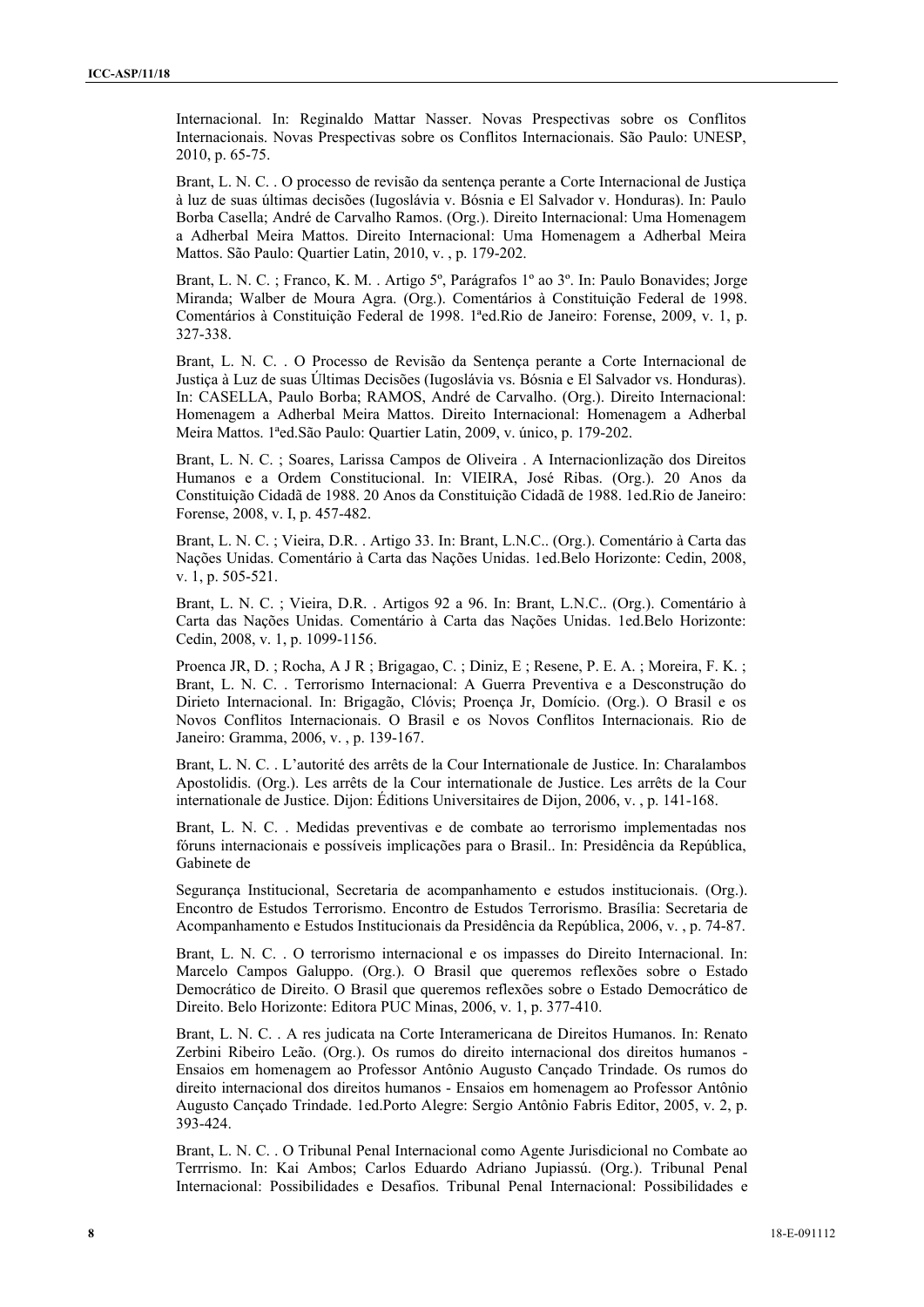Internacional. In: Reginaldo Mattar Nasser. Novas Prespectivas sobre os Conflitos Internacionais. Novas Prespectivas sobre os Conflitos Internacionais. São Paulo: UNESP, 2010, p. 65-75.

Brant, L. N. C. . O processo de revisão da sentença perante a Corte Internacional de Justiça à luz de suas últimas decisões (Iugoslávia v. Bósnia e El Salvador v. Honduras). In: Paulo Borba Casella; André de Carvalho Ramos. (Org.). Direito Internacional: Uma Homenagem a Adherbal Meira Mattos. Direito Internacional: Uma Homenagem a Adherbal Meira Mattos. São Paulo: Quartier Latin, 2010, v. , p. 179-202.

Brant, L. N. C. ; Franco, K. M. . Artigo 5º, Parágrafos 1º ao 3º. In: Paulo Bonavides; Jorge Miranda; Walber de Moura Agra. (Org.). Comentários à Constituição Federal de 1998. Comentários à Constituição Federal de 1998. 1ªed.Rio de Janeiro: Forense, 2009, v. 1, p. 327-338.

Brant, L. N. C. . O Processo de Revisão da Sentença perante a Corte Internacional de Justiça à Luz de suas Últimas Decisões (Iugoslávia vs. Bósnia e El Salvador vs. Honduras). In: CASELLA, Paulo Borba; RAMOS, André de Carvalho. (Org.). Direito Internacional: Homenagem a Adherbal Meira Mattos. Direito Internacional: Homenagem a Adherbal Meira Mattos. 1ªed.São Paulo: Quartier Latin, 2009, v. único, p. 179-202.

Brant, L. N. C. ; Soares, Larissa Campos de Oliveira . A Internacionlização dos Direitos Humanos e a Ordem Constitucional. In: VIEIRA, José Ribas. (Org.). 20 Anos da Constituição Cidadã de 1988. 20 Anos da Constituição Cidadã de 1988. 1ed.Rio de Janeiro: Forense, 2008, v. I, p. 457-482.

Brant, L. N. C. ; Vieira, D.R. . Artigo 33. In: Brant, L.N.C.. (Org.). Comentário à Carta das Nações Unidas. Comentário à Carta das Nações Unidas. 1ed.Belo Horizonte: Cedin, 2008, v. 1, p. 505-521.

Brant, L. N. C. ; Vieira, D.R. . Artigos 92 a 96. In: Brant, L.N.C.. (Org.). Comentário à Carta das Nações Unidas. Comentário à Carta das Nações Unidas. 1ed.Belo Horizonte: Cedin, 2008, v. 1, p. 1099-1156.

Proenca JR, D. ; Rocha, A J R ; Brigagao, C. ; Diniz, E ; Resene, P. E. A. ; Moreira, F. K. ; Brant, L. N. C. . Terrorismo Internacional: A Guerra Preventiva e a Desconstrução do Dirieto Internacional. In: Brigagão, Clóvis; Proença Jr, Domício. (Org.). O Brasil e os Novos Conflitos Internacionais. O Brasil e os Novos Conflitos Internacionais. Rio de Janeiro: Gramma, 2006, v. , p. 139-167.

Brant, L. N. C. . L'autorité des arrêts de la Cour Internationale de Justice. In: Charalambos Apostolidis. (Org.). Les arrêts de la Cour internationale de Justice. Les arrêts de la Cour internationale de Justice. Dijon: Éditions Universitaires de Dijon, 2006, v. , p. 141-168.

Brant, L. N. C. . Medidas preventivas e de combate ao terrorismo implementadas nos fóruns internacionais e possíveis implicações para o Brasil.. In: Presidência da República, Gabinete de

Segurança Institucional, Secretaria de acompanhamento e estudos institucionais. (Org.). Encontro de Estudos Terrorismo. Encontro de Estudos Terrorismo. Brasília: Secretaria de Acompanhamento e Estudos Institucionais da Presidência da República, 2006, v. , p. 74-87.

Brant, L. N. C. . O terrorismo internacional e os impasses do Direito Internacional. In: Marcelo Campos Galuppo. (Org.). O Brasil que queremos reflexões sobre o Estado Democrático de Direito. O Brasil que queremos reflexões sobre o Estado Democrático de Direito. Belo Horizonte: Editora PUC Minas, 2006, v. 1, p. 377-410.

Brant, L. N. C. . A res judicata na Corte Interamericana de Direitos Humanos. In: Renato Zerbini Ribeiro Leão. (Org.). Os rumos do direito internacional dos direitos humanos - Ensaios em homenagem ao Professor Antônio Augusto Cançado Trindade. Os rumos do direito internacional dos direitos humanos - Ensaios em homenagem ao Professor Antônio Augusto Cançado Trindade. 1ed.Porto Alegre: Sergio Antônio Fabris Editor, 2005, v. 2, p. 393-424.

Brant, L. N. C. . O Tribunal Penal Internacional como Agente Jurisdicional no Combate ao Terrrismo. In: Kai Ambos; Carlos Eduardo Adriano Jupiassú. (Org.). Tribunal Penal Internacional: Possibilidades e Desafios. Tribunal Penal Internacional: Possibilidades e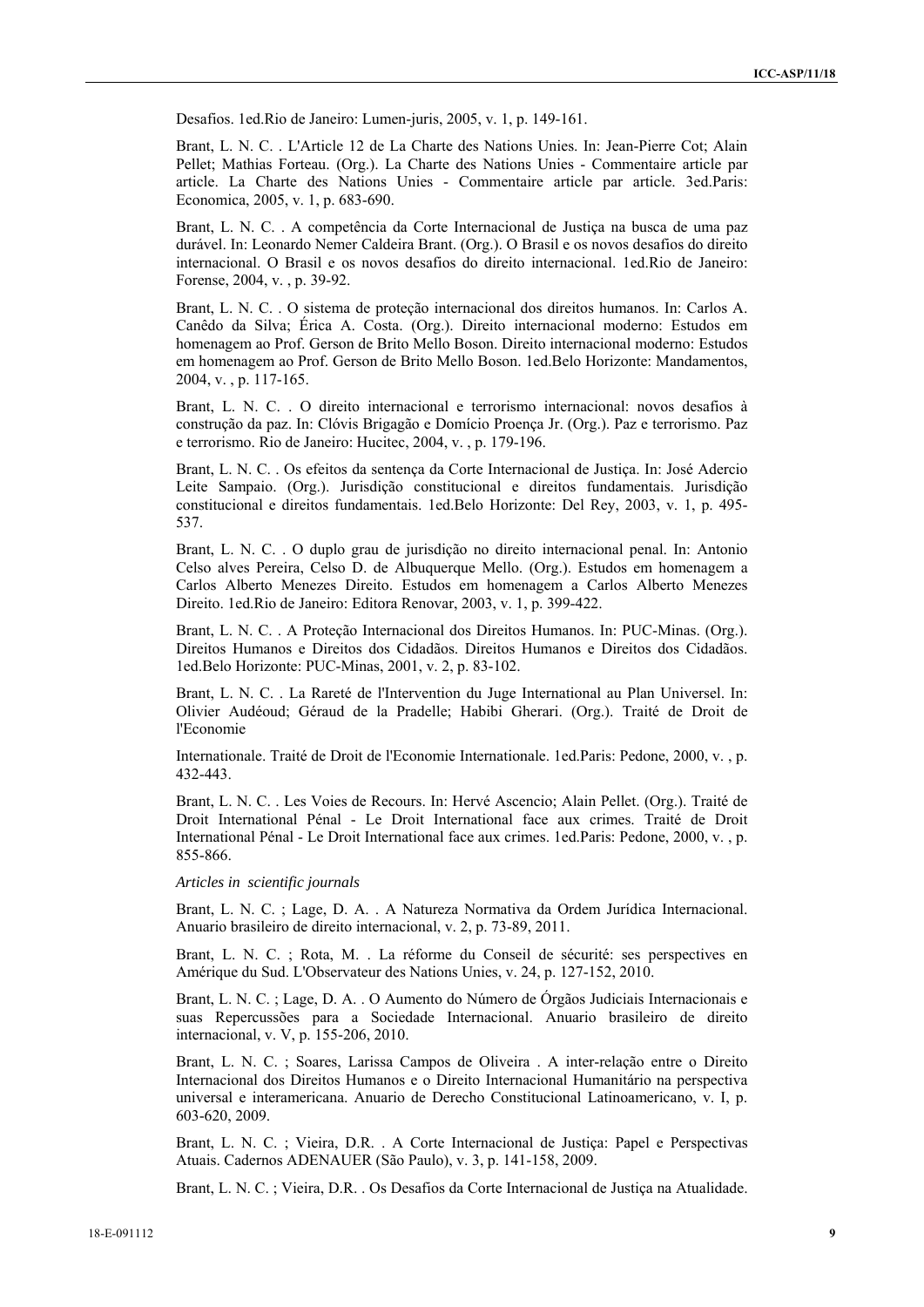Desafios. 1ed.Rio de Janeiro: Lumen-juris, 2005, v. 1, p. 149-161.

Brant, L. N. C. . L'Article 12 de La Charte des Nations Unies. In: Jean-Pierre Cot; Alain Pellet; Mathias Forteau. (Org.). La Charte des Nations Unies - Commentaire article par article. La Charte des Nations Unies - Commentaire article par article. 3ed.Paris: Economica, 2005, v. 1, p. 683-690.

Brant, L. N. C. . A competência da Corte Internacional de Justiça na busca de uma paz durável. In: Leonardo Nemer Caldeira Brant. (Org.). O Brasil e os novos desafios do direito internacional. O Brasil e os novos desafios do direito internacional. 1ed.Rio de Janeiro: Forense, 2004, v. , p. 39-92.

Brant, L. N. C. . O sistema de proteção internacional dos direitos humanos. In: Carlos A. Canêdo da Silva; Érica A. Costa. (Org.). Direito internacional moderno: Estudos em homenagem ao Prof. Gerson de Brito Mello Boson. Direito internacional moderno: Estudos em homenagem ao Prof. Gerson de Brito Mello Boson. 1ed.Belo Horizonte: Mandamentos, 2004, v. , p. 117-165.

Brant, L. N. C. . O direito internacional e terrorismo internacional: novos desafios à construção da paz. In: Clóvis Brigagão e Domício Proença Jr. (Org.). Paz e terrorismo. Paz e terrorismo. Rio de Janeiro: Hucitec, 2004, v. , p. 179-196.

Brant, L. N. C. . Os efeitos da sentença da Corte Internacional de Justiça. In: José Adercio Leite Sampaio. (Org.). Jurisdição constitucional e direitos fundamentais. Jurisdição constitucional e direitos fundamentais. 1ed.Belo Horizonte: Del Rey, 2003, v. 1, p. 495-537.

Brant, L. N. C. . O duplo grau de jurisdição no direito internacional penal. In: Antonio Celso alves Pereira, Celso D. de Albuquerque Mello. (Org.). Estudos em homenagem a Carlos Alberto Menezes Direito. Estudos em homenagem a Carlos Alberto Menezes Direito. 1ed.Rio de Janeiro: Editora Renovar, 2003, v. 1, p. 399-422.

Brant, L. N. C. . A Proteção Internacional dos Direitos Humanos. In: PUC-Minas. (Org.). Direitos Humanos e Direitos dos Cidadãos. Direitos Humanos e Direitos dos Cidadãos. 1ed.Belo Horizonte: PUC-Minas, 2001, v. 2, p. 83-102.

Brant, L. N. C. . La Rareté de l'Intervention du Juge International au Plan Universel. In: Olivier Audéoud; Géraud de la Pradelle; Habibi Gherari. (Org.). Traité de Droit de l'Economie

Internationale. Traité de Droit de l'Economie Internationale. 1ed.Paris: Pedone, 2000, v. , p. 432-443.

Brant, L. N. C. . Les Voies de Recours. In: Hervé Ascencio; Alain Pellet. (Org.). Traité de Droit International Pénal - Le Droit International face aux crimes. Traité de Droit International Pénal - Le Droit International face aux crimes. 1ed.Paris: Pedone, 2000, v. , p. 855-866.

*Articles in scientific journals*

Brant, L. N. C. ; Lage, D. A. . A Natureza Normativa da Ordem Jurídica Internacional. Anuario brasileiro de direito internacional, v. 2, p. 73-89, 2011.

Brant, L. N. C. ; Rota, M. . La réforme du Conseil de sécurité: ses perspectives en Amérique du Sud. L'Observateur des Nations Unies, v. 24, p. 127-152, 2010.

Brant, L. N. C. ; Lage, D. A. . O Aumento do Número de Órgãos Judiciais Internacionais e suas Repercussões para a Sociedade Internacional. Anuario brasileiro de direito internacional, v. V, p. 155-206, 2010.

Brant, L. N. C. ; Soares, Larissa Campos de Oliveira . A inter-relação entre o Direito Internacional dos Direitos Humanos e o Direito Internacional Humanitário na perspectiva universal e interamericana. Anuario de Derecho Constitucional Latinoamericano, v. I, p. 603-620, 2009.

Brant, L. N. C. ; Vieira, D.R. . A Corte Internacional de Justiça: Papel e Perspectivas Atuais. Cadernos ADENAUER (São Paulo), v. 3, p. 141-158, 2009.

Brant, L. N. C. ; Vieira, D.R. . Os Desafios da Corte Internacional de Justiça na Atualidade.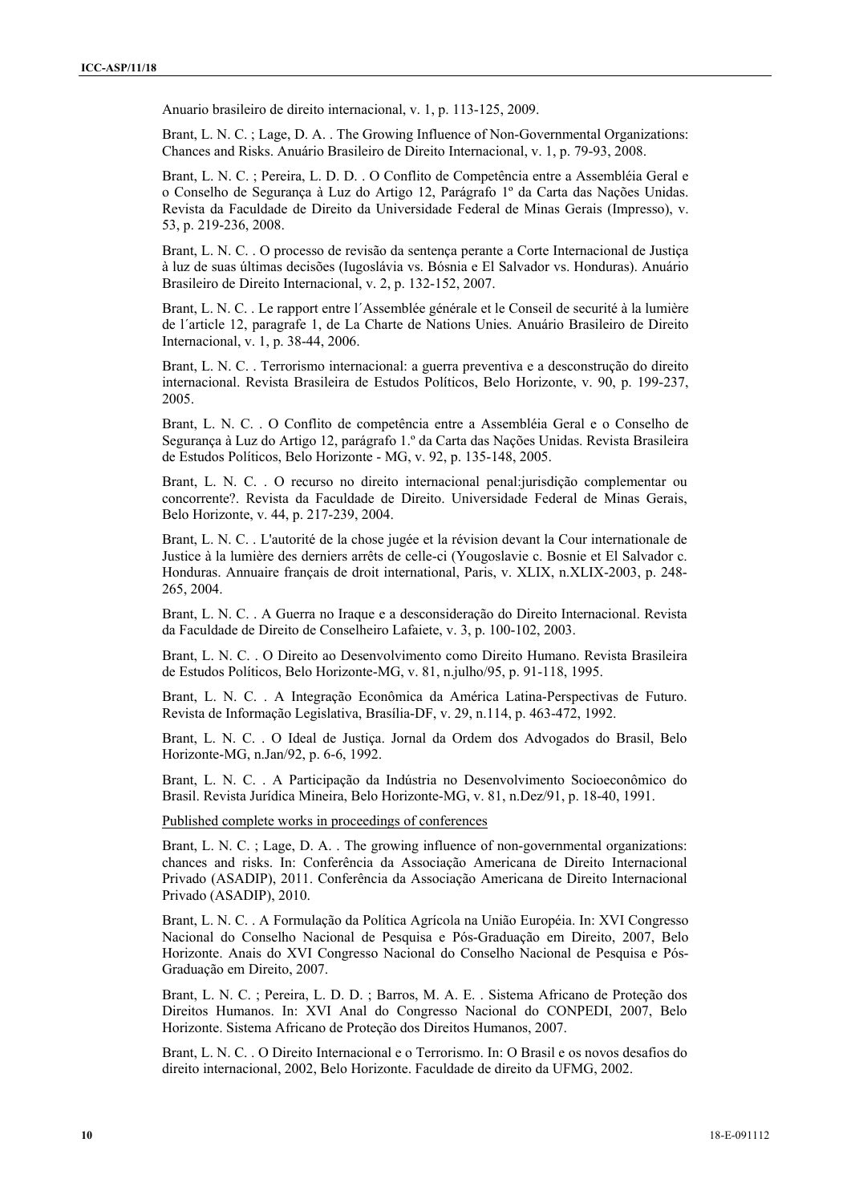Anuario brasileiro de direito internacional, v. 1, p. 113-125, 2009.

Brant, L. N. C. ; Lage, D. A. . The Growing Influence of Non-Governmental Organizations: Chances and Risks. Anuário Brasileiro de Direito Internacional, v. 1, p. 79-93, 2008.

Brant, L. N. C. ; Pereira, L. D. D. . O Conflito de Competência entre a Assembléia Geral e o Conselho de Segurança à Luz do Artigo 12, Parágrafo 1º da Carta das Nações Unidas. Revista da Faculdade de Direito da Universidade Federal de Minas Gerais (Impresso), v. 53, p. 219-236, 2008.

Brant, L. N. C. . O processo de revisão da sentença perante a Corte Internacional de Justiça à luz de suas últimas decisões (Iugoslávia vs. Bósnia e El Salvador vs. Honduras). Anuário Brasileiro de Direito Internacional, v. 2, p. 132-152, 2007.

Brant, L. N. C. . Le rapport entre l´Assemblée générale et le Conseil de securité à la lumière de l´article 12, paragrafe 1, de La Charte de Nations Unies. Anuário Brasileiro de Direito Internacional, v. 1, p. 38-44, 2006.

Brant, L. N. C. . Terrorismo internacional: a guerra preventiva e a desconstrução do direito internacional. Revista Brasileira de Estudos Políticos, Belo Horizonte, v. 90, p. 199-237, 2005.

Brant, L. N. C. . O Conflito de competência entre a Assembléia Geral e o Conselho de Segurança à Luz do Artigo 12, parágrafo 1.º da Carta das Nações Unidas. Revista Brasileira de Estudos Políticos, Belo Horizonte - MG, v. 92, p. 135-148, 2005.

Brant, L. N. C. . O recurso no direito internacional penal:jurisdição complementar ou concorrente?. Revista da Faculdade de Direito. Universidade Federal de Minas Gerais, Belo Horizonte, v. 44, p. 217-239, 2004.

Brant, L. N. C. . L'autorité de la chose jugée et la révision devant la Cour internationale de Justice à la lumière des derniers arrêts de celle-ci (Yougoslavie c. Bosnie et El Salvador c. Honduras. Annuaire français de droit international, Paris, v. XLIX, n.XLIX-2003, p. 248-265, 2004.

Brant, L. N. C. . A Guerra no Iraque e a desconsideração do Direito Internacional. Revista da Faculdade de Direito de Conselheiro Lafaiete, v. 3, p. 100-102, 2003.

Brant, L. N. C. . O Direito ao Desenvolvimento como Direito Humano. Revista Brasileira de Estudos Políticos, Belo Horizonte-MG, v. 81, n.julho/95, p. 91-118, 1995.

Brant, L. N. C. . A Integração Econômica da América Latina-Perspectivas de Futuro. Revista de Informação Legislativa, Brasília-DF, v. 29, n.114, p. 463-472, 1992.

Brant, L. N. C. . O Ideal de Justiça. Jornal da Ordem dos Advogados do Brasil, Belo Horizonte-MG, n.Jan/92, p. 6-6, 1992.

Brant, L. N. C. . A Participação da Indústria no Desenvolvimento Socioeconômico do Brasil. Revista Jurídica Mineira, Belo Horizonte-MG, v. 81, n.Dez/91, p. 18-40, 1991.

Published complete works in proceedings of conferences

Brant, L. N. C. ; Lage, D. A. . The growing influence of non-governmental organizations: chances and risks. In: Conferência da Associação Americana de Direito Internacional Privado (ASADIP), 2011. Conferência da Associação Americana de Direito Internacional Privado (ASADIP), 2010.

Brant, L. N. C. . A Formulação da Política Agrícola na União Européia. In: XVI Congresso Nacional do Conselho Nacional de Pesquisa e Pós-Graduação em Direito, 2007, Belo Horizonte. Anais do XVI Congresso Nacional do Conselho Nacional de Pesquisa e Pós-Graduação em Direito, 2007.

Brant, L. N. C. ; Pereira, L. D. D. ; Barros, M. A. E. . Sistema Africano de Proteção dos Direitos Humanos. In: XVI Anal do Congresso Nacional do CONPEDI, 2007, Belo Horizonte. Sistema Africano de Proteção dos Direitos Humanos, 2007.

Brant, L. N. C. . O Direito Internacional e o Terrorismo. In: O Brasil e os novos desafios do direito internacional, 2002, Belo Horizonte. Faculdade de direito da UFMG, 2002.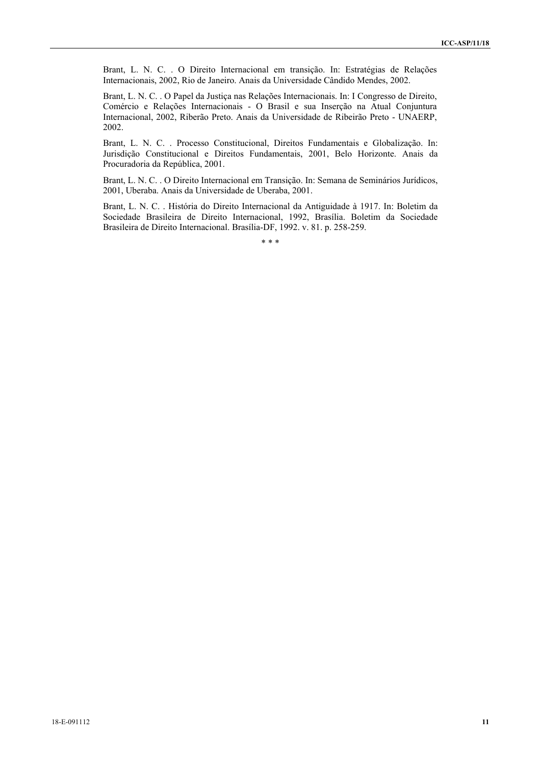Brant, L. N. C. . O Direito Internacional em transição. In: Estratégias de Relações Internacionais, 2002, Rio de Janeiro. Anais da Universidade Cândido Mendes, 2002.

Brant, L. N. C. . O Papel da Justiça nas Relações Internacionais. In: I Congresso de Direito, Comércio e Relações Internacionais - O Brasil e sua Inserção na Atual Conjuntura Internacional, 2002, Riberão Preto. Anais da Universidade de Ribeirão Preto - UNAERP, 2002.

Brant, L. N. C. . Processo Constitucional, Direitos Fundamentais e Globalização. In: Jurisdição Constitucional e Direitos Fundamentais, 2001, Belo Horizonte. Anais da Procuradoria da República, 2001.

Brant, L. N. C. . O Direito Internacional em Transição. In: Semana de Seminários Jurídicos, 2001, Uberaba. Anais da Universidade de Uberaba, 2001.

Brant, L. N. C. . História do Direito Internacional da Antiguidade à 1917. In: Boletim da Sociedade Brasileira de Direito Internacional, 1992, Brasília. Boletim da Sociedade Brasileira de Direito Internacional. Brasília-DF, 1992. v. 81. p. 258-259.

\* \* \*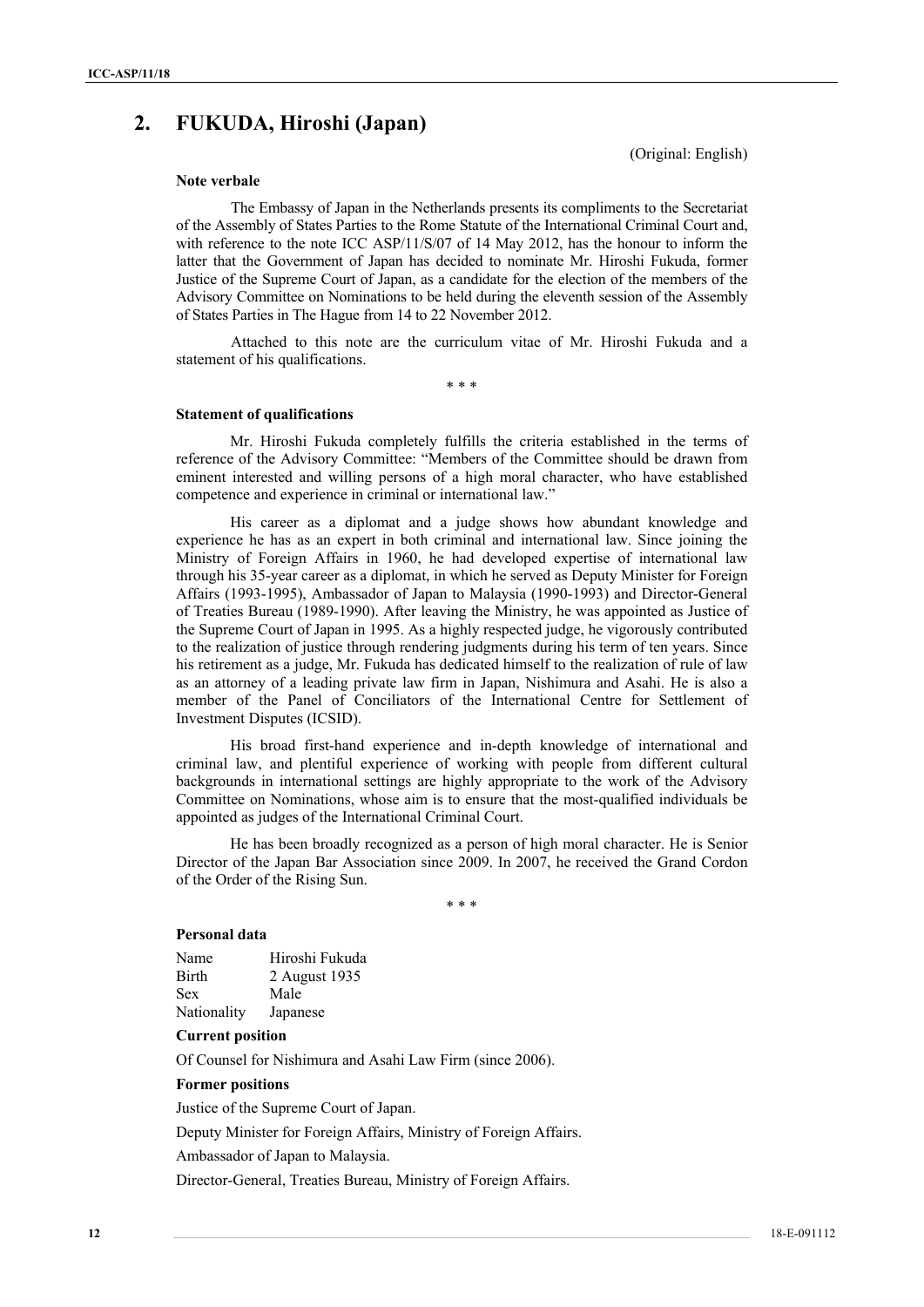## 2. FUKUDA, Hiroshi (Japan)

(Original: English)

**Note verbale**

The Embassy of Japan in the Netherlands presents its compliments to the Secretariat of the Assembly of States Parties to the Rome Statute of the International Criminal Court and, with reference to the note ICC ASP/11/S/07 of 14 May 2012, has the honour to inform the latter that the Government of Japan has decided to nominate Mr. Hiroshi Fukuda, former Justice of the Supreme Court of Japan, as a candidate for the election of the members of the Advisory Committee on Nominations to be held during the eleventh session of the Assembly of States Parties in The Hague from 14 to 22 November 2012.

Attached to this note are the curriculum vitae of Mr. Hiroshi Fukuda and a statement of his qualifications.

\* \* \*

**Statement of qualifications**

Mr. Hiroshi Fukuda completely fulfills the criteria established in the terms of reference of the Advisory Committee: "Members of the Committee should be drawn from eminent interested and willing persons of a high moral character, who have established competence and experience in criminal or international law."

His career as a diplomat and a judge shows how abundant knowledge and experience he has as an expert in both criminal and international law. Since joining the Ministry of Foreign Affairs in 1960, he had developed expertise of international law through his 35-year career as a diplomat, in which he served as Deputy Minister for Foreign Affairs (1993-1995), Ambassador of Japan to Malaysia (1990-1993) and Director-General of Treaties Bureau (1989-1990). After leaving the Ministry, he was appointed as Justice of the Supreme Court of Japan in 1995. As a highly respected judge, he vigorously contributed to the realization of justice through rendering judgments during his term of ten years. Since his retirement as a judge, Mr. Fukuda has dedicated himself to the realization of rule of law as an attorney of a leading private law firm in Japan, Nishimura and Asahi. He is also a member of the Panel of Conciliators of the International Centre for Settlement of Investment Disputes (ICSID).

His broad first-hand experience and in-depth knowledge of international and criminal law, and plentiful experience of working with people from different cultural backgrounds in international settings are highly appropriate to the work of the Advisory Committee on Nominations, whose aim is to ensure that the most-qualified individuals be appointed as judges of the International Criminal Court.

He has been broadly recognized as a person of high moral character. He is Senior Director of the Japan Bar Association since 2009. In 2007, he received the Grand Cordon of the Order of the Rising Sun.

\* \* \*

**Personal data**

| | |
|---|---|
| Name | Hiroshi Fukuda |
| Birth | 2 August 1935 |
| Sex | Male |
| Nationality | Japanese |

**Current position**

Of Counsel for Nishimura and Asahi Law Firm (since 2006).

**Former positions**

Justice of the Supreme Court of Japan.

Deputy Minister for Foreign Affairs, Ministry of Foreign Affairs.

Ambassador of Japan to Malaysia.

Director-General, Treaties Bureau, Ministry of Foreign Affairs.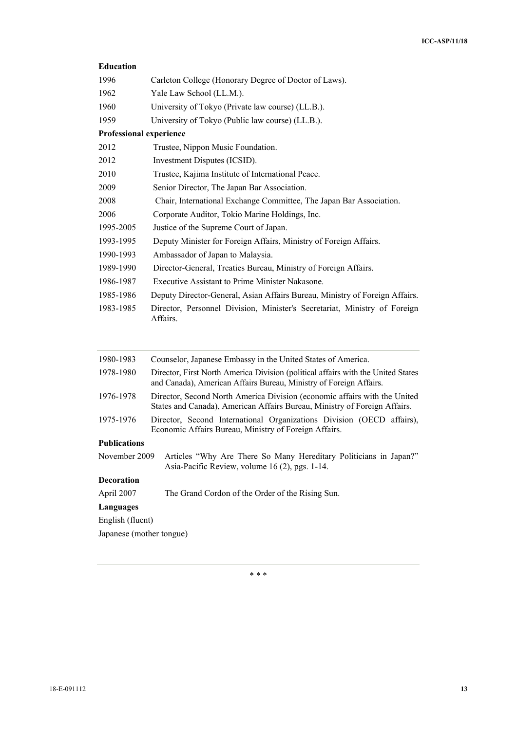**Education**

| | |
|---|---|
| 1996 | Carleton College (Honorary Degree of Doctor of Laws). |
| 1962 | Yale Law School (LL.M.). |
| 1960 | University of Tokyo (Private law course) (LL.B.). |
| 1959 | University of Tokyo (Public law course) (LL.B.). |

**Professional experience**

| | |
|---|---|
| 2012 | Trustee, Nippon Music Foundation. |
| 2012 | Investment Disputes (ICSID). |
| 2010 | Trustee, Kajima Institute of International Peace. |
| 2009 | Senior Director, The Japan Bar Association. |
| 2008 | Chair, International Exchange Committee, The Japan Bar Association. |
| 2006 | Corporate Auditor, Tokio Marine Holdings, Inc. |
| 1995-2005 | Justice of the Supreme Court of Japan. |
| 1993-1995 | Deputy Minister for Foreign Affairs, Ministry of Foreign Affairs. |
| 1990-1993 | Ambassador of Japan to Malaysia. |
| 1989-1990 | Director-General, Treaties Bureau, Ministry of Foreign Affairs. |
| 1986-1987 | Executive Assistant to Prime Minister Nakasone. |
| 1985-1986 | Deputy Director-General, Asian Affairs Bureau, Ministry of Foreign Affairs. |
| 1983-1985 | Director, Personnel Division, Minister's Secretariat, Ministry of Foreign Affairs. |
| 1980-1983 | Counselor, Japanese Embassy in the United States of America. |
| 1978-1980 | Director, First North America Division (political affairs with the United States and Canada), American Affairs Bureau, Ministry of Foreign Affairs. |
| 1976-1978 | Director, Second North America Division (economic affairs with the United States and Canada), American Affairs Bureau, Ministry of Foreign Affairs. |
| 1975-1976 | Director, Second International Organizations Division (OECD affairs), Economic Affairs Bureau, Ministry of Foreign Affairs. |

**Publications**

| | |
|---|---|
| November 2009 | Articles "Why Are There So Many Hereditary Politicians in Japan?" Asia-Pacific Review, volume 16 (2), pgs. 1-14. |

**Decoration**

| | |
|---|---|
| April 2007 | The Grand Cordon of the Order of the Rising Sun. |

**Languages**

English (fluent)

Japanese (mother tongue)

\* \* \*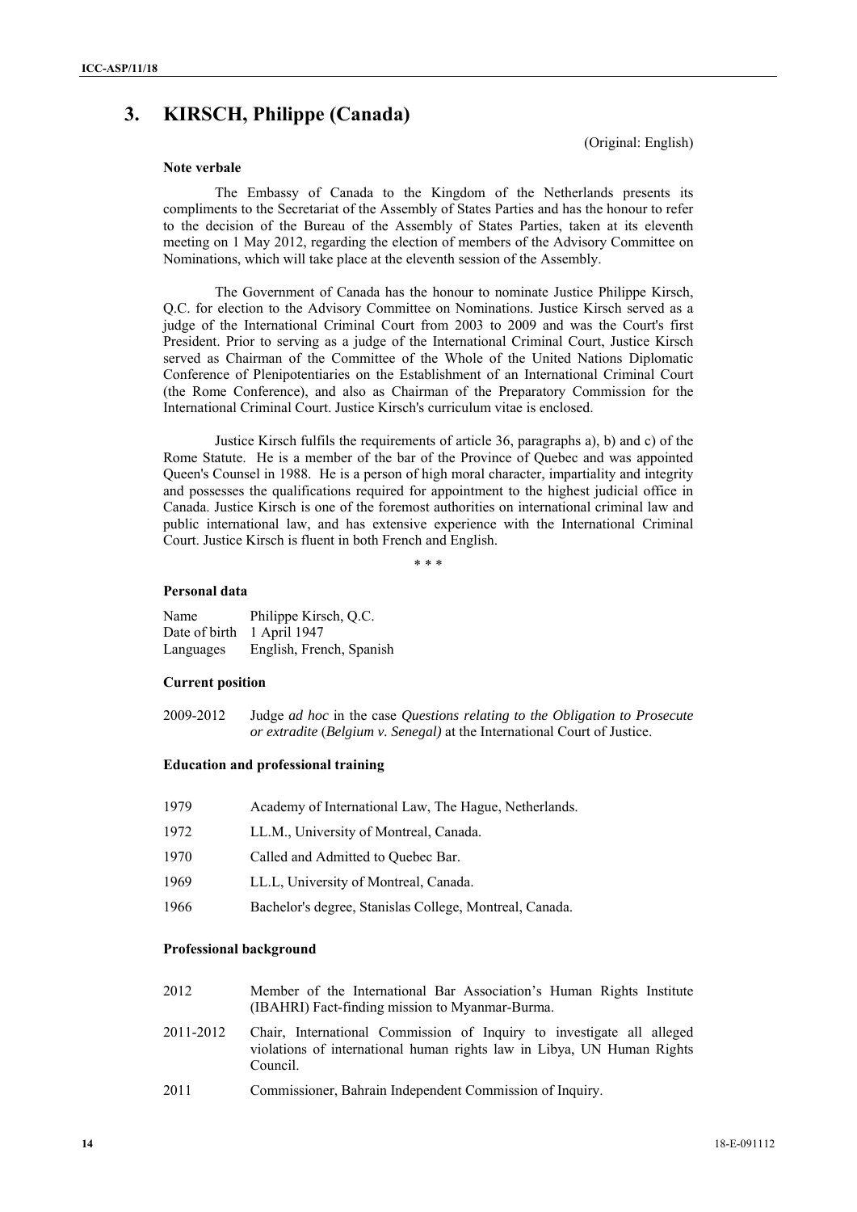## 3. KIRSCH, Philippe (Canada)

(Original: English)

**Note verbale**

The Embassy of Canada to the Kingdom of the Netherlands presents its compliments to the Secretariat of the Assembly of States Parties and has the honour to refer to the decision of the Bureau of the Assembly of States Parties, taken at its eleventh meeting on 1 May 2012, regarding the election of members of the Advisory Committee on Nominations, which will take place at the eleventh session of the Assembly.

The Government of Canada has the honour to nominate Justice Philippe Kirsch, Q.C. for election to the Advisory Committee on Nominations. Justice Kirsch served as a judge of the International Criminal Court from 2003 to 2009 and was the Court's first President. Prior to serving as a judge of the International Criminal Court, Justice Kirsch served as Chairman of the Committee of the Whole of the United Nations Diplomatic Conference of Plenipotentiaries on the Establishment of an International Criminal Court (the Rome Conference), and also as Chairman of the Preparatory Commission for the International Criminal Court. Justice Kirsch's curriculum vitae is enclosed.

Justice Kirsch fulfils the requirements of article 36, paragraphs a), b) and c) of the Rome Statute. He is a member of the bar of the Province of Quebec and was appointed Queen's Counsel in 1988. He is a person of high moral character, impartiality and integrity and possesses the qualifications required for appointment to the highest judicial office in Canada. Justice Kirsch is one of the foremost authorities on international criminal law and public international law, and has extensive experience with the International Criminal Court. Justice Kirsch is fluent in both French and English.

\* \* \*

**Personal data**

| | |
|---|---|
| Name | Philippe Kirsch, Q.C. |
| Date of birth | 1 April 1947 |
| Languages | English, French, Spanish |

**Current position**

| | |
|---|---|
| 2009-2012 | Judge *ad hoc* in the case *Questions relating to the Obligation to Prosecute or extradite* (*Belgium v. Senegal)* at the International Court of Justice. |

**Education and professional training**

| | |
|---|---|
| 1979 | Academy of International Law, The Hague, Netherlands. |
| 1972 | LL.M., University of Montreal, Canada. |
| 1970 | Called and Admitted to Quebec Bar. |
| 1969 | LL.L, University of Montreal, Canada. |
| 1966 | Bachelor's degree, Stanislas College, Montreal, Canada. |

**Professional background**

| | |
|---|---|
| 2012 | Member of the International Bar Association's Human Rights Institute (IBAHRI) Fact-finding mission to Myanmar-Burma. |
| 2011-2012 | Chair, International Commission of Inquiry to investigate all alleged violations of international human rights law in Libya, UN Human Rights Council. |
| 2011 | Commissioner, Bahrain Independent Commission of Inquiry. |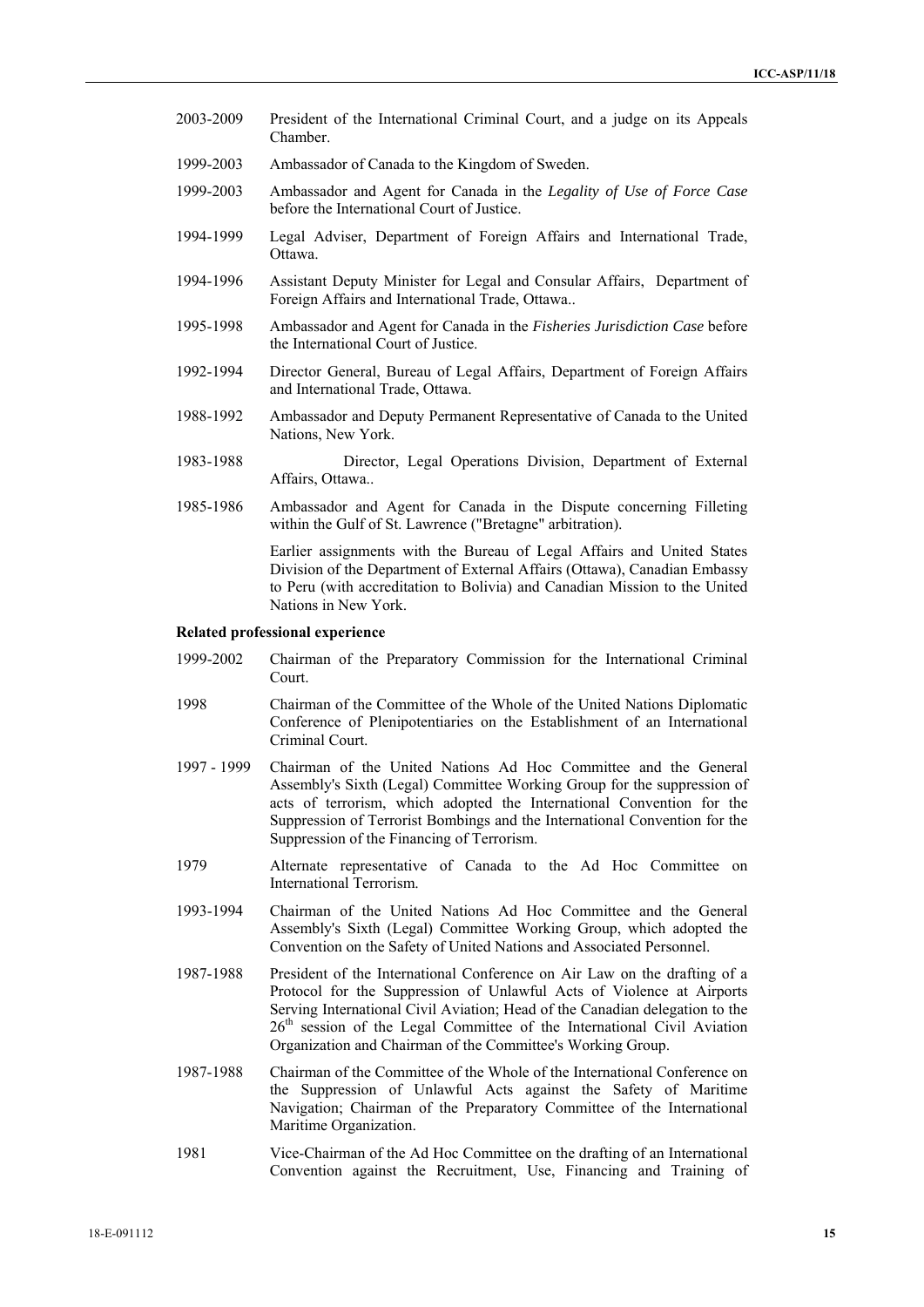2003-2009 President of the International Criminal Court, and a judge on its Appeals Chamber.

1999-2003 Ambassador of Canada to the Kingdom of Sweden.

1999-2003 Ambassador and Agent for Canada in the *Legality of Use of Force Case* before the International Court of Justice.

1994-1999 Legal Adviser, Department of Foreign Affairs and International Trade, Ottawa.

1994-1996 Assistant Deputy Minister for Legal and Consular Affairs, Department of Foreign Affairs and International Trade, Ottawa..

1995-1998 Ambassador and Agent for Canada in the *Fisheries Jurisdiction Case* before the International Court of Justice.

1992-1994 Director General, Bureau of Legal Affairs, Department of Foreign Affairs and International Trade, Ottawa.

1988-1992 Ambassador and Deputy Permanent Representative of Canada to the United Nations, New York.

1983-1988 Director, Legal Operations Division, Department of External Affairs, Ottawa..

1985-1986 Ambassador and Agent for Canada in the Dispute concerning Filleting within the Gulf of St. Lawrence ("Bretagne" arbitration).

Earlier assignments with the Bureau of Legal Affairs and United States Division of the Department of External Affairs (Ottawa), Canadian Embassy to Peru (with accreditation to Bolivia) and Canadian Mission to the United Nations in New York.

**Related professional experience**

1999-2002 Chairman of the Preparatory Commission for the International Criminal Court.

1998 Chairman of the Committee of the Whole of the United Nations Diplomatic Conference of Plenipotentiaries on the Establishment of an International Criminal Court.

1997 - 1999 Chairman of the United Nations Ad Hoc Committee and the General Assembly's Sixth (Legal) Committee Working Group for the suppression of acts of terrorism, which adopted the International Convention for the Suppression of Terrorist Bombings and the International Convention for the Suppression of the Financing of Terrorism.

1979 Alternate representative of Canada to the Ad Hoc Committee on International Terrorism.

1993-1994 Chairman of the United Nations Ad Hoc Committee and the General Assembly's Sixth (Legal) Committee Working Group, which adopted the Convention on the Safety of United Nations and Associated Personnel.

1987-1988 President of the International Conference on Air Law on the drafting of a Protocol for the Suppression of Unlawful Acts of Violence at Airports Serving International Civil Aviation; Head of the Canadian delegation to the 26th session of the Legal Committee of the International Civil Aviation Organization and Chairman of the Committee's Working Group.

1987-1988 Chairman of the Committee of the Whole of the International Conference on the Suppression of Unlawful Acts against the Safety of Maritime Navigation; Chairman of the Preparatory Committee of the International Maritime Organization.

1981 Vice-Chairman of the Ad Hoc Committee on the drafting of an International Convention against the Recruitment, Use, Financing and Training of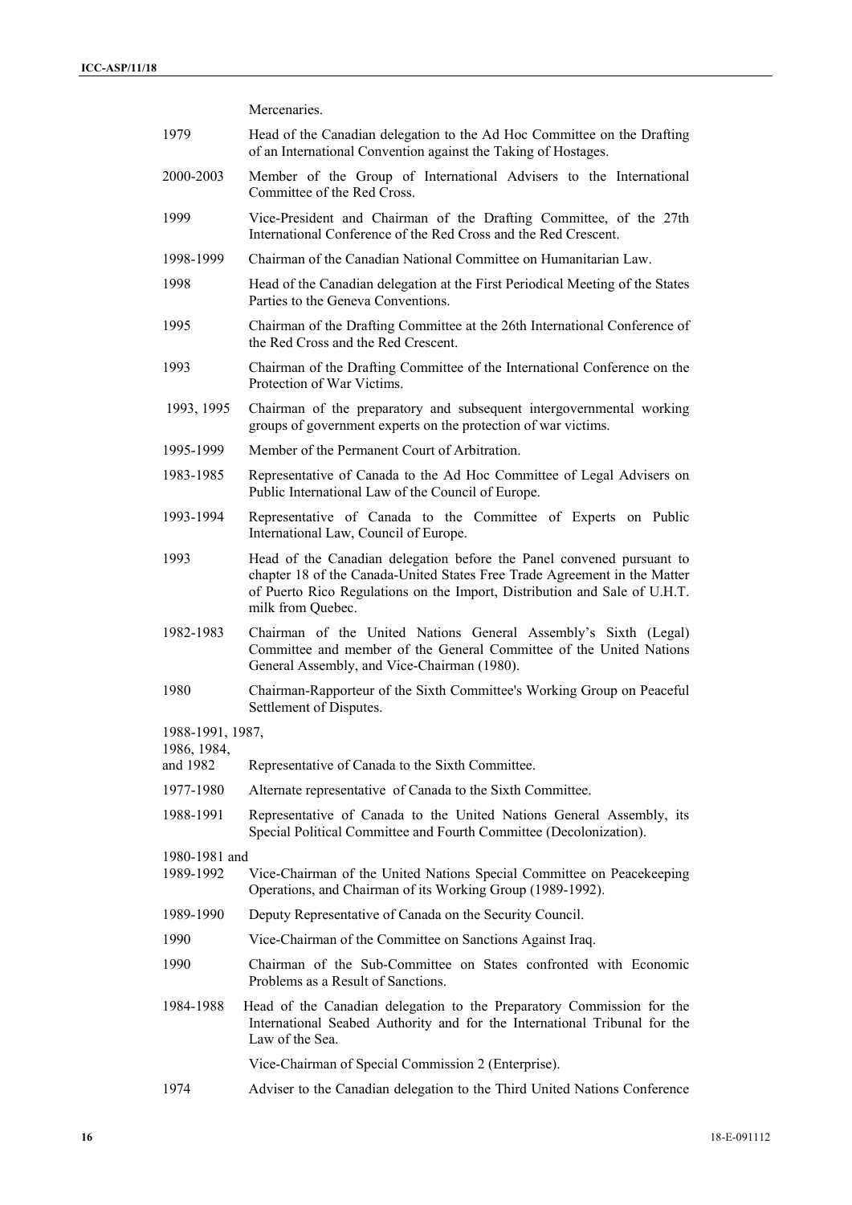Mercenaries.

| | |
|---|---|
| 1979 | Head of the Canadian delegation to the Ad Hoc Committee on the Drafting of an International Convention against the Taking of Hostages. |
| 2000-2003 | Member of the Group of International Advisers to the International Committee of the Red Cross. |
| 1999 | Vice-President and Chairman of the Drafting Committee, of the 27th International Conference of the Red Cross and the Red Crescent. |
| 1998-1999 | Chairman of the Canadian National Committee on Humanitarian Law. |
| 1998 | Head of the Canadian delegation at the First Periodical Meeting of the States Parties to the Geneva Conventions. |
| 1995 | Chairman of the Drafting Committee at the 26th International Conference of the Red Cross and the Red Crescent. |
| 1993 | Chairman of the Drafting Committee of the International Conference on the Protection of War Victims. |
| 1993, 1995 | Chairman of the preparatory and subsequent intergovernmental working groups of government experts on the protection of war victims. |
| 1995-1999 | Member of the Permanent Court of Arbitration. |
| 1983-1985 | Representative of Canada to the Ad Hoc Committee of Legal Advisers on Public International Law of the Council of Europe. |
| 1993-1994 | Representative of Canada to the Committee of Experts on Public International Law, Council of Europe. |
| 1993 | Head of the Canadian delegation before the Panel convened pursuant to chapter 18 of the Canada-United States Free Trade Agreement in the Matter of Puerto Rico Regulations on the Import, Distribution and Sale of U.H.T. milk from Quebec. |
| 1982-1983 | Chairman of the United Nations General Assembly's Sixth (Legal) Committee and member of the General Committee of the United Nations General Assembly, and Vice-Chairman (1980). |
| 1980 | Chairman-Rapporteur of the Sixth Committee's Working Group on Peaceful Settlement of Disputes. |
| 1988-1991, 1987, 1986, 1984, and 1982 | Representative of Canada to the Sixth Committee. |
| 1977-1980 | Alternate representative of Canada to the Sixth Committee. |
| 1988-1991 | Representative of Canada to the United Nations General Assembly, its Special Political Committee and Fourth Committee (Decolonization). |
| 1980-1981 and 1989-1992 | Vice-Chairman of the United Nations Special Committee on Peacekeeping Operations, and Chairman of its Working Group (1989-1992). |
| 1989-1990 | Deputy Representative of Canada on the Security Council. |
| 1990 | Vice-Chairman of the Committee on Sanctions Against Iraq. |
| 1990 | Chairman of the Sub-Committee on States confronted with Economic Problems as a Result of Sanctions. |
| 1984-1988 | Head of the Canadian delegation to the Preparatory Commission for the International Seabed Authority and for the International Tribunal for the Law of the Sea. |
| | Vice-Chairman of Special Commission 2 (Enterprise). |
| 1974 | Adviser to the Canadian delegation to the Third United Nations Conference |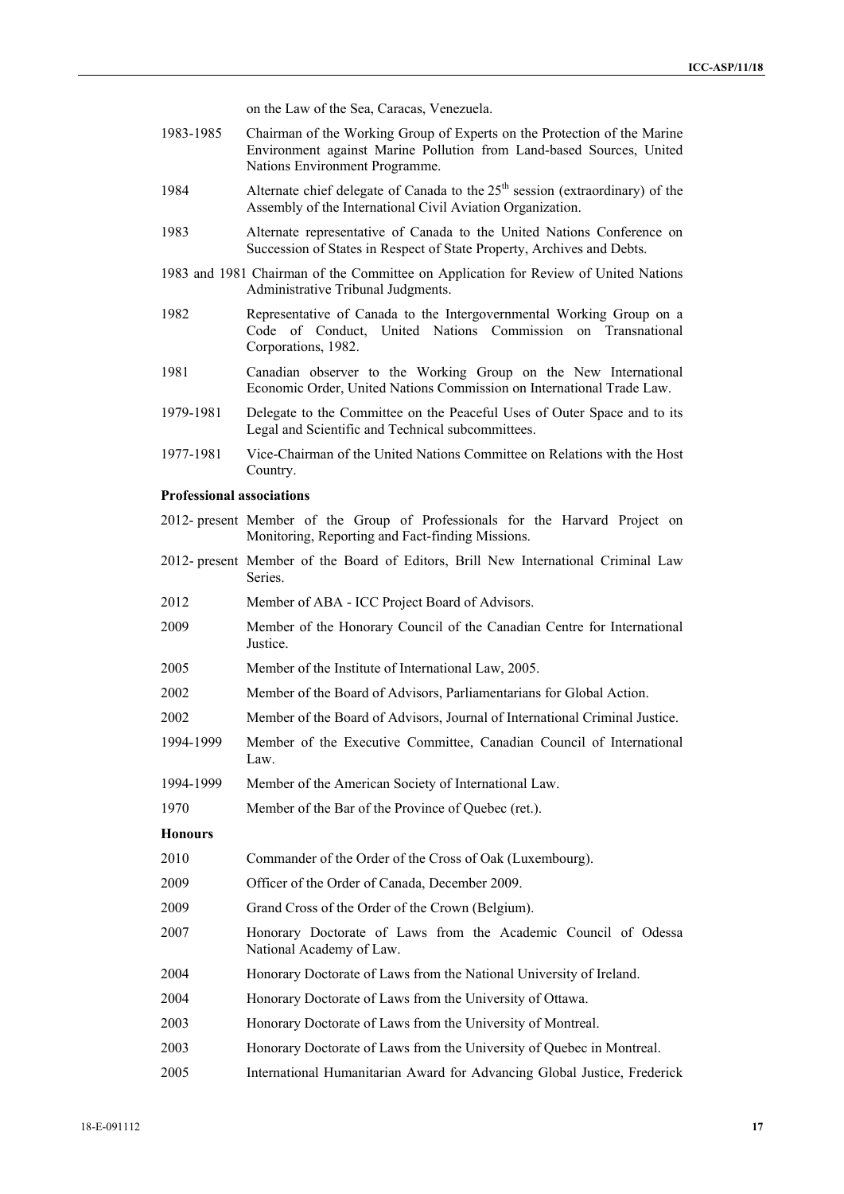on the Law of the Sea, Caracas, Venezuela.

1983-1985 Chairman of the Working Group of Experts on the Protection of the Marine Environment against Marine Pollution from Land-based Sources, United Nations Environment Programme.

1984 Alternate chief delegate of Canada to the 25th session (extraordinary) of the Assembly of the International Civil Aviation Organization.

1983 Alternate representative of Canada to the United Nations Conference on Succession of States in Respect of State Property, Archives and Debts.

1983 and 1981 Chairman of the Committee on Application for Review of United Nations Administrative Tribunal Judgments.

1982 Representative of Canada to the Intergovernmental Working Group on a Code of Conduct, United Nations Commission on Transnational Corporations, 1982.

1981 Canadian observer to the Working Group on the New International Economic Order, United Nations Commission on International Trade Law.

1979-1981 Delegate to the Committee on the Peaceful Uses of Outer Space and to its Legal and Scientific and Technical subcommittees.

1977-1981 Vice-Chairman of the United Nations Committee on Relations with the Host Country.

**Professional associations**

2012- present Member of the Group of Professionals for the Harvard Project on Monitoring, Reporting and Fact-finding Missions.

2012- present Member of the Board of Editors, Brill New International Criminal Law Series.

2012 Member of ABA - ICC Project Board of Advisors.

2009 Member of the Honorary Council of the Canadian Centre for International Justice.

2005 Member of the Institute of International Law, 2005.

2002 Member of the Board of Advisors, Parliamentarians for Global Action.

2002 Member of the Board of Advisors, Journal of International Criminal Justice.

1994-1999 Member of the Executive Committee, Canadian Council of International Law.

1994-1999 Member of the American Society of International Law.

1970 Member of the Bar of the Province of Quebec (ret.).

**Honours**

2010 Commander of the Order of the Cross of Oak (Luxembourg).

2009 Officer of the Order of Canada, December 2009.

2009 Grand Cross of the Order of the Crown (Belgium).

2007 Honorary Doctorate of Laws from the Academic Council of Odessa National Academy of Law.

2004 Honorary Doctorate of Laws from the National University of Ireland.

2004 Honorary Doctorate of Laws from the University of Ottawa.

2003 Honorary Doctorate of Laws from the University of Montreal.

2003 Honorary Doctorate of Laws from the University of Quebec in Montreal.

2005 International Humanitarian Award for Advancing Global Justice, Frederick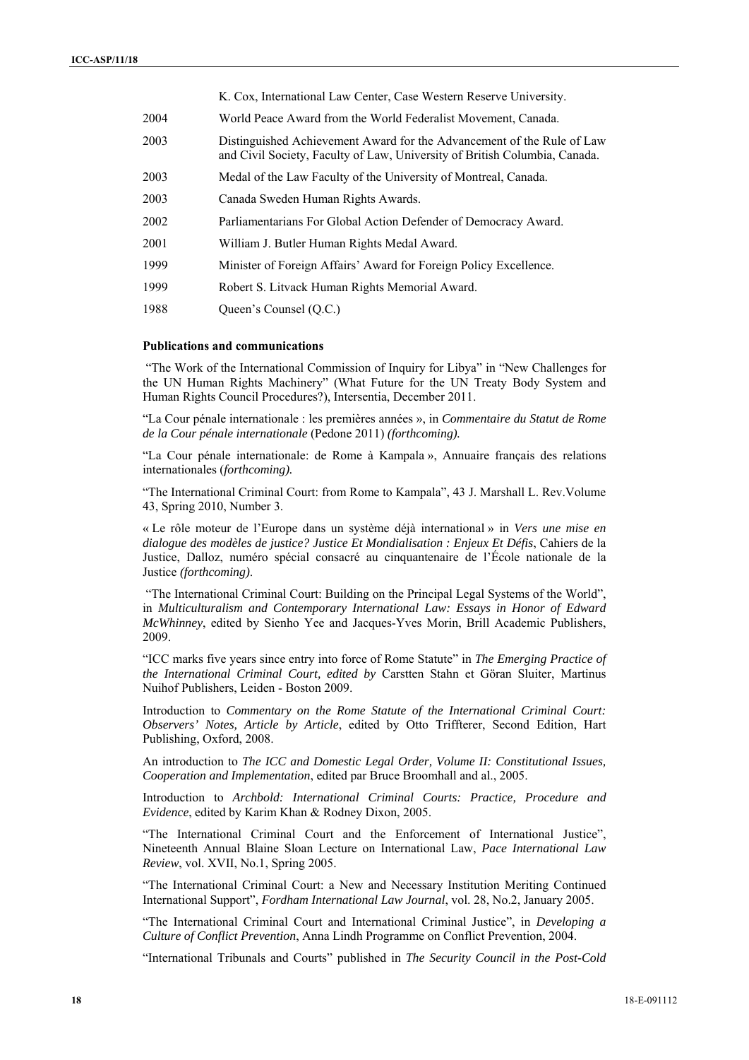|  | K. Cox, International Law Center, Case Western Reserve University. |
|---|---|
| 2004 | World Peace Award from the World Federalist Movement, Canada. |
| 2003 | Distinguished Achievement Award for the Advancement of the Rule of Law and Civil Society, Faculty of Law, University of British Columbia, Canada. |
| 2003 | Medal of the Law Faculty of the University of Montreal, Canada. |
| 2003 | Canada Sweden Human Rights Awards. |
| 2002 | Parliamentarians For Global Action Defender of Democracy Award. |
| 2001 | William J. Butler Human Rights Medal Award. |
| 1999 | Minister of Foreign Affairs' Award for Foreign Policy Excellence. |
| 1999 | Robert S. Litvack Human Rights Memorial Award. |
| 1988 | Queen's Counsel (Q.C.) |

**Publications and communications**

"The Work of the International Commission of Inquiry for Libya" in "New Challenges for the UN Human Rights Machinery" (What Future for the UN Treaty Body System and Human Rights Council Procedures?), Intersentia, December 2011.

"La Cour pénale internationale : les premières années », in *Commentaire du Statut de Rome de la Cour pénale internationale* (Pedone 2011) *(forthcoming).*

"La Cour pénale internationale: de Rome à Kampala », Annuaire français des relations internationales (*forthcoming).*

"The International Criminal Court: from Rome to Kampala", 43 J. Marshall L. Rev.Volume 43, Spring 2010, Number 3.

« Le rôle moteur de l'Europe dans un système déjà international » in *Vers une mise en dialogue des modèles de justice? Justice Et Mondialisation : Enjeux Et Défis*, Cahiers de la Justice, Dalloz, numéro spécial consacré au cinquantenaire de l'École nationale de la Justice *(forthcoming)*.

"The International Criminal Court: Building on the Principal Legal Systems of the World", in *Multiculturalism and Contemporary International Law: Essays in Honor of Edward McWhinney*, edited by Sienho Yee and Jacques-Yves Morin, Brill Academic Publishers, 2009.

"ICC marks five years since entry into force of Rome Statute" in *The Emerging Practice of the International Criminal Court, edited by* Carstten Stahn et Göran Sluiter, Martinus Nuihof Publishers, Leiden - Boston 2009.

Introduction to *Commentary on the Rome Statute of the International Criminal Court: Observers' Notes, Article by Article*, edited by Otto Triffterer, Second Edition, Hart Publishing, Oxford, 2008.

An introduction to *The ICC and Domestic Legal Order, Volume II: Constitutional Issues, Cooperation and Implementation*, edited par Bruce Broomhall and al., 2005.

Introduction to *Archbold: International Criminal Courts: Practice, Procedure and Evidence*, edited by Karim Khan & Rodney Dixon, 2005.

"The International Criminal Court and the Enforcement of International Justice", Nineteenth Annual Blaine Sloan Lecture on International Law, *Pace International Law Review*, vol. XVII, No.1, Spring 2005.

"The International Criminal Court: a New and Necessary Institution Meriting Continued International Support", *Fordham International Law Journal*, vol. 28, No.2, January 2005.

"The International Criminal Court and International Criminal Justice", in *Developing a Culture of Conflict Prevention*, Anna Lindh Programme on Conflict Prevention, 2004.

"International Tribunals and Courts" published in *The Security Council in the Post-Cold*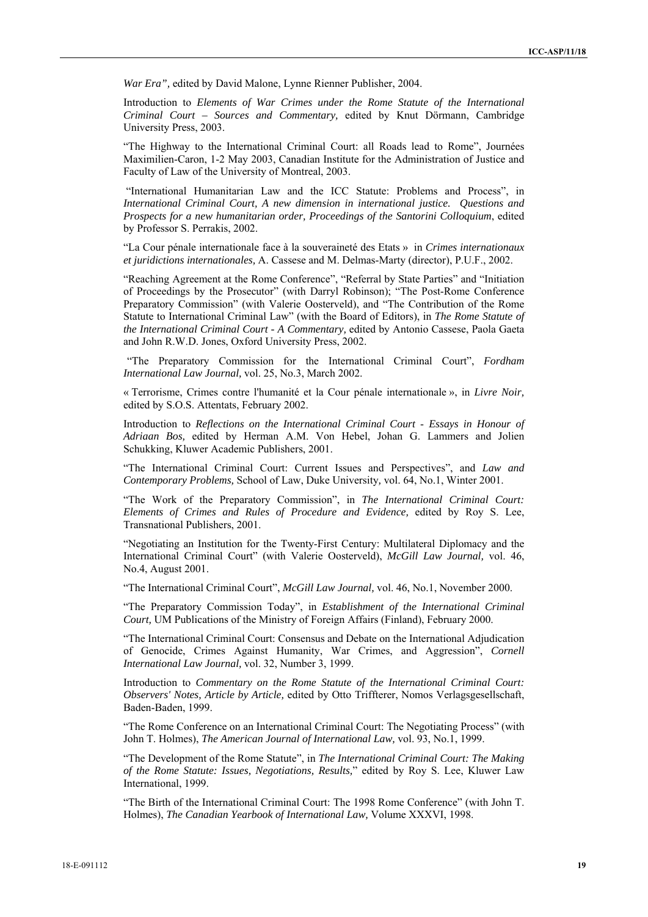*War Era",* edited by David Malone, Lynne Rienner Publisher, 2004.

Introduction to *Elements of War Crimes under the Rome Statute of the International Criminal Court – Sources and Commentary,* edited by Knut Dörmann, Cambridge University Press, 2003.

"The Highway to the International Criminal Court: all Roads lead to Rome", Journées Maximilien-Caron, 1-2 May 2003, Canadian Institute for the Administration of Justice and Faculty of Law of the University of Montreal, 2003.

"International Humanitarian Law and the ICC Statute: Problems and Process", in *International Criminal Court, A new dimension in international justice. Questions and Prospects for a new humanitarian order, Proceedings of the Santorini Colloquium*, edited by Professor S. Perrakis, 2002.

"La Cour pénale internationale face à la souveraineté des Etats » in *Crimes internationaux et juridictions internationales,* A. Cassese and M. Delmas-Marty (director), P.U.F., 2002.

"Reaching Agreement at the Rome Conference", "Referral by State Parties" and "Initiation of Proceedings by the Prosecutor" (with Darryl Robinson); "The Post-Rome Conference Preparatory Commission" (with Valerie Oosterveld), and "The Contribution of the Rome Statute to International Criminal Law" (with the Board of Editors), in *The Rome Statute of the International Criminal Court - A Commentary,* edited by Antonio Cassese, Paola Gaeta and John R.W.D. Jones, Oxford University Press, 2002.

"The Preparatory Commission for the International Criminal Court", *Fordham International Law Journal,* vol. 25, No.3, March 2002.

« Terrorisme, Crimes contre l'humanité et la Cour pénale internationale », in *Livre Noir,* edited by S.O.S. Attentats, February 2002.

Introduction to *Reflections on the International Criminal Court - Essays in Honour of Adriaan Bos,* edited by Herman A.M. Von Hebel, Johan G. Lammers and Jolien Schukking, Kluwer Academic Publishers, 2001.

"The International Criminal Court: Current Issues and Perspectives", and *Law and Contemporary Problems,* School of Law, Duke University*,* vol. 64, No.1, Winter 2001.

"The Work of the Preparatory Commission", in *The International Criminal Court: Elements of Crimes and Rules of Procedure and Evidence,* edited by Roy S. Lee, Transnational Publishers, 2001.

"Negotiating an Institution for the Twenty-First Century: Multilateral Diplomacy and the International Criminal Court" (with Valerie Oosterveld), *McGill Law Journal,* vol. 46, No.4, August 2001.

"The International Criminal Court", *McGill Law Journal,* vol. 46, No.1, November 2000.

"The Preparatory Commission Today", in *Establishment of the International Criminal Court,* UM Publications of the Ministry of Foreign Affairs (Finland), February 2000.

"The International Criminal Court: Consensus and Debate on the International Adjudication of Genocide, Crimes Against Humanity, War Crimes, and Aggression", *Cornell International Law Journal,* vol. 32, Number 3, 1999.

Introduction to *Commentary on the Rome Statute of the International Criminal Court: Observers' Notes, Article by Article,* edited by Otto Triffterer, Nomos Verlagsgesellschaft, Baden-Baden, 1999.

"The Rome Conference on an International Criminal Court: The Negotiating Process" (with John T. Holmes), *The American Journal of International Law,* vol. 93, No.1, 1999.

"The Development of the Rome Statute", in *The International Criminal Court: The Making of the Rome Statute: Issues, Negotiations, Results,*" edited by Roy S. Lee, Kluwer Law International, 1999.

"The Birth of the International Criminal Court: The 1998 Rome Conference" (with John T. Holmes), *The Canadian Yearbook of International Law,* Volume XXXVI, 1998.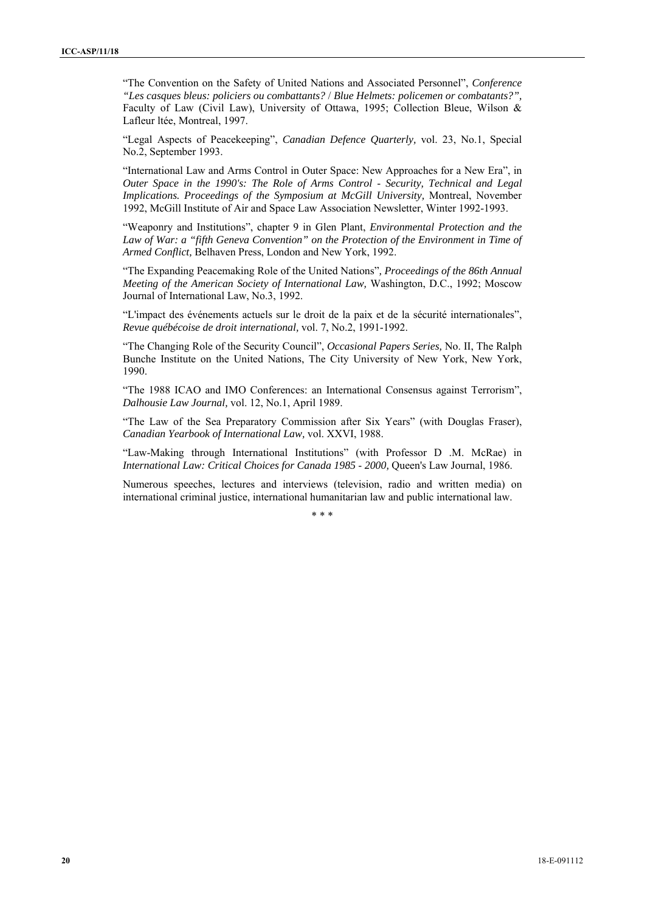"The Convention on the Safety of United Nations and Associated Personnel", *Conference "Les casques bleus: policiers ou combattants?* / *Blue Helmets: policemen or combatants?",* Faculty of Law (Civil Law), University of Ottawa, 1995; Collection Bleue, Wilson & Lafleur ltée, Montreal, 1997.

"Legal Aspects of Peacekeeping", *Canadian Defence Quarterly,* vol. 23, No.1, Special No.2, September 1993.

"International Law and Arms Control in Outer Space: New Approaches for a New Era", in *Outer Space in the 1990's: The Role of Arms Control - Security, Technical and Legal Implications. Proceedings of the Symposium at McGill University,* Montreal, November 1992, McGill Institute of Air and Space Law Association Newsletter, Winter 1992-1993.

"Weaponry and Institutions", chapter 9 in Glen Plant, *Environmental Protection and the Law of War: a "fifth Geneva Convention" on the Protection of the Environment in Time of Armed Conflict,* Belhaven Press, London and New York, 1992.

"The Expanding Peacemaking Role of the United Nations", *Proceedings of the 86th Annual Meeting of the American Society of International Law,* Washington, D.C., 1992; Moscow Journal of International Law, No.3, 1992.

"L'impact des événements actuels sur le droit de la paix et de la sécurité internationales", *Revue québécoise de droit international,* vol. 7, No.2, 1991-1992.

"The Changing Role of the Security Council", *Occasional Papers Series,* No. II, The Ralph Bunche Institute on the United Nations, The City University of New York, New York, 1990.

"The 1988 ICAO and IMO Conferences: an International Consensus against Terrorism", *Dalhousie Law Journal,* vol. 12, No.1, April 1989.

"The Law of the Sea Preparatory Commission after Six Years" (with Douglas Fraser), *Canadian Yearbook of International Law,* vol. XXVI, 1988.

"Law-Making through International Institutions" (with Professor D .M. McRae) in *International Law: Critical Choices for Canada 1985 - 2000,* Queen's Law Journal, 1986.

Numerous speeches, lectures and interviews (television, radio and written media) on international criminal justice, international humanitarian law and public international law.

\* \* \*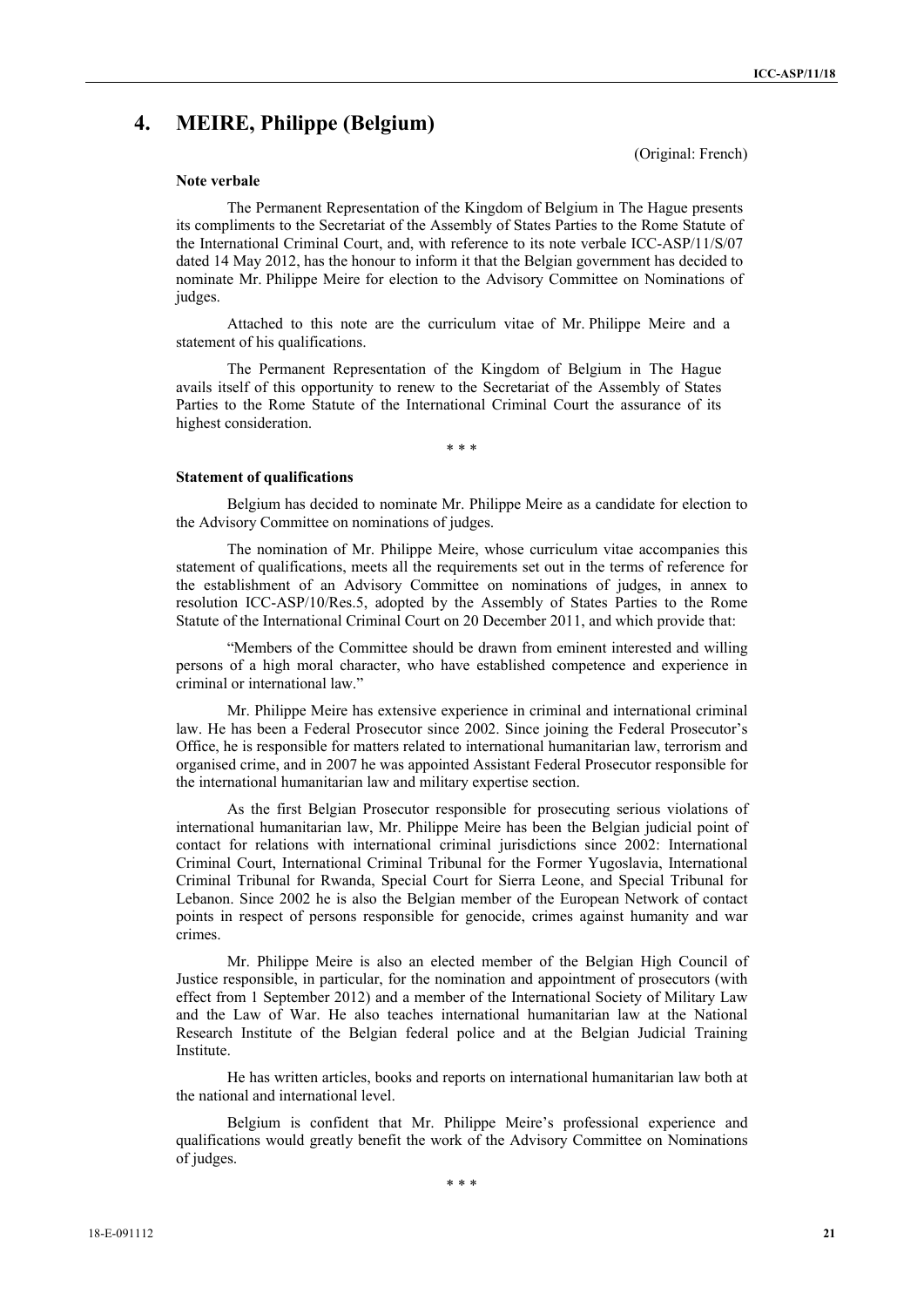## 4. MEIRE, Philippe (Belgium)

(Original: French)

### Note verbale

The Permanent Representation of the Kingdom of Belgium in The Hague presents its compliments to the Secretariat of the Assembly of States Parties to the Rome Statute of the International Criminal Court, and, with reference to its note verbale ICC-ASP/11/S/07 dated 14 May 2012, has the honour to inform it that the Belgian government has decided to nominate Mr. Philippe Meire for election to the Advisory Committee on Nominations of judges.

Attached to this note are the curriculum vitae of Mr. Philippe Meire and a statement of his qualifications.

The Permanent Representation of the Kingdom of Belgium in The Hague avails itself of this opportunity to renew to the Secretariat of the Assembly of States Parties to the Rome Statute of the International Criminal Court the assurance of its highest consideration.

\* \* \*

### Statement of qualifications

Belgium has decided to nominate Mr. Philippe Meire as a candidate for election to the Advisory Committee on nominations of judges.

The nomination of Mr. Philippe Meire, whose curriculum vitae accompanies this statement of qualifications, meets all the requirements set out in the terms of reference for the establishment of an Advisory Committee on nominations of judges, in annex to resolution ICC-ASP/10/Res.5, adopted by the Assembly of States Parties to the Rome Statute of the International Criminal Court on 20 December 2011, and which provide that:

"Members of the Committee should be drawn from eminent interested and willing persons of a high moral character, who have established competence and experience in criminal or international law."

Mr. Philippe Meire has extensive experience in criminal and international criminal law. He has been a Federal Prosecutor since 2002. Since joining the Federal Prosecutor's Office, he is responsible for matters related to international humanitarian law, terrorism and organised crime, and in 2007 he was appointed Assistant Federal Prosecutor responsible for the international humanitarian law and military expertise section.

As the first Belgian Prosecutor responsible for prosecuting serious violations of international humanitarian law, Mr. Philippe Meire has been the Belgian judicial point of contact for relations with international criminal jurisdictions since 2002: International Criminal Court, International Criminal Tribunal for the Former Yugoslavia, International Criminal Tribunal for Rwanda, Special Court for Sierra Leone, and Special Tribunal for Lebanon. Since 2002 he is also the Belgian member of the European Network of contact points in respect of persons responsible for genocide, crimes against humanity and war crimes.

Mr. Philippe Meire is also an elected member of the Belgian High Council of Justice responsible, in particular, for the nomination and appointment of prosecutors (with effect from 1 September 2012) and a member of the International Society of Military Law and the Law of War. He also teaches international humanitarian law at the National Research Institute of the Belgian federal police and at the Belgian Judicial Training Institute.

He has written articles, books and reports on international humanitarian law both at the national and international level.

Belgium is confident that Mr. Philippe Meire's professional experience and qualifications would greatly benefit the work of the Advisory Committee on Nominations of judges.

\* \* \*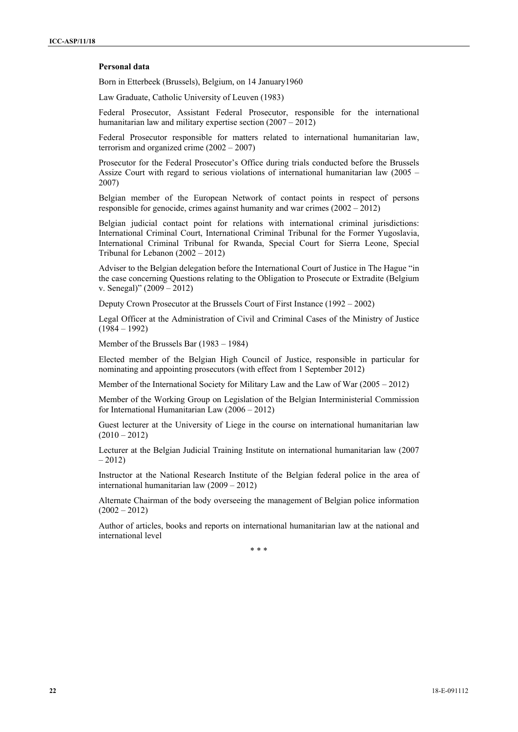**Personal data**

Born in Etterbeek (Brussels), Belgium, on 14 January1960

Law Graduate, Catholic University of Leuven (1983)

Federal Prosecutor, Assistant Federal Prosecutor, responsible for the international humanitarian law and military expertise section (2007 – 2012)

Federal Prosecutor responsible for matters related to international humanitarian law, terrorism and organized crime (2002 – 2007)

Prosecutor for the Federal Prosecutor's Office during trials conducted before the Brussels Assize Court with regard to serious violations of international humanitarian law (2005 – 2007)

Belgian member of the European Network of contact points in respect of persons responsible for genocide, crimes against humanity and war crimes (2002 – 2012)

Belgian judicial contact point for relations with international criminal jurisdictions: International Criminal Court, International Criminal Tribunal for the Former Yugoslavia, International Criminal Tribunal for Rwanda, Special Court for Sierra Leone, Special Tribunal for Lebanon (2002 – 2012)

Adviser to the Belgian delegation before the International Court of Justice in The Hague "in the case concerning Questions relating to the Obligation to Prosecute or Extradite (Belgium v. Senegal)" (2009 – 2012)

Deputy Crown Prosecutor at the Brussels Court of First Instance (1992 – 2002)

Legal Officer at the Administration of Civil and Criminal Cases of the Ministry of Justice (1984 – 1992)

Member of the Brussels Bar (1983 – 1984)

Elected member of the Belgian High Council of Justice, responsible in particular for nominating and appointing prosecutors (with effect from 1 September 2012)

Member of the International Society for Military Law and the Law of War (2005 – 2012)

Member of the Working Group on Legislation of the Belgian Interministerial Commission for International Humanitarian Law (2006 – 2012)

Guest lecturer at the University of Liege in the course on international humanitarian law (2010 – 2012)

Lecturer at the Belgian Judicial Training Institute on international humanitarian law (2007 – 2012)

Instructor at the National Research Institute of the Belgian federal police in the area of international humanitarian law (2009 – 2012)

Alternate Chairman of the body overseeing the management of Belgian police information (2002 – 2012)

Author of articles, books and reports on international humanitarian law at the national and international level

\* \* \*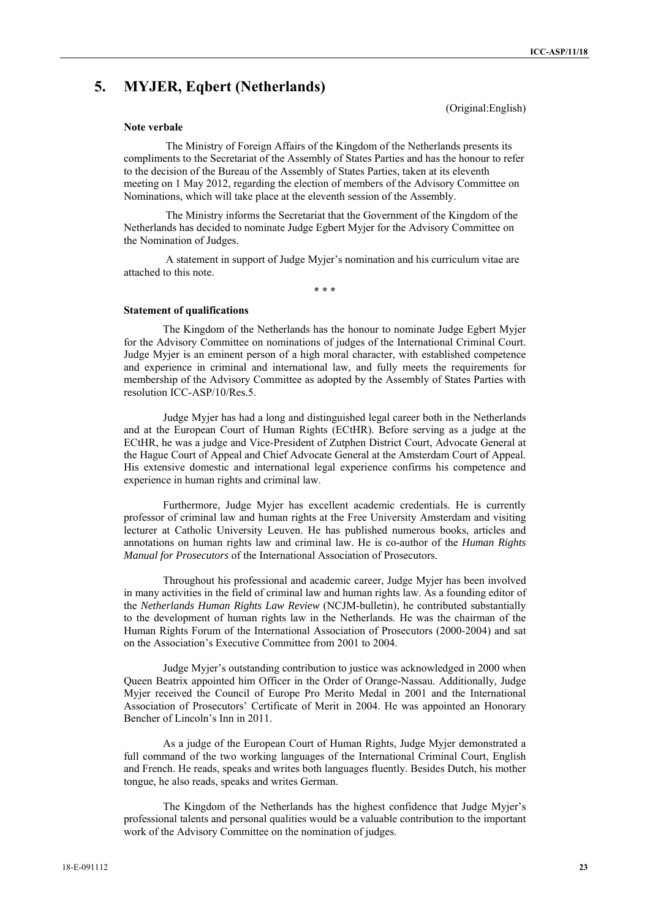# 5. MYJER, Eqbert (Netherlands)

(Original:English)

**Note verbale**

The Ministry of Foreign Affairs of the Kingdom of the Netherlands presents its compliments to the Secretariat of the Assembly of States Parties and has the honour to refer to the decision of the Bureau of the Assembly of States Parties, taken at its eleventh meeting on 1 May 2012, regarding the election of members of the Advisory Committee on Nominations, which will take place at the eleventh session of the Assembly.

The Ministry informs the Secretariat that the Government of the Kingdom of the Netherlands has decided to nominate Judge Egbert Myjer for the Advisory Committee on the Nomination of Judges.

A statement in support of Judge Myjer's nomination and his curriculum vitae are attached to this note.

\* \* \*

**Statement of qualifications**

The Kingdom of the Netherlands has the honour to nominate Judge Egbert Myjer for the Advisory Committee on nominations of judges of the International Criminal Court. Judge Myjer is an eminent person of a high moral character, with established competence and experience in criminal and international law, and fully meets the requirements for membership of the Advisory Committee as adopted by the Assembly of States Parties with resolution ICC-ASP/10/Res.5.

Judge Myjer has had a long and distinguished legal career both in the Netherlands and at the European Court of Human Rights (ECtHR). Before serving as a judge at the ECtHR, he was a judge and Vice-President of Zutphen District Court, Advocate General at the Hague Court of Appeal and Chief Advocate General at the Amsterdam Court of Appeal. His extensive domestic and international legal experience confirms his competence and experience in human rights and criminal law.

Furthermore, Judge Myjer has excellent academic credentials. He is currently professor of criminal law and human rights at the Free University Amsterdam and visiting lecturer at Catholic University Leuven. He has published numerous books, articles and annotations on human rights law and criminal law. He is co-author of the *Human Rights Manual for Prosecutors* of the International Association of Prosecutors.

Throughout his professional and academic career, Judge Myjer has been involved in many activities in the field of criminal law and human rights law. As a founding editor of the *Netherlands Human Rights Law Review* (NCJM-bulletin), he contributed substantially to the development of human rights law in the Netherlands. He was the chairman of the Human Rights Forum of the International Association of Prosecutors (2000-2004) and sat on the Association's Executive Committee from 2001 to 2004.

Judge Myjer's outstanding contribution to justice was acknowledged in 2000 when Queen Beatrix appointed him Officer in the Order of Orange-Nassau. Additionally, Judge Myjer received the Council of Europe Pro Merito Medal in 2001 and the International Association of Prosecutors' Certificate of Merit in 2004. He was appointed an Honorary Bencher of Lincoln's Inn in 2011.

As a judge of the European Court of Human Rights, Judge Myjer demonstrated a full command of the two working languages of the International Criminal Court, English and French. He reads, speaks and writes both languages fluently. Besides Dutch, his mother tongue, he also reads, speaks and writes German.

The Kingdom of the Netherlands has the highest confidence that Judge Myjer's professional talents and personal qualities would be a valuable contribution to the important work of the Advisory Committee on the nomination of judges.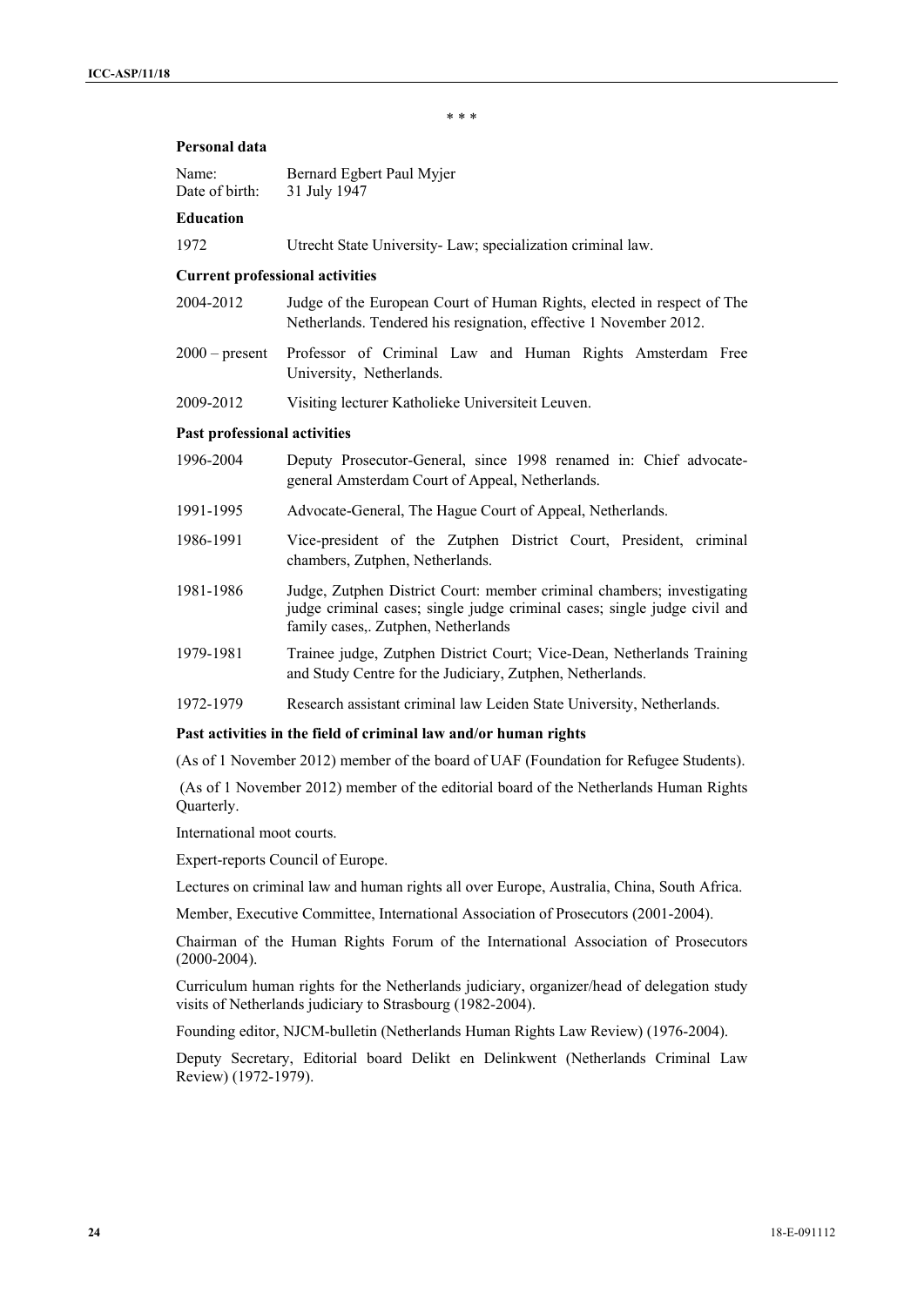\* \* \*

### Personal data

| | |
|---|---|
| Name: | Bernard Egbert Paul Myjer |
| Date of birth: | 31 July 1947 |

### Education

| | |
|---|---|
| 1972 | Utrecht State University- Law; specialization criminal law. |

### Current professional activities

| | |
|---|---|
| 2004-2012 | Judge of the European Court of Human Rights, elected in respect of The Netherlands. Tendered his resignation, effective 1 November 2012. |
| 2000 – present | Professor of Criminal Law and Human Rights Amsterdam Free University, Netherlands. |
| 2009-2012 | Visiting lecturer Katholieke Universiteit Leuven. |

### Past professional activities

| | |
|---|---|
| 1996-2004 | Deputy Prosecutor-General, since 1998 renamed in: Chief advocate-general Amsterdam Court of Appeal, Netherlands. |
| 1991-1995 | Advocate-General, The Hague Court of Appeal, Netherlands. |
| 1986-1991 | Vice-president of the Zutphen District Court, President, criminal chambers, Zutphen, Netherlands. |
| 1981-1986 | Judge, Zutphen District Court: member criminal chambers; investigating judge criminal cases; single judge criminal cases; single judge civil and family cases,. Zutphen, Netherlands |
| 1979-1981 | Trainee judge, Zutphen District Court; Vice-Dean, Netherlands Training and Study Centre for the Judiciary, Zutphen, Netherlands. |
| 1972-1979 | Research assistant criminal law Leiden State University, Netherlands. |

### Past activities in the field of criminal law and/or human rights

(As of 1 November 2012) member of the board of UAF (Foundation for Refugee Students).

(As of 1 November 2012) member of the editorial board of the Netherlands Human Rights Quarterly.

International moot courts.

Expert-reports Council of Europe.

Lectures on criminal law and human rights all over Europe, Australia, China, South Africa.

Member, Executive Committee, International Association of Prosecutors (2001-2004).

Chairman of the Human Rights Forum of the International Association of Prosecutors (2000-2004).

Curriculum human rights for the Netherlands judiciary, organizer/head of delegation study visits of Netherlands judiciary to Strasbourg (1982-2004).

Founding editor, NJCM-bulletin (Netherlands Human Rights Law Review) (1976-2004).

Deputy Secretary, Editorial board Delikt en Delinkwent (Netherlands Criminal Law Review) (1972-1979).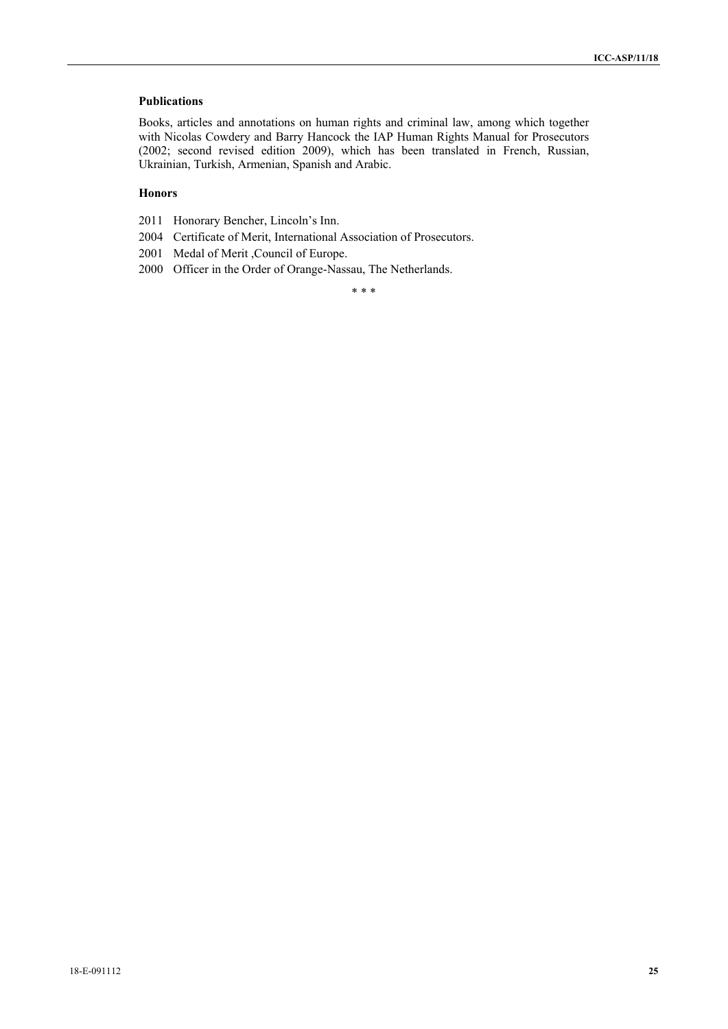**Publications**

Books, articles and annotations on human rights and criminal law, among which together with Nicolas Cowdery and Barry Hancock the IAP Human Rights Manual for Prosecutors (2002; second revised edition 2009), which has been translated in French, Russian, Ukrainian, Turkish, Armenian, Spanish and Arabic.

**Honors**

2011 Honorary Bencher, Lincoln's Inn.

2004 Certificate of Merit, International Association of Prosecutors.

2001 Medal of Merit ,Council of Europe.

2000 Officer in the Order of Orange-Nassau, The Netherlands.

\* \* \*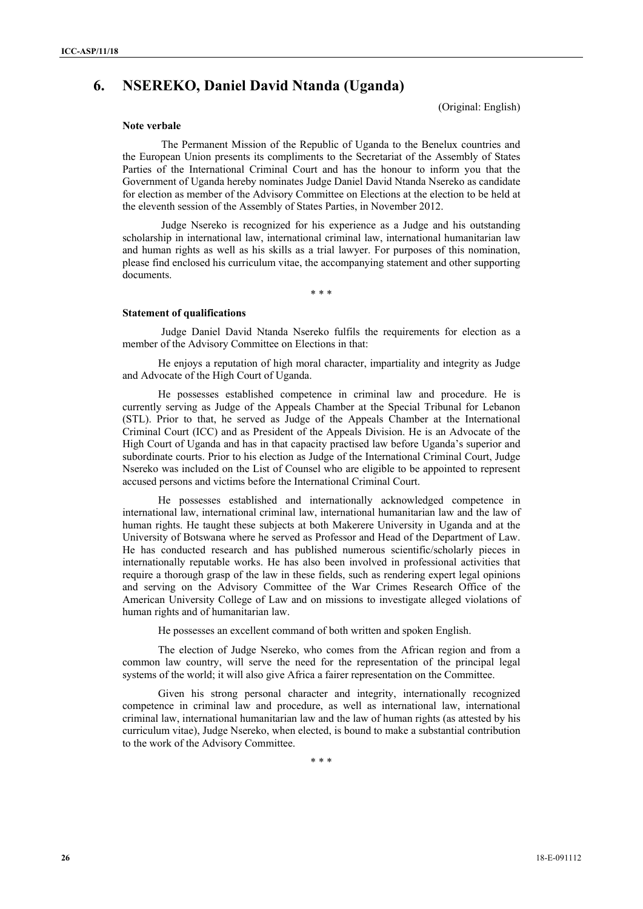## 6. NSEREKO, Daniel David Ntanda (Uganda)

(Original: English)

**Note verbale**

The Permanent Mission of the Republic of Uganda to the Benelux countries and the European Union presents its compliments to the Secretariat of the Assembly of States Parties of the International Criminal Court and has the honour to inform you that the Government of Uganda hereby nominates Judge Daniel David Ntanda Nsereko as candidate for election as member of the Advisory Committee on Elections at the election to be held at the eleventh session of the Assembly of States Parties, in November 2012.

Judge Nsereko is recognized for his experience as a Judge and his outstanding scholarship in international law, international criminal law, international humanitarian law and human rights as well as his skills as a trial lawyer. For purposes of this nomination, please find enclosed his curriculum vitae, the accompanying statement and other supporting documents.

\* \* \*

**Statement of qualifications**

Judge Daniel David Ntanda Nsereko fulfils the requirements for election as a member of the Advisory Committee on Elections in that:

He enjoys a reputation of high moral character, impartiality and integrity as Judge and Advocate of the High Court of Uganda.

He possesses established competence in criminal law and procedure. He is currently serving as Judge of the Appeals Chamber at the Special Tribunal for Lebanon (STL). Prior to that, he served as Judge of the Appeals Chamber at the International Criminal Court (ICC) and as President of the Appeals Division. He is an Advocate of the High Court of Uganda and has in that capacity practised law before Uganda's superior and subordinate courts. Prior to his election as Judge of the International Criminal Court, Judge Nsereko was included on the List of Counsel who are eligible to be appointed to represent accused persons and victims before the International Criminal Court.

He possesses established and internationally acknowledged competence in international law, international criminal law, international humanitarian law and the law of human rights. He taught these subjects at both Makerere University in Uganda and at the University of Botswana where he served as Professor and Head of the Department of Law. He has conducted research and has published numerous scientific/scholarly pieces in internationally reputable works. He has also been involved in professional activities that require a thorough grasp of the law in these fields, such as rendering expert legal opinions and serving on the Advisory Committee of the War Crimes Research Office of the American University College of Law and on missions to investigate alleged violations of human rights and of humanitarian law.

He possesses an excellent command of both written and spoken English.

The election of Judge Nsereko, who comes from the African region and from a common law country, will serve the need for the representation of the principal legal systems of the world; it will also give Africa a fairer representation on the Committee.

Given his strong personal character and integrity, internationally recognized competence in criminal law and procedure, as well as international law, international criminal law, international humanitarian law and the law of human rights (as attested by his curriculum vitae), Judge Nsereko, when elected, is bound to make a substantial contribution to the work of the Advisory Committee.

\* \* \*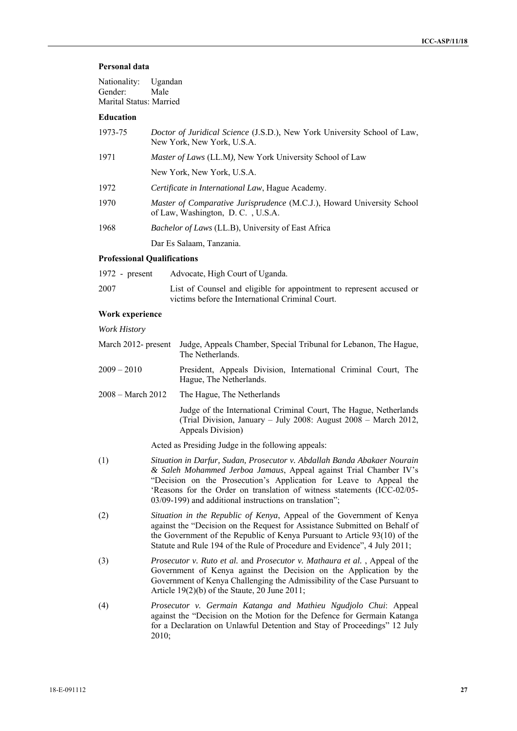**Personal data**

Nationality: Ugandan
Gender: Male
Marital Status: Married

**Education**

| | |
|---|---|
| 1973-75 | *Doctor of Juridical Science* (J.S.D.), New York University School of Law, New York, New York, U.S.A. |
| 1971 | *Master of Laws* (LL.M*)*, New York University School of Law |
| | New York, New York, U.S.A. |
| 1972 | *Certificate in International Law*, Hague Academy. |
| 1970 | *Master of Comparative Jurisprudence* (M.C.J.), Howard University School of Law, Washington, D. C. , U.S.A. |
| 1968 | *Bachelor of Laws* (LL.B), University of East Africa |
| | Dar Es Salaam, Tanzania. |

**Professional Qualifications**

| | |
|---|---|
| 1972 - present | Advocate, High Court of Uganda. |
| 2007 | List of Counsel and eligible for appointment to represent accused or victims before the International Criminal Court. |

**Work experience**

*Work History*

| | |
|---|---|
| March 2012- present | Judge, Appeals Chamber, Special Tribunal for Lebanon, The Hague, The Netherlands. |
| 2009 – 2010 | President, Appeals Division, International Criminal Court, The Hague, The Netherlands. |
| 2008 – March 2012 | The Hague, The Netherlands |
| | Judge of the International Criminal Court, The Hague, Netherlands (Trial Division, January – July 2008: August 2008 – March 2012, Appeals Division) |

Acted as Presiding Judge in the following appeals:

(1) *Situation in Darfur, Sudan, Prosecutor v. Abdallah Banda Abakaer Nourain & Saleh Mohammed Jerboa Jamaus*, Appeal against Trial Chamber IV's "Decision on the Prosecution's Application for Leave to Appeal the 'Reasons for the Order on translation of witness statements (ICC-02/05-03/09-199) and additional instructions on translation";

(2) *Situation in the Republic of Kenya*, Appeal of the Government of Kenya against the "Decision on the Request for Assistance Submitted on Behalf of the Government of the Republic of Kenya Pursuant to Article 93(10) of the Statute and Rule 194 of the Rule of Procedure and Evidence", 4 July 2011;

(3) *Prosecutor v. Ruto et al.* and *Prosecutor v. Mathaura et al.* , Appeal of the Government of Kenya against the Decision on the Application by the Government of Kenya Challenging the Admissibility of the Case Pursuant to Article 19(2)(b) of the Staute, 20 June 2011;

(4) *Prosecutor v. Germain Katanga and Mathieu Ngudjolo Chui*: Appeal against the "Decision on the Motion for the Defence for Germain Katanga for a Declaration on Unlawful Detention and Stay of Proceedings" 12 July 2010;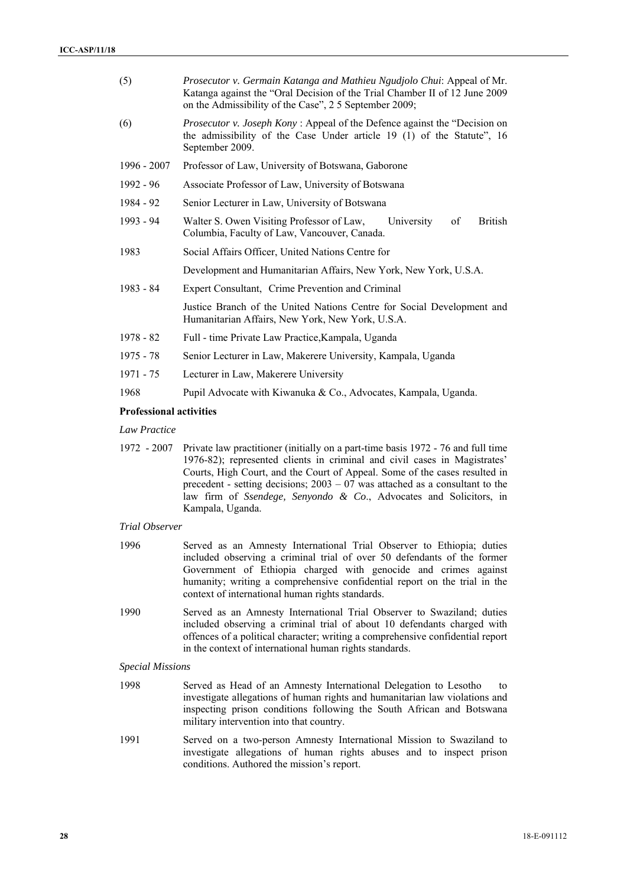(5) *Prosecutor v. Germain Katanga and Mathieu Ngudjolo Chui*: Appeal of Mr. Katanga against the "Oral Decision of the Trial Chamber II of 12 June 2009 on the Admissibility of the Case", 2 5 September 2009;

(6) *Prosecutor v. Joseph Kony* : Appeal of the Defence against the "Decision on the admissibility of the Case Under article 19 (1) of the Statute", 16 September 2009.

1996 - 2007 Professor of Law, University of Botswana, Gaborone

1992 - 96 Associate Professor of Law, University of Botswana

1984 - 92 Senior Lecturer in Law, University of Botswana

1993 - 94 Walter S. Owen Visiting Professor of Law, University of British Columbia, Faculty of Law, Vancouver, Canada.

1983 Social Affairs Officer, United Nations Centre for

Development and Humanitarian Affairs, New York, New York, U.S.A.

1983 - 84 Expert Consultant, Crime Prevention and Criminal

Justice Branch of the United Nations Centre for Social Development and Humanitarian Affairs, New York, New York, U.S.A.

1978 - 82 Full - time Private Law Practice,Kampala, Uganda

1975 - 78 Senior Lecturer in Law, Makerere University, Kampala, Uganda

1971 - 75 Lecturer in Law, Makerere University

1968 Pupil Advocate with Kiwanuka & Co., Advocates, Kampala, Uganda.

**Professional activities**

*Law Practice*

1972 - 2007 Private law practitioner (initially on a part-time basis 1972 - 76 and full time 1976-82); represented clients in criminal and civil cases in Magistrates' Courts, High Court, and the Court of Appeal. Some of the cases resulted in precedent - setting decisions; 2003 – 07 was attached as a consultant to the law firm of *Ssendege, Senyondo & Co*., Advocates and Solicitors, in Kampala, Uganda.

*Trial Observer*

1996 Served as an Amnesty International Trial Observer to Ethiopia; duties included observing a criminal trial of over 50 defendants of the former Government of Ethiopia charged with genocide and crimes against humanity; writing a comprehensive confidential report on the trial in the context of international human rights standards.

1990 Served as an Amnesty International Trial Observer to Swaziland; duties included observing a criminal trial of about 10 defendants charged with offences of a political character; writing a comprehensive confidential report in the context of international human rights standards.

*Special Missions*

1998 Served as Head of an Amnesty International Delegation to Lesotho to investigate allegations of human rights and humanitarian law violations and inspecting prison conditions following the South African and Botswana military intervention into that country.

1991 Served on a two-person Amnesty International Mission to Swaziland to investigate allegations of human rights abuses and to inspect prison conditions. Authored the mission's report.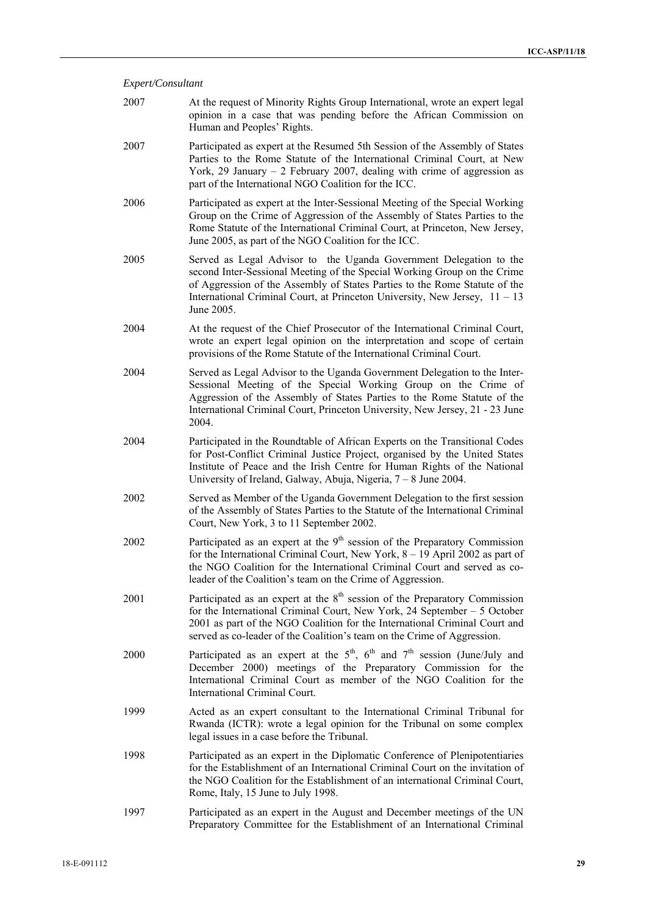*Expert/Consultant*

| | |
|---|---|
| 2007 | At the request of Minority Rights Group International, wrote an expert legal opinion in a case that was pending before the African Commission on Human and Peoples' Rights. |
| 2007 | Participated as expert at the Resumed 5th Session of the Assembly of States Parties to the Rome Statute of the International Criminal Court, at New York, 29 January – 2 February 2007, dealing with crime of aggression as part of the International NGO Coalition for the ICC. |
| 2006 | Participated as expert at the Inter-Sessional Meeting of the Special Working Group on the Crime of Aggression of the Assembly of States Parties to the Rome Statute of the International Criminal Court, at Princeton, New Jersey, June 2005, as part of the NGO Coalition for the ICC. |
| 2005 | Served as Legal Advisor to the Uganda Government Delegation to the second Inter-Sessional Meeting of the Special Working Group on the Crime of Aggression of the Assembly of States Parties to the Rome Statute of the International Criminal Court, at Princeton University, New Jersey, 11 – 13 June 2005. |
| 2004 | At the request of the Chief Prosecutor of the International Criminal Court, wrote an expert legal opinion on the interpretation and scope of certain provisions of the Rome Statute of the International Criminal Court. |
| 2004 | Served as Legal Advisor to the Uganda Government Delegation to the Inter-Sessional Meeting of the Special Working Group on the Crime of Aggression of the Assembly of States Parties to the Rome Statute of the International Criminal Court, Princeton University, New Jersey, 21 - 23 June 2004. |
| 2004 | Participated in the Roundtable of African Experts on the Transitional Codes for Post-Conflict Criminal Justice Project, organised by the United States Institute of Peace and the Irish Centre for Human Rights of the National University of Ireland, Galway, Abuja, Nigeria, 7 – 8 June 2004. |
| 2002 | Served as Member of the Uganda Government Delegation to the first session of the Assembly of States Parties to the Statute of the International Criminal Court, New York, 3 to 11 September 2002. |
| 2002 | Participated as an expert at the 9th session of the Preparatory Commission for the International Criminal Court, New York, 8 – 19 April 2002 as part of the NGO Coalition for the International Criminal Court and served as co-leader of the Coalition's team on the Crime of Aggression. |
| 2001 | Participated as an expert at the 8th session of the Preparatory Commission for the International Criminal Court, New York, 24 September – 5 October 2001 as part of the NGO Coalition for the International Criminal Court and served as co-leader of the Coalition's team on the Crime of Aggression. |
| 2000 | Participated as an expert at the 5th, 6th and 7th session (June/July and December 2000) meetings of the Preparatory Commission for the International Criminal Court as member of the NGO Coalition for the International Criminal Court. |
| 1999 | Acted as an expert consultant to the International Criminal Tribunal for Rwanda (ICTR): wrote a legal opinion for the Tribunal on some complex legal issues in a case before the Tribunal. |
| 1998 | Participated as an expert in the Diplomatic Conference of Plenipotentiaries for the Establishment of an International Criminal Court on the invitation of the NGO Coalition for the Establishment of an international Criminal Court, Rome, Italy, 15 June to July 1998. |
| 1997 | Participated as an expert in the August and December meetings of the UN Preparatory Committee for the Establishment of an International Criminal |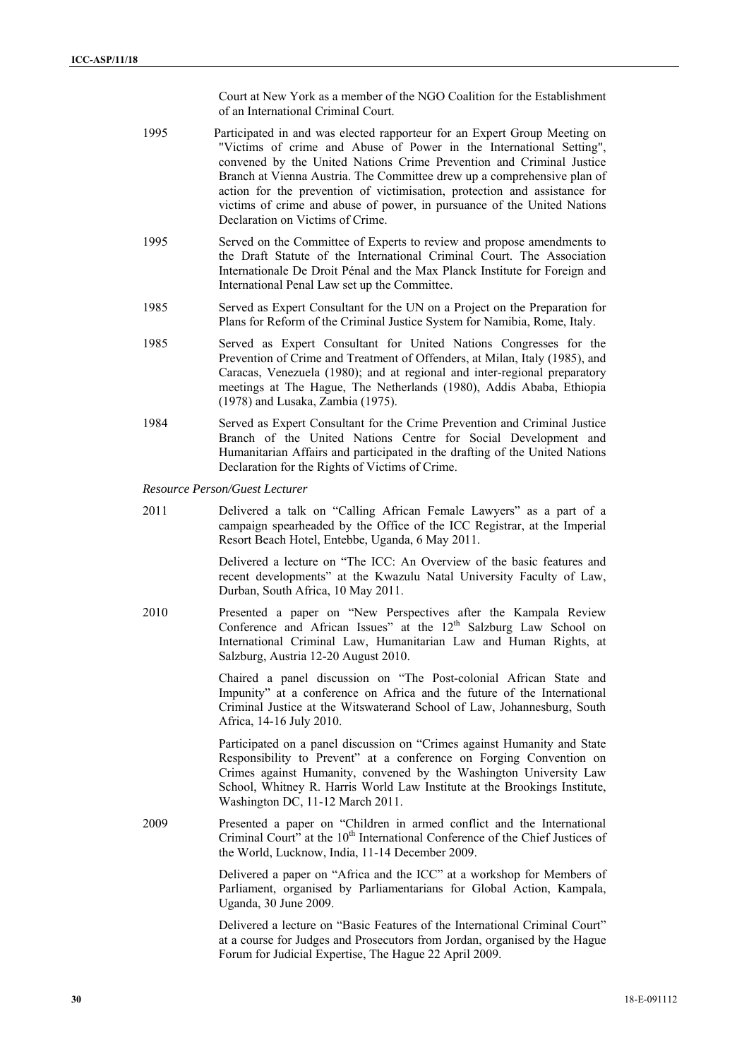Court at New York as a member of the NGO Coalition for the Establishment of an International Criminal Court.

1995 Participated in and was elected rapporteur for an Expert Group Meeting on "Victims of crime and Abuse of Power in the International Setting", convened by the United Nations Crime Prevention and Criminal Justice Branch at Vienna Austria. The Committee drew up a comprehensive plan of action for the prevention of victimisation, protection and assistance for victims of crime and abuse of power, in pursuance of the United Nations Declaration on Victims of Crime.

1995 Served on the Committee of Experts to review and propose amendments to the Draft Statute of the International Criminal Court. The Association Internationale De Droit Pénal and the Max Planck Institute for Foreign and International Penal Law set up the Committee.

1985 Served as Expert Consultant for the UN on a Project on the Preparation for Plans for Reform of the Criminal Justice System for Namibia, Rome, Italy.

1985 Served as Expert Consultant for United Nations Congresses for the Prevention of Crime and Treatment of Offenders, at Milan, Italy (1985), and Caracas, Venezuela (1980); and at regional and inter-regional preparatory meetings at The Hague, The Netherlands (1980), Addis Ababa, Ethiopia (1978) and Lusaka, Zambia (1975).

1984 Served as Expert Consultant for the Crime Prevention and Criminal Justice Branch of the United Nations Centre for Social Development and Humanitarian Affairs and participated in the drafting of the United Nations Declaration for the Rights of Victims of Crime.

*Resource Person/Guest Lecturer*

2011 Delivered a talk on "Calling African Female Lawyers" as a part of a campaign spearheaded by the Office of the ICC Registrar, at the Imperial Resort Beach Hotel, Entebbe, Uganda, 6 May 2011.

Delivered a lecture on "The ICC: An Overview of the basic features and recent developments" at the Kwazulu Natal University Faculty of Law, Durban, South Africa, 10 May 2011.

2010 Presented a paper on "New Perspectives after the Kampala Review Conference and African Issues" at the 12th Salzburg Law School on International Criminal Law, Humanitarian Law and Human Rights, at Salzburg, Austria 12-20 August 2010.

Chaired a panel discussion on "The Post-colonial African State and Impunity" at a conference on Africa and the future of the International Criminal Justice at the Witswaterand School of Law, Johannesburg, South Africa, 14-16 July 2010.

Participated on a panel discussion on "Crimes against Humanity and State Responsibility to Prevent" at a conference on Forging Convention on Crimes against Humanity, convened by the Washington University Law School, Whitney R. Harris World Law Institute at the Brookings Institute, Washington DC, 11-12 March 2011.

2009 Presented a paper on "Children in armed conflict and the International Criminal Court" at the 10th International Conference of the Chief Justices of the World, Lucknow, India, 11-14 December 2009.

Delivered a paper on "Africa and the ICC" at a workshop for Members of Parliament, organised by Parliamentarians for Global Action, Kampala, Uganda, 30 June 2009.

Delivered a lecture on "Basic Features of the International Criminal Court" at a course for Judges and Prosecutors from Jordan, organised by the Hague Forum for Judicial Expertise, The Hague 22 April 2009.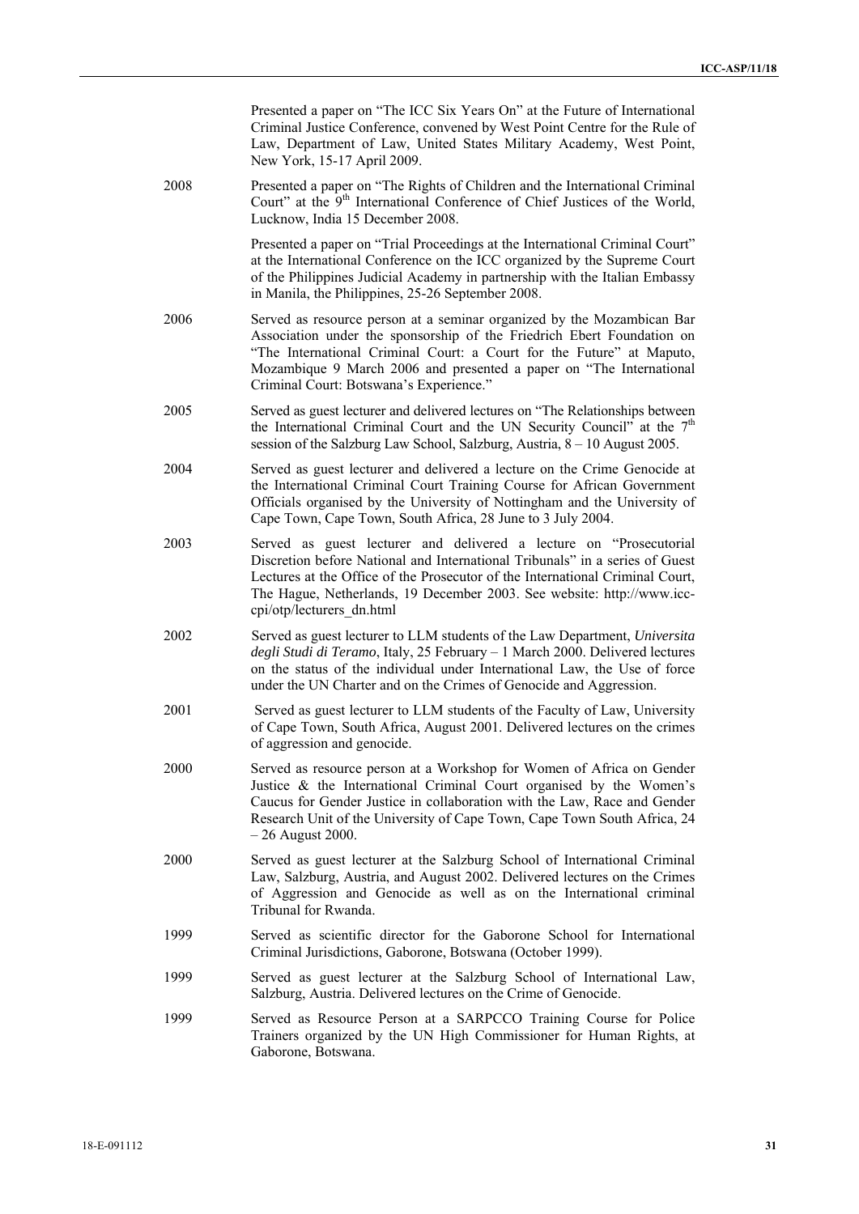| | |
|---|---|
| | Presented a paper on "The ICC Six Years On" at the Future of International Criminal Justice Conference, convened by West Point Centre for the Rule of Law, Department of Law, United States Military Academy, West Point, New York, 15-17 April 2009. |
| 2008 | Presented a paper on "The Rights of Children and the International Criminal Court" at the 9th International Conference of Chief Justices of the World, Lucknow, India 15 December 2008. |
| | Presented a paper on "Trial Proceedings at the International Criminal Court" at the International Conference on the ICC organized by the Supreme Court of the Philippines Judicial Academy in partnership with the Italian Embassy in Manila, the Philippines, 25-26 September 2008. |
| 2006 | Served as resource person at a seminar organized by the Mozambican Bar Association under the sponsorship of the Friedrich Ebert Foundation on "The International Criminal Court: a Court for the Future" at Maputo, Mozambique 9 March 2006 and presented a paper on "The International Criminal Court: Botswana's Experience." |
| 2005 | Served as guest lecturer and delivered lectures on "The Relationships between the International Criminal Court and the UN Security Council" at the 7th session of the Salzburg Law School, Salzburg, Austria, 8 – 10 August 2005. |
| 2004 | Served as guest lecturer and delivered a lecture on the Crime Genocide at the International Criminal Court Training Course for African Government Officials organised by the University of Nottingham and the University of Cape Town, Cape Town, South Africa, 28 June to 3 July 2004. |
| 2003 | Served as guest lecturer and delivered a lecture on "Prosecutorial Discretion before National and International Tribunals" in a series of Guest Lectures at the Office of the Prosecutor of the International Criminal Court, The Hague, Netherlands, 19 December 2003. See website: http://www.icc-cpi/otp/lecturers_dn.html |
| 2002 | Served as guest lecturer to LLM students of the Law Department, *Universita degli Studi di Teramo*, Italy, 25 February – 1 March 2000. Delivered lectures on the status of the individual under International Law, the Use of force under the UN Charter and on the Crimes of Genocide and Aggression. |
| 2001 | Served as guest lecturer to LLM students of the Faculty of Law, University of Cape Town, South Africa, August 2001. Delivered lectures on the crimes of aggression and genocide. |
| 2000 | Served as resource person at a Workshop for Women of Africa on Gender Justice & the International Criminal Court organised by the Women's Caucus for Gender Justice in collaboration with the Law, Race and Gender Research Unit of the University of Cape Town, Cape Town South Africa, 24 – 26 August 2000. |
| 2000 | Served as guest lecturer at the Salzburg School of International Criminal Law, Salzburg, Austria, and August 2002. Delivered lectures on the Crimes of Aggression and Genocide as well as on the International criminal Tribunal for Rwanda. |
| 1999 | Served as scientific director for the Gaborone School for International Criminal Jurisdictions, Gaborone, Botswana (October 1999). |
| 1999 | Served as guest lecturer at the Salzburg School of International Law, Salzburg, Austria. Delivered lectures on the Crime of Genocide. |
| 1999 | Served as Resource Person at a SARPCCO Training Course for Police Trainers organized by the UN High Commissioner for Human Rights, at Gaborone, Botswana. |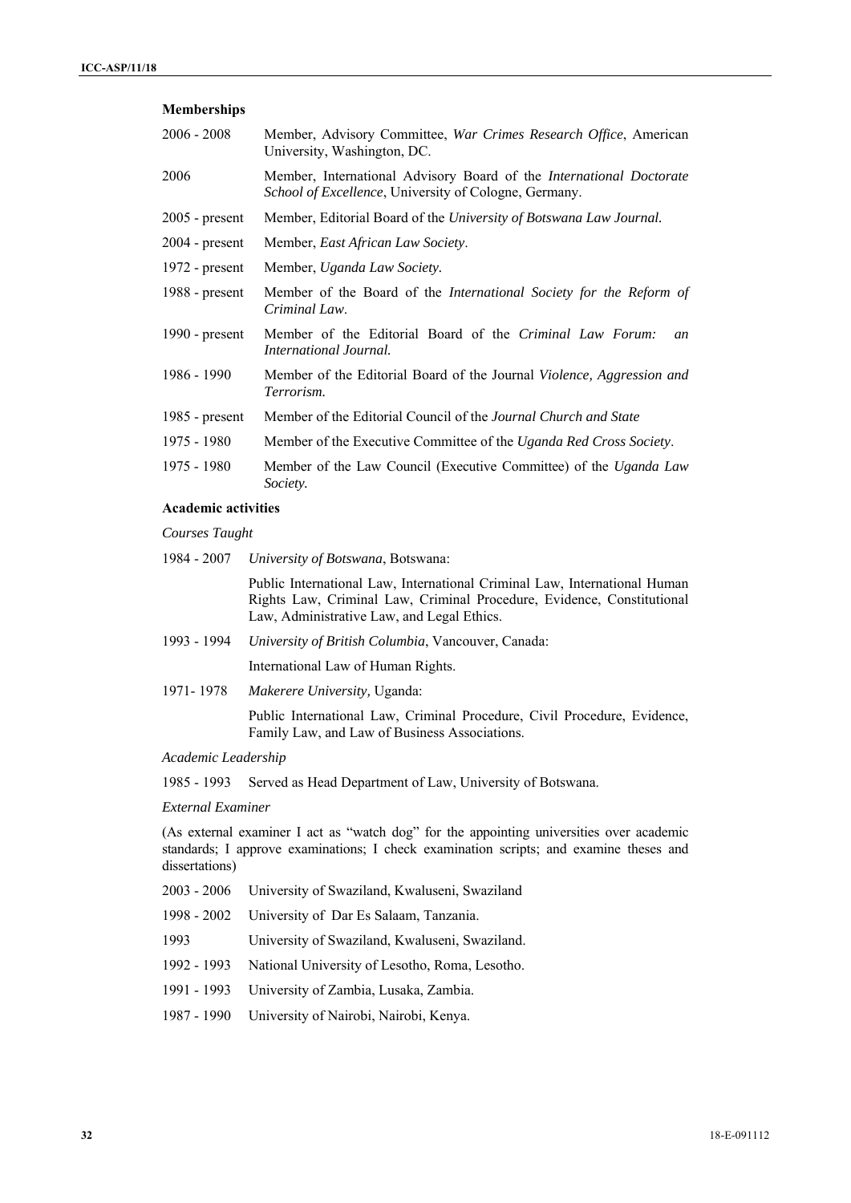**Memberships**

| | |
|---|---|
| 2006 - 2008 | Member, Advisory Committee, *War Crimes Research Office*, American University, Washington, DC. |
| 2006 | Member, International Advisory Board of the *International Doctorate School of Excellence*, University of Cologne, Germany. |
| 2005 - present | Member, Editorial Board of the *University of Botswana Law Journal.* |
| 2004 - present | Member, *East African Law Society*. |
| 1972 - present | Member, *Uganda Law Society.* |
| 1988 - present | Member of the Board of the *International Society for the Reform of Criminal Law*. |
| 1990 - present | Member of the Editorial Board of the *Criminal Law Forum: an International Journal.* |
| 1986 - 1990 | Member of the Editorial Board of the Journal *Violence, Aggression and Terrorism.* |
| 1985 - present | Member of the Editorial Council of the *Journal Church and State* |
| 1975 - 1980 | Member of the Executive Committee of the *Uganda Red Cross Society*. |
| 1975 - 1980 | Member of the Law Council (Executive Committee) of the *Uganda Law Society.* |

**Academic activities**

*Courses Taught*

1984 - 2007 *University of Botswana*, Botswana:

Public International Law, International Criminal Law, International Human Rights Law, Criminal Law, Criminal Procedure, Evidence, Constitutional Law, Administrative Law, and Legal Ethics.

1993 - 1994 *University of British Columbia*, Vancouver, Canada:

International Law of Human Rights.

1971- 1978 *Makerere University,* Uganda:

Public International Law, Criminal Procedure, Civil Procedure, Evidence, Family Law, and Law of Business Associations.

*Academic Leadership*

1985 - 1993 Served as Head Department of Law, University of Botswana.

*External Examiner*

(As external examiner I act as "watch dog" for the appointing universities over academic standards; I approve examinations; I check examination scripts; and examine theses and dissertations)

| | |
|---|---|
| 2003 - 2006 | University of Swaziland, Kwaluseni, Swaziland |
| 1998 - 2002 | University of Dar Es Salaam, Tanzania. |
| 1993 | University of Swaziland, Kwaluseni, Swaziland. |
| 1992 - 1993 | National University of Lesotho, Roma, Lesotho. |
| 1991 - 1993 | University of Zambia, Lusaka, Zambia. |
| 1987 - 1990 | University of Nairobi, Nairobi, Kenya. |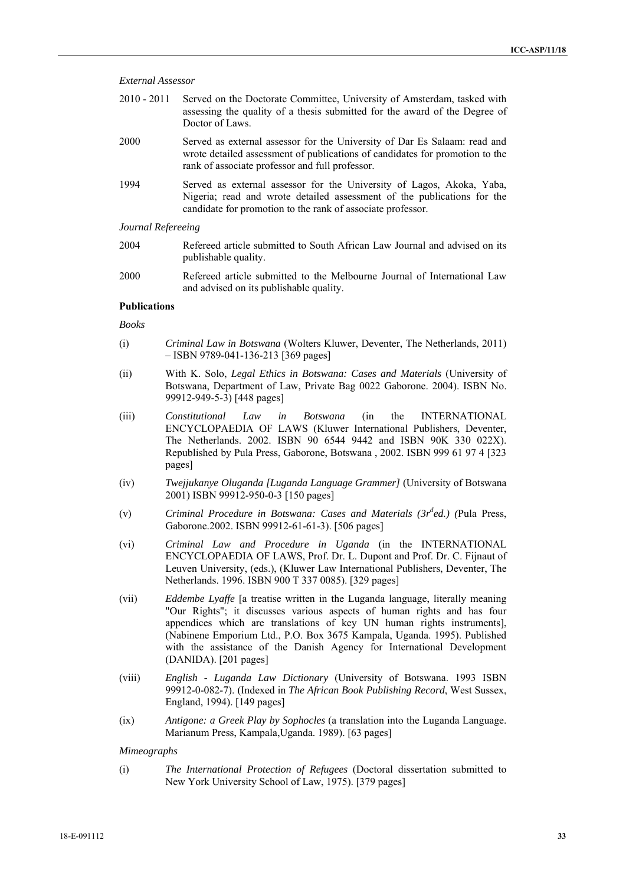*External Assessor*

2010 - 2011 Served on the Doctorate Committee, University of Amsterdam, tasked with assessing the quality of a thesis submitted for the award of the Degree of Doctor of Laws.

2000 Served as external assessor for the University of Dar Es Salaam: read and wrote detailed assessment of publications of candidates for promotion to the rank of associate professor and full professor.

1994 Served as external assessor for the University of Lagos, Akoka, Yaba, Nigeria; read and wrote detailed assessment of the publications for the candidate for promotion to the rank of associate professor.

*Journal Refereeing*

2004 Refereed article submitted to South African Law Journal and advised on its publishable quality.

2000 Refereed article submitted to the Melbourne Journal of International Law and advised on its publishable quality.

**Publications**

*Books*

(i) *Criminal Law in Botswana* (Wolters Kluwer, Deventer, The Netherlands, 2011) – ISBN 9789-041-136-213 [369 pages]

(ii) With K. Solo, *Legal Ethics in Botswana: Cases and Materials* (University of Botswana, Department of Law, Private Bag 0022 Gaborone. 2004). ISBN No. 99912-949-5-3) [448 pages]

(iii) *Constitutional Law in Botswana* (in the INTERNATIONAL ENCYCLOPAEDIA OF LAWS (Kluwer International Publishers, Deventer, The Netherlands. 2002. ISBN 90 6544 9442 and ISBN 90K 330 022X). Republished by Pula Press, Gaborone, Botswana , 2002. ISBN 999 61 97 4 [323 pages]

(iv) *Twejjukanye Oluganda [Luganda Language Grammer]* (University of Botswana 2001) ISBN 99912-950-0-3 [150 pages]

(v) *Criminal Procedure in Botswana: Cases and Materials (3rded.) (*Pula Press, Gaborone.2002. ISBN 99912-61-61-3). [506 pages]

(vi) *Criminal Law and Procedure in Uganda* (in the INTERNATIONAL ENCYCLOPAEDIA OF LAWS, Prof. Dr. L. Dupont and Prof. Dr. C. Fijnaut of Leuven University, (eds.), (Kluwer Law International Publishers, Deventer, The Netherlands. 1996. ISBN 900 T 337 0085). [329 pages]

(vii) *Eddembe Lyaffe* [a treatise written in the Luganda language, literally meaning "Our Rights"; it discusses various aspects of human rights and has four appendices which are translations of key UN human rights instruments], (Nabinene Emporium Ltd., P.O. Box 3675 Kampala, Uganda. 1995). Published with the assistance of the Danish Agency for International Development (DANIDA). [201 pages]

(viii) *English - Luganda Law Dictionary* (University of Botswana. 1993 ISBN 99912-0-082-7). (Indexed in *The African Book Publishing Record*, West Sussex, England, 1994). [149 pages]

(ix) *Antigone: a Greek Play by Sophocles* (a translation into the Luganda Language. Marianum Press, Kampala,Uganda. 1989). [63 pages]

*Mimeographs*

(i) *The International Protection of Refugees* (Doctoral dissertation submitted to New York University School of Law, 1975). [379 pages]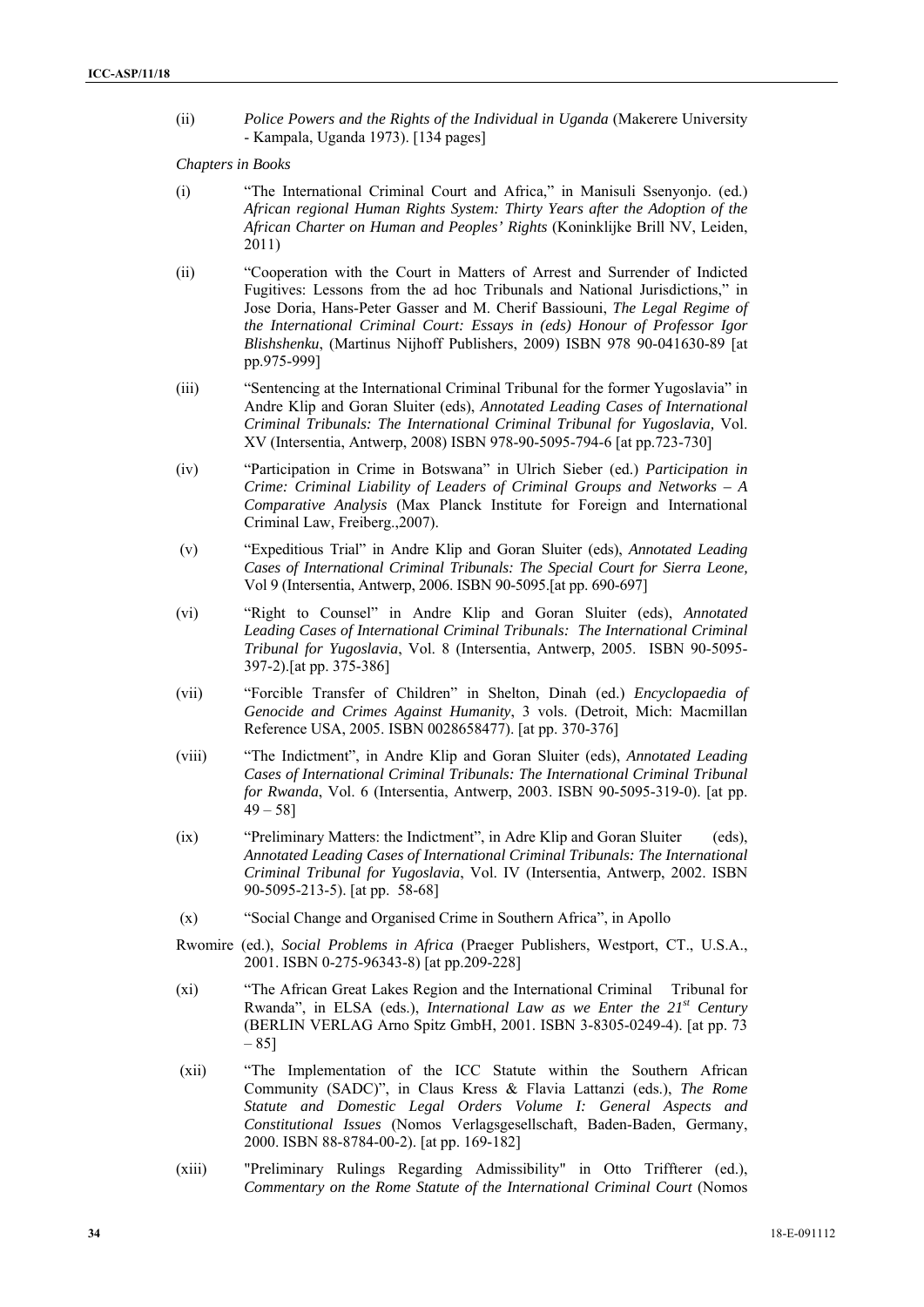(ii) *Police Powers and the Rights of the Individual in Uganda* (Makerere University - Kampala, Uganda 1973). [134 pages]

*Chapters in Books*

(i) "The International Criminal Court and Africa," in Manisuli Ssenyonjo. (ed.) *African regional Human Rights System: Thirty Years after the Adoption of the African Charter on Human and Peoples' Rights* (Koninklijke Brill NV, Leiden, 2011)

(ii) "Cooperation with the Court in Matters of Arrest and Surrender of Indicted Fugitives: Lessons from the ad hoc Tribunals and National Jurisdictions," in Jose Doria, Hans-Peter Gasser and M. Cherif Bassiouni, *The Legal Regime of the International Criminal Court: Essays in (eds) Honour of Professor Igor Blishshenku*, (Martinus Nijhoff Publishers, 2009) ISBN 978 90-041630-89 [at pp.975-999]

(iii) "Sentencing at the International Criminal Tribunal for the former Yugoslavia" in Andre Klip and Goran Sluiter (eds), *Annotated Leading Cases of International Criminal Tribunals: The International Criminal Tribunal for Yugoslavia,* Vol. XV (Intersentia, Antwerp, 2008) ISBN 978-90-5095-794-6 [at pp.723-730]

(iv) "Participation in Crime in Botswana" in Ulrich Sieber (ed.) *Participation in Crime: Criminal Liability of Leaders of Criminal Groups and Networks – A Comparative Analysis* (Max Planck Institute for Foreign and International Criminal Law, Freiberg.,2007).

(v) "Expeditious Trial" in Andre Klip and Goran Sluiter (eds), *Annotated Leading Cases of International Criminal Tribunals: The Special Court for Sierra Leone,* Vol 9 (Intersentia, Antwerp, 2006. ISBN 90-5095.[at pp. 690-697]

(vi) "Right to Counsel" in Andre Klip and Goran Sluiter (eds), *Annotated Leading Cases of International Criminal Tribunals: The International Criminal Tribunal for Yugoslavia*, Vol. 8 (Intersentia, Antwerp, 2005. ISBN 90-5095-397-2).[at pp. 375-386]

(vii) "Forcible Transfer of Children" in Shelton, Dinah (ed.) *Encyclopaedia of Genocide and Crimes Against Humanity*, 3 vols. (Detroit, Mich: Macmillan Reference USA, 2005. ISBN 0028658477). [at pp. 370-376]

(viii) "The Indictment", in Andre Klip and Goran Sluiter (eds), *Annotated Leading Cases of International Criminal Tribunals: The International Criminal Tribunal for Rwanda*, Vol. 6 (Intersentia, Antwerp, 2003. ISBN 90-5095-319-0). [at pp. 49 – 58]

(ix) "Preliminary Matters: the Indictment", in Adre Klip and Goran Sluiter (eds), *Annotated Leading Cases of International Criminal Tribunals: The International Criminal Tribunal for Yugoslavia*, Vol. IV (Intersentia, Antwerp, 2002. ISBN 90-5095-213-5). [at pp. 58-68]

(x) "Social Change and Organised Crime in Southern Africa", in Apollo Rwomire (ed.), *Social Problems in Africa* (Praeger Publishers, Westport, CT., U.S.A., 2001. ISBN 0-275-96343-8) [at pp.209-228]

(xi) "The African Great Lakes Region and the International Criminal Tribunal for Rwanda", in ELSA (eds.), *International Law as we Enter the 21st Century* (BERLIN VERLAG Arno Spitz GmbH, 2001. ISBN 3-8305-0249-4). [at pp. 73 – 85]

(xii) "The Implementation of the ICC Statute within the Southern African Community (SADC)", in Claus Kress & Flavia Lattanzi (eds.), *The Rome Statute and Domestic Legal Orders Volume I: General Aspects and Constitutional Issues* (Nomos Verlagsgesellschaft, Baden-Baden, Germany, 2000. ISBN 88-8784-00-2). [at pp. 169-182]

(xiii) "Preliminary Rulings Regarding Admissibility" in Otto Triffterer (ed.), *Commentary on the Rome Statute of the International Criminal Court* (Nomos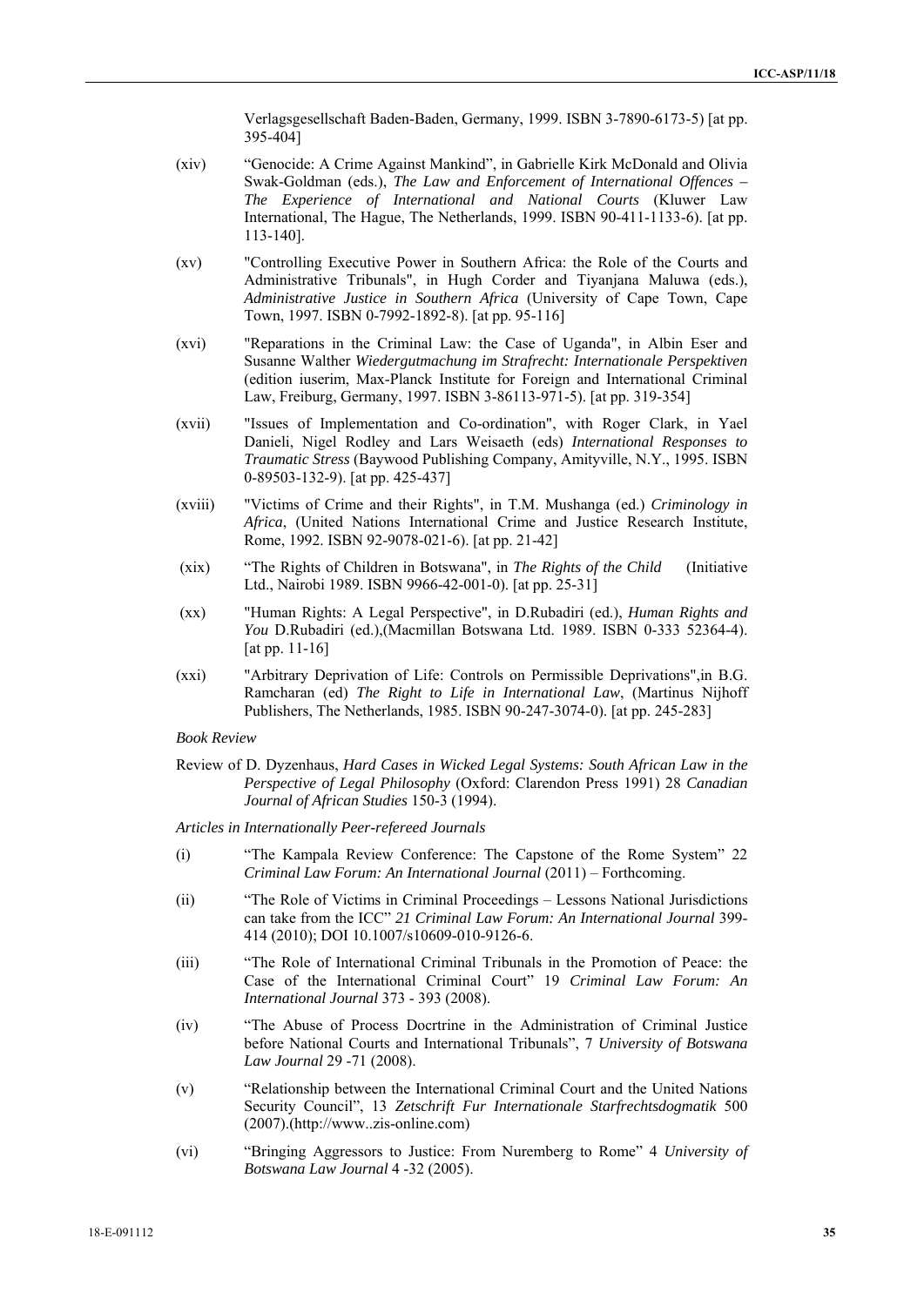Verlagsgesellschaft Baden-Baden, Germany, 1999. ISBN 3-7890-6173-5) [at pp. 395-404]

(xiv) "Genocide: A Crime Against Mankind", in Gabrielle Kirk McDonald and Olivia Swak-Goldman (eds.), *The Law and Enforcement of International Offences – The Experience of International and National Courts* (Kluwer Law International, The Hague, The Netherlands, 1999. ISBN 90-411-1133-6). [at pp. 113-140].

(xv) "Controlling Executive Power in Southern Africa: the Role of the Courts and Administrative Tribunals", in Hugh Corder and Tiyanjana Maluwa (eds.), *Administrative Justice in Southern Africa* (University of Cape Town, Cape Town, 1997. ISBN 0-7992-1892-8). [at pp. 95-116]

(xvi) "Reparations in the Criminal Law: the Case of Uganda", in Albin Eser and Susanne Walther *Wiedergutmachung im Strafrecht: Internationale Perspektiven* (edition iuserim, Max-Planck Institute for Foreign and International Criminal Law, Freiburg, Germany, 1997. ISBN 3-86113-971-5). [at pp. 319-354]

(xvii) "Issues of Implementation and Co-ordination", with Roger Clark, in Yael Danieli, Nigel Rodley and Lars Weisaeth (eds) *International Responses to Traumatic Stress* (Baywood Publishing Company, Amityville, N.Y., 1995. ISBN 0-89503-132-9). [at pp. 425-437]

(xviii) "Victims of Crime and their Rights", in T.M. Mushanga (ed.) *Criminology in Africa*, (United Nations International Crime and Justice Research Institute, Rome, 1992. ISBN 92-9078-021-6). [at pp. 21-42]

(xix) "The Rights of Children in Botswana", in *The Rights of the Child* (Initiative Ltd., Nairobi 1989. ISBN 9966-42-001-0). [at pp. 25-31]

(xx) "Human Rights: A Legal Perspective", in D.Rubadiri (ed.), *Human Rights and You* D.Rubadiri (ed.),(Macmillan Botswana Ltd. 1989. ISBN 0-333 52364-4). [at pp. 11-16]

(xxi) "Arbitrary Deprivation of Life: Controls on Permissible Deprivations",in B.G. Ramcharan (ed) *The Right to Life in International Law*, (Martinus Nijhoff Publishers, The Netherlands, 1985. ISBN 90-247-3074-0). [at pp. 245-283]

*Book Review*

Review of D. Dyzenhaus, *Hard Cases in Wicked Legal Systems: South African Law in the Perspective of Legal Philosophy* (Oxford: Clarendon Press 1991) 28 *Canadian Journal of African Studies* 150-3 (1994).

*Articles in Internationally Peer-refereed Journals*

(i) "The Kampala Review Conference: The Capstone of the Rome System" 22 *Criminal Law Forum: An International Journal* (2011) – Forthcoming.

(ii) "The Role of Victims in Criminal Proceedings – Lessons National Jurisdictions can take from the ICC" *21 Criminal Law Forum: An International Journal* 399-414 (2010); DOI 10.1007/s10609-010-9126-6.

(iii) "The Role of International Criminal Tribunals in the Promotion of Peace: the Case of the International Criminal Court" 19 *Criminal Law Forum: An International Journal* 373 - 393 (2008).

(iv) "The Abuse of Process Docrtrine in the Administration of Criminal Justice before National Courts and International Tribunals", 7 *University of Botswana Law Journal* 29 -71 (2008).

(v) "Relationship between the International Criminal Court and the United Nations Security Council", 13 *Zetschrift Fur Internationale Starfrechtsdogmatik* 500 (2007).(http://www..zis-online.com)

(vi) "Bringing Aggressors to Justice: From Nuremberg to Rome" 4 *University of Botswana Law Journal* 4 -32 (2005).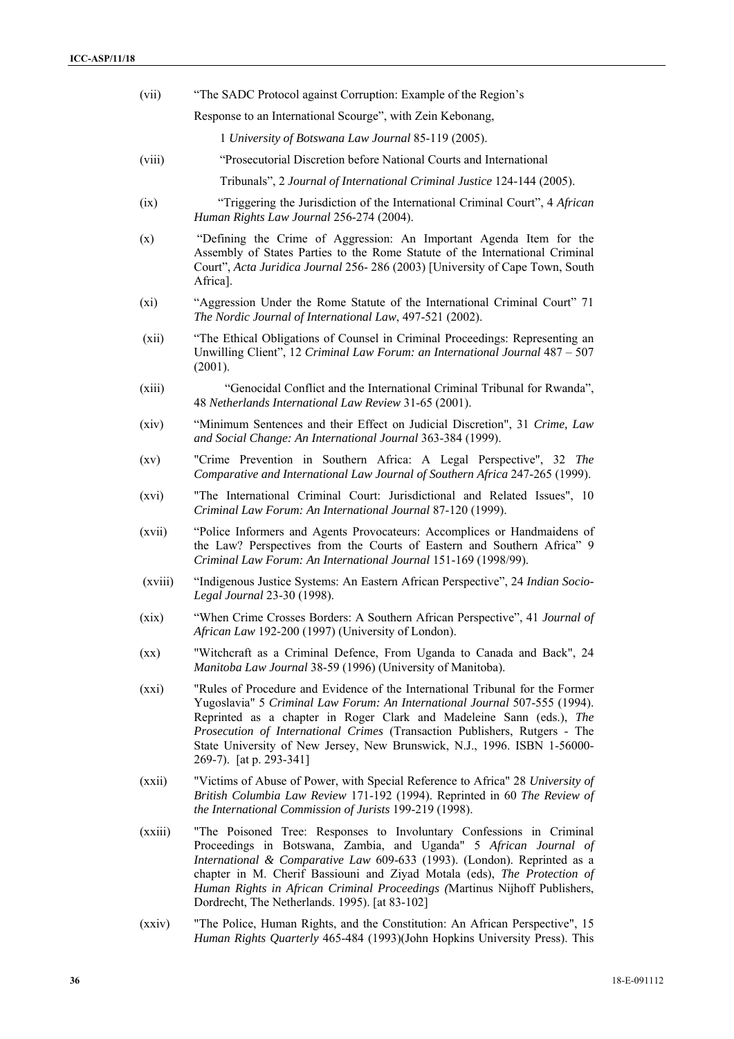(vii) "The SADC Protocol against Corruption: Example of the Region's Response to an International Scourge", with Zein Kebonang, 1 *University of Botswana Law Journal* 85-119 (2005).

(viii) "Prosecutorial Discretion before National Courts and International Tribunals", 2 *Journal of International Criminal Justice* 124-144 (2005).

(ix) "Triggering the Jurisdiction of the International Criminal Court", 4 *African Human Rights Law Journal* 256-274 (2004).

(x) "Defining the Crime of Aggression: An Important Agenda Item for the Assembly of States Parties to the Rome Statute of the International Criminal Court", *Acta Juridica Journal* 256- 286 (2003) [University of Cape Town, South Africa].

(xi) "Aggression Under the Rome Statute of the International Criminal Court" 71 *The Nordic Journal of International Law*, 497-521 (2002).

(xii) "The Ethical Obligations of Counsel in Criminal Proceedings: Representing an Unwilling Client", 12 *Criminal Law Forum: an International Journal* 487 – 507 (2001).

(xiii) "Genocidal Conflict and the International Criminal Tribunal for Rwanda", 48 *Netherlands International Law Review* 31-65 (2001).

(xiv) "Minimum Sentences and their Effect on Judicial Discretion", 31 *Crime, Law and Social Change: An International Journal* 363-384 (1999).

(xv) "Crime Prevention in Southern Africa: A Legal Perspective", 32 *The Comparative and International Law Journal of Southern Africa* 247-265 (1999).

(xvi) "The International Criminal Court: Jurisdictional and Related Issues", 10 *Criminal Law Forum: An International Journal* 87-120 (1999).

(xvii) "Police Informers and Agents Provocateurs: Accomplices or Handmaidens of the Law? Perspectives from the Courts of Eastern and Southern Africa" 9 *Criminal Law Forum: An International Journal* 151-169 (1998/99).

(xviii) "Indigenous Justice Systems: An Eastern African Perspective", 24 *Indian Socio-Legal Journal* 23-30 (1998).

(xix) "When Crime Crosses Borders: A Southern African Perspective", 41 *Journal of African Law* 192-200 (1997) (University of London).

(xx) "Witchcraft as a Criminal Defence, From Uganda to Canada and Back", 24 *Manitoba Law Journal* 38-59 (1996) (University of Manitoba).

(xxi) "Rules of Procedure and Evidence of the International Tribunal for the Former Yugoslavia" 5 *Criminal Law Forum: An International Journal* 507-555 (1994). Reprinted as a chapter in Roger Clark and Madeleine Sann (eds.), *The Prosecution of International Crimes* (Transaction Publishers, Rutgers - The State University of New Jersey, New Brunswick, N.J., 1996. ISBN 1-56000-269-7). [at p. 293-341]

(xxii) "Victims of Abuse of Power, with Special Reference to Africa" 28 *University of British Columbia Law Review* 171-192 (1994). Reprinted in 60 *The Review of the International Commission of Jurists* 199-219 (1998).

(xxiii) "The Poisoned Tree: Responses to Involuntary Confessions in Criminal Proceedings in Botswana, Zambia, and Uganda" 5 *African Journal of International & Comparative Law* 609-633 (1993). (London). Reprinted as a chapter in M. Cherif Bassiouni and Ziyad Motala (eds), *The Protection of Human Rights in African Criminal Proceedings (*Martinus Nijhoff Publishers, Dordrecht, The Netherlands. 1995). [at 83-102]

(xxiv) "The Police, Human Rights, and the Constitution: An African Perspective", 15 *Human Rights Quarterly* 465-484 (1993)(John Hopkins University Press). This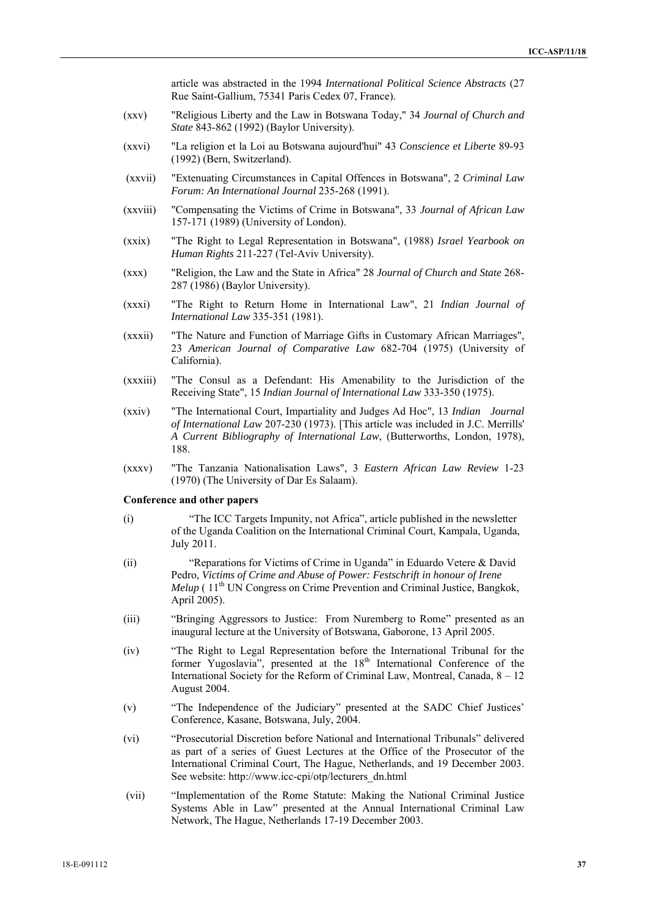article was abstracted in the 1994 *International Political Science Abstracts* (27 Rue Saint-Gallium, 75341 Paris Cedex 07, France).

(xxv) "Religious Liberty and the Law in Botswana Today," 34 *Journal of Church and State* 843-862 (1992) (Baylor University).

(xxvi) "La religion et la Loi au Botswana aujourd'hui" 43 *Conscience et Liberte* 89-93 (1992) (Bern, Switzerland).

(xxvii) "Extenuating Circumstances in Capital Offences in Botswana", 2 *Criminal Law Forum: An International Journal* 235-268 (1991).

(xxviii) "Compensating the Victims of Crime in Botswana", 33 *Journal of African Law* 157-171 (1989) (University of London).

(xxix) "The Right to Legal Representation in Botswana", (1988) *Israel Yearbook on Human Rights* 211-227 (Tel-Aviv University).

(xxx) "Religion, the Law and the State in Africa" 28 *Journal of Church and State* 268-287 (1986) (Baylor University).

(xxxi) "The Right to Return Home in International Law", 21 *Indian Journal of International Law* 335-351 (1981).

(xxxii) "The Nature and Function of Marriage Gifts in Customary African Marriages", 23 *American Journal of Comparative Law* 682-704 (1975) (University of California).

(xxxiii) "The Consul as a Defendant: His Amenability to the Jurisdiction of the Receiving State", 15 *Indian Journal of International Law* 333-350 (1975).

(xxiv) "The International Court, Impartiality and Judges Ad Hoc", 13 *Indian Journal of International Law* 207-230 (1973). [This article was included in J.C. Merrills' *A Current Bibliography of International Law*, (Butterworths, London, 1978), 188.

(xxxv) "The Tanzania Nationalisation Laws", 3 *Eastern African Law Review* 1-23 (1970) (The University of Dar Es Salaam).

**Conference and other papers**

(i) "The ICC Targets Impunity, not Africa", article published in the newsletter of the Uganda Coalition on the International Criminal Court, Kampala, Uganda, July 2011.

(ii) "Reparations for Victims of Crime in Uganda" in Eduardo Vetere & David Pedro, *Victims of Crime and Abuse of Power: Festschrift in honour of Irene Melup* ( 11th UN Congress on Crime Prevention and Criminal Justice, Bangkok, April 2005).

(iii) "Bringing Aggressors to Justice: From Nuremberg to Rome" presented as an inaugural lecture at the University of Botswana, Gaborone, 13 April 2005.

(iv) "The Right to Legal Representation before the International Tribunal for the former Yugoslavia", presented at the 18th International Conference of the International Society for the Reform of Criminal Law, Montreal, Canada, 8 – 12 August 2004.

(v) "The Independence of the Judiciary" presented at the SADC Chief Justices' Conference, Kasane, Botswana, July, 2004.

(vi) "Prosecutorial Discretion before National and International Tribunals" delivered as part of a series of Guest Lectures at the Office of the Prosecutor of the International Criminal Court, The Hague, Netherlands, and 19 December 2003. See website: http://www.icc-cpi/otp/lecturers_dn.html

(vii) "Implementation of the Rome Statute: Making the National Criminal Justice Systems Able in Law" presented at the Annual International Criminal Law Network, The Hague, Netherlands 17-19 December 2003.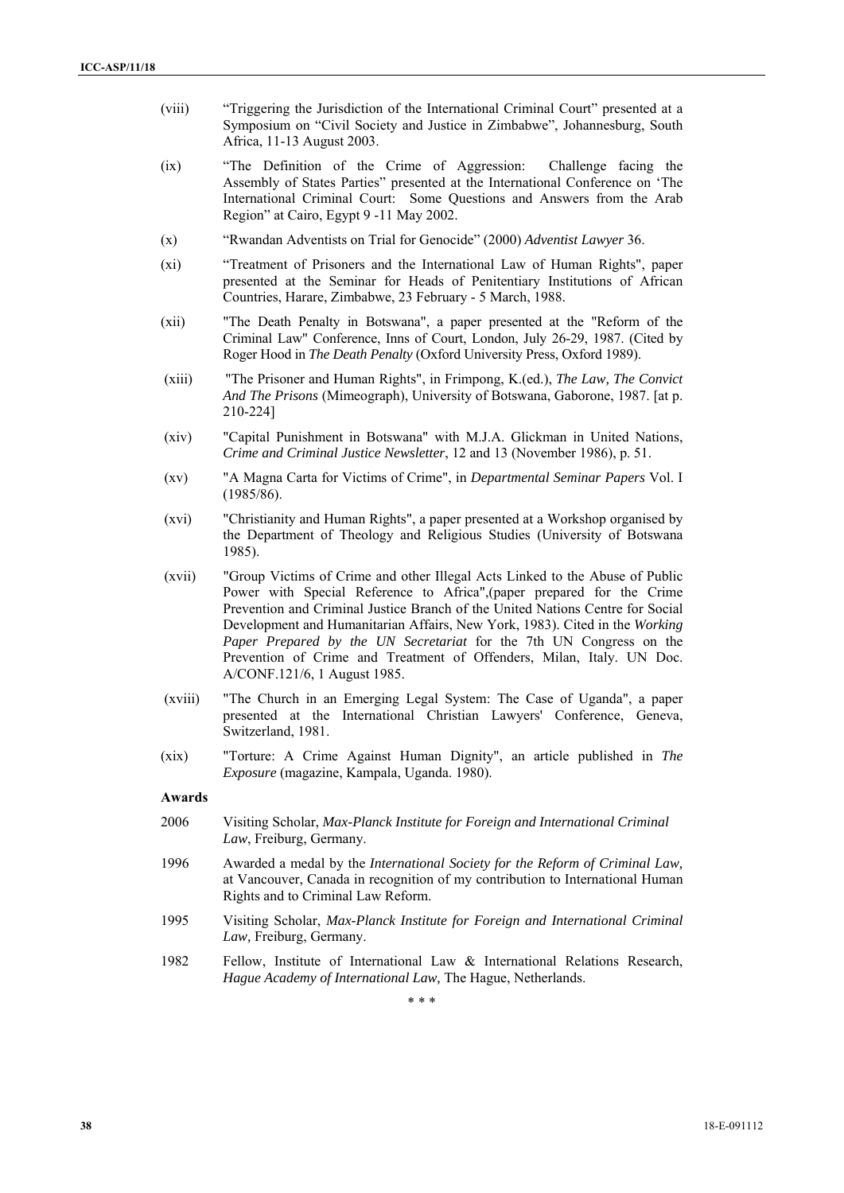(viii) "Triggering the Jurisdiction of the International Criminal Court" presented at a Symposium on "Civil Society and Justice in Zimbabwe", Johannesburg, South Africa, 11-13 August 2003.

(ix) "The Definition of the Crime of Aggression: Challenge facing the Assembly of States Parties" presented at the International Conference on 'The International Criminal Court: Some Questions and Answers from the Arab Region" at Cairo, Egypt 9 -11 May 2002.

(x) "Rwandan Adventists on Trial for Genocide" (2000) *Adventist Lawyer* 36.

(xi) "Treatment of Prisoners and the International Law of Human Rights", paper presented at the Seminar for Heads of Penitentiary Institutions of African Countries, Harare, Zimbabwe, 23 February - 5 March, 1988.

(xii) "The Death Penalty in Botswana", a paper presented at the "Reform of the Criminal Law" Conference, Inns of Court, London, July 26-29, 1987. (Cited by Roger Hood in *The Death Penalty* (Oxford University Press, Oxford 1989).

(xiii) "The Prisoner and Human Rights", in Frimpong, K.(ed.), *The Law, The Convict And The Prisons* (Mimeograph), University of Botswana, Gaborone, 1987. [at p. 210-224]

(xiv) "Capital Punishment in Botswana" with M.J.A. Glickman in United Nations, *Crime and Criminal Justice Newsletter*, 12 and 13 (November 1986), p. 51.

(xv) "A Magna Carta for Victims of Crime", in *Departmental Seminar Papers* Vol. I (1985/86).

(xvi) "Christianity and Human Rights", a paper presented at a Workshop organised by the Department of Theology and Religious Studies (University of Botswana 1985).

(xvii) "Group Victims of Crime and other Illegal Acts Linked to the Abuse of Public Power with Special Reference to Africa",(paper prepared for the Crime Prevention and Criminal Justice Branch of the United Nations Centre for Social Development and Humanitarian Affairs, New York, 1983). Cited in the *Working Paper Prepared by the UN Secretariat* for the 7th UN Congress on the Prevention of Crime and Treatment of Offenders, Milan, Italy. UN Doc. A/CONF.121/6, 1 August 1985.

(xviii) "The Church in an Emerging Legal System: The Case of Uganda", a paper presented at the International Christian Lawyers' Conference, Geneva, Switzerland, 1981.

(xix) "Torture: A Crime Against Human Dignity", an article published in *The Exposure* (magazine, Kampala, Uganda. 1980).

**Awards**

2006 Visiting Scholar, *Max-Planck Institute for Foreign and International Criminal Law*, Freiburg, Germany.

1996 Awarded a medal by the *International Society for the Reform of Criminal Law,* at Vancouver, Canada in recognition of my contribution to International Human Rights and to Criminal Law Reform.

1995 Visiting Scholar, *Max-Planck Institute for Foreign and International Criminal Law,* Freiburg, Germany.

1982 Fellow, Institute of International Law & International Relations Research, *Hague Academy of International Law,* The Hague, Netherlands.

\* \* \*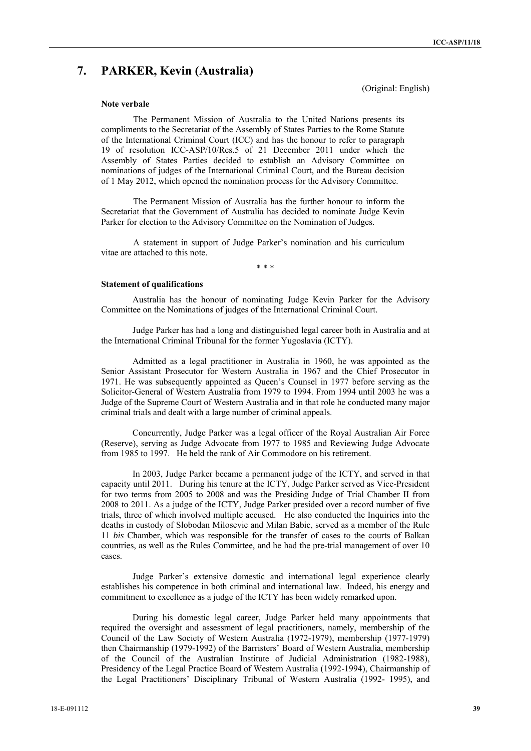## 7. PARKER, Kevin (Australia)

(Original: English)

**Note verbale**

The Permanent Mission of Australia to the United Nations presents its compliments to the Secretariat of the Assembly of States Parties to the Rome Statute of the International Criminal Court (ICC) and has the honour to refer to paragraph 19 of resolution ICC-ASP/10/Res.5 of 21 December 2011 under which the Assembly of States Parties decided to establish an Advisory Committee on nominations of judges of the International Criminal Court, and the Bureau decision of 1 May 2012, which opened the nomination process for the Advisory Committee.

The Permanent Mission of Australia has the further honour to inform the Secretariat that the Government of Australia has decided to nominate Judge Kevin Parker for election to the Advisory Committee on the Nomination of Judges.

A statement in support of Judge Parker's nomination and his curriculum vitae are attached to this note.

\* \* \*

**Statement of qualifications**

Australia has the honour of nominating Judge Kevin Parker for the Advisory Committee on the Nominations of judges of the International Criminal Court.

Judge Parker has had a long and distinguished legal career both in Australia and at the International Criminal Tribunal for the former Yugoslavia (ICTY).

Admitted as a legal practitioner in Australia in 1960, he was appointed as the Senior Assistant Prosecutor for Western Australia in 1967 and the Chief Prosecutor in 1971. He was subsequently appointed as Queen's Counsel in 1977 before serving as the Solicitor-General of Western Australia from 1979 to 1994. From 1994 until 2003 he was a Judge of the Supreme Court of Western Australia and in that role he conducted many major criminal trials and dealt with a large number of criminal appeals.

Concurrently, Judge Parker was a legal officer of the Royal Australian Air Force (Reserve), serving as Judge Advocate from 1977 to 1985 and Reviewing Judge Advocate from 1985 to 1997. He held the rank of Air Commodore on his retirement.

In 2003, Judge Parker became a permanent judge of the ICTY, and served in that capacity until 2011. During his tenure at the ICTY, Judge Parker served as Vice-President for two terms from 2005 to 2008 and was the Presiding Judge of Trial Chamber II from 2008 to 2011. As a judge of the ICTY, Judge Parker presided over a record number of five trials, three of which involved multiple accused. He also conducted the Inquiries into the deaths in custody of Slobodan Milosevic and Milan Babic, served as a member of the Rule 11 *bis* Chamber, which was responsible for the transfer of cases to the courts of Balkan countries, as well as the Rules Committee, and he had the pre-trial management of over 10 cases.

Judge Parker's extensive domestic and international legal experience clearly establishes his competence in both criminal and international law. Indeed, his energy and commitment to excellence as a judge of the ICTY has been widely remarked upon.

During his domestic legal career, Judge Parker held many appointments that required the oversight and assessment of legal practitioners, namely, membership of the Council of the Law Society of Western Australia (1972-1979), membership (1977-1979) then Chairmanship (1979-1992) of the Barristers' Board of Western Australia, membership of the Council of the Australian Institute of Judicial Administration (1982-1988), Presidency of the Legal Practice Board of Western Australia (1992-1994), Chairmanship of the Legal Practitioners' Disciplinary Tribunal of Western Australia (1992- 1995), and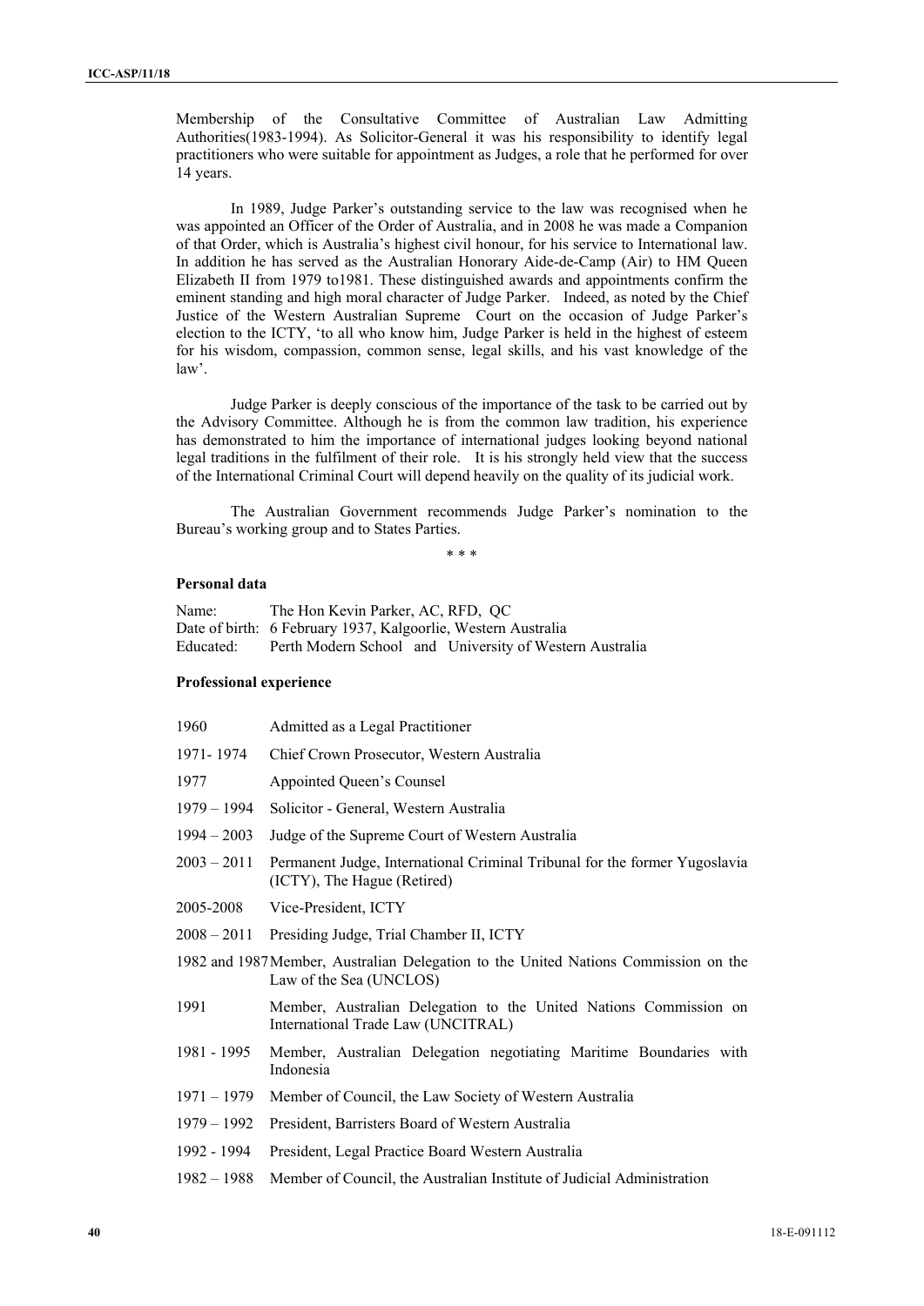Membership of the Consultative Committee of Australian Law Admitting Authorities(1983-1994). As Solicitor-General it was his responsibility to identify legal practitioners who were suitable for appointment as Judges, a role that he performed for over 14 years.

In 1989, Judge Parker's outstanding service to the law was recognised when he was appointed an Officer of the Order of Australia, and in 2008 he was made a Companion of that Order, which is Australia's highest civil honour, for his service to International law. In addition he has served as the Australian Honorary Aide-de-Camp (Air) to HM Queen Elizabeth II from 1979 to1981. These distinguished awards and appointments confirm the eminent standing and high moral character of Judge Parker. Indeed, as noted by the Chief Justice of the Western Australian Supreme Court on the occasion of Judge Parker's election to the ICTY, 'to all who know him, Judge Parker is held in the highest of esteem for his wisdom, compassion, common sense, legal skills, and his vast knowledge of the law'.

Judge Parker is deeply conscious of the importance of the task to be carried out by the Advisory Committee. Although he is from the common law tradition, his experience has demonstrated to him the importance of international judges looking beyond national legal traditions in the fulfilment of their role. It is his strongly held view that the success of the International Criminal Court will depend heavily on the quality of its judicial work.

The Australian Government recommends Judge Parker's nomination to the Bureau's working group and to States Parties.

\* \* \*

**Personal data**

| | |
|---|---|
| Name: | The Hon Kevin Parker, AC, RFD, QC |
| Date of birth: | 6 February 1937, Kalgoorlie, Western Australia |
| Educated: | Perth Modern School and University of Western Australia |

**Professional experience**

| | |
|---|---|
| 1960 | Admitted as a Legal Practitioner |
| 1971- 1974 | Chief Crown Prosecutor, Western Australia |
| 1977 | Appointed Queen's Counsel |
| 1979 – 1994 | Solicitor - General, Western Australia |
| 1994 – 2003 | Judge of the Supreme Court of Western Australia |
| 2003 – 2011 | Permanent Judge, International Criminal Tribunal for the former Yugoslavia (ICTY), The Hague (Retired) |
| 2005-2008 | Vice-President, ICTY |
| 2008 – 2011 | Presiding Judge, Trial Chamber II, ICTY |
| 1982 and 1987 | Member, Australian Delegation to the United Nations Commission on the Law of the Sea (UNCLOS) |
| 1991 | Member, Australian Delegation to the United Nations Commission on International Trade Law (UNCITRAL) |
| 1981 - 1995 | Member, Australian Delegation negotiating Maritime Boundaries with Indonesia |
| 1971 – 1979 | Member of Council, the Law Society of Western Australia |
| 1979 – 1992 | President, Barristers Board of Western Australia |
| 1992 - 1994 | President, Legal Practice Board Western Australia |
| 1982 – 1988 | Member of Council, the Australian Institute of Judicial Administration |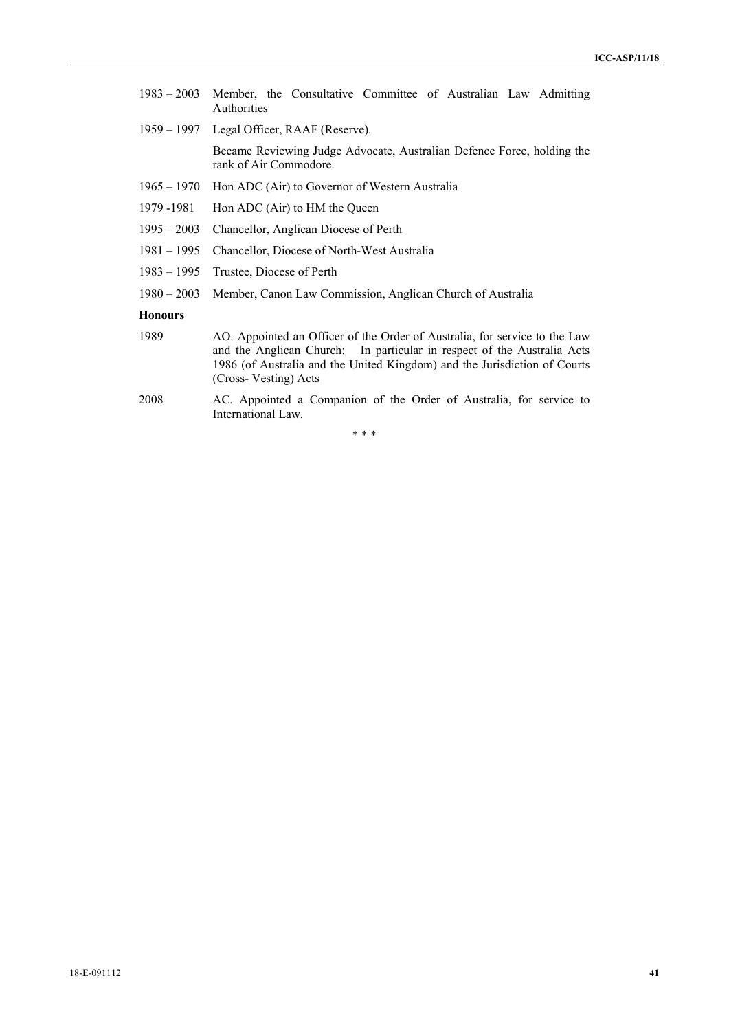1983 – 2003 Member, the Consultative Committee of Australian Law Admitting Authorities

1959 – 1997 Legal Officer, RAAF (Reserve).

Became Reviewing Judge Advocate, Australian Defence Force, holding the rank of Air Commodore.

1965 – 1970 Hon ADC (Air) to Governor of Western Australia

1979 -1981 Hon ADC (Air) to HM the Queen

1995 – 2003 Chancellor, Anglican Diocese of Perth

1981 – 1995 Chancellor, Diocese of North-West Australia

1983 – 1995 Trustee, Diocese of Perth

1980 – 2003 Member, Canon Law Commission, Anglican Church of Australia

**Honours**

1989 AO. Appointed an Officer of the Order of Australia, for service to the Law and the Anglican Church: In particular in respect of the Australia Acts 1986 (of Australia and the United Kingdom) and the Jurisdiction of Courts (Cross- Vesting) Acts

2008 AC. Appointed a Companion of the Order of Australia, for service to International Law.

\* \* \*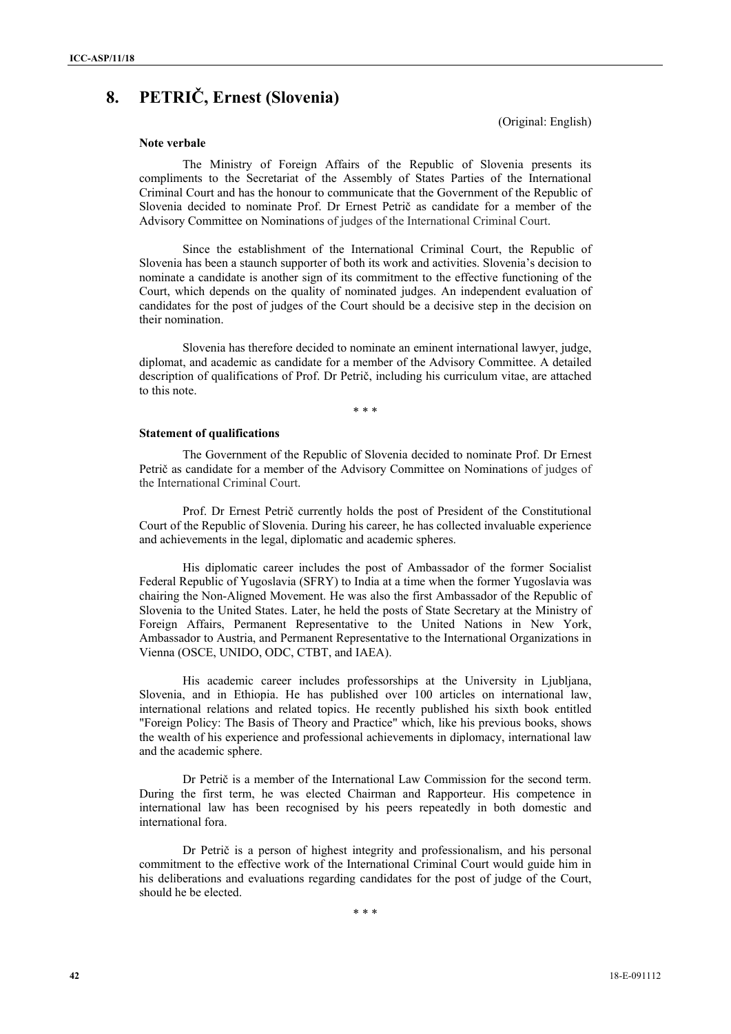# 8. PETRIČ, Ernest (Slovenia)

(Original: English)

**Note verbale**

The Ministry of Foreign Affairs of the Republic of Slovenia presents its compliments to the Secretariat of the Assembly of States Parties of the International Criminal Court and has the honour to communicate that the Government of the Republic of Slovenia decided to nominate Prof. Dr Ernest Petrič as candidate for a member of the Advisory Committee on Nominations of judges of the International Criminal Court.

Since the establishment of the International Criminal Court, the Republic of Slovenia has been a staunch supporter of both its work and activities. Slovenia's decision to nominate a candidate is another sign of its commitment to the effective functioning of the Court, which depends on the quality of nominated judges. An independent evaluation of candidates for the post of judges of the Court should be a decisive step in the decision on their nomination.

Slovenia has therefore decided to nominate an eminent international lawyer, judge, diplomat, and academic as candidate for a member of the Advisory Committee. A detailed description of qualifications of Prof. Dr Petrič, including his curriculum vitae, are attached to this note.

\* \* \*

**Statement of qualifications**

The Government of the Republic of Slovenia decided to nominate Prof. Dr Ernest Petrič as candidate for a member of the Advisory Committee on Nominations of judges of the International Criminal Court.

Prof. Dr Ernest Petrič currently holds the post of President of the Constitutional Court of the Republic of Slovenia. During his career, he has collected invaluable experience and achievements in the legal, diplomatic and academic spheres.

His diplomatic career includes the post of Ambassador of the former Socialist Federal Republic of Yugoslavia (SFRY) to India at a time when the former Yugoslavia was chairing the Non-Aligned Movement. He was also the first Ambassador of the Republic of Slovenia to the United States. Later, he held the posts of State Secretary at the Ministry of Foreign Affairs, Permanent Representative to the United Nations in New York, Ambassador to Austria, and Permanent Representative to the International Organizations in Vienna (OSCE, UNIDO, ODC, CTBT, and IAEA).

His academic career includes professorships at the University in Ljubljana, Slovenia, and in Ethiopia. He has published over 100 articles on international law, international relations and related topics. He recently published his sixth book entitled "Foreign Policy: The Basis of Theory and Practice" which, like his previous books, shows the wealth of his experience and professional achievements in diplomacy, international law and the academic sphere.

Dr Petrič is a member of the International Law Commission for the second term. During the first term, he was elected Chairman and Rapporteur. His competence in international law has been recognised by his peers repeatedly in both domestic and international fora.

Dr Petrič is a person of highest integrity and professionalism, and his personal commitment to the effective work of the International Criminal Court would guide him in his deliberations and evaluations regarding candidates for the post of judge of the Court, should he be elected.

\* \* \*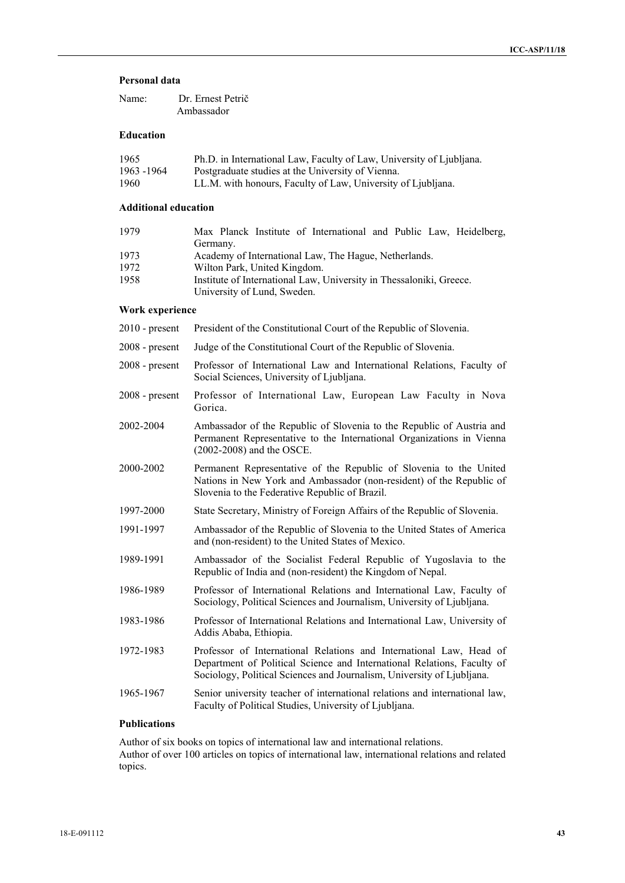**Personal data**

Name: Dr. Ernest Petrič
Ambassador

**Education**

| | |
|---|---|
| 1965 | Ph.D. in International Law, Faculty of Law, University of Ljubljana. |
| 1963 -1964 | Postgraduate studies at the University of Vienna. |
| 1960 | LL.M. with honours, Faculty of Law, University of Ljubljana. |

**Additional education**

| | |
|---|---|
| 1979 | Max Planck Institute of International and Public Law, Heidelberg, Germany. |
| 1973 | Academy of International Law, The Hague, Netherlands. |
| 1972 | Wilton Park, United Kingdom. |
| 1958 | Institute of International Law, University in Thessaloniki, Greece. University of Lund, Sweden. |

**Work experience**

| | |
|---|---|
| 2010 - present | President of the Constitutional Court of the Republic of Slovenia. |
| 2008 - present | Judge of the Constitutional Court of the Republic of Slovenia. |
| 2008 - present | Professor of International Law and International Relations, Faculty of Social Sciences, University of Ljubljana. |
| 2008 - present | Professor of International Law, European Law Faculty in Nova Gorica. |
| 2002-2004 | Ambassador of the Republic of Slovenia to the Republic of Austria and Permanent Representative to the International Organizations in Vienna (2002-2008) and the OSCE. |
| 2000-2002 | Permanent Representative of the Republic of Slovenia to the United Nations in New York and Ambassador (non-resident) of the Republic of Slovenia to the Federative Republic of Brazil. |
| 1997-2000 | State Secretary, Ministry of Foreign Affairs of the Republic of Slovenia. |
| 1991-1997 | Ambassador of the Republic of Slovenia to the United States of America and (non-resident) to the United States of Mexico. |
| 1989-1991 | Ambassador of the Socialist Federal Republic of Yugoslavia to the Republic of India and (non-resident) the Kingdom of Nepal. |
| 1986-1989 | Professor of International Relations and International Law, Faculty of Sociology, Political Sciences and Journalism, University of Ljubljana. |
| 1983-1986 | Professor of International Relations and International Law, University of Addis Ababa, Ethiopia. |
| 1972-1983 | Professor of International Relations and International Law, Head of Department of Political Science and International Relations, Faculty of Sociology, Political Sciences and Journalism, University of Ljubljana. |
| 1965-1967 | Senior university teacher of international relations and international law, Faculty of Political Studies, University of Ljubljana. |

**Publications**

Author of six books on topics of international law and international relations.
Author of over 100 articles on topics of international law, international relations and related topics.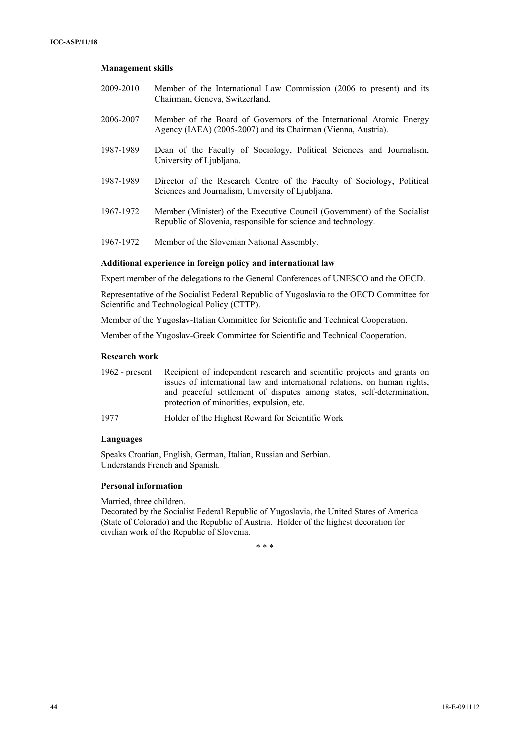**Management skills**

| | |
|---|---|
| 2009-2010 | Member of the International Law Commission (2006 to present) and its Chairman, Geneva, Switzerland. |
| 2006-2007 | Member of the Board of Governors of the International Atomic Energy Agency (IAEA) (2005-2007) and its Chairman (Vienna, Austria). |
| 1987-1989 | Dean of the Faculty of Sociology, Political Sciences and Journalism, University of Ljubljana. |
| 1987-1989 | Director of the Research Centre of the Faculty of Sociology, Political Sciences and Journalism, University of Ljubljana. |
| 1967-1972 | Member (Minister) of the Executive Council (Government) of the Socialist Republic of Slovenia, responsible for science and technology. |
| 1967-1972 | Member of the Slovenian National Assembly. |

**Additional experience in foreign policy and international law**

Expert member of the delegations to the General Conferences of UNESCO and the OECD.

Representative of the Socialist Federal Republic of Yugoslavia to the OECD Committee for Scientific and Technological Policy (CTTP).

Member of the Yugoslav-Italian Committee for Scientific and Technical Cooperation.

Member of the Yugoslav-Greek Committee for Scientific and Technical Cooperation.

**Research work**

| | |
|---|---|
| 1962 - present | Recipient of independent research and scientific projects and grants on issues of international law and international relations, on human rights, and peaceful settlement of disputes among states, self-determination, protection of minorities, expulsion, etc. |
| 1977 | Holder of the Highest Reward for Scientific Work |

**Languages**

Speaks Croatian, English, German, Italian, Russian and Serbian.
Understands French and Spanish.

**Personal information**

Married, three children.
Decorated by the Socialist Federal Republic of Yugoslavia, the United States of America (State of Colorado) and the Republic of Austria. Holder of the highest decoration for civilian work of the Republic of Slovenia.

\* \* \*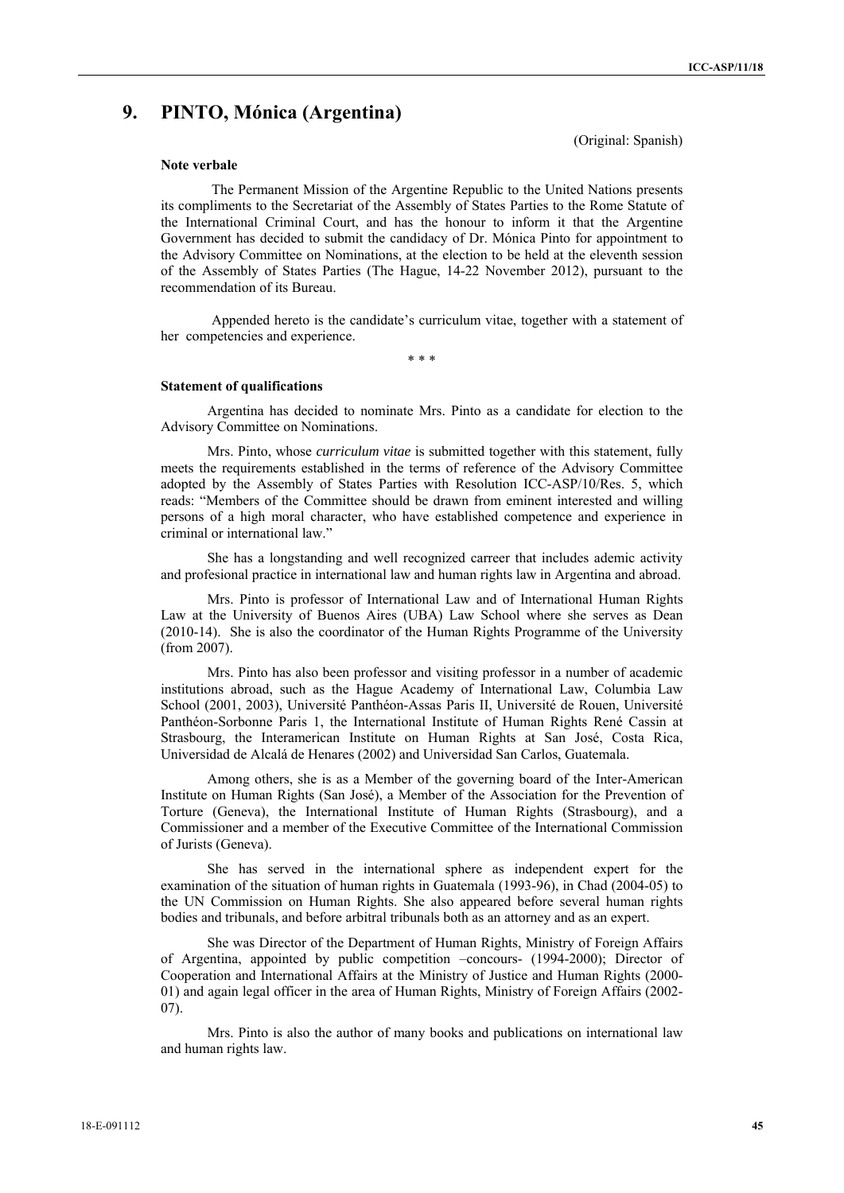# 9. PINTO, Mónica (Argentina)

(Original: Spanish)

**Note verbale**

The Permanent Mission of the Argentine Republic to the United Nations presents its compliments to the Secretariat of the Assembly of States Parties to the Rome Statute of the International Criminal Court, and has the honour to inform it that the Argentine Government has decided to submit the candidacy of Dr. Mónica Pinto for appointment to the Advisory Committee on Nominations, at the election to be held at the eleventh session of the Assembly of States Parties (The Hague, 14-22 November 2012), pursuant to the recommendation of its Bureau.

Appended hereto is the candidate's curriculum vitae, together with a statement of her competencies and experience.

\* \* \*

**Statement of qualifications**

Argentina has decided to nominate Mrs. Pinto as a candidate for election to the Advisory Committee on Nominations.

Mrs. Pinto, whose *curriculum vitae* is submitted together with this statement, fully meets the requirements established in the terms of reference of the Advisory Committee adopted by the Assembly of States Parties with Resolution ICC-ASP/10/Res. 5, which reads: "Members of the Committee should be drawn from eminent interested and willing persons of a high moral character, who have established competence and experience in criminal or international law."

She has a longstanding and well recognized carreer that includes ademic activity and profesional practice in international law and human rights law in Argentina and abroad.

Mrs. Pinto is professor of International Law and of International Human Rights Law at the University of Buenos Aires (UBA) Law School where she serves as Dean (2010-14). She is also the coordinator of the Human Rights Programme of the University (from 2007).

Mrs. Pinto has also been professor and visiting professor in a number of academic institutions abroad, such as the Hague Academy of International Law, Columbia Law School (2001, 2003), Université Panthéon-Assas Paris II, Université de Rouen, Université Panthéon-Sorbonne Paris 1, the International Institute of Human Rights René Cassin at Strasbourg, the Interamerican Institute on Human Rights at San José, Costa Rica, Universidad de Alcalá de Henares (2002) and Universidad San Carlos, Guatemala.

Among others, she is as a Member of the governing board of the Inter-American Institute on Human Rights (San José), a Member of the Association for the Prevention of Torture (Geneva), the International Institute of Human Rights (Strasbourg), and a Commissioner and a member of the Executive Committee of the International Commission of Jurists (Geneva).

She has served in the international sphere as independent expert for the examination of the situation of human rights in Guatemala (1993-96), in Chad (2004-05) to the UN Commission on Human Rights. She also appeared before several human rights bodies and tribunals, and before arbitral tribunals both as an attorney and as an expert.

She was Director of the Department of Human Rights, Ministry of Foreign Affairs of Argentina, appointed by public competition –concours- (1994-2000); Director of Cooperation and International Affairs at the Ministry of Justice and Human Rights (2000-01) and again legal officer in the area of Human Rights, Ministry of Foreign Affairs (2002-07).

Mrs. Pinto is also the author of many books and publications on international law and human rights law.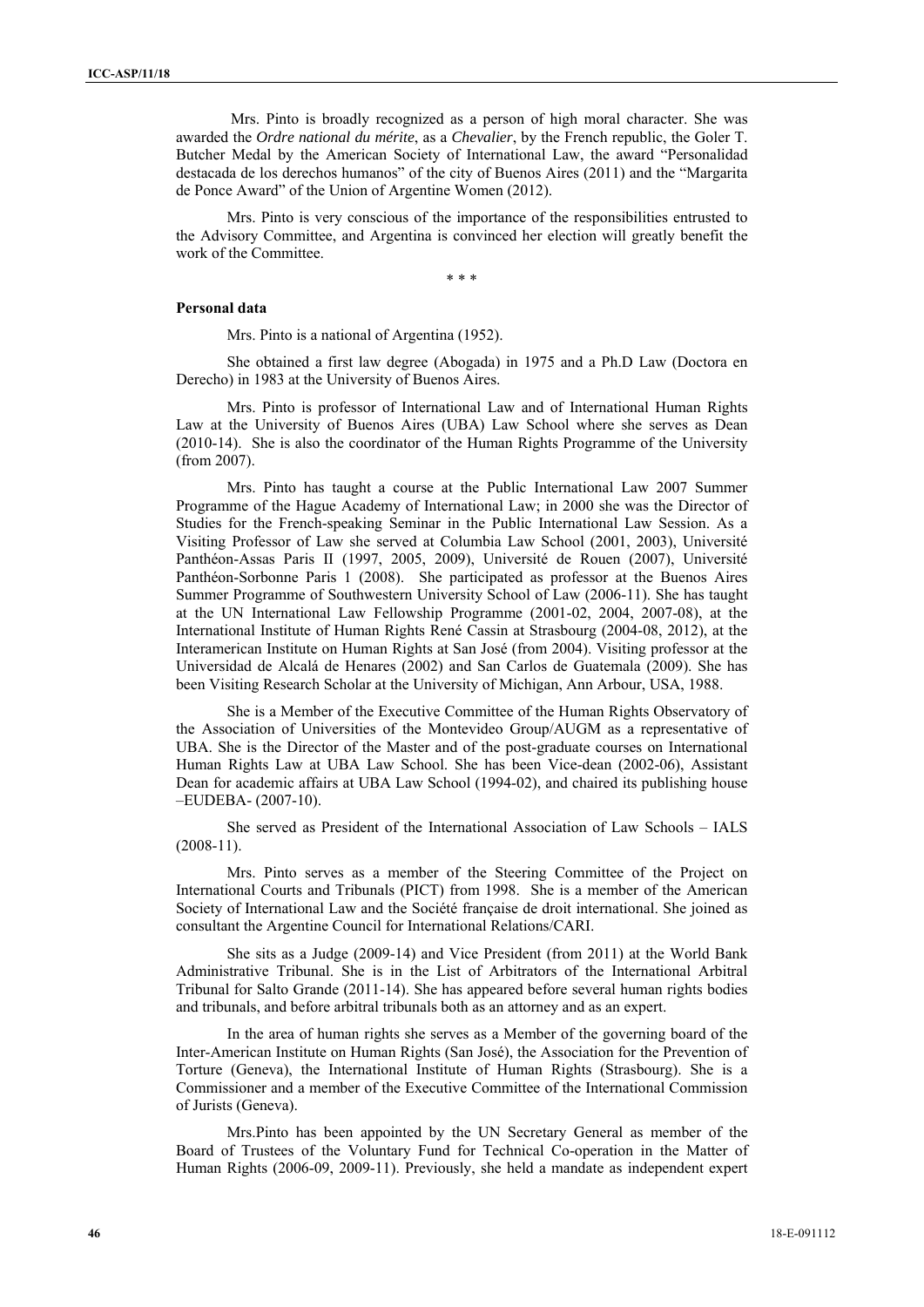Mrs. Pinto is broadly recognized as a person of high moral character. She was awarded the *Ordre national du mérite*, as a *Chevalier*, by the French republic, the Goler T. Butcher Medal by the American Society of International Law, the award "Personalidad destacada de los derechos humanos" of the city of Buenos Aires (2011) and the "Margarita de Ponce Award" of the Union of Argentine Women (2012).

Mrs. Pinto is very conscious of the importance of the responsibilities entrusted to the Advisory Committee, and Argentina is convinced her election will greatly benefit the work of the Committee.

\* \* \*

**Personal data**

Mrs. Pinto is a national of Argentina (1952).

She obtained a first law degree (Abogada) in 1975 and a Ph.D Law (Doctora en Derecho) in 1983 at the University of Buenos Aires.

Mrs. Pinto is professor of International Law and of International Human Rights Law at the University of Buenos Aires (UBA) Law School where she serves as Dean (2010-14). She is also the coordinator of the Human Rights Programme of the University (from 2007).

Mrs. Pinto has taught a course at the Public International Law 2007 Summer Programme of the Hague Academy of International Law; in 2000 she was the Director of Studies for the French-speaking Seminar in the Public International Law Session. As a Visiting Professor of Law she served at Columbia Law School (2001, 2003), Université Panthéon-Assas Paris II (1997, 2005, 2009), Université de Rouen (2007), Université Panthéon-Sorbonne Paris 1 (2008). She participated as professor at the Buenos Aires Summer Programme of Southwestern University School of Law (2006-11). She has taught at the UN International Law Fellowship Programme (2001-02, 2004, 2007-08), at the International Institute of Human Rights René Cassin at Strasbourg (2004-08, 2012), at the Interamerican Institute on Human Rights at San José (from 2004). Visiting professor at the Universidad de Alcalá de Henares (2002) and San Carlos de Guatemala (2009). She has been Visiting Research Scholar at the University of Michigan, Ann Arbour, USA, 1988.

She is a Member of the Executive Committee of the Human Rights Observatory of the Association of Universities of the Montevideo Group/AUGM as a representative of UBA. She is the Director of the Master and of the post-graduate courses on International Human Rights Law at UBA Law School. She has been Vice-dean (2002-06), Assistant Dean for academic affairs at UBA Law School (1994-02), and chaired its publishing house –EUDEBA- (2007-10).

She served as President of the International Association of Law Schools – IALS (2008-11).

Mrs. Pinto serves as a member of the Steering Committee of the Project on International Courts and Tribunals (PICT) from 1998. She is a member of the American Society of International Law and the Société française de droit international. She joined as consultant the Argentine Council for International Relations/CARI.

She sits as a Judge (2009-14) and Vice President (from 2011) at the World Bank Administrative Tribunal. She is in the List of Arbitrators of the International Arbitral Tribunal for Salto Grande (2011-14). She has appeared before several human rights bodies and tribunals, and before arbitral tribunals both as an attorney and as an expert.

In the area of human rights she serves as a Member of the governing board of the Inter-American Institute on Human Rights (San José), the Association for the Prevention of Torture (Geneva), the International Institute of Human Rights (Strasbourg). She is a Commissioner and a member of the Executive Committee of the International Commission of Jurists (Geneva).

Mrs.Pinto has been appointed by the UN Secretary General as member of the Board of Trustees of the Voluntary Fund for Technical Co-operation in the Matter of Human Rights (2006-09, 2009-11). Previously, she held a mandate as independent expert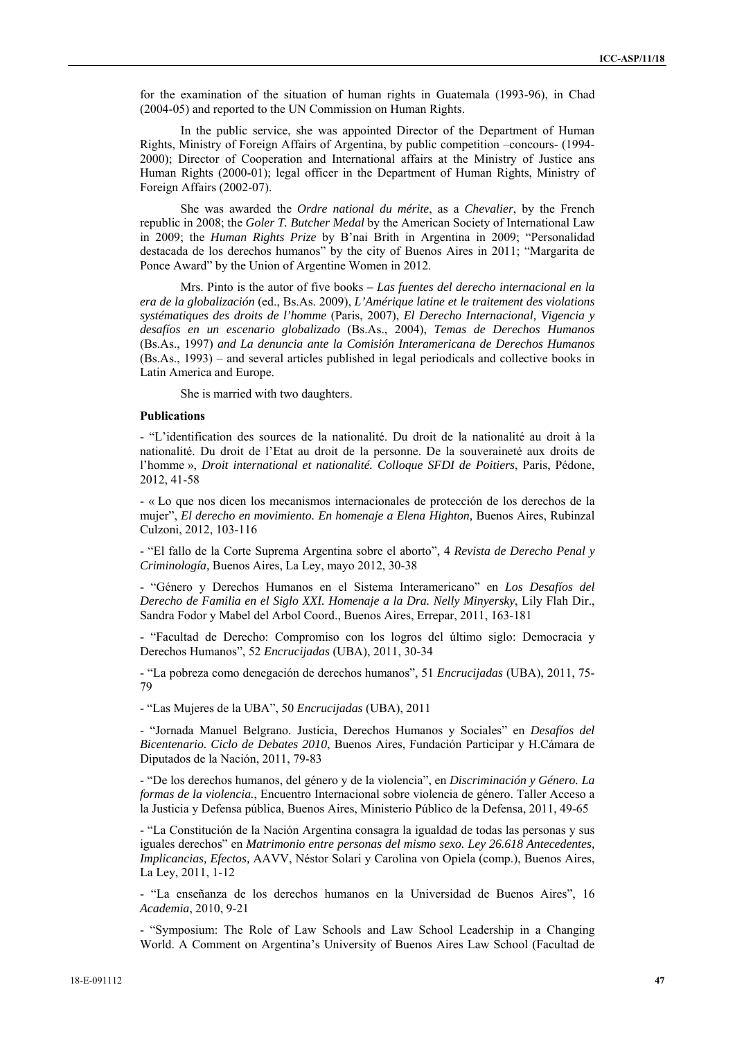for the examination of the situation of human rights in Guatemala (1993-96), in Chad (2004-05) and reported to the UN Commission on Human Rights.

In the public service, she was appointed Director of the Department of Human Rights, Ministry of Foreign Affairs of Argentina, by public competition –concours- (1994-2000); Director of Cooperation and International affairs at the Ministry of Justice ans Human Rights (2000-01); legal officer in the Department of Human Rights, Ministry of Foreign Affairs (2002-07).

She was awarded the *Ordre national du mérite*, as a *Chevalier*, by the French republic in 2008; the *Goler T. Butcher Medal* by the American Society of International Law in 2009; the *Human Rights Prize* by B'nai Brith in Argentina in 2009; "Personalidad destacada de los derechos humanos" by the city of Buenos Aires in 2011; "Margarita de Ponce Award" by the Union of Argentine Women in 2012.

Mrs. Pinto is the autor of five books – *Las fuentes del derecho internacional en la era de la globalización* (ed., Bs.As. 2009), *L'Amérique latine et le traitement des violations systématiques des droits de l'homme* (Paris, 2007), *El Derecho Internacional, Vigencia y desafíos en un escenario globalizado* (Bs.As., 2004), *Temas de Derechos Humanos* (Bs.As., 1997) *and La denuncia ante la Comisión Interamericana de Derechos Humanos* (Bs.As., 1993) – and several articles published in legal periodicals and collective books in Latin America and Europe.

She is married with two daughters.

**Publications**

- "L'identification des sources de la nationalité. Du droit de la nationalité au droit à la nationalité. Du droit de l'Etat au droit de la personne. De la souveraineté aux droits de l'homme », *Droit international et nationalité. Colloque SFDI de Poitiers*, Paris, Pédone, 2012, 41-58

- « Lo que nos dicen los mecanismos internacionales de protección de los derechos de la mujer", *El derecho en movimiento. En homenaje a Elena Highton,* Buenos Aires, Rubinzal Culzoni, 2012, 103-116

- "El fallo de la Corte Suprema Argentina sobre el aborto", 4 *Revista de Derecho Penal y Criminología,* Buenos Aires, La Ley, mayo 2012, 30-38

- "Género y Derechos Humanos en el Sistema Interamericano" en *Los Desafíos del Derecho de Familia en el Siglo XXI. Homenaje a la Dra. Nelly Minyersky*, Lily Flah Dir., Sandra Fodor y Mabel del Arbol Coord., Buenos Aires, Errepar, 2011, 163-181

- "Facultad de Derecho: Compromiso con los logros del último siglo: Democracia y Derechos Humanos", 52 *Encrucijadas* (UBA), 2011, 30-34

- "La pobreza como denegación de derechos humanos", 51 *Encrucijadas* (UBA), 2011, 75-79

- "Las Mujeres de la UBA", 50 *Encrucijadas* (UBA), 2011

- "Jornada Manuel Belgrano. Justicia, Derechos Humanos y Sociales" en *Desafíos del Bicentenario. Ciclo de Debates 2010*, Buenos Aires, Fundación Participar y H.Cámara de Diputados de la Nación, 2011, 79-83

- "De los derechos humanos, del género y de la violencia", en *Discriminación y Género. La formas de la violencia.*, Encuentro Internacional sobre violencia de género. Taller Acceso a la Justicia y Defensa pública, Buenos Aires, Ministerio Público de la Defensa, 2011, 49-65

- "La Constitución de la Nación Argentina consagra la igualdad de todas las personas y sus iguales derechos" en *Matrimonio entre personas del mismo sexo. Ley 26.618 Antecedentes, Implicancias, Efectos,* AAVV, Néstor Solari y Carolina von Opiela (comp.), Buenos Aires, La Ley, 2011, 1-12

- "La enseñanza de los derechos humanos en la Universidad de Buenos Aires", 16 *Academia*, 2010, 9-21

- "Symposium: The Role of Law Schools and Law School Leadership in a Changing World. A Comment on Argentina's University of Buenos Aires Law School (Facultad de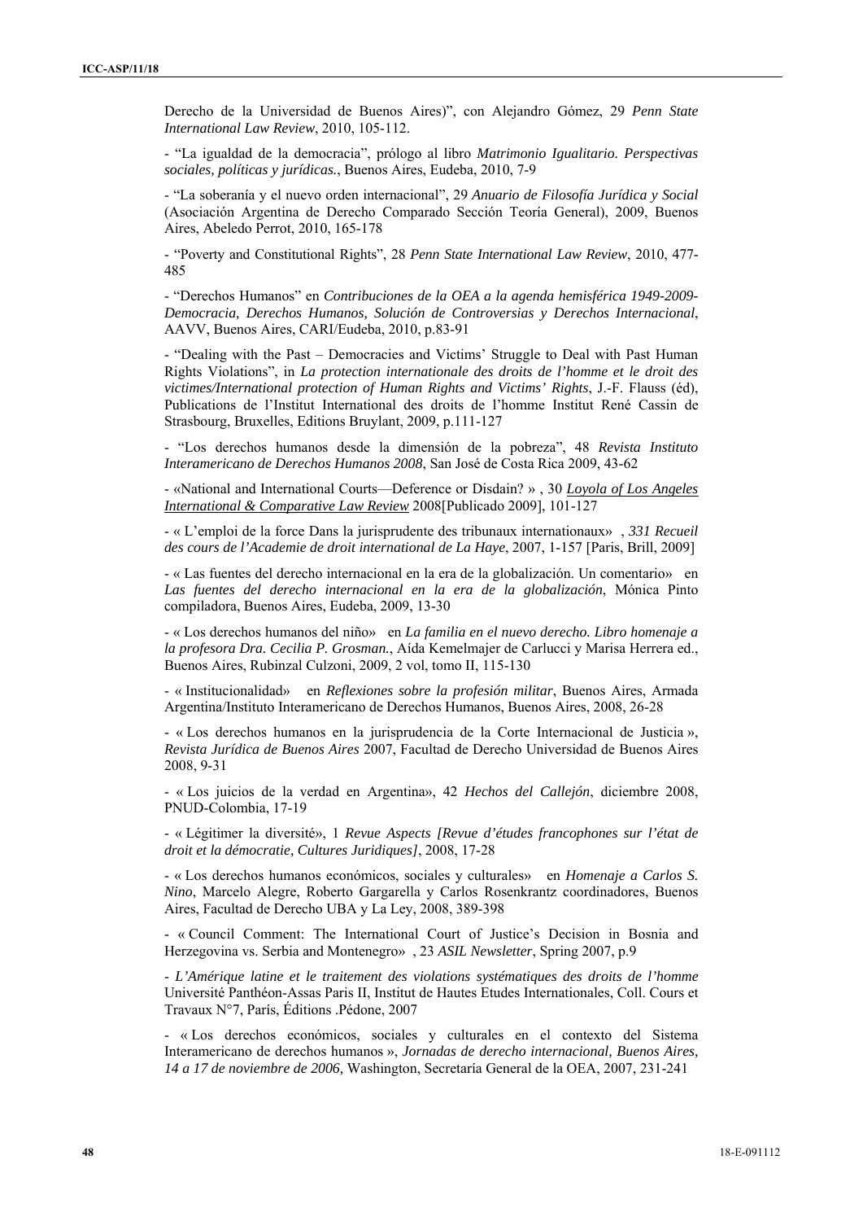Derecho de la Universidad de Buenos Aires)", con Alejandro Gómez, 29 *Penn State International Law Review*, 2010, 105-112.

- "La igualdad de la democracia", prólogo al libro *Matrimonio Igualitario. Perspectivas sociales, políticas y jurídicas.*, Buenos Aires, Eudeba, 2010, 7-9

- "La soberanía y el nuevo orden internacional", 29 *Anuario de Filosofía Jurídica y Social* (Asociación Argentina de Derecho Comparado Sección Teoría General), 2009, Buenos Aires, Abeledo Perrot, 2010, 165-178

- "Poverty and Constitutional Rights", 28 *Penn State International Law Review*, 2010, 477-485

- "Derechos Humanos" en *Contribuciones de la OEA a la agenda hemisférica 1949-2009-Democracia, Derechos Humanos, Solución de Controversias y Derechos Internacional*, AAVV, Buenos Aires, CARI/Eudeba, 2010, p.83-91

- "Dealing with the Past – Democracies and Victims' Struggle to Deal with Past Human Rights Violations", in *La protection internationale des droits de l'homme et le droit des victimes/International protection of Human Rights and Victims' Rights*, J.-F. Flauss (éd), Publications de l'Institut International des droits de l'homme Institut René Cassin de Strasbourg, Bruxelles, Editions Bruylant, 2009, p.111-127

- "Los derechos humanos desde la dimensión de la pobreza", 48 *Revista Instituto Interamericano de Derechos Humanos 2008*, San José de Costa Rica 2009, 43-62

- «National and International Courts—Deference or Disdain? » , 30 *Loyola of Los Angeles International & Comparative Law Review* 2008[Publicado 2009], 101-127

- « L'emploi de la force Dans la jurisprudente des tribunaux internationaux» , *331 Recueil des cours de l'Academie de droit international de La Haye*, 2007, 1-157 [Paris, Brill, 2009]

- « Las fuentes del derecho internacional en la era de la globalización. Un comentario» en *Las fuentes del derecho internacional en la era de la globalización*, Mónica Pinto compiladora, Buenos Aires, Eudeba, 2009, 13-30

- « Los derechos humanos del niño» en *La familia en el nuevo derecho. Libro homenaje a la profesora Dra. Cecilia P. Grosman.*, Aída Kemelmajer de Carlucci y Marisa Herrera ed., Buenos Aires, Rubinzal Culzoni, 2009, 2 vol, tomo II, 115-130

- « Institucionalidad» en *Reflexiones sobre la profesión militar*, Buenos Aires, Armada Argentina/Instituto Interamericano de Derechos Humanos, Buenos Aires, 2008, 26-28

- « Los derechos humanos en la jurisprudencia de la Corte Internacional de Justicia », *Revista Jurídica de Buenos Aires* 2007, Facultad de Derecho Universidad de Buenos Aires 2008, 9-31

- « Los juicios de la verdad en Argentina», 42 *Hechos del Callejón*, diciembre 2008, PNUD-Colombia, 17-19

- « Légitimer la diversité», 1 *Revue Aspects [Revue d'études francophones sur l'état de droit et la démocratie, Cultures Juridiques]*, 2008, 17-28

- « Los derechos humanos económicos, sociales y culturales» en *Homenaje a Carlos S. Nino*, Marcelo Alegre, Roberto Gargarella y Carlos Rosenkrantz coordinadores, Buenos Aires, Facultad de Derecho UBA y La Ley, 2008, 389-398

- « Council Comment: The International Court of Justice's Decision in Bosnia and Herzegovina vs. Serbia and Montenegro» , 23 *ASIL Newsletter*, Spring 2007, p.9

- *L'Amérique latine et le traitement des violations systématiques des droits de l'homme* Université Panthéon-Assas Paris II, Institut de Hautes Etudes Internationales, Coll. Cours et Travaux N°7, París, Éditions .Pédone, 2007

- « Los derechos económicos, sociales y culturales en el contexto del Sistema Interamericano de derechos humanos », *Jornadas de derecho internacional, Buenos Aires, 14 a 17 de noviembre de 2006,* Washington, Secretaría General de la OEA, 2007, 231-241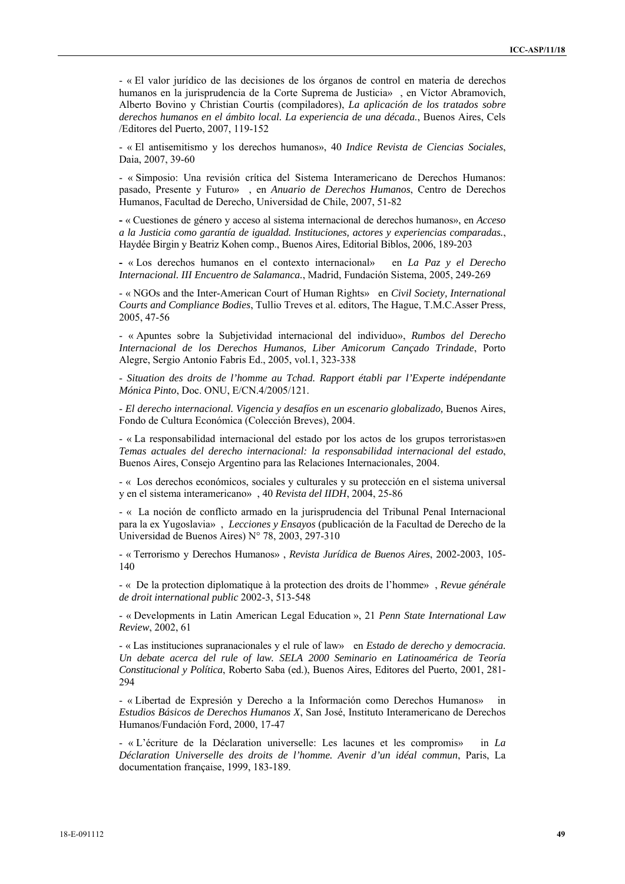- « El valor jurídico de las decisiones de los órganos de control en materia de derechos humanos en la jurisprudencia de la Corte Suprema de Justicia» , en Víctor Abramovich, Alberto Bovino y Christian Courtis (compiladores), *La aplicación de los tratados sobre derechos humanos en el ámbito local. La experiencia de una década.*, Buenos Aires, Cels /Editores del Puerto, 2007, 119-152

- « El antisemitismo y los derechos humanos», 40 *Indice Revista de Ciencias Sociales*, Daia, 2007, 39-60

- « Simposio: Una revisión crítica del Sistema Interamericano de Derechos Humanos: pasado, Presente y Futuro» , en *Anuario de Derechos Humanos*, Centro de Derechos Humanos, Facultad de Derecho, Universidad de Chile, 2007, 51-82

- « Cuestiones de género y acceso al sistema internacional de derechos humanos», en *Acceso a la Justicia como garantía de igualdad. Instituciones, actores y experiencias comparadas.*, Haydée Birgin y Beatriz Kohen comp., Buenos Aires, Editorial Biblos, 2006, 189-203

- « Los derechos humanos en el contexto internacional» en *La Paz y el Derecho Internacional. III Encuentro de Salamanca.*, Madrid, Fundación Sistema, 2005, 249-269

- « NGOs and the Inter-American Court of Human Rights» en *Civil Society, International Courts and Compliance Bodies*, Tullio Treves et al. editors, The Hague, T.M.C.Asser Press, 2005, 47-56

- « Apuntes sobre la Subjetividad internacional del individuo», *Rumbos del Derecho Internacional de los Derechos Humanos, Liber Amicorum Cançado Trindade*, Porto Alegre, Sergio Antonio Fabris Ed., 2005, vol.1, 323-338

- *Situation des droits de l'homme au Tchad. Rapport établi par l'Experte indépendante Mónica Pinto*, Doc. ONU, E/CN.4/2005/121.

- *El derecho internacional. Vigencia y desafíos en un escenario globalizado,* Buenos Aires, Fondo de Cultura Económica (Colección Breves), 2004.

- « La responsabilidad internacional del estado por los actos de los grupos terroristas»en *Temas actuales del derecho internacional: la responsabilidad internacional del estado*, Buenos Aires, Consejo Argentino para las Relaciones Internacionales, 2004.

- « Los derechos económicos, sociales y culturales y su protección en el sistema universal y en el sistema interamericano» , 40 *Revista del IIDH*, 2004, 25-86

- « La noción de conflicto armado en la jurisprudencia del Tribunal Penal Internacional para la ex Yugoslavia» , *Lecciones y Ensayos* (publicación de la Facultad de Derecho de la Universidad de Buenos Aires) N° 78, 2003, 297-310

- « Terrorismo y Derechos Humanos» , *Revista Jurídica de Buenos Aires*, 2002-2003, 105-140

- « De la protection diplomatique à la protection des droits de l'homme» , *Revue générale de droit international public* 2002-3, 513-548

- « Developments in Latin American Legal Education », 21 *Penn State International Law Review*, 2002, 61

- « Las instituciones supranacionales y el rule of law» en *Estado de derecho y democracia. Un debate acerca del rule of law. SELA 2000 Seminario en Latinoamérica de Teoría Constitucional y Política*, Roberto Saba (ed.), Buenos Aires, Editores del Puerto, 2001, 281-294

- « Libertad de Expresión y Derecho a la Información como Derechos Humanos» in *Estudios Básicos de Derechos Humanos X*, San José, Instituto Interamericano de Derechos Humanos/Fundación Ford, 2000, 17-47

- « L'écriture de la Déclaration universelle: Les lacunes et les compromis» in *La Déclaration Universelle des droits de l'homme. Avenir d'un idéal commun*, Paris, La documentation française, 1999, 183-189.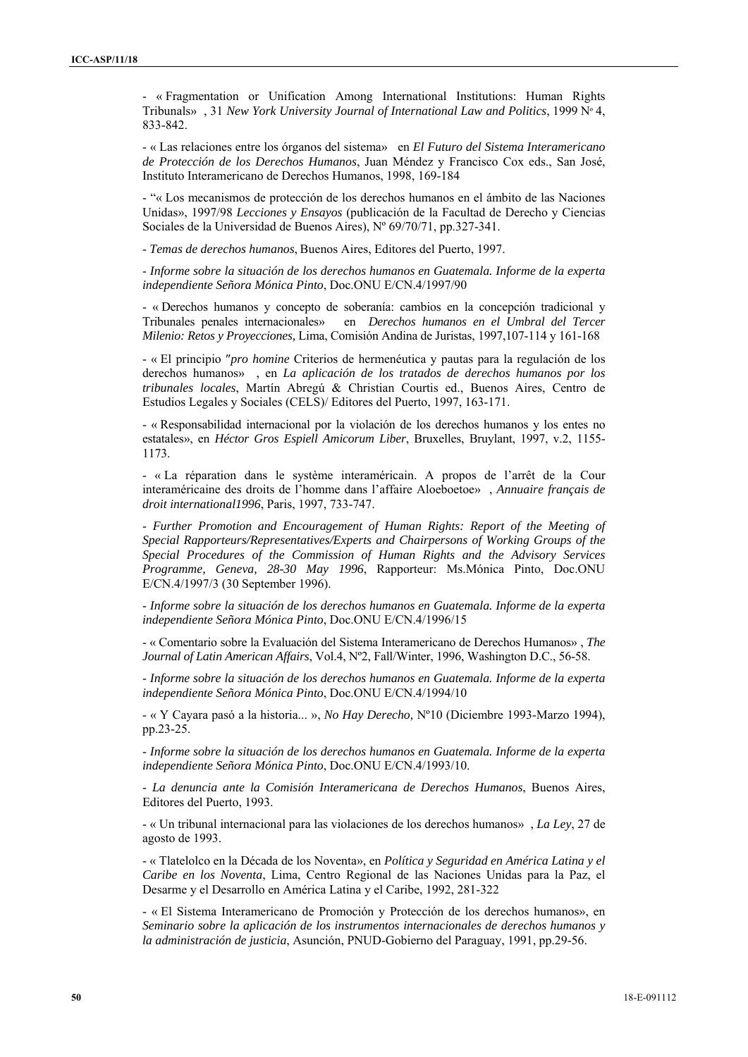- « Fragmentation or Unification Among International Institutions: Human Rights Tribunals» , 31 *New York University Journal of International Law and Politics*, 1999 Nº 4, 833-842.

- « Las relaciones entre los órganos del sistema» en *El Futuro del Sistema Interamericano de Protección de los Derechos Humanos*, Juan Méndez y Francisco Cox eds., San José, Instituto Interamericano de Derechos Humanos, 1998, 169-184

- "« Los mecanismos de protección de los derechos humanos en el ámbito de las Naciones Unidas», 1997/98 *Lecciones y Ensayos* (publicación de la Facultad de Derecho y Ciencias Sociales de la Universidad de Buenos Aires), Nº 69/70/71, pp.327-341.

- *Temas de derechos humanos*, Buenos Aires, Editores del Puerto, 1997.

- *Informe sobre la situación de los derechos humanos en Guatemala. Informe de la experta independiente Señora Mónica Pinto*, Doc.ONU E/CN.4/1997/90

- « Derechos humanos y concepto de soberanía: cambios en la concepción tradicional y Tribunales penales internacionales» en *Derechos humanos en el Umbral del Tercer Milenio: Retos y Proyecciones,* Lima, Comisión Andina de Juristas, 1997,107-114 y 161-168

- « El principio *"pro homine* Criterios de hermenéutica y pautas para la regulación de los derechos humanos» , en *La aplicación de los tratados de derechos humanos por los tribunales locales*, Martín Abregú & Christian Courtis ed., Buenos Aires, Centro de Estudios Legales y Sociales (CELS)/ Editores del Puerto, 1997, 163-171.

- « Responsabilidad internacional por la violación de los derechos humanos y los entes no estatales», en *Héctor Gros Espiell Amicorum Liber*, Bruxelles, Bruylant, 1997, v.2, 1155-1173.

- « La réparation dans le système interaméricain. A propos de l'arrêt de la Cour interaméricaine des droits de l'homme dans l'affaire Aloeboetoe» , *Annuaire français de droit international1996*, Paris, 1997, 733-747.

- *Further Promotion and Encouragement of Human Rights: Report of the Meeting of Special Rapporteurs/Representatives/Experts and Chairpersons of Working Groups of the Special Procedures of the Commission of Human Rights and the Advisory Services Programme, Geneva, 28-30 May 1996*, Rapporteur: Ms.Mónica Pinto, Doc.ONU E/CN.4/1997/3 (30 September 1996).

- *Informe sobre la situación de los derechos humanos en Guatemala. Informe de la experta independiente Señora Mónica Pinto*, Doc.ONU E/CN.4/1996/15

- « Comentario sobre la Evaluación del Sistema Interamericano de Derechos Humanos» , *The Journal of Latin American Affairs*, Vol.4, Nº2, Fall/Winter, 1996, Washington D.C., 56-58.

- *Informe sobre la situación de los derechos humanos en Guatemala. Informe de la experta independiente Señora Mónica Pinto*, Doc.ONU E/CN.4/1994/10

- « Y Cayara pasó a la historia... », *No Hay Derecho,* Nº10 (Diciembre 1993-Marzo 1994), pp.23-25.

- *Informe sobre la situación de los derechos humanos en Guatemala. Informe de la experta independiente Señora Mónica Pinto*, Doc.ONU E/CN.4/1993/10.

- *La denuncia ante la Comisión Interamericana de Derechos Humanos*, Buenos Aires, Editores del Puerto, 1993.

- « Un tribunal internacional para las violaciones de los derechos humanos» , *La Ley*, 27 de agosto de 1993.

- « Tlatelolco en la Década de los Noventa», en *Política y Seguridad en América Latina y el Caribe en los Noventa*, Lima, Centro Regional de las Naciones Unidas para la Paz, el Desarme y el Desarrollo en América Latina y el Caribe, 1992, 281-322

- « El Sistema Interamericano de Promoción y Protección de los derechos humanos», en *Seminario sobre la aplicación de los instrumentos internacionales de derechos humanos y la administración de justicia*, Asunción, PNUD-Gobierno del Paraguay, 1991, pp.29-56.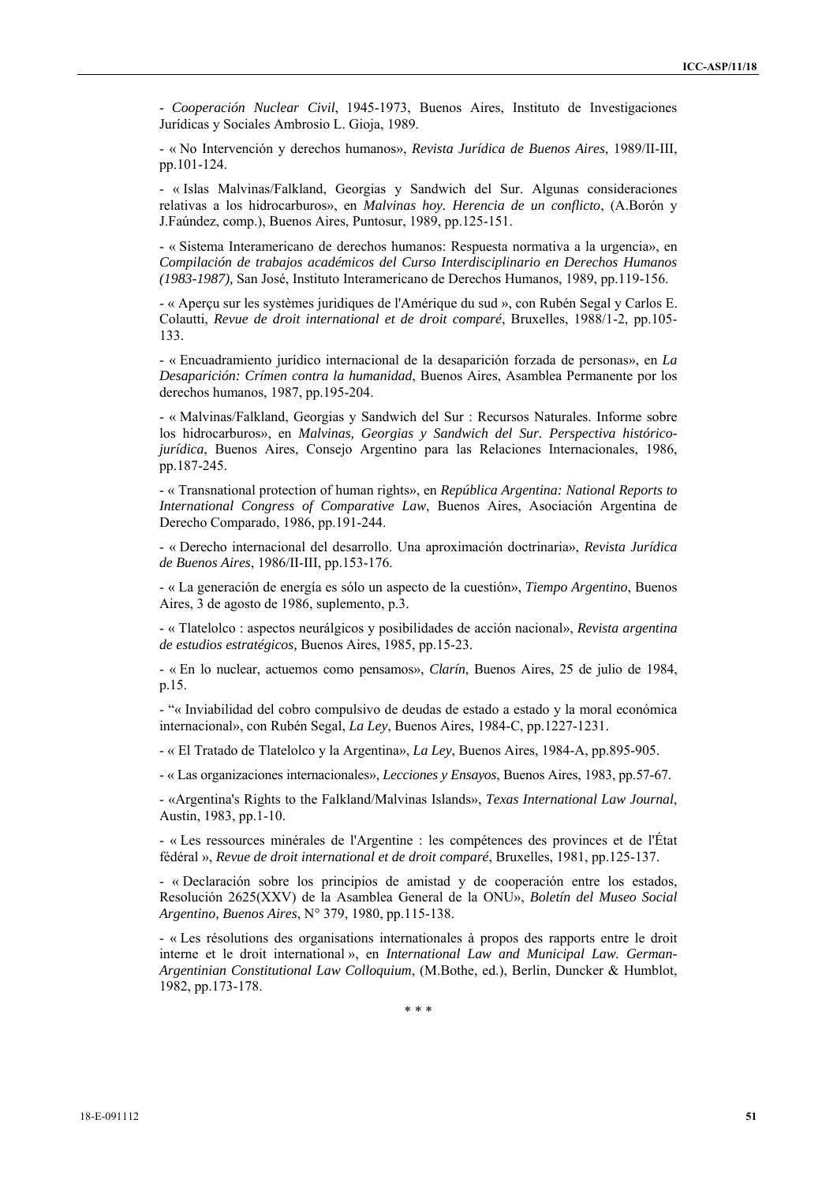- *Cooperación Nuclear Civil*, 1945-1973, Buenos Aires, Instituto de Investigaciones Jurídicas y Sociales Ambrosio L. Gioja, 1989.

- « No Intervención y derechos humanos», *Revista Jurídica de Buenos Aires*, 1989/II-III, pp.101-124.

- « Islas Malvinas/Falkland, Georgias y Sandwich del Sur. Algunas consideraciones relativas a los hidrocarburos», en *Malvinas hoy. Herencia de un conflicto*, (A.Borón y J.Faúndez, comp.), Buenos Aires, Puntosur, 1989, pp.125-151.

- « Sistema Interamericano de derechos humanos: Respuesta normativa a la urgencia», en *Compilación de trabajos académicos del Curso Interdisciplinario en Derechos Humanos (1983-1987),* San José, Instituto Interamericano de Derechos Humanos, 1989, pp.119-156.

- « Aperçu sur les systèmes juridiques de l'Amérique du sud », con Rubén Segal y Carlos E. Colautti, *Revue de droit international et de droit comparé*, Bruxelles, 1988/1-2, pp.105-133.

- « Encuadramiento jurídico internacional de la desaparición forzada de personas», en *La Desaparición: Crímen contra la humanidad*, Buenos Aires, Asamblea Permanente por los derechos humanos, 1987, pp.195-204.

- « Malvinas/Falkland, Georgias y Sandwich del Sur : Recursos Naturales. Informe sobre los hidrocarburos», en *Malvinas, Georgias y Sandwich del Sur. Perspectiva histórico-jurídica*, Buenos Aires, Consejo Argentino para las Relaciones Internacionales, 1986, pp.187-245.

- « Transnational protection of human rights», en *República Argentina: National Reports to International Congress of Comparative Law*, Buenos Aires, Asociación Argentina de Derecho Comparado, 1986, pp.191-244.

- « Derecho internacional del desarrollo. Una aproximación doctrinaria», *Revista Jurídica de Buenos Aires*, 1986/II-III, pp.153-176.

- « La generación de energía es sólo un aspecto de la cuestión», *Tiempo Argentino*, Buenos Aires, 3 de agosto de 1986, suplemento, p.3.

- « Tlatelolco : aspectos neurálgicos y posibilidades de acción nacional», *Revista argentina de estudios estratégicos,* Buenos Aires, 1985, pp.15-23.

- « En lo nuclear, actuemos como pensamos», *Clarín*, Buenos Aires, 25 de julio de 1984, p.15.

- "« Inviabilidad del cobro compulsivo de deudas de estado a estado y la moral económica internacional», con Rubén Segal, *La Ley*, Buenos Aires, 1984-C, pp.1227-1231.

- « El Tratado de Tlatelolco y la Argentina», *La Ley*, Buenos Aires, 1984-A, pp.895-905.

- « Las organizaciones internacionales», *Lecciones y Ensayos*, Buenos Aires, 1983, pp.57-67.

- «Argentina's Rights to the Falkland/Malvinas Islands», *Texas International Law Journal*, Austin, 1983, pp.1-10.

- « Les ressources minérales de l'Argentine : les compétences des provinces et de l'État fédéral », *Revue de droit international et de droit comparé*, Bruxelles, 1981, pp.125-137.

- « Declaración sobre los principios de amistad y de cooperación entre los estados, Resolución 2625(XXV) de la Asamblea General de la ONU», *Boletín del Museo Social Argentino, Buenos Aires*, N° 379, 1980, pp.115-138.

- « Les résolutions des organisations internationales à propos des rapports entre le droit interne et le droit international », en *International Law and Municipal Law. German-Argentinian Constitutional Law Colloquium*, (M.Bothe, ed.), Berlin, Duncker & Humblot, 1982, pp.173-178.

\* \* \*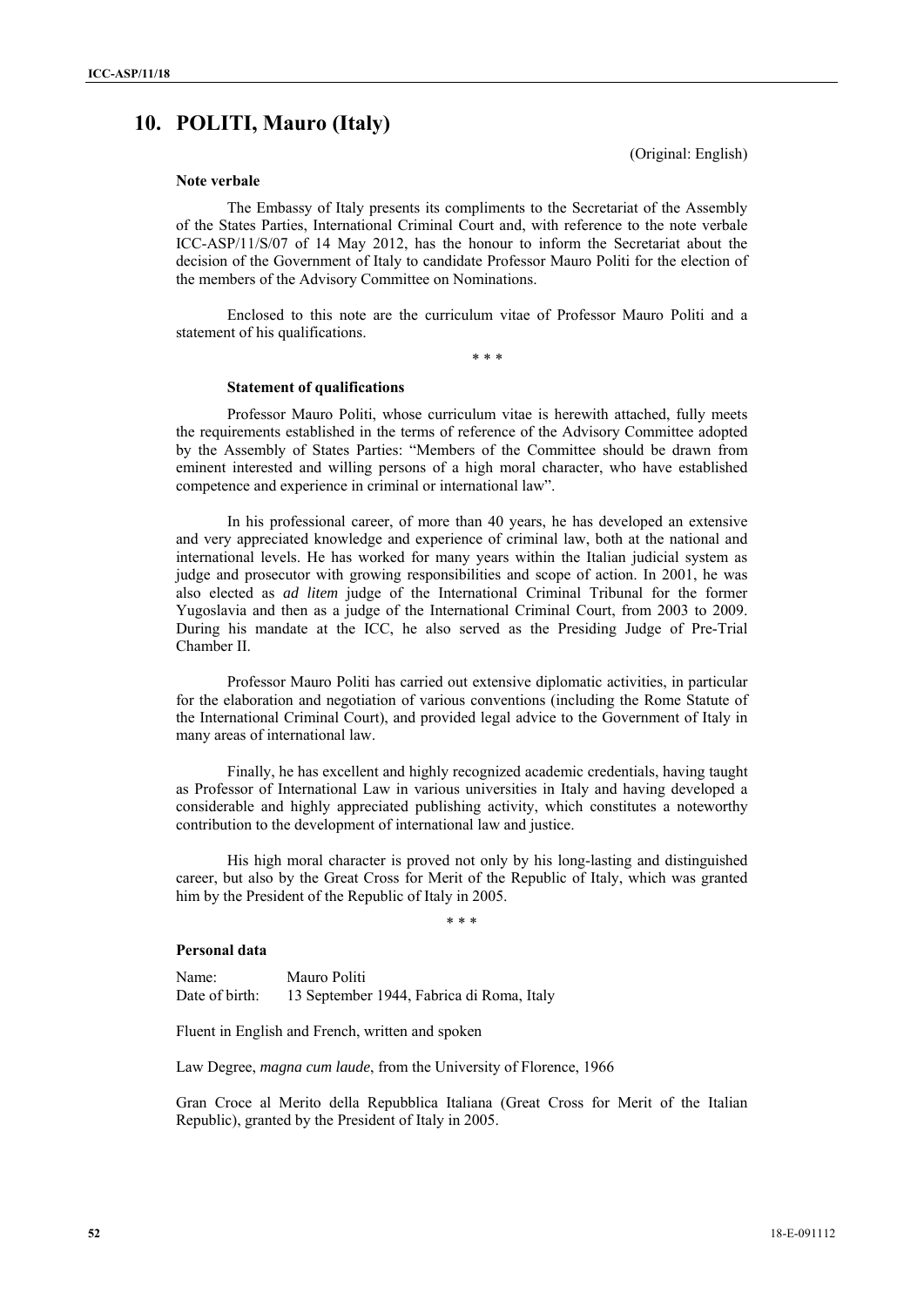## 10. POLITI, Mauro (Italy)

(Original: English)

**Note verbale**

The Embassy of Italy presents its compliments to the Secretariat of the Assembly of the States Parties, International Criminal Court and, with reference to the note verbale ICC-ASP/11/S/07 of 14 May 2012, has the honour to inform the Secretariat about the decision of the Government of Italy to candidate Professor Mauro Politi for the election of the members of the Advisory Committee on Nominations.

Enclosed to this note are the curriculum vitae of Professor Mauro Politi and a statement of his qualifications.

\* \* \*

**Statement of qualifications**

Professor Mauro Politi, whose curriculum vitae is herewith attached, fully meets the requirements established in the terms of reference of the Advisory Committee adopted by the Assembly of States Parties: "Members of the Committee should be drawn from eminent interested and willing persons of a high moral character, who have established competence and experience in criminal or international law".

In his professional career, of more than 40 years, he has developed an extensive and very appreciated knowledge and experience of criminal law, both at the national and international levels. He has worked for many years within the Italian judicial system as judge and prosecutor with growing responsibilities and scope of action. In 2001, he was also elected as *ad litem* judge of the International Criminal Tribunal for the former Yugoslavia and then as a judge of the International Criminal Court, from 2003 to 2009. During his mandate at the ICC, he also served as the Presiding Judge of Pre-Trial Chamber II.

Professor Mauro Politi has carried out extensive diplomatic activities, in particular for the elaboration and negotiation of various conventions (including the Rome Statute of the International Criminal Court), and provided legal advice to the Government of Italy in many areas of international law.

Finally, he has excellent and highly recognized academic credentials, having taught as Professor of International Law in various universities in Italy and having developed a considerable and highly appreciated publishing activity, which constitutes a noteworthy contribution to the development of international law and justice.

His high moral character is proved not only by his long-lasting and distinguished career, but also by the Great Cross for Merit of the Republic of Italy, which was granted him by the President of the Republic of Italy in 2005.

\* \* \*

**Personal data**

Name: Mauro Politi
Date of birth: 13 September 1944, Fabrica di Roma, Italy

Fluent in English and French, written and spoken

Law Degree, *magna cum laude*, from the University of Florence, 1966

Gran Croce al Merito della Repubblica Italiana (Great Cross for Merit of the Italian Republic), granted by the President of Italy in 2005.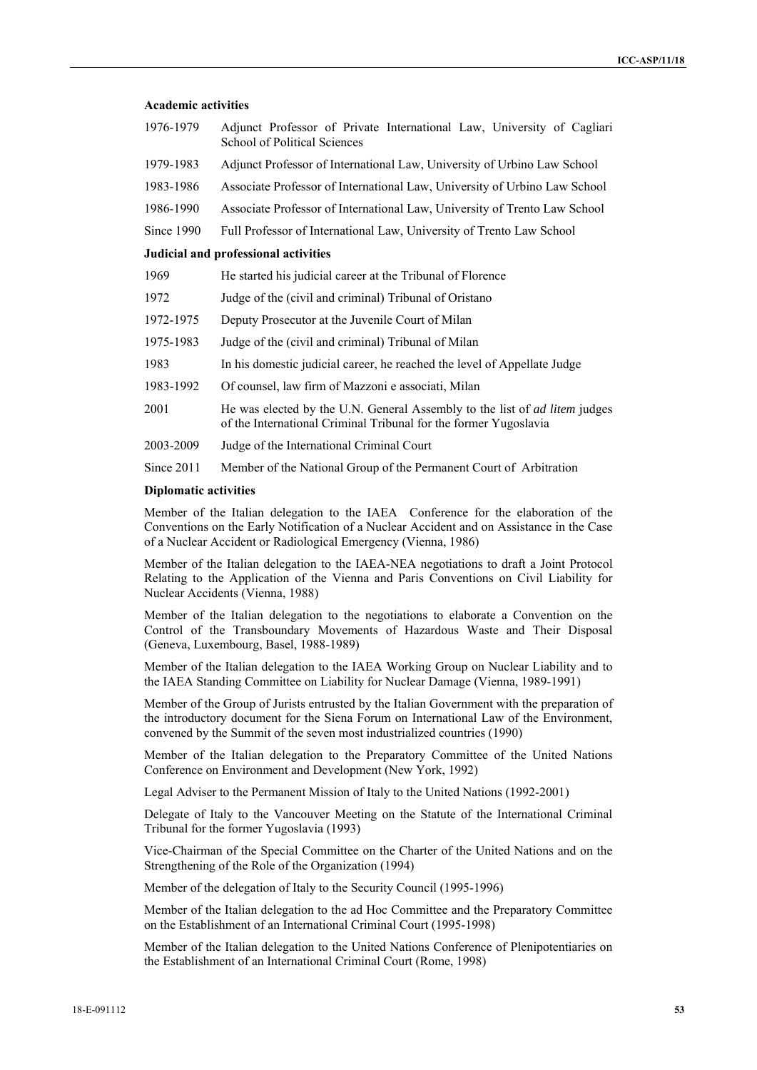#### **Academic activities**

| | |
|---|---|
| 1976-1979 | Adjunct Professor of Private International Law, University of Cagliari School of Political Sciences |
| 1979-1983 | Adjunct Professor of International Law, University of Urbino Law School |
| 1983-1986 | Associate Professor of International Law, University of Urbino Law School |
| 1986-1990 | Associate Professor of International Law, University of Trento Law School |
| Since 1990 | Full Professor of International Law, University of Trento Law School |

#### **Judicial and professional activities**

| | |
|---|---|
| 1969 | He started his judicial career at the Tribunal of Florence |
| 1972 | Judge of the (civil and criminal) Tribunal of Oristano |
| 1972-1975 | Deputy Prosecutor at the Juvenile Court of Milan |
| 1975-1983 | Judge of the (civil and criminal) Tribunal of Milan |
| 1983 | In his domestic judicial career, he reached the level of Appellate Judge |
| 1983-1992 | Of counsel, law firm of Mazzoni e associati, Milan |
| 2001 | He was elected by the U.N. General Assembly to the list of *ad litem* judges of the International Criminal Tribunal for the former Yugoslavia |
| 2003-2009 | Judge of the International Criminal Court |
| Since 2011 | Member of the National Group of the Permanent Court of Arbitration |

#### **Diplomatic activities**

Member of the Italian delegation to the IAEA Conference for the elaboration of the Conventions on the Early Notification of a Nuclear Accident and on Assistance in the Case of a Nuclear Accident or Radiological Emergency (Vienna, 1986)

Member of the Italian delegation to the IAEA-NEA negotiations to draft a Joint Protocol Relating to the Application of the Vienna and Paris Conventions on Civil Liability for Nuclear Accidents (Vienna, 1988)

Member of the Italian delegation to the negotiations to elaborate a Convention on the Control of the Transboundary Movements of Hazardous Waste and Their Disposal (Geneva, Luxembourg, Basel, 1988-1989)

Member of the Italian delegation to the IAEA Working Group on Nuclear Liability and to the IAEA Standing Committee on Liability for Nuclear Damage (Vienna, 1989-1991)

Member of the Group of Jurists entrusted by the Italian Government with the preparation of the introductory document for the Siena Forum on International Law of the Environment, convened by the Summit of the seven most industrialized countries (1990)

Member of the Italian delegation to the Preparatory Committee of the United Nations Conference on Environment and Development (New York, 1992)

Legal Adviser to the Permanent Mission of Italy to the United Nations (1992-2001)

Delegate of Italy to the Vancouver Meeting on the Statute of the International Criminal Tribunal for the former Yugoslavia (1993)

Vice-Chairman of the Special Committee on the Charter of the United Nations and on the Strengthening of the Role of the Organization (1994)

Member of the delegation of Italy to the Security Council (1995-1996)

Member of the Italian delegation to the ad Hoc Committee and the Preparatory Committee on the Establishment of an International Criminal Court (1995-1998)

Member of the Italian delegation to the United Nations Conference of Plenipotentiaries on the Establishment of an International Criminal Court (Rome, 1998)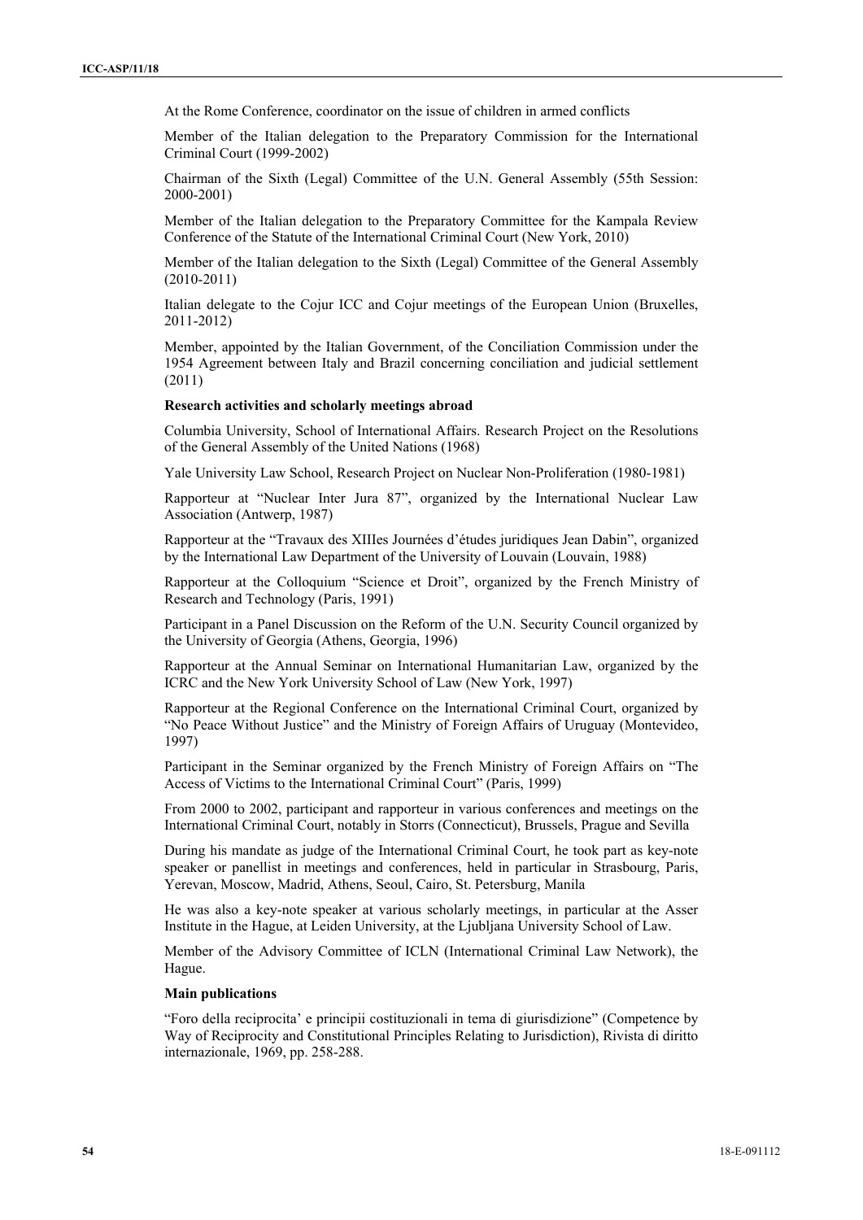At the Rome Conference, coordinator on the issue of children in armed conflicts

Member of the Italian delegation to the Preparatory Commission for the International Criminal Court (1999-2002)

Chairman of the Sixth (Legal) Committee of the U.N. General Assembly (55th Session: 2000-2001)

Member of the Italian delegation to the Preparatory Committee for the Kampala Review Conference of the Statute of the International Criminal Court (New York, 2010)

Member of the Italian delegation to the Sixth (Legal) Committee of the General Assembly (2010-2011)

Italian delegate to the Cojur ICC and Cojur meetings of the European Union (Bruxelles, 2011-2012)

Member, appointed by the Italian Government, of the Conciliation Commission under the 1954 Agreement between Italy and Brazil concerning conciliation and judicial settlement (2011)

**Research activities and scholarly meetings abroad**

Columbia University, School of International Affairs. Research Project on the Resolutions of the General Assembly of the United Nations (1968)

Yale University Law School, Research Project on Nuclear Non-Proliferation (1980-1981)

Rapporteur at "Nuclear Inter Jura 87", organized by the International Nuclear Law Association (Antwerp, 1987)

Rapporteur at the "Travaux des XIIIes Journées d'études juridiques Jean Dabin", organized by the International Law Department of the University of Louvain (Louvain, 1988)

Rapporteur at the Colloquium "Science et Droit", organized by the French Ministry of Research and Technology (Paris, 1991)

Participant in a Panel Discussion on the Reform of the U.N. Security Council organized by the University of Georgia (Athens, Georgia, 1996)

Rapporteur at the Annual Seminar on International Humanitarian Law, organized by the ICRC and the New York University School of Law (New York, 1997)

Rapporteur at the Regional Conference on the International Criminal Court, organized by "No Peace Without Justice" and the Ministry of Foreign Affairs of Uruguay (Montevideo, 1997)

Participant in the Seminar organized by the French Ministry of Foreign Affairs on "The Access of Victims to the International Criminal Court" (Paris, 1999)

From 2000 to 2002, participant and rapporteur in various conferences and meetings on the International Criminal Court, notably in Storrs (Connecticut), Brussels, Prague and Sevilla

During his mandate as judge of the International Criminal Court, he took part as key-note speaker or panellist in meetings and conferences, held in particular in Strasbourg, Paris, Yerevan, Moscow, Madrid, Athens, Seoul, Cairo, St. Petersburg, Manila

He was also a key-note speaker at various scholarly meetings, in particular at the Asser Institute in the Hague, at Leiden University, at the Ljubljana University School of Law.

Member of the Advisory Committee of ICLN (International Criminal Law Network), the Hague.

**Main publications**

"Foro della reciprocita' e principii costituzionali in tema di giurisdizione" (Competence by Way of Reciprocity and Constitutional Principles Relating to Jurisdiction), Rivista di diritto internazionale, 1969, pp. 258-288.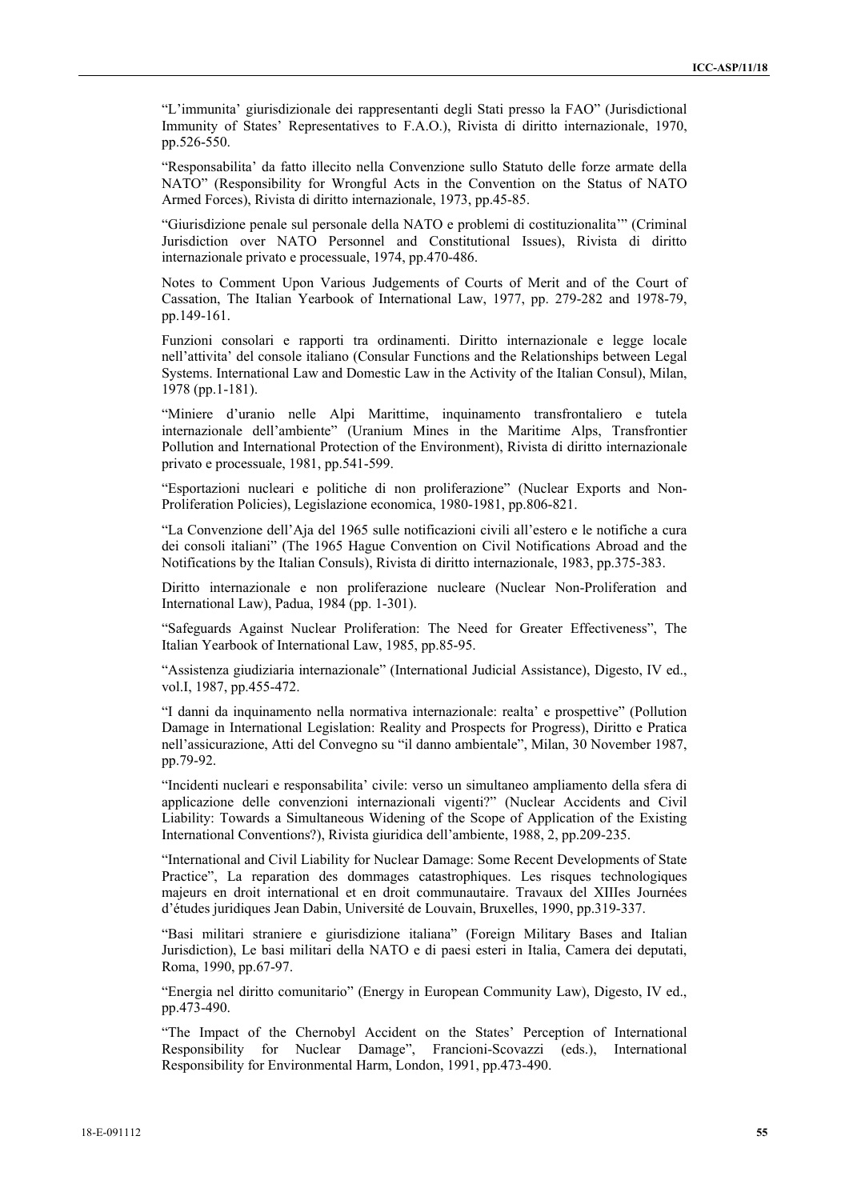"L'immunita' giurisdizionale dei rappresentanti degli Stati presso la FAO" (Jurisdictional Immunity of States' Representatives to F.A.O.), Rivista di diritto internazionale, 1970, pp.526-550.

"Responsabilita' da fatto illecito nella Convenzione sullo Statuto delle forze armate della NATO" (Responsibility for Wrongful Acts in the Convention on the Status of NATO Armed Forces), Rivista di diritto internazionale, 1973, pp.45-85.

"Giurisdizione penale sul personale della NATO e problemi di costituzionalita'" (Criminal Jurisdiction over NATO Personnel and Constitutional Issues), Rivista di diritto internazionale privato e processuale, 1974, pp.470-486.

Notes to Comment Upon Various Judgements of Courts of Merit and of the Court of Cassation, The Italian Yearbook of International Law, 1977, pp. 279-282 and 1978-79, pp.149-161.

Funzioni consolari e rapporti tra ordinamenti. Diritto internazionale e legge locale nell'attivita' del console italiano (Consular Functions and the Relationships between Legal Systems. International Law and Domestic Law in the Activity of the Italian Consul), Milan, 1978 (pp.1-181).

"Miniere d'uranio nelle Alpi Marittime, inquinamento transfrontaliero e tutela internazionale dell'ambiente" (Uranium Mines in the Maritime Alps, Transfrontier Pollution and International Protection of the Environment), Rivista di diritto internazionale privato e processuale, 1981, pp.541-599.

"Esportazioni nucleari e politiche di non proliferazione" (Nuclear Exports and Non-Proliferation Policies), Legislazione economica, 1980-1981, pp.806-821.

"La Convenzione dell'Aja del 1965 sulle notificazioni civili all'estero e le notifiche a cura dei consoli italiani" (The 1965 Hague Convention on Civil Notifications Abroad and the Notifications by the Italian Consuls), Rivista di diritto internazionale, 1983, pp.375-383.

Diritto internazionale e non proliferazione nucleare (Nuclear Non-Proliferation and International Law), Padua, 1984 (pp. 1-301).

"Safeguards Against Nuclear Proliferation: The Need for Greater Effectiveness", The Italian Yearbook of International Law, 1985, pp.85-95.

"Assistenza giudiziaria internazionale" (International Judicial Assistance), Digesto, IV ed., vol.I, 1987, pp.455-472.

"I danni da inquinamento nella normativa internazionale: realta' e prospettive" (Pollution Damage in International Legislation: Reality and Prospects for Progress), Diritto e Pratica nell'assicurazione, Atti del Convegno su "il danno ambientale", Milan, 30 November 1987, pp.79-92.

"Incidenti nucleari e responsabilita' civile: verso un simultaneo ampliamento della sfera di applicazione delle convenzioni internazionali vigenti?" (Nuclear Accidents and Civil Liability: Towards a Simultaneous Widening of the Scope of Application of the Existing International Conventions?), Rivista giuridica dell'ambiente, 1988, 2, pp.209-235.

"International and Civil Liability for Nuclear Damage: Some Recent Developments of State Practice", La reparation des dommages catastrophiques. Les risques technologiques majeurs en droit international et en droit communautaire. Travaux del XIIIes Journées d'études juridiques Jean Dabin, Université de Louvain, Bruxelles, 1990, pp.319-337.

"Basi militari straniere e giurisdizione italiana" (Foreign Military Bases and Italian Jurisdiction), Le basi militari della NATO e di paesi esteri in Italia, Camera dei deputati, Roma, 1990, pp.67-97.

"Energia nel diritto comunitario" (Energy in European Community Law), Digesto, IV ed., pp.473-490.

"The Impact of the Chernobyl Accident on the States' Perception of International Responsibility for Nuclear Damage", Francioni-Scovazzi (eds.), International Responsibility for Environmental Harm, London, 1991, pp.473-490.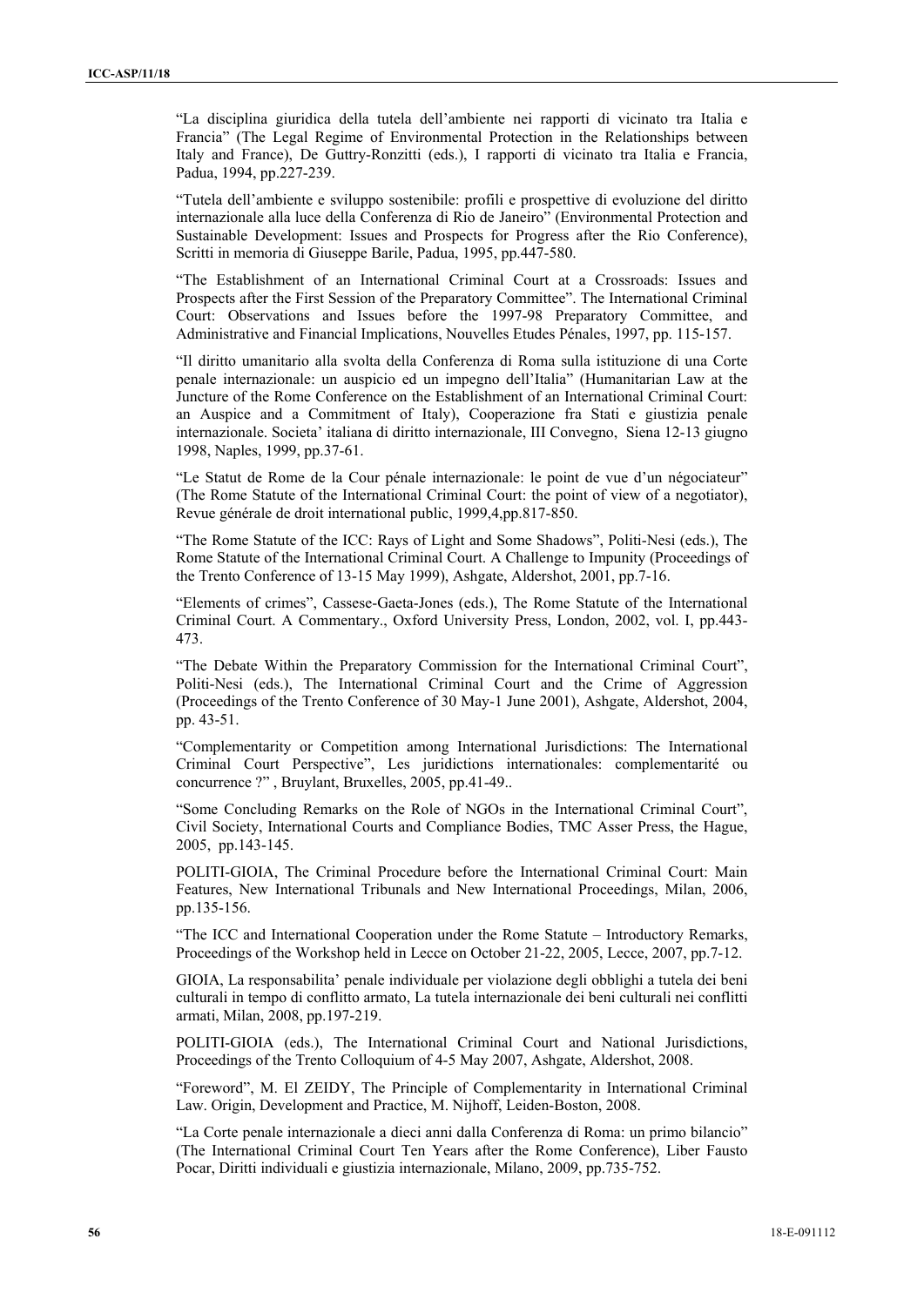"La disciplina giuridica della tutela dell'ambiente nei rapporti di vicinato tra Italia e Francia" (The Legal Regime of Environmental Protection in the Relationships between Italy and France), De Guttry-Ronzitti (eds.), I rapporti di vicinato tra Italia e Francia, Padua, 1994, pp.227-239.

"Tutela dell'ambiente e sviluppo sostenibile: profili e prospettive di evoluzione del diritto internazionale alla luce della Conferenza di Rio de Janeiro" (Environmental Protection and Sustainable Development: Issues and Prospects for Progress after the Rio Conference), Scritti in memoria di Giuseppe Barile, Padua, 1995, pp.447-580.

"The Establishment of an International Criminal Court at a Crossroads: Issues and Prospects after the First Session of the Preparatory Committee". The International Criminal Court: Observations and Issues before the 1997-98 Preparatory Committee, and Administrative and Financial Implications, Nouvelles Etudes Pénales, 1997, pp. 115-157.

"Il diritto umanitario alla svolta della Conferenza di Roma sulla istituzione di una Corte penale internazionale: un auspicio ed un impegno dell'Italia" (Humanitarian Law at the Juncture of the Rome Conference on the Establishment of an International Criminal Court: an Auspice and a Commitment of Italy), Cooperazione fra Stati e giustizia penale internazionale. Societa' italiana di diritto internazionale, III Convegno, Siena 12-13 giugno 1998, Naples, 1999, pp.37-61.

"Le Statut de Rome de la Cour pénale internazionale: le point de vue d'un négociateur" (The Rome Statute of the International Criminal Court: the point of view of a negotiator), Revue générale de droit international public, 1999,4,pp.817-850.

"The Rome Statute of the ICC: Rays of Light and Some Shadows", Politi-Nesi (eds.), The Rome Statute of the International Criminal Court. A Challenge to Impunity (Proceedings of the Trento Conference of 13-15 May 1999), Ashgate, Aldershot, 2001, pp.7-16.

"Elements of crimes", Cassese-Gaeta-Jones (eds.), The Rome Statute of the International Criminal Court. A Commentary., Oxford University Press, London, 2002, vol. I, pp.443-473.

"The Debate Within the Preparatory Commission for the International Criminal Court", Politi-Nesi (eds.), The International Criminal Court and the Crime of Aggression (Proceedings of the Trento Conference of 30 May-1 June 2001), Ashgate, Aldershot, 2004, pp. 43-51.

"Complementarity or Competition among International Jurisdictions: The International Criminal Court Perspective", Les juridictions internationales: complementarité ou concurrence ?" , Bruylant, Bruxelles, 2005, pp.41-49..

"Some Concluding Remarks on the Role of NGOs in the International Criminal Court", Civil Society, International Courts and Compliance Bodies, TMC Asser Press, the Hague, 2005, pp.143-145.

POLITI-GIOIA, The Criminal Procedure before the International Criminal Court: Main Features, New International Tribunals and New International Proceedings, Milan, 2006, pp.135-156.

"The ICC and International Cooperation under the Rome Statute – Introductory Remarks, Proceedings of the Workshop held in Lecce on October 21-22, 2005, Lecce, 2007, pp.7-12.

GIOIA, La responsabilita' penale individuale per violazione degli obblighi a tutela dei beni culturali in tempo di conflitto armato, La tutela internazionale dei beni culturali nei conflitti armati, Milan, 2008, pp.197-219.

POLITI-GIOIA (eds.), The International Criminal Court and National Jurisdictions, Proceedings of the Trento Colloquium of 4-5 May 2007, Ashgate, Aldershot, 2008.

"Foreword", M. El ZEIDY, The Principle of Complementarity in International Criminal Law. Origin, Development and Practice, M. Nijhoff, Leiden-Boston, 2008.

"La Corte penale internazionale a dieci anni dalla Conferenza di Roma: un primo bilancio" (The International Criminal Court Ten Years after the Rome Conference), Liber Fausto Pocar, Diritti individuali e giustizia internazionale, Milano, 2009, pp.735-752.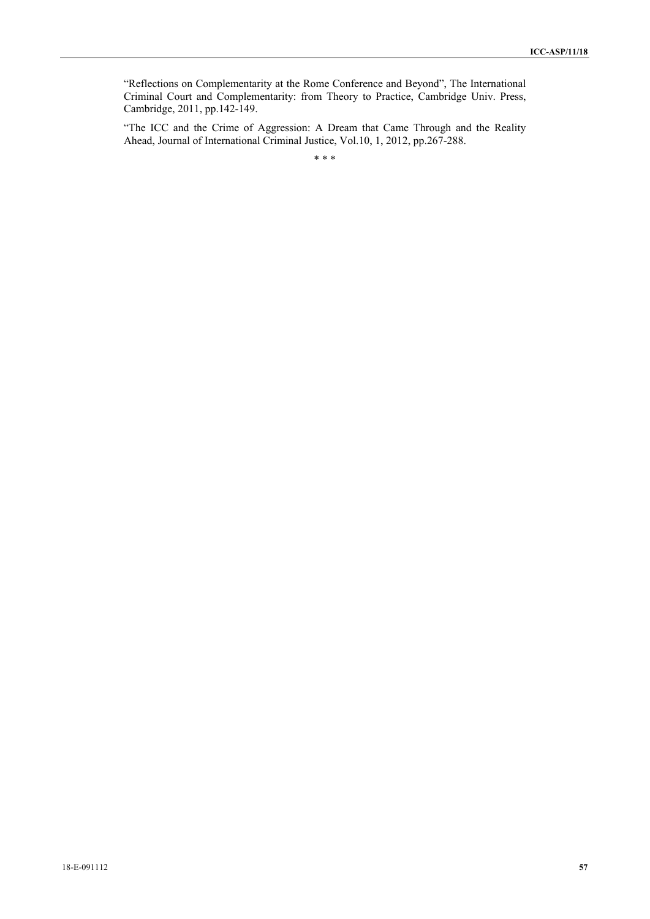"Reflections on Complementarity at the Rome Conference and Beyond", The International Criminal Court and Complementarity: from Theory to Practice, Cambridge Univ. Press, Cambridge, 2011, pp.142-149.

"The ICC and the Crime of Aggression: A Dream that Came Through and the Reality Ahead, Journal of International Criminal Justice, Vol.10, 1, 2012, pp.267-288.

* * *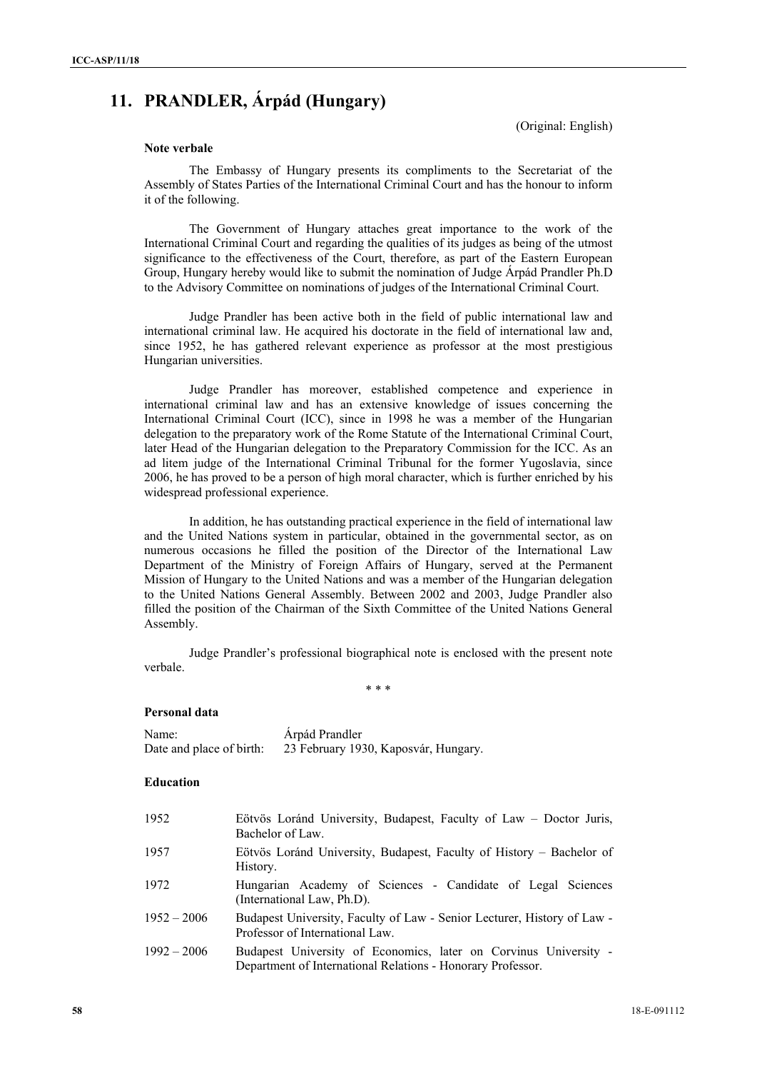## 11. PRANDLER, Árpád (Hungary)

(Original: English)

**Note verbale**

The Embassy of Hungary presents its compliments to the Secretariat of the Assembly of States Parties of the International Criminal Court and has the honour to inform it of the following.

The Government of Hungary attaches great importance to the work of the International Criminal Court and regarding the qualities of its judges as being of the utmost significance to the effectiveness of the Court, therefore, as part of the Eastern European Group, Hungary hereby would like to submit the nomination of Judge Árpád Prandler Ph.D to the Advisory Committee on nominations of judges of the International Criminal Court.

Judge Prandler has been active both in the field of public international law and international criminal law. He acquired his doctorate in the field of international law and, since 1952, he has gathered relevant experience as professor at the most prestigious Hungarian universities.

Judge Prandler has moreover, established competence and experience in international criminal law and has an extensive knowledge of issues concerning the International Criminal Court (ICC), since in 1998 he was a member of the Hungarian delegation to the preparatory work of the Rome Statute of the International Criminal Court, later Head of the Hungarian delegation to the Preparatory Commission for the ICC. As an ad litem judge of the International Criminal Tribunal for the former Yugoslavia, since 2006, he has proved to be a person of high moral character, which is further enriched by his widespread professional experience.

In addition, he has outstanding practical experience in the field of international law and the United Nations system in particular, obtained in the governmental sector, as on numerous occasions he filled the position of the Director of the International Law Department of the Ministry of Foreign Affairs of Hungary, served at the Permanent Mission of Hungary to the United Nations and was a member of the Hungarian delegation to the United Nations General Assembly. Between 2002 and 2003, Judge Prandler also filled the position of the Chairman of the Sixth Committee of the United Nations General Assembly.

Judge Prandler's professional biographical note is enclosed with the present note verbale.

\* \* \*

**Personal data**

| | |
|---|---|
| Name: | Árpád Prandler |
| Date and place of birth: | 23 February 1930, Kaposvár, Hungary. |

**Education**

| | |
|---|---|
| 1952 | Eötvös Loránd University, Budapest, Faculty of Law – Doctor Juris, Bachelor of Law. |
| 1957 | Eötvös Loránd University, Budapest, Faculty of History – Bachelor of History. |
| 1972 | Hungarian Academy of Sciences - Candidate of Legal Sciences (International Law, Ph.D). |
| 1952 – 2006 | Budapest University, Faculty of Law - Senior Lecturer, History of Law - Professor of International Law. |
| 1992 – 2006 | Budapest University of Economics, later on Corvinus University - Department of International Relations - Honorary Professor. |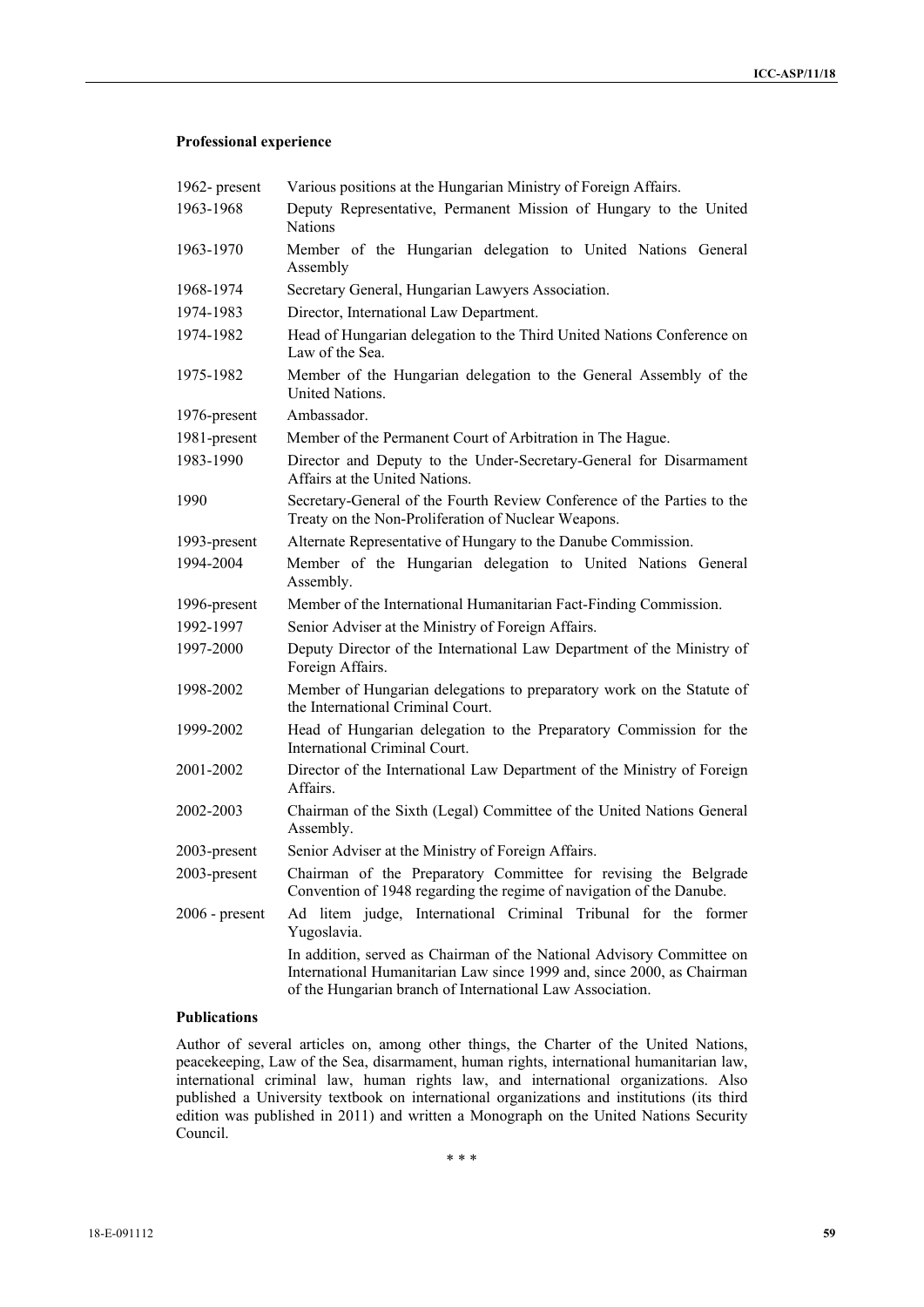**Professional experience**

| | |
|---|---|
| 1962- present | Various positions at the Hungarian Ministry of Foreign Affairs. |
| 1963-1968 | Deputy Representative, Permanent Mission of Hungary to the United Nations |
| 1963-1970 | Member of the Hungarian delegation to United Nations General Assembly |
| 1968-1974 | Secretary General, Hungarian Lawyers Association. |
| 1974-1983 | Director, International Law Department. |
| 1974-1982 | Head of Hungarian delegation to the Third United Nations Conference on Law of the Sea. |
| 1975-1982 | Member of the Hungarian delegation to the General Assembly of the United Nations. |
| 1976-present | Ambassador. |
| 1981-present | Member of the Permanent Court of Arbitration in The Hague. |
| 1983-1990 | Director and Deputy to the Under-Secretary-General for Disarmament Affairs at the United Nations. |
| 1990 | Secretary-General of the Fourth Review Conference of the Parties to the Treaty on the Non-Proliferation of Nuclear Weapons. |
| 1993-present | Alternate Representative of Hungary to the Danube Commission. |
| 1994-2004 | Member of the Hungarian delegation to United Nations General Assembly. |
| 1996-present | Member of the International Humanitarian Fact-Finding Commission. |
| 1992-1997 | Senior Adviser at the Ministry of Foreign Affairs. |
| 1997-2000 | Deputy Director of the International Law Department of the Ministry of Foreign Affairs. |
| 1998-2002 | Member of Hungarian delegations to preparatory work on the Statute of the International Criminal Court. |
| 1999-2002 | Head of Hungarian delegation to the Preparatory Commission for the International Criminal Court. |
| 2001-2002 | Director of the International Law Department of the Ministry of Foreign Affairs. |
| 2002-2003 | Chairman of the Sixth (Legal) Committee of the United Nations General Assembly. |
| 2003-present | Senior Adviser at the Ministry of Foreign Affairs. |
| 2003-present | Chairman of the Preparatory Committee for revising the Belgrade Convention of 1948 regarding the regime of navigation of the Danube. |
| 2006 - present | Ad litem judge, International Criminal Tribunal for the former Yugoslavia. |
| | In addition, served as Chairman of the National Advisory Committee on International Humanitarian Law since 1999 and, since 2000, as Chairman of the Hungarian branch of International Law Association. |

**Publications**

Author of several articles on, among other things, the Charter of the United Nations, peacekeeping, Law of the Sea, disarmament, human rights, international humanitarian law, international criminal law, human rights law, and international organizations. Also published a University textbook on international organizations and institutions (its third edition was published in 2011) and written a Monograph on the United Nations Security Council.

\* \* \*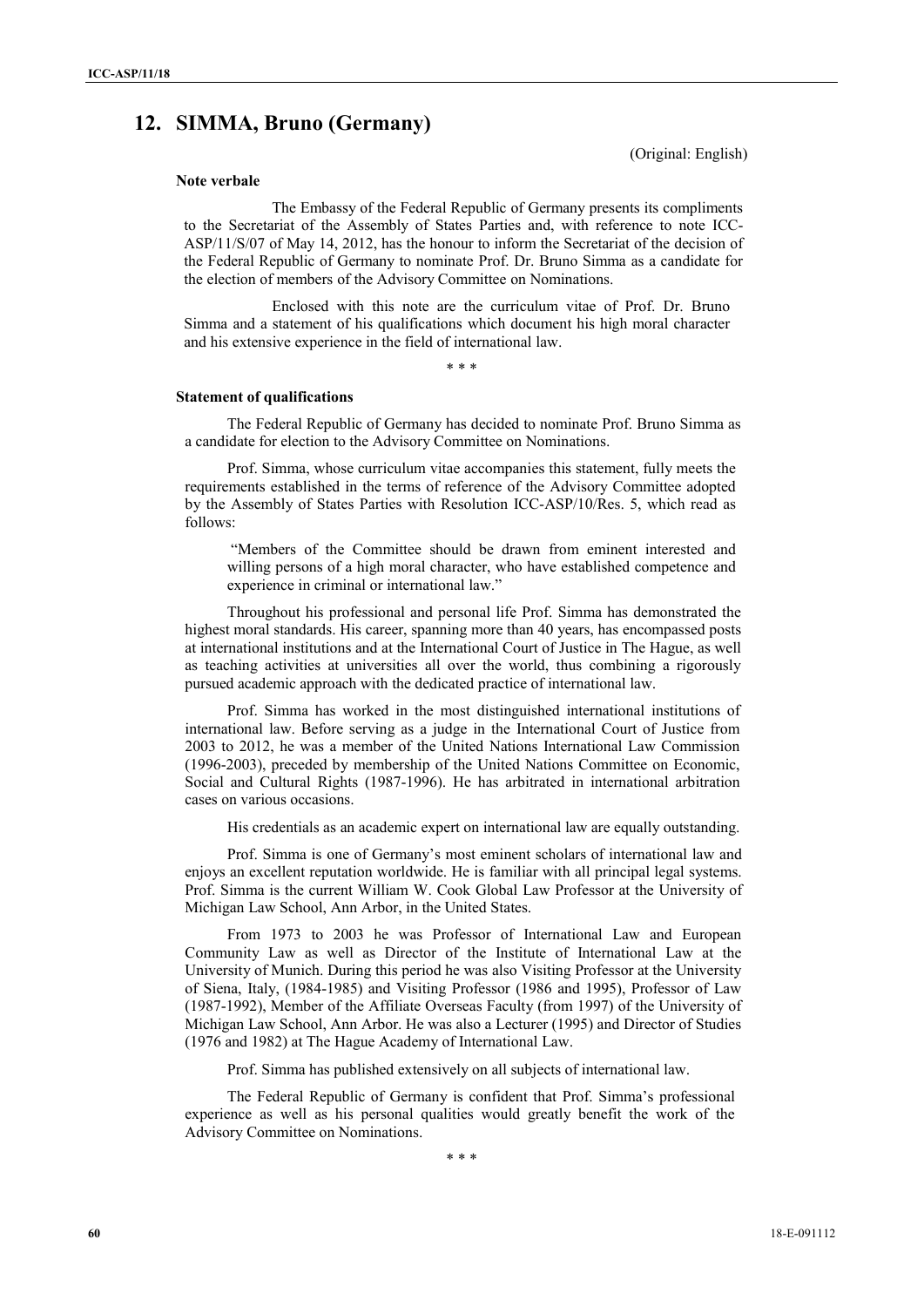## 12. SIMMA, Bruno (Germany)

(Original: English)

**Note verbale**

The Embassy of the Federal Republic of Germany presents its compliments to the Secretariat of the Assembly of States Parties and, with reference to note ICC-ASP/11/S/07 of May 14, 2012, has the honour to inform the Secretariat of the decision of the Federal Republic of Germany to nominate Prof. Dr. Bruno Simma as a candidate for the election of members of the Advisory Committee on Nominations.

Enclosed with this note are the curriculum vitae of Prof. Dr. Bruno Simma and a statement of his qualifications which document his high moral character and his extensive experience in the field of international law.

\* \* \*

**Statement of qualifications**

The Federal Republic of Germany has decided to nominate Prof. Bruno Simma as a candidate for election to the Advisory Committee on Nominations.

Prof. Simma, whose curriculum vitae accompanies this statement, fully meets the requirements established in the terms of reference of the Advisory Committee adopted by the Assembly of States Parties with Resolution ICC-ASP/10/Res. 5, which read as follows:

> "Members of the Committee should be drawn from eminent interested and willing persons of a high moral character, who have established competence and experience in criminal or international law."

Throughout his professional and personal life Prof. Simma has demonstrated the highest moral standards. His career, spanning more than 40 years, has encompassed posts at international institutions and at the International Court of Justice in The Hague, as well as teaching activities at universities all over the world, thus combining a rigorously pursued academic approach with the dedicated practice of international law.

Prof. Simma has worked in the most distinguished international institutions of international law. Before serving as a judge in the International Court of Justice from 2003 to 2012, he was a member of the United Nations International Law Commission (1996-2003), preceded by membership of the United Nations Committee on Economic, Social and Cultural Rights (1987-1996). He has arbitrated in international arbitration cases on various occasions.

His credentials as an academic expert on international law are equally outstanding.

Prof. Simma is one of Germany's most eminent scholars of international law and enjoys an excellent reputation worldwide. He is familiar with all principal legal systems. Prof. Simma is the current William W. Cook Global Law Professor at the University of Michigan Law School, Ann Arbor, in the United States.

From 1973 to 2003 he was Professor of International Law and European Community Law as well as Director of the Institute of International Law at the University of Munich. During this period he was also Visiting Professor at the University of Siena, Italy, (1984-1985) and Visiting Professor (1986 and 1995), Professor of Law (1987-1992), Member of the Affiliate Overseas Faculty (from 1997) of the University of Michigan Law School, Ann Arbor. He was also a Lecturer (1995) and Director of Studies (1976 and 1982) at The Hague Academy of International Law.

Prof. Simma has published extensively on all subjects of international law.

The Federal Republic of Germany is confident that Prof. Simma's professional experience as well as his personal qualities would greatly benefit the work of the Advisory Committee on Nominations.

\* \* \*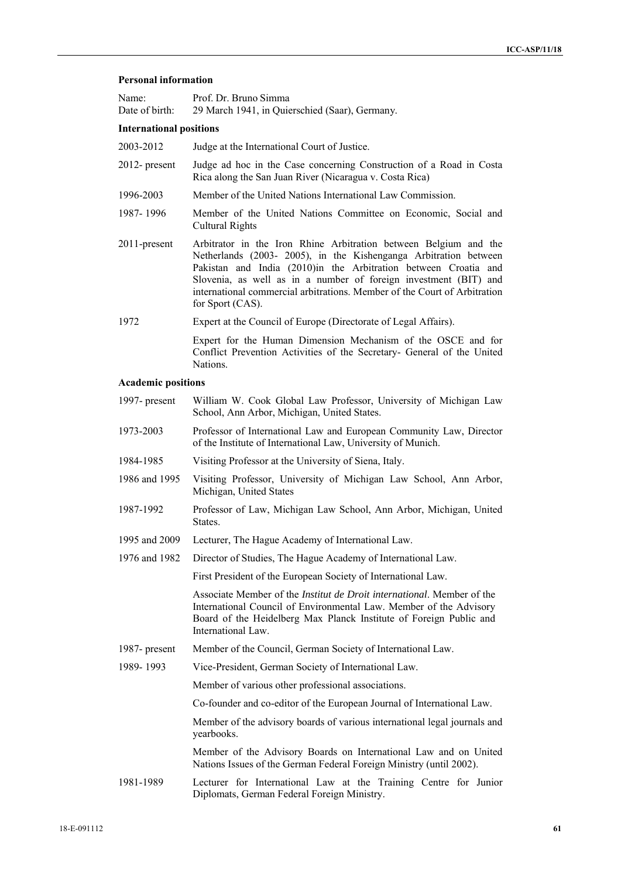### Personal information

| | |
|---|---|
| Name: | Prof. Dr. Bruno Simma |
| Date of birth: | 29 March 1941, in Quierschied (Saar), Germany. |

### International positions

| | |
|---|---|
| 2003-2012 | Judge at the International Court of Justice. |
| 2012- present | Judge ad hoc in the Case concerning Construction of a Road in Costa Rica along the San Juan River (Nicaragua v. Costa Rica) |
| 1996-2003 | Member of the United Nations International Law Commission. |
| 1987- 1996 | Member of the United Nations Committee on Economic, Social and Cultural Rights |
| 2011-present | Arbitrator in the Iron Rhine Arbitration between Belgium and the Netherlands (2003- 2005), in the Kishenganga Arbitration between Pakistan and India (2010)in the Arbitration between Croatia and Slovenia, as well as in a number of foreign investment (BIT) and international commercial arbitrations. Member of the Court of Arbitration for Sport (CAS). |
| 1972 | Expert at the Council of Europe (Directorate of Legal Affairs). |
| | Expert for the Human Dimension Mechanism of the OSCE and for Conflict Prevention Activities of the Secretary- General of the United Nations. |

### Academic positions

| | |
|---|---|
| 1997- present | William W. Cook Global Law Professor, University of Michigan Law School, Ann Arbor, Michigan, United States. |
| 1973-2003 | Professor of International Law and European Community Law, Director of the Institute of International Law, University of Munich. |
| 1984-1985 | Visiting Professor at the University of Siena, Italy. |
| 1986 and 1995 | Visiting Professor, University of Michigan Law School, Ann Arbor, Michigan, United States |
| 1987-1992 | Professor of Law, Michigan Law School, Ann Arbor, Michigan, United States. |
| 1995 and 2009 | Lecturer, The Hague Academy of International Law. |
| 1976 and 1982 | Director of Studies, The Hague Academy of International Law. |
| | First President of the European Society of International Law. |
| | Associate Member of the *Institut de Droit international*. Member of the International Council of Environmental Law. Member of the Advisory Board of the Heidelberg Max Planck Institute of Foreign Public and International Law. |
| 1987- present | Member of the Council, German Society of International Law. |
| 1989- 1993 | Vice-President, German Society of International Law. |
| | Member of various other professional associations. |
| | Co-founder and co-editor of the European Journal of International Law. |
| | Member of the advisory boards of various international legal journals and yearbooks. |
| | Member of the Advisory Boards on International Law and on United Nations Issues of the German Federal Foreign Ministry (until 2002). |
| 1981-1989 | Lecturer for International Law at the Training Centre for Junior Diplomats, German Federal Foreign Ministry. |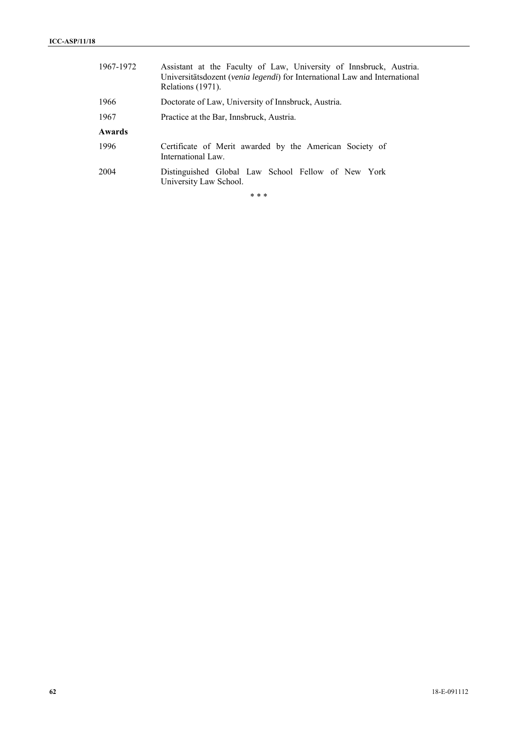| | |
|---|---|
| 1967-1972 | Assistant at the Faculty of Law, University of Innsbruck, Austria. Universitätsdozent (*venia legendi*) for International Law and International Relations (1971). |
| 1966 | Doctorate of Law, University of Innsbruck, Austria. |
| 1967 | Practice at the Bar, Innsbruck, Austria. |

**Awards**

| | |
|---|---|
| 1996 | Certificate of Merit awarded by the American Society of International Law. |
| 2004 | Distinguished Global Law School Fellow of New York University Law School. |

\* \* \*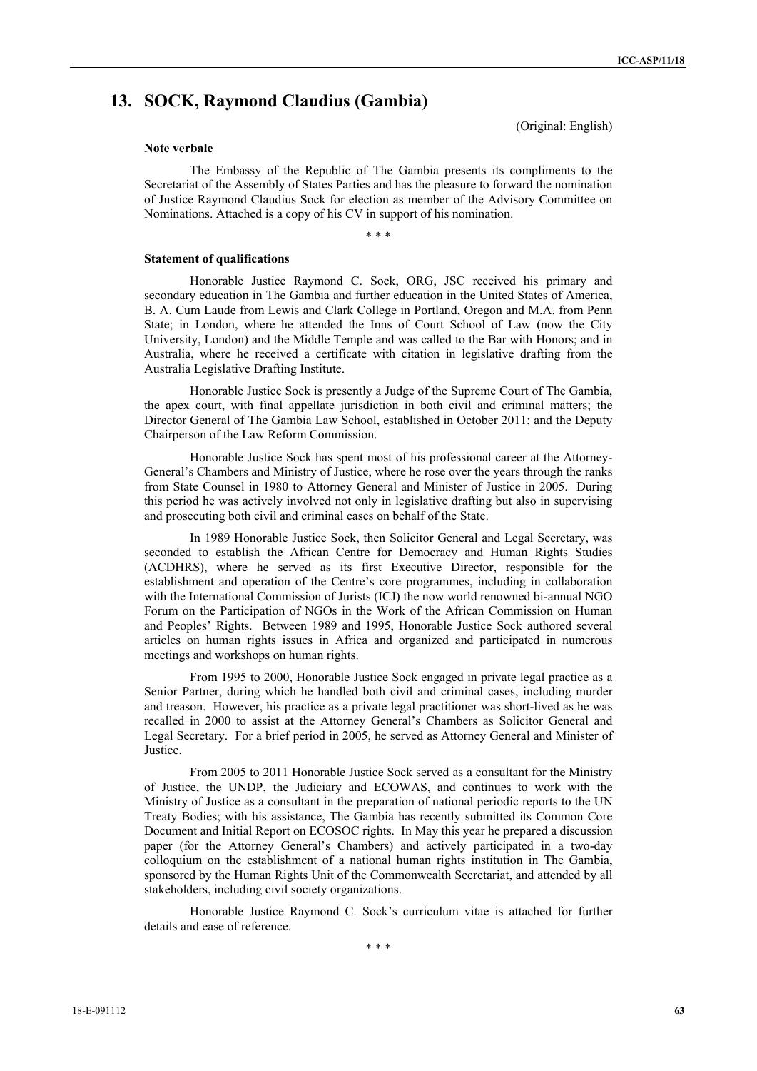## 13. SOCK, Raymond Claudius (Gambia)

(Original: English)

### Note verbale

The Embassy of the Republic of The Gambia presents its compliments to the Secretariat of the Assembly of States Parties and has the pleasure to forward the nomination of Justice Raymond Claudius Sock for election as member of the Advisory Committee on Nominations. Attached is a copy of his CV in support of his nomination.

\* \* \*

### Statement of qualifications

Honorable Justice Raymond C. Sock, ORG, JSC received his primary and secondary education in The Gambia and further education in the United States of America, B. A. Cum Laude from Lewis and Clark College in Portland, Oregon and M.A. from Penn State; in London, where he attended the Inns of Court School of Law (now the City University, London) and the Middle Temple and was called to the Bar with Honors; and in Australia, where he received a certificate with citation in legislative drafting from the Australia Legislative Drafting Institute.

Honorable Justice Sock is presently a Judge of the Supreme Court of The Gambia, the apex court, with final appellate jurisdiction in both civil and criminal matters; the Director General of The Gambia Law School, established in October 2011; and the Deputy Chairperson of the Law Reform Commission.

Honorable Justice Sock has spent most of his professional career at the Attorney-General's Chambers and Ministry of Justice, where he rose over the years through the ranks from State Counsel in 1980 to Attorney General and Minister of Justice in 2005. During this period he was actively involved not only in legislative drafting but also in supervising and prosecuting both civil and criminal cases on behalf of the State.

In 1989 Honorable Justice Sock, then Solicitor General and Legal Secretary, was seconded to establish the African Centre for Democracy and Human Rights Studies (ACDHRS), where he served as its first Executive Director, responsible for the establishment and operation of the Centre's core programmes, including in collaboration with the International Commission of Jurists (ICJ) the now world renowned bi-annual NGO Forum on the Participation of NGOs in the Work of the African Commission on Human and Peoples' Rights. Between 1989 and 1995, Honorable Justice Sock authored several articles on human rights issues in Africa and organized and participated in numerous meetings and workshops on human rights.

From 1995 to 2000, Honorable Justice Sock engaged in private legal practice as a Senior Partner, during which he handled both civil and criminal cases, including murder and treason. However, his practice as a private legal practitioner was short-lived as he was recalled in 2000 to assist at the Attorney General's Chambers as Solicitor General and Legal Secretary. For a brief period in 2005, he served as Attorney General and Minister of Justice.

From 2005 to 2011 Honorable Justice Sock served as a consultant for the Ministry of Justice, the UNDP, the Judiciary and ECOWAS, and continues to work with the Ministry of Justice as a consultant in the preparation of national periodic reports to the UN Treaty Bodies; with his assistance, The Gambia has recently submitted its Common Core Document and Initial Report on ECOSOC rights. In May this year he prepared a discussion paper (for the Attorney General's Chambers) and actively participated in a two-day colloquium on the establishment of a national human rights institution in The Gambia, sponsored by the Human Rights Unit of the Commonwealth Secretariat, and attended by all stakeholders, including civil society organizations.

Honorable Justice Raymond C. Sock's curriculum vitae is attached for further details and ease of reference.

\* \* \*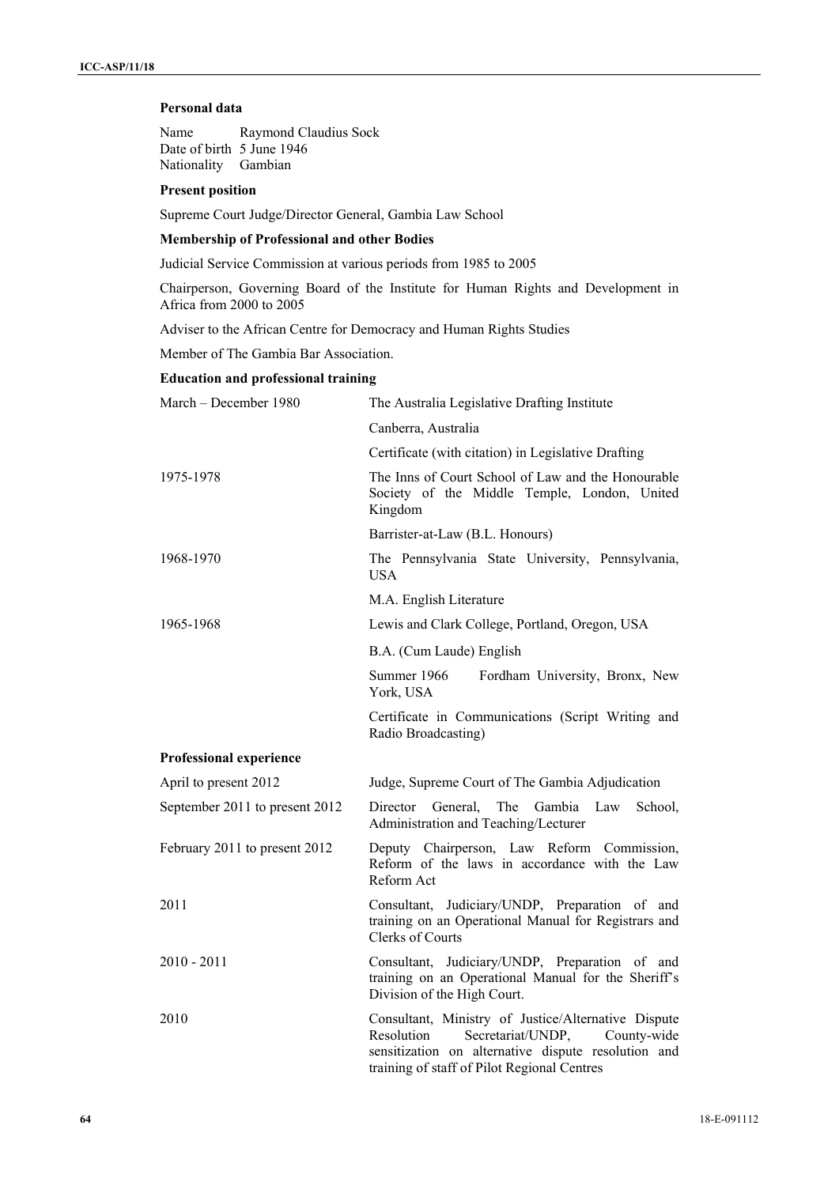**Personal data**

Name Raymond Claudius Sock
Date of birth 5 June 1946
Nationality Gambian

**Present position**

Supreme Court Judge/Director General, Gambia Law School

**Membership of Professional and other Bodies**

Judicial Service Commission at various periods from 1985 to 2005

Chairperson, Governing Board of the Institute for Human Rights and Development in Africa from 2000 to 2005

Adviser to the African Centre for Democracy and Human Rights Studies

Member of The Gambia Bar Association.

**Education and professional training**

| | |
|---|---|
| March – December 1980 | The Australia Legislative Drafting Institute<br>Canberra, Australia<br>Certificate (with citation) in Legislative Drafting |
| 1975-1978 | The Inns of Court School of Law and the Honourable Society of the Middle Temple, London, United Kingdom<br>Barrister-at-Law (B.L. Honours) |
| 1968-1970 | The Pennsylvania State University, Pennsylvania, USA<br>M.A. English Literature |
| 1965-1968 | Lewis and Clark College, Portland, Oregon, USA<br>B.A. (Cum Laude) English<br>Summer 1966 Fordham University, Bronx, New York, USA<br>Certificate in Communications (Script Writing and Radio Broadcasting) |

**Professional experience**

| | |
|---|---|
| April to present 2012 | Judge, Supreme Court of The Gambia Adjudication |
| September 2011 to present 2012 | Director General, The Gambia Law School, Administration and Teaching/Lecturer |
| February 2011 to present 2012 | Deputy Chairperson, Law Reform Commission, Reform of the laws in accordance with the Law Reform Act |
| 2011 | Consultant, Judiciary/UNDP, Preparation of and training on an Operational Manual for Registrars and Clerks of Courts |
| 2010 - 2011 | Consultant, Judiciary/UNDP, Preparation of and training on an Operational Manual for the Sheriff's Division of the High Court. |
| 2010 | Consultant, Ministry of Justice/Alternative Dispute Resolution Secretariat/UNDP, County-wide sensitization on alternative dispute resolution and training of staff of Pilot Regional Centres |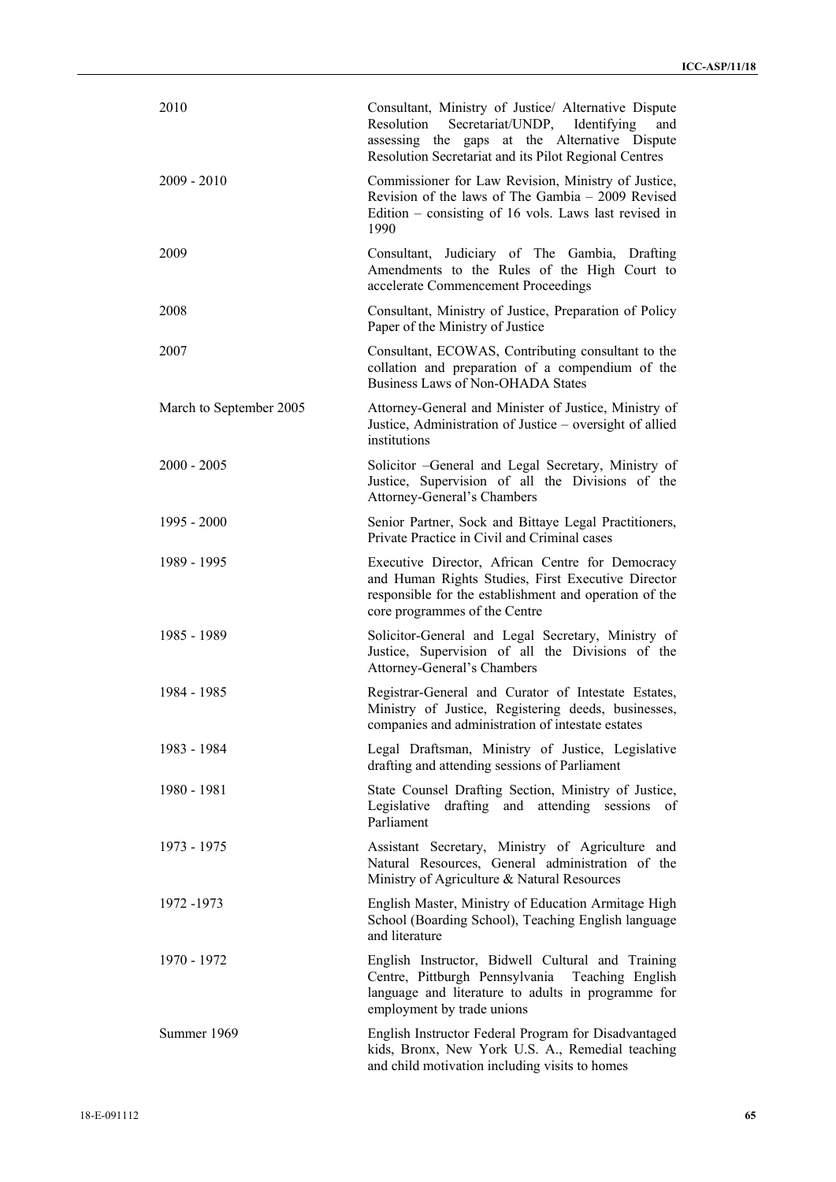| | |
|---|---|
| 2010 | Consultant, Ministry of Justice/ Alternative Dispute Resolution Secretariat/UNDP, Identifying and assessing the gaps at the Alternative Dispute Resolution Secretariat and its Pilot Regional Centres |
| 2009 - 2010 | Commissioner for Law Revision, Ministry of Justice, Revision of the laws of The Gambia – 2009 Revised Edition – consisting of 16 vols. Laws last revised in 1990 |
| 2009 | Consultant, Judiciary of The Gambia, Drafting Amendments to the Rules of the High Court to accelerate Commencement Proceedings |
| 2008 | Consultant, Ministry of Justice, Preparation of Policy Paper of the Ministry of Justice |
| 2007 | Consultant, ECOWAS, Contributing consultant to the collation and preparation of a compendium of the Business Laws of Non-OHADA States |
| March to September 2005 | Attorney-General and Minister of Justice, Ministry of Justice, Administration of Justice – oversight of allied institutions |
| 2000 - 2005 | Solicitor –General and Legal Secretary, Ministry of Justice, Supervision of all the Divisions of the Attorney-General's Chambers |
| 1995 - 2000 | Senior Partner, Sock and Bittaye Legal Practitioners, Private Practice in Civil and Criminal cases |
| 1989 - 1995 | Executive Director, African Centre for Democracy and Human Rights Studies, First Executive Director responsible for the establishment and operation of the core programmes of the Centre |
| 1985 - 1989 | Solicitor-General and Legal Secretary, Ministry of Justice, Supervision of all the Divisions of the Attorney-General's Chambers |
| 1984 - 1985 | Registrar-General and Curator of Intestate Estates, Ministry of Justice, Registering deeds, businesses, companies and administration of intestate estates |
| 1983 - 1984 | Legal Draftsman, Ministry of Justice, Legislative drafting and attending sessions of Parliament |
| 1980 - 1981 | State Counsel Drafting Section, Ministry of Justice, Legislative drafting and attending sessions of Parliament |
| 1973 - 1975 | Assistant Secretary, Ministry of Agriculture and Natural Resources, General administration of the Ministry of Agriculture & Natural Resources |
| 1972 -1973 | English Master, Ministry of Education Armitage High School (Boarding School), Teaching English language and literature |
| 1970 - 1972 | English Instructor, Bidwell Cultural and Training Centre, Pittburgh Pennsylvania Teaching English language and literature to adults in programme for employment by trade unions |
| Summer 1969 | English Instructor Federal Program for Disadvantaged kids, Bronx, New York U.S. A., Remedial teaching and child motivation including visits to homes |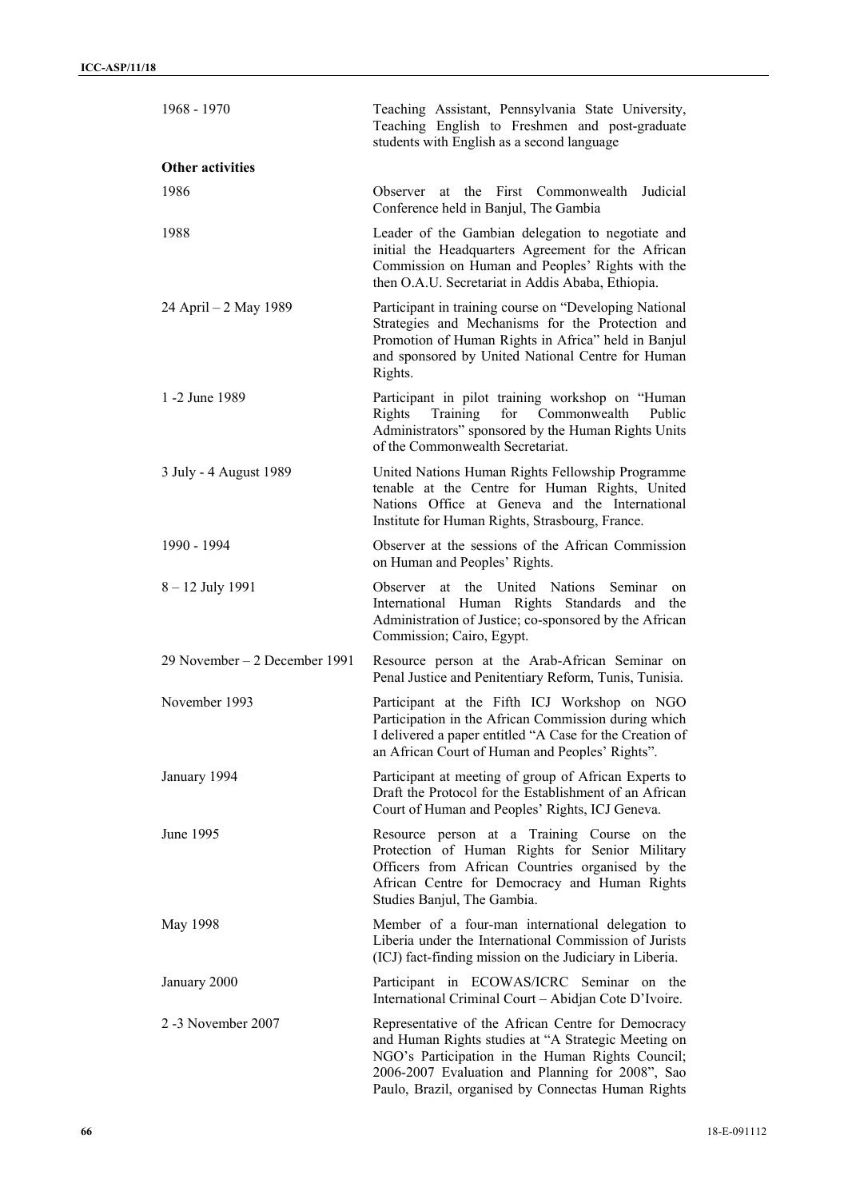| | |
|---|---|
| 1968 - 1970 | Teaching Assistant, Pennsylvania State University, Teaching English to Freshmen and post-graduate students with English as a second language |

**Other activities**

| | |
|---|---|
| 1986 | Observer at the First Commonwealth Judicial Conference held in Banjul, The Gambia |
| 1988 | Leader of the Gambian delegation to negotiate and initial the Headquarters Agreement for the African Commission on Human and Peoples' Rights with the then O.A.U. Secretariat in Addis Ababa, Ethiopia. |
| 24 April – 2 May 1989 | Participant in training course on "Developing National Strategies and Mechanisms for the Protection and Promotion of Human Rights in Africa" held in Banjul and sponsored by United National Centre for Human Rights. |
| 1 -2 June 1989 | Participant in pilot training workshop on "Human Rights Training for Commonwealth Public Administrators" sponsored by the Human Rights Units of the Commonwealth Secretariat. |
| 3 July - 4 August 1989 | United Nations Human Rights Fellowship Programme tenable at the Centre for Human Rights, United Nations Office at Geneva and the International Institute for Human Rights, Strasbourg, France. |
| 1990 - 1994 | Observer at the sessions of the African Commission on Human and Peoples' Rights. |
| 8 – 12 July 1991 | Observer at the United Nations Seminar on International Human Rights Standards and the Administration of Justice; co-sponsored by the African Commission; Cairo, Egypt. |
| 29 November – 2 December 1991 | Resource person at the Arab-African Seminar on Penal Justice and Penitentiary Reform, Tunis, Tunisia. |
| November 1993 | Participant at the Fifth ICJ Workshop on NGO Participation in the African Commission during which I delivered a paper entitled "A Case for the Creation of an African Court of Human and Peoples' Rights". |
| January 1994 | Participant at meeting of group of African Experts to Draft the Protocol for the Establishment of an African Court of Human and Peoples' Rights, ICJ Geneva. |
| June 1995 | Resource person at a Training Course on the Protection of Human Rights for Senior Military Officers from African Countries organised by the African Centre for Democracy and Human Rights Studies Banjul, The Gambia. |
| May 1998 | Member of a four-man international delegation to Liberia under the International Commission of Jurists (ICJ) fact-finding mission on the Judiciary in Liberia. |
| January 2000 | Participant in ECOWAS/ICRC Seminar on the International Criminal Court – Abidjan Cote D'Ivoire. |
| 2 -3 November 2007 | Representative of the African Centre for Democracy and Human Rights studies at "A Strategic Meeting on NGO's Participation in the Human Rights Council; 2006-2007 Evaluation and Planning for 2008", Sao Paulo, Brazil, organised by Connectas Human Rights |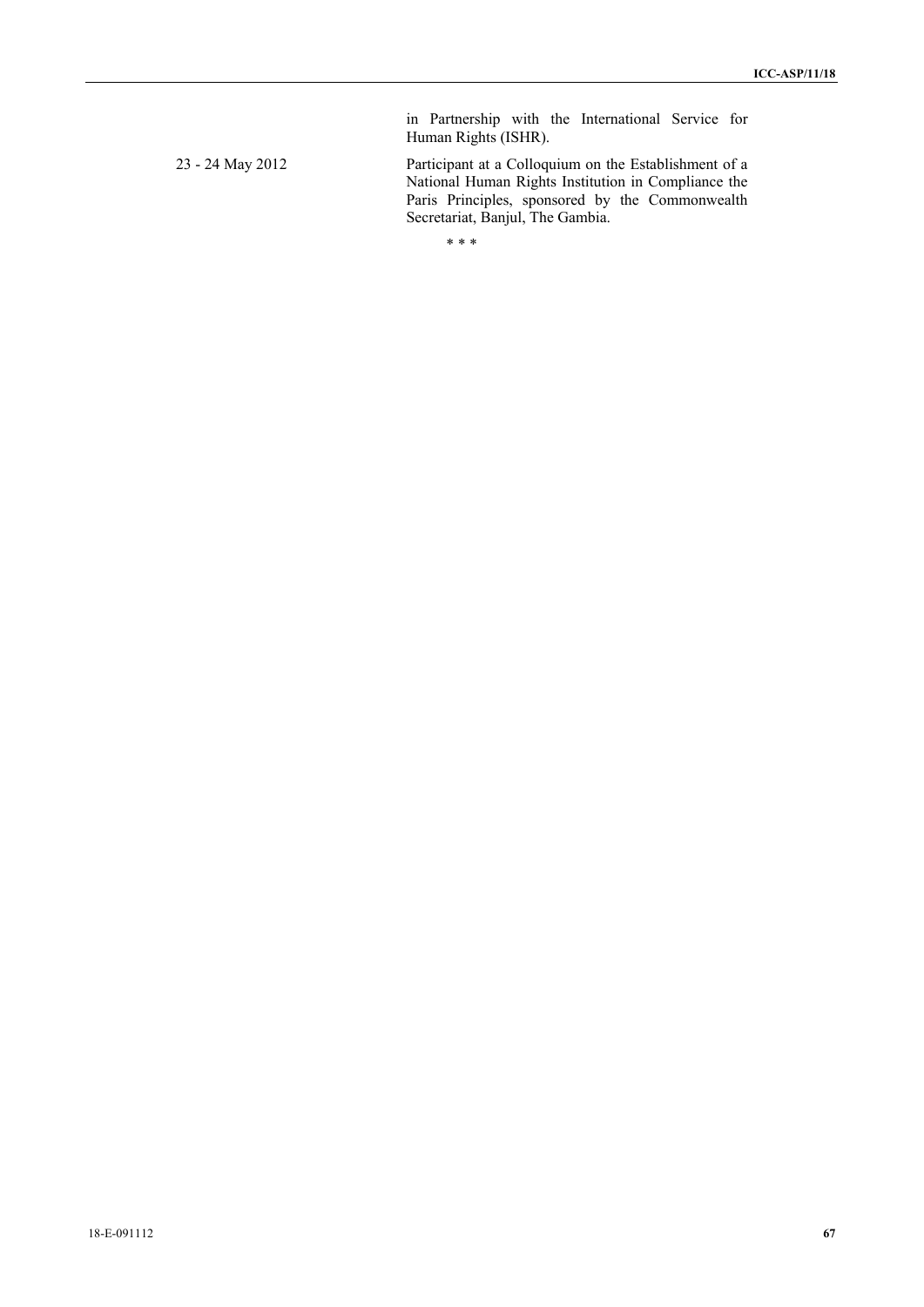| | |
|---|---|
| | in Partnership with the International Service for Human Rights (ISHR). |
| 23 - 24 May 2012 | Participant at a Colloquium on the Establishment of a National Human Rights Institution in Compliance the Paris Principles, sponsored by the Commonwealth Secretariat, Banjul, The Gambia. |

\* \* \*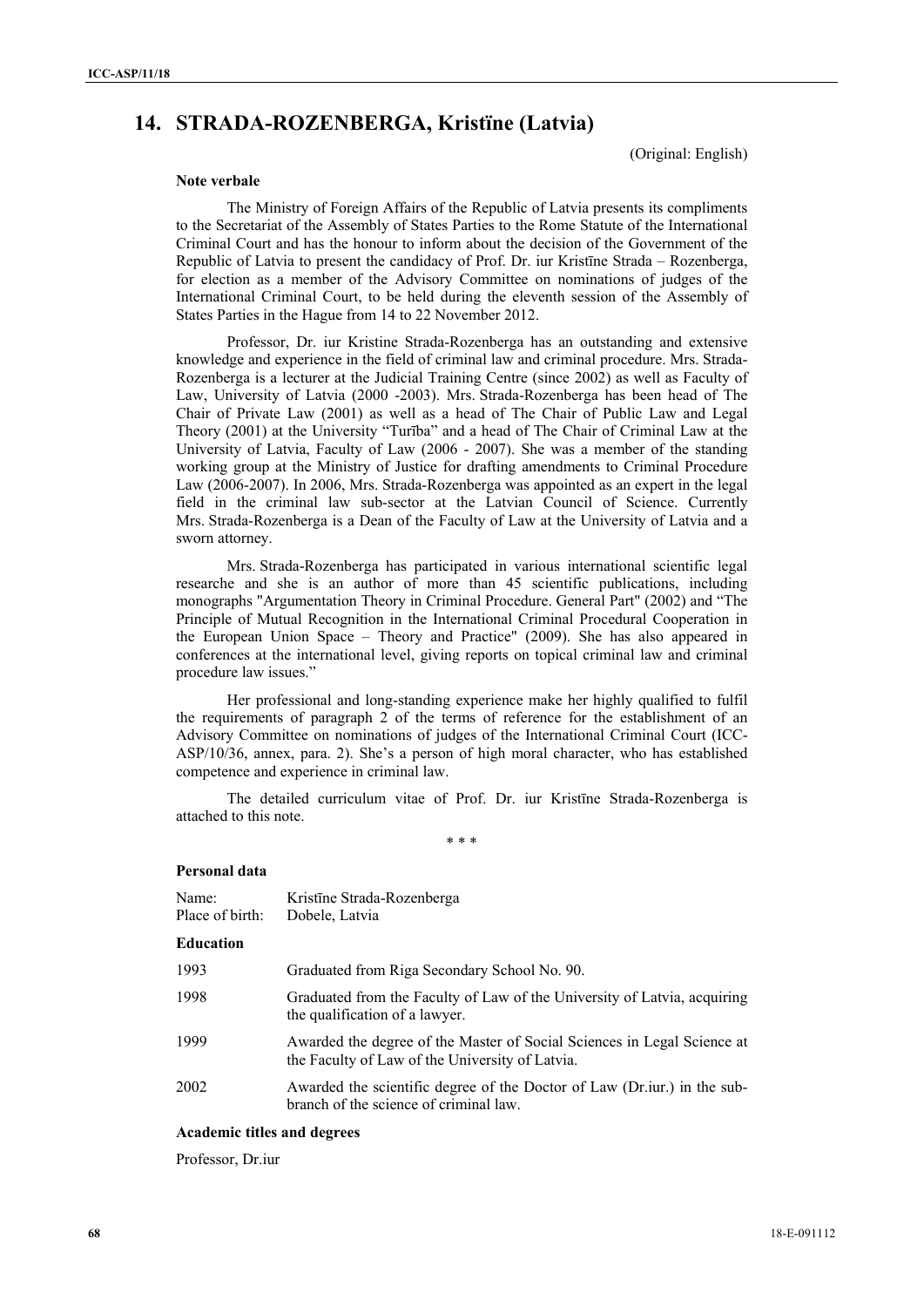## 14. STRADA-ROZENBERGA, Kristïne (Latvia)

(Original: English)

**Note verbale**

The Ministry of Foreign Affairs of the Republic of Latvia presents its compliments to the Secretariat of the Assembly of States Parties to the Rome Statute of the International Criminal Court and has the honour to inform about the decision of the Government of the Republic of Latvia to present the candidacy of Prof. Dr. iur Kristīne Strada – Rozenberga, for election as a member of the Advisory Committee on nominations of judges of the International Criminal Court, to be held during the eleventh session of the Assembly of States Parties in the Hague from 14 to 22 November 2012.

Professor, Dr. iur Kristine Strada-Rozenberga has an outstanding and extensive knowledge and experience in the field of criminal law and criminal procedure. Mrs. Strada-Rozenberga is a lecturer at the Judicial Training Centre (since 2002) as well as Faculty of Law, University of Latvia (2000 -2003). Mrs. Strada-Rozenberga has been head of The Chair of Private Law (2001) as well as a head of The Chair of Public Law and Legal Theory (2001) at the University "Turība" and a head of The Chair of Criminal Law at the University of Latvia, Faculty of Law (2006 - 2007). She was a member of the standing working group at the Ministry of Justice for drafting amendments to Criminal Procedure Law (2006-2007). In 2006, Mrs. Strada-Rozenberga was appointed as an expert in the legal field in the criminal law sub-sector at the Latvian Council of Science. Currently Mrs. Strada-Rozenberga is a Dean of the Faculty of Law at the University of Latvia and a sworn attorney.

Mrs. Strada-Rozenberga has participated in various international scientific legal researche and she is an author of more than 45 scientific publications, including monographs "Argumentation Theory in Criminal Procedure. General Part" (2002) and "The Principle of Mutual Recognition in the International Criminal Procedural Cooperation in the European Union Space – Theory and Practice" (2009). She has also appeared in conferences at the international level, giving reports on topical criminal law and criminal procedure law issues."

Her professional and long-standing experience make her highly qualified to fulfil the requirements of paragraph 2 of the terms of reference for the establishment of an Advisory Committee on nominations of judges of the International Criminal Court (ICC-ASP/10/36, annex, para. 2). She's a person of high moral character, who has established competence and experience in criminal law.

The detailed curriculum vitae of Prof. Dr. iur Kristīne Strada-Rozenberga is attached to this note.

\* \* \*

**Personal data**

Name: Kristīne Strada-Rozenberga
Place of birth: Dobele, Latvia

**Education**

| | |
|---|---|
| 1993 | Graduated from Riga Secondary School No. 90. |
| 1998 | Graduated from the Faculty of Law of the University of Latvia, acquiring the qualification of a lawyer. |
| 1999 | Awarded the degree of the Master of Social Sciences in Legal Science at the Faculty of Law of the University of Latvia. |
| 2002 | Awarded the scientific degree of the Doctor of Law (Dr.iur.) in the sub-branch of the science of criminal law. |

**Academic titles and degrees**

Professor, Dr.iur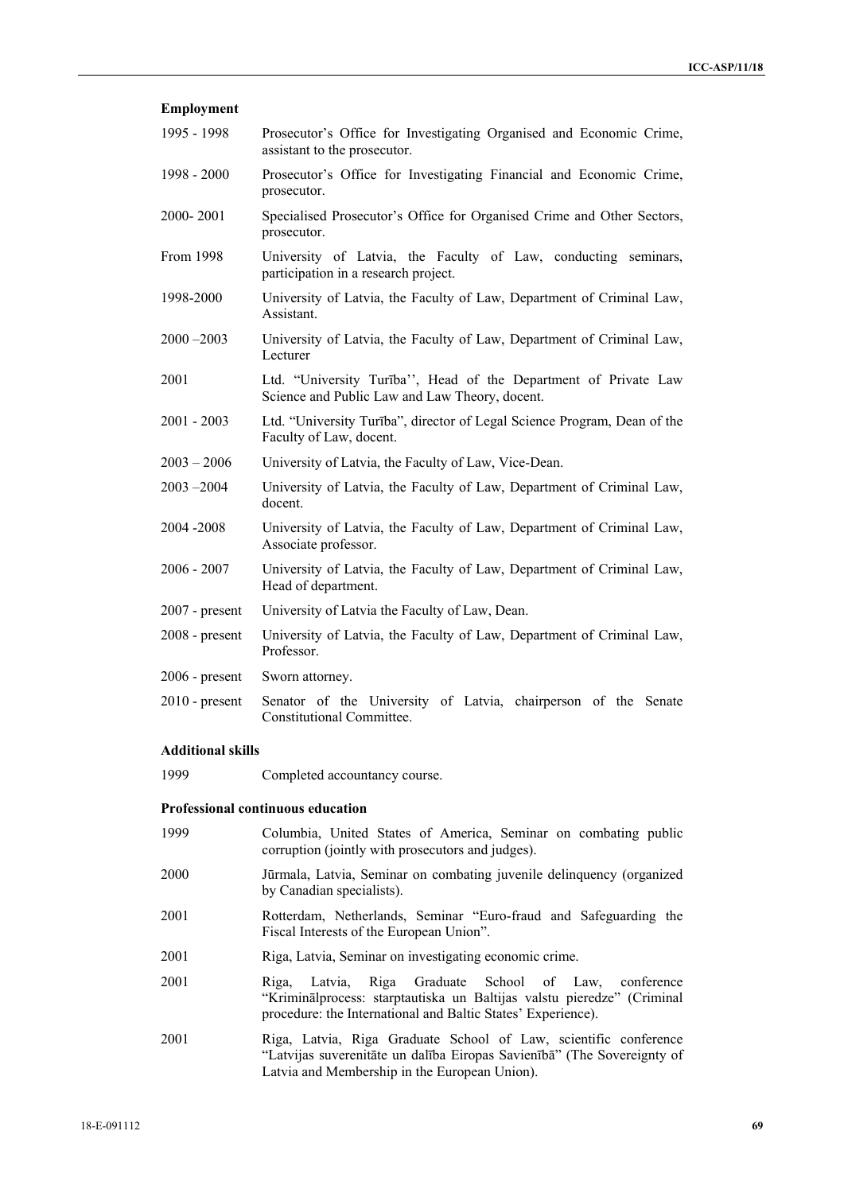**Employment**

| | |
|---|---|
| 1995 - 1998 | Prosecutor's Office for Investigating Organised and Economic Crime, assistant to the prosecutor. |
| 1998 - 2000 | Prosecutor's Office for Investigating Financial and Economic Crime, prosecutor. |
| 2000- 2001 | Specialised Prosecutor's Office for Organised Crime and Other Sectors, prosecutor. |
| From 1998 | University of Latvia, the Faculty of Law, conducting seminars, participation in a research project. |
| 1998-2000 | University of Latvia, the Faculty of Law, Department of Criminal Law, Assistant. |
| 2000 –2003 | University of Latvia, the Faculty of Law, Department of Criminal Law, Lecturer |
| 2001 | Ltd. "University Turība'', Head of the Department of Private Law Science and Public Law and Law Theory, docent. |
| 2001 - 2003 | Ltd. "University Turība", director of Legal Science Program, Dean of the Faculty of Law, docent. |
| 2003 – 2006 | University of Latvia, the Faculty of Law, Vice-Dean. |
| 2003 –2004 | University of Latvia, the Faculty of Law, Department of Criminal Law, docent. |
| 2004 -2008 | University of Latvia, the Faculty of Law, Department of Criminal Law, Associate professor. |
| 2006 - 2007 | University of Latvia, the Faculty of Law, Department of Criminal Law, Head of department. |
| 2007 - present | University of Latvia the Faculty of Law, Dean. |
| 2008 - present | University of Latvia, the Faculty of Law, Department of Criminal Law, Professor. |
| 2006 - present | Sworn attorney. |
| 2010 - present | Senator of the University of Latvia, chairperson of the Senate Constitutional Committee. |

**Additional skills**

| | |
|---|---|
| 1999 | Completed accountancy course. |

**Professional continuous education**

| | |
|---|---|
| 1999 | Columbia, United States of America, Seminar on combating public corruption (jointly with prosecutors and judges). |
| 2000 | Jūrmala, Latvia, Seminar on combating juvenile delinquency (organized by Canadian specialists). |
| 2001 | Rotterdam, Netherlands, Seminar "Euro-fraud and Safeguarding the Fiscal Interests of the European Union". |
| 2001 | Riga, Latvia, Seminar on investigating economic crime. |
| 2001 | Riga, Latvia, Riga Graduate School of Law, conference "Kriminālprocess: starptautiska un Baltijas valstu pieredze" (Criminal procedure: the International and Baltic States' Experience). |
| 2001 | Riga, Latvia, Riga Graduate School of Law, scientific conference "Latvijas suverenitāte un dalība Eiropas Savienībā" (The Sovereignty of Latvia and Membership in the European Union). |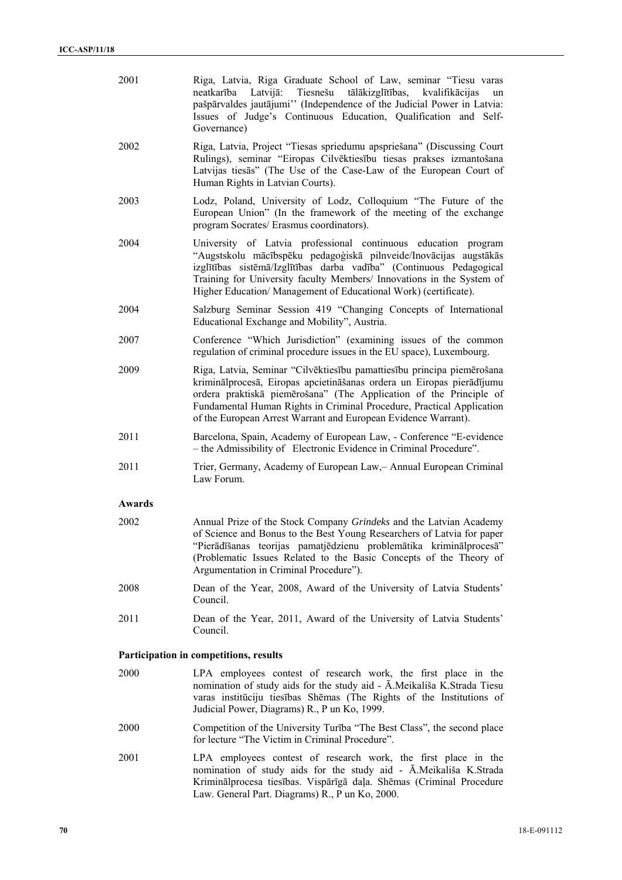2001 Riga, Latvia, Riga Graduate School of Law, seminar "Tiesu varas neatkarība Latvijā: Tiesnešu tālākizglītības, kvalifikācijas un pašpārvaldes jautājumi'' (Independence of the Judicial Power in Latvia: Issues of Judge's Continuous Education, Qualification and Self-Governance)

2002 Riga, Latvia, Project "Tiesas spriedumu apspriešana" (Discussing Court Rulings), seminar "Eiropas Cilvēktiesību tiesas prakses izmantošana Latvijas tiesās" (The Use of the Case-Law of the European Court of Human Rights in Latvian Courts).

2003 Lodz, Poland, University of Lodz, Colloquium "The Future of the European Union" (In the framework of the meeting of the exchange program Socrates/ Erasmus coordinators).

2004 University of Latvia professional continuous education program "Augstskolu mācībspēku pedagoģiskā pilnveide/Inovācijas augstākās izglītības sistēmā/Izglītības darba vadība" (Continuous Pedagogical Training for University faculty Members/ Innovations in the System of Higher Education/ Management of Educational Work) (certificate).

2004 Salzburg Seminar Session 419 "Changing Concepts of International Educational Exchange and Mobility", Austria.

2007 Conference "Which Jurisdiction" (examining issues of the common regulation of criminal procedure issues in the EU space), Luxembourg.

2009 Riga, Latvia, Seminar "Cilvēktiesību pamattiesību principa piemērošana kriminālprocesā, Eiropas apcietināšanas ordera un Eiropas pierādījumu ordera praktiskā piemērošana" (The Application of the Principle of Fundamental Human Rights in Criminal Procedure, Practical Application of the European Arrest Warrant and European Evidence Warrant).

2011 Barcelona, Spain, Academy of European Law, - Conference "E-evidence – the Admissibility of Electronic Evidence in Criminal Procedure".

2011 Trier, Germany, Academy of European Law,– Annual European Criminal Law Forum.

**Awards**

2002 Annual Prize of the Stock Company *Grindeks* and the Latvian Academy of Science and Bonus to the Best Young Researchers of Latvia for paper "Pierādīšanas teorijas pamatjēdzienu problemātika kriminālprocesā" (Problematic Issues Related to the Basic Concepts of the Theory of Argumentation in Criminal Procedure").

2008 Dean of the Year, 2008, Award of the University of Latvia Students' Council.

2011 Dean of the Year, 2011, Award of the University of Latvia Students' Council.

**Participation in competitions, results**

2000 LPA employees contest of research work, the first place in the nomination of study aids for the study aid - Ā.Meikališa K.Strada Tiesu varas institūciju tiesības Shēmas (The Rights of the Institutions of Judicial Power, Diagrams) R., P un Ko, 1999.

2000 Competition of the University Turība "The Best Class", the second place for lecture "The Victim in Criminal Procedure".

2001 LPA employees contest of research work, the first place in the nomination of study aids for the study aid - Ā.Meikališa K.Strada Kriminālprocesa tiesības. Vispārīgā daļa. Shēmas (Criminal Procedure Law. General Part. Diagrams) R., P un Ko, 2000.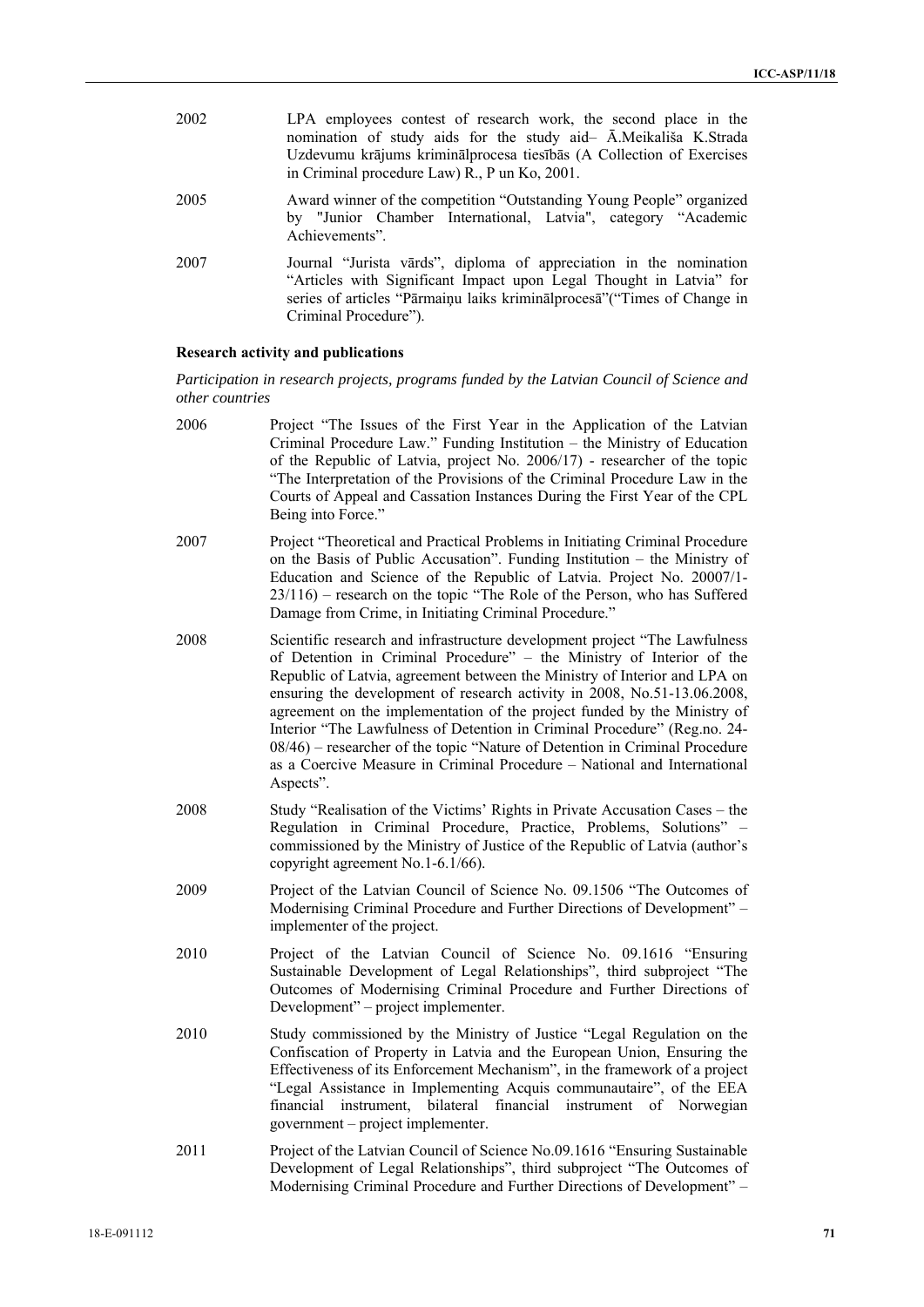2002 LPA employees contest of research work, the second place in the nomination of study aids for the study aid– Ā.Meikališa K.Strada Uzdevumu krājums kriminālprocesa tiesībās (A Collection of Exercises in Criminal procedure Law) R., P un Ko, 2001.

2005 Award winner of the competition "Outstanding Young People" organized by "Junior Chamber International, Latvia", category "Academic Achievements".

2007 Journal "Jurista vārds", diploma of appreciation in the nomination "Articles with Significant Impact upon Legal Thought in Latvia" for series of articles "Pārmaiņu laiks kriminālprocesā"("Times of Change in Criminal Procedure").

**Research activity and publications**

*Participation in research projects, programs funded by the Latvian Council of Science and other countries*

2006 Project "The Issues of the First Year in the Application of the Latvian Criminal Procedure Law." Funding Institution – the Ministry of Education of the Republic of Latvia, project No. 2006/17) - researcher of the topic "The Interpretation of the Provisions of the Criminal Procedure Law in the Courts of Appeal and Cassation Instances During the First Year of the CPL Being into Force."

2007 Project "Theoretical and Practical Problems in Initiating Criminal Procedure on the Basis of Public Accusation". Funding Institution – the Ministry of Education and Science of the Republic of Latvia. Project No. 20007/1-23/116) – research on the topic "The Role of the Person, who has Suffered Damage from Crime, in Initiating Criminal Procedure."

2008 Scientific research and infrastructure development project "The Lawfulness of Detention in Criminal Procedure" – the Ministry of Interior of the Republic of Latvia, agreement between the Ministry of Interior and LPA on ensuring the development of research activity in 2008, No.51-13.06.2008, agreement on the implementation of the project funded by the Ministry of Interior "The Lawfulness of Detention in Criminal Procedure" (Reg.no. 24-08/46) – researcher of the topic "Nature of Detention in Criminal Procedure as a Coercive Measure in Criminal Procedure – National and International Aspects".

2008 Study "Realisation of the Victims' Rights in Private Accusation Cases – the Regulation in Criminal Procedure, Practice, Problems, Solutions" – commissioned by the Ministry of Justice of the Republic of Latvia (author's copyright agreement No.1-6.1/66).

2009 Project of the Latvian Council of Science No. 09.1506 "The Outcomes of Modernising Criminal Procedure and Further Directions of Development" – implementer of the project.

2010 Project of the Latvian Council of Science No. 09.1616 "Ensuring Sustainable Development of Legal Relationships", third subproject "The Outcomes of Modernising Criminal Procedure and Further Directions of Development" – project implementer.

2010 Study commissioned by the Ministry of Justice "Legal Regulation on the Confiscation of Property in Latvia and the European Union, Ensuring the Effectiveness of its Enforcement Mechanism", in the framework of a project "Legal Assistance in Implementing Acquis communautaire", of the EEA financial instrument, bilateral financial instrument of Norwegian government – project implementer.

2011 Project of the Latvian Council of Science No.09.1616 "Ensuring Sustainable Development of Legal Relationships", third subproject "The Outcomes of Modernising Criminal Procedure and Further Directions of Development" –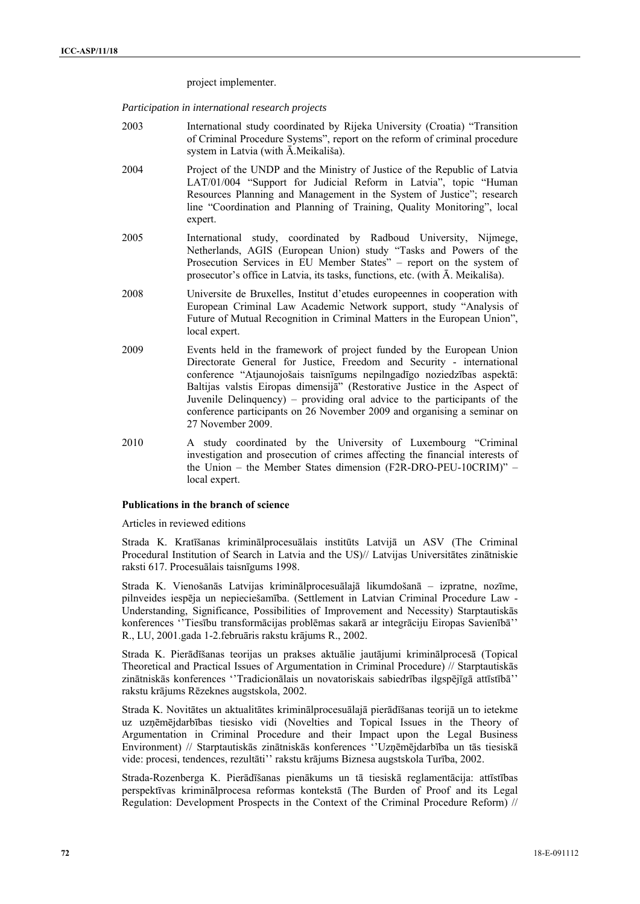project implementer.

*Participation in international research projects*

2003 International study coordinated by Rijeka University (Croatia) "Transition of Criminal Procedure Systems", report on the reform of criminal procedure system in Latvia (with Ā.Meikališa).

2004 Project of the UNDP and the Ministry of Justice of the Republic of Latvia LAT/01/004 "Support for Judicial Reform in Latvia", topic "Human Resources Planning and Management in the System of Justice"; research line "Coordination and Planning of Training, Quality Monitoring", local expert.

2005 International study, coordinated by Radboud University, Nijmege, Netherlands, AGIS (European Union) study "Tasks and Powers of the Prosecution Services in EU Member States" – report on the system of prosecutor's office in Latvia, its tasks, functions, etc. (with Ā. Meikališa).

2008 Universite de Bruxelles, Institut d'etudes europeennes in cooperation with European Criminal Law Academic Network support, study "Analysis of Future of Mutual Recognition in Criminal Matters in the European Union", local expert.

2009 Events held in the framework of project funded by the European Union Directorate General for Justice, Freedom and Security - international conference "Atjaunojošais taisnīgums nepilngadīgo noziedzības aspektā: Baltijas valstis Eiropas dimensijā" (Restorative Justice in the Aspect of Juvenile Delinquency) – providing oral advice to the participants of the conference participants on 26 November 2009 and organising a seminar on 27 November 2009.

2010 A study coordinated by the University of Luxembourg "Criminal investigation and prosecution of crimes affecting the financial interests of the Union – the Member States dimension (F2R-DRO-PEU-10CRIM)" – local expert.

**Publications in the branch of science**

Articles in reviewed editions

Strada K. Kratīšanas kriminālprocesuālais institūts Latvijā un ASV (The Criminal Procedural Institution of Search in Latvia and the US)// Latvijas Universitātes zinātniskie raksti 617. Procesuālais taisnīgums 1998.

Strada K. Vienošanās Latvijas kriminālprocesuālajā likumdošanā – izpratne, nozīme, pilnveides iespēja un nepieciešamība. (Settlement in Latvian Criminal Procedure Law - Understanding, Significance, Possibilities of Improvement and Necessity) Starptautiskās konferences ''Tiesību transformācijas problēmas sakarā ar integrāciju Eiropas Savienībā'' R., LU, 2001.gada 1-2.februāris rakstu krājums R., 2002.

Strada K. Pierādīšanas teorijas un prakses aktuālie jautājumi kriminālprocesā (Topical Theoretical and Practical Issues of Argumentation in Criminal Procedure) // Starptautiskās zinātniskās konferences ''Tradicionālais un novatoriskais sabiedrības ilgspējīgā attīstībā'' rakstu krājums Rēzeknes augstskola, 2002.

Strada K. Novitātes un aktualitātes kriminālprocesuālajā pierādīšanas teorijā un to ietekme uz uzņēmējdarbības tiesisko vidi (Novelties and Topical Issues in the Theory of Argumentation in Criminal Procedure and their Impact upon the Legal Business Environment) // Starptautiskās zinātniskās konferences ''Uzņēmējdarbība un tās tiesiskā vide: procesi, tendences, rezultāti'' rakstu krājums Biznesa augstskola Turība, 2002.

Strada-Rozenberga K. Pierādīšanas pienākums un tā tiesiskā reglamentācija: attīstības perspektīvas kriminālprocesa reformas kontekstā (The Burden of Proof and its Legal Regulation: Development Prospects in the Context of the Criminal Procedure Reform) //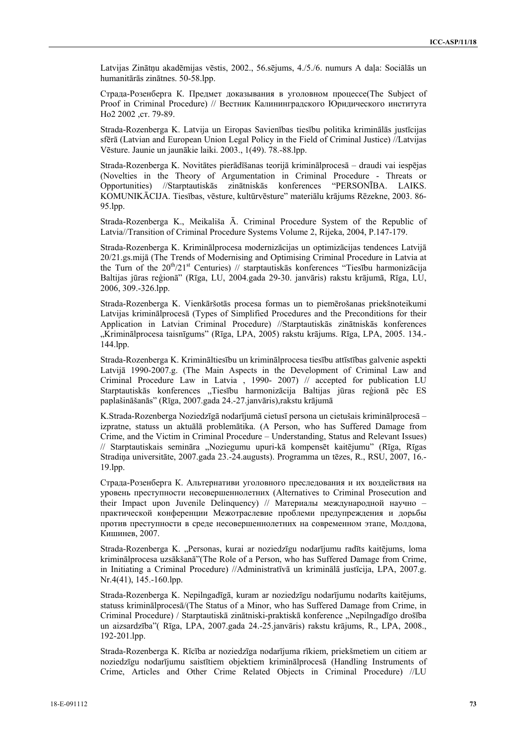Latvijas Zinātņu akadēmijas vēstis, 2002., 56.sējums, 4./5./6. numurs A daļa: Sociālās un humanitārās zinātnes. 50-58.lpp.

Страда-Розенберга К. Предмет доказывания в уголовном процессе(The Subject of Proof in Criminal Procedure) // Вестник Калининградского Юридического института Но2 2002 ,ст. 79-89.

Strada-Rozenberga K. Latvija un Eiropas Savienības tiesību politika kriminālās justīcijas sfērā (Latvian and European Union Legal Policy in the Field of Criminal Justice) //Latvijas Vēsture. Jaunie un jaunākie laiki. 2003., 1(49). 78.-88.lpp.

Strada-Rozenberga K. Novitātes pierādīšanas teorijā kriminālprocesā – draudi vai iespējas (Novelties in the Theory of Argumentation in Criminal Procedure - Threats or Opportunities) //Starptautiskās zinātniskās konferences "PERSONĪBA. LAIKS. KOMUNIKĀCIJA. Tiesības, vēsture, kultūrvēsture" materiālu krājums Rēzekne, 2003. 86-95.lpp.

Strada-Rozenberga K., Meikališa Ā. Criminal Procedure System of the Republic of Latvia//Transition of Criminal Procedure Systems Volume 2, Rijeka, 2004, P.147-179.

Strada-Rozenberga K. Kriminālprocesa modernizācijas un optimizācijas tendences Latvijā 20/21.gs.mijā (The Trends of Modernising and Optimising Criminal Procedure in Latvia at the Turn of the 20th/21st Centuries) // starptautiskās konferences "Tiesību harmonizācija Baltijas jūras reģionā" (Rīga, LU, 2004.gada 29-30. janvāris) rakstu krājumā, Rīga, LU, 2006, 309.-326.lpp.

Strada-Rozenberga K. Vienkāršotās procesa formas un to piemērošanas priekšnoteikumi Latvijas kriminālprocesā (Types of Simplified Procedures and the Preconditions for their Application in Latvian Criminal Procedure) //Starptautiskās zinātniskās konferences „Kriminālprocesa taisnīgums" (Rīga, LPA, 2005) rakstu krājums. Rīga, LPA, 2005. 134.-144.lpp.

Strada-Rozenberga K. Krimināltiesību un kriminālprocesa tiesību attīstības galvenie aspekti Latvijā 1990-2007.g. (The Main Aspects in the Development of Criminal Law and Criminal Procedure Law in Latvia , 1990- 2007) // accepted for publication LU Starptautiskās konferences „Tiesību harmonizācija Baltijas jūras reģionā pēc ES paplašināšanās" (Rīga, 2007.gada 24.-27.janvāris),rakstu krājumā

K.Strada-Rozenberga Noziedzīgā nodarījumā cietusī persona un cietušais kriminālprocesā – izpratne, statuss un aktuālā problemātika. (A Person, who has Suffered Damage from Crime, and the Victim in Criminal Procedure – Understanding, Status and Relevant Issues) // Starptautiskais semināra „Noziegumu upuri-kā kompensēt kaitējumu" (Rīga, Rīgas Stradiņa universitāte, 2007.gada 23.-24.augusts). Programma un tēzes, R., RSU, 2007, 16.-19.lpp.

Страда-Розенберга К. Альтернативи уголовного преследования и их воздействия на уровень преступности несовершеннолетних (Alternatives to Criminal Prosecution and their Impact upon Juvenile Delinquency) // Материалы международной научно – практической конференции Межотраслевие проблеми предупреждения и дорьбы против преступности в среде несовершеннолетних на современном этапе, Молдова, Кишинев, 2007.

Strada-Rozenberga K. „Personas, kurai ar noziedzīgu nodarījumu radīts kaitējums, loma kriminālprocesa uzsākšanā"(The Role of a Person, who has Suffered Damage from Crime, in Initiating a Criminal Procedure) //Administratīvā un kriminālā justīcija, LPA, 2007.g. Nr.4(41), 145.-160.lpp.

Strada-Rozenberga K. Nepilngadīgā, kuram ar noziedzīgu nodarījumu nodarīts kaitējums, statuss kriminālprocesā/(The Status of a Minor, who has Suffered Damage from Crime, in Criminal Procedure) / Starptautiskā zinātniski-praktiskā konference „Nepilngadīgo drošība un aizsardzība"( Rīga, LPA, 2007.gada 24.-25.janvāris) rakstu krājums, R., LPA, 2008., 192-201.lpp.

Strada-Rozenberga K. Rīcība ar noziedzīga nodarījuma rīkiem, priekšmetiem un citiem ar noziedzīgu nodarījumu saistītiem objektiem kriminālprocesā (Handling Instruments of Crime, Articles and Other Crime Related Objects in Criminal Procedure) //LU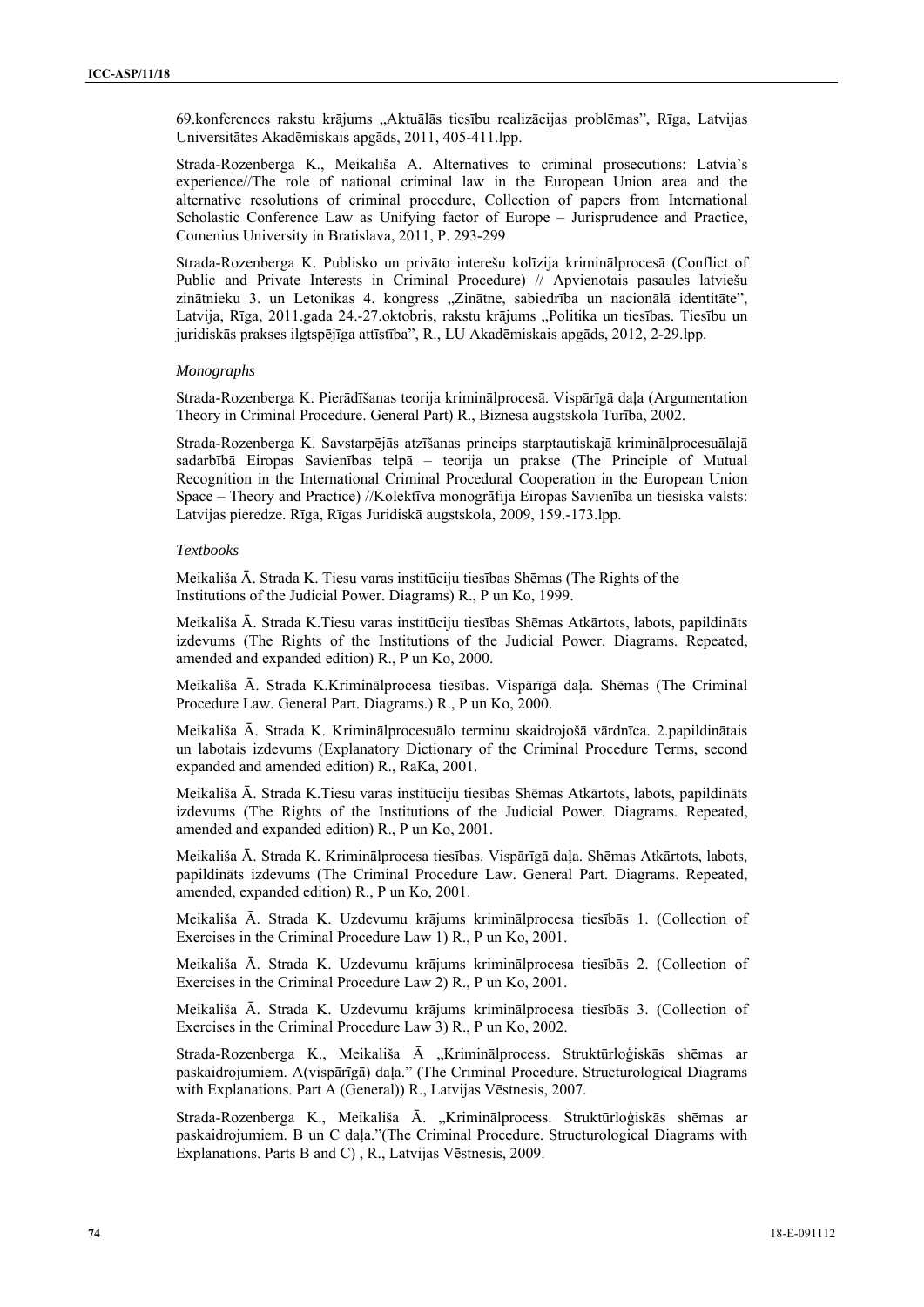69.konferences rakstu krājums „Aktuālās tiesību realizācijas problēmas", Rīga, Latvijas Universitātes Akadēmiskais apgāds, 2011, 405-411.lpp.

Strada-Rozenberga K., Meikališa A. Alternatives to criminal prosecutions: Latvia's experience//The role of national criminal law in the European Union area and the alternative resolutions of criminal procedure, Collection of papers from International Scholastic Conference Law as Unifying factor of Europe – Jurisprudence and Practice, Comenius University in Bratislava, 2011, P. 293-299

Strada-Rozenberga K. Publisko un privāto interešu kolīzija kriminālprocesā (Conflict of Public and Private Interests in Criminal Procedure) // Apvienotais pasaules latviešu zinātnieku 3. un Letonikas 4. kongress „Zinātne, sabiedrība un nacionālā identitāte", Latvija, Rīga, 2011.gada 24.-27.oktobris, rakstu krājums „Politika un tiesības. Tiesību un juridiskās prakses ilgtspējīga attīstība", R., LU Akadēmiskais apgāds, 2012, 2-29.lpp.

*Monographs*

Strada-Rozenberga K. Pierādīšanas teorija kriminālprocesā. Vispārīgā daļa (Argumentation Theory in Criminal Procedure. General Part) R., Biznesa augstskola Turība, 2002.

Strada-Rozenberga K. Savstarpējās atzīšanas princips starptautiskajā kriminālprocesuālajā sadarbībā Eiropas Savienības telpā – teorija un prakse (The Principle of Mutual Recognition in the International Criminal Procedural Cooperation in the European Union Space – Theory and Practice) //Kolektīva monogrāfija Eiropas Savienība un tiesiska valsts: Latvijas pieredze. Rīga, Rīgas Juridiskā augstskola, 2009, 159.-173.lpp.

*Textbooks*

Meikališa Ā. Strada K. Tiesu varas institūciju tiesības Shēmas (The Rights of the Institutions of the Judicial Power. Diagrams) R., P un Ko, 1999.

Meikališa Ā. Strada K.Tiesu varas institūciju tiesības Shēmas Atkārtots, labots, papildināts izdevums (The Rights of the Institutions of the Judicial Power. Diagrams. Repeated, amended and expanded edition) R., P un Ko, 2000.

Meikališa Ā. Strada K.Kriminālprocesa tiesības. Vispārīgā daļa. Shēmas (The Criminal Procedure Law. General Part. Diagrams.) R., P un Ko, 2000.

Meikališa Ā. Strada K. Kriminālprocesuālo terminu skaidrojošā vārdnīca. 2.papildinātais un labotais izdevums (Explanatory Dictionary of the Criminal Procedure Terms, second expanded and amended edition) R., RaKa, 2001.

Meikališa Ā. Strada K.Tiesu varas institūciju tiesības Shēmas Atkārtots, labots, papildināts izdevums (The Rights of the Institutions of the Judicial Power. Diagrams. Repeated, amended and expanded edition) R., P un Ko, 2001.

Meikališa Ā. Strada K. Kriminālprocesa tiesības. Vispārīgā daļa. Shēmas Atkārtots, labots, papildināts izdevums (The Criminal Procedure Law. General Part. Diagrams. Repeated, amended, expanded edition) R., P un Ko, 2001.

Meikališa Ā. Strada K. Uzdevumu krājums kriminālprocesa tiesībās 1. (Collection of Exercises in the Criminal Procedure Law 1) R., P un Ko, 2001.

Meikališa Ā. Strada K. Uzdevumu krājums kriminālprocesa tiesībās 2. (Collection of Exercises in the Criminal Procedure Law 2) R., P un Ko, 2001.

Meikališa Ā. Strada K. Uzdevumu krājums kriminālprocesa tiesībās 3. (Collection of Exercises in the Criminal Procedure Law 3) R., P un Ko, 2002.

Strada-Rozenberga K., Meikališa Ā „Kriminālprocess. Struktūrloģiskās shēmas ar paskaidrojumiem. A(vispārīgā) daļa." (The Criminal Procedure. Structurological Diagrams with Explanations. Part A (General)) R., Latvijas Vēstnesis, 2007.

Strada-Rozenberga K., Meikališa Ā. „Kriminālprocess. Struktūrloģiskās shēmas ar paskaidrojumiem. B un C daļa."(The Criminal Procedure. Structurological Diagrams with Explanations. Parts B and C) , R., Latvijas Vēstnesis, 2009.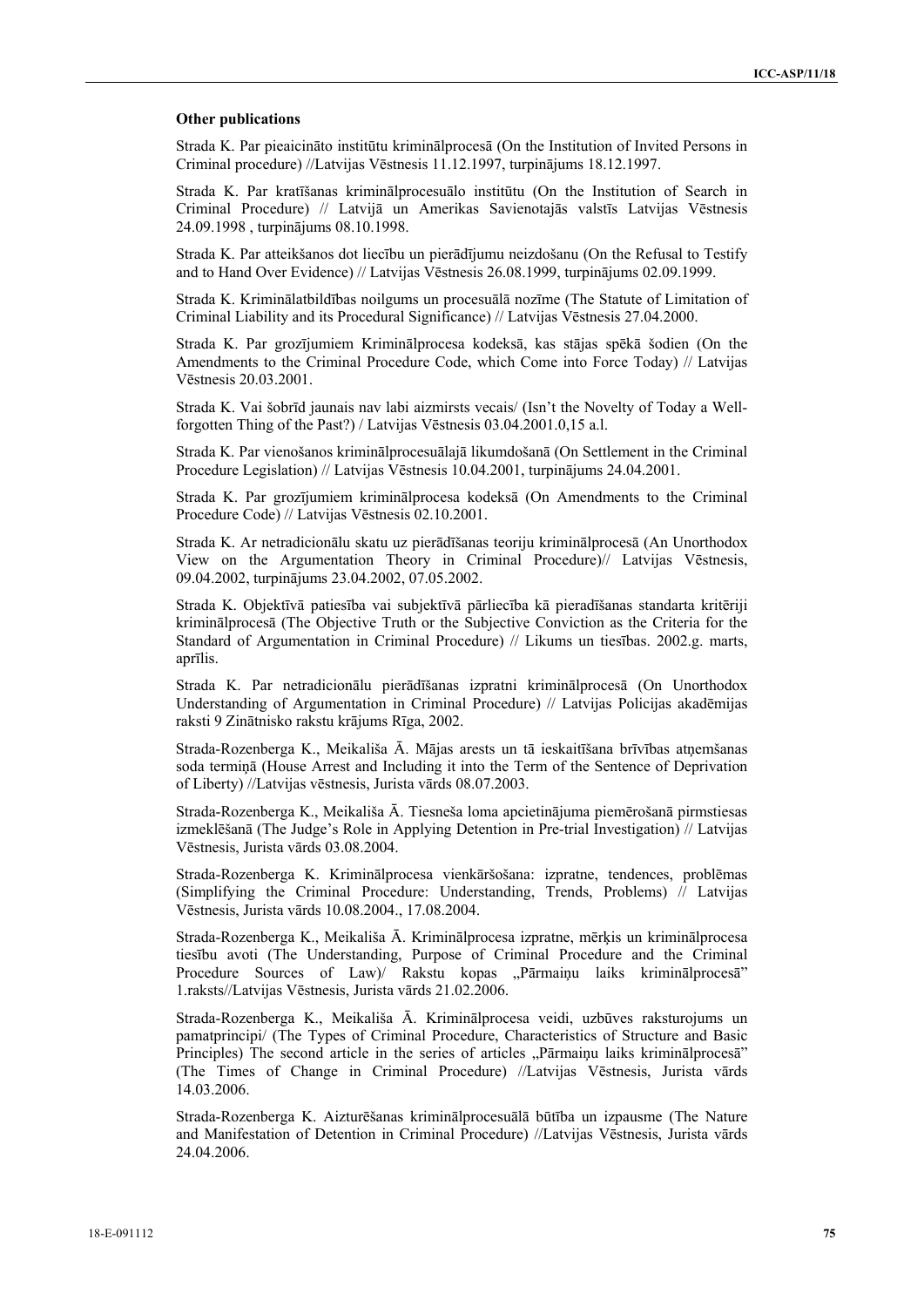**Other publications**

Strada K. Par pieaicināto institūtu kriminālprocesā (On the Institution of Invited Persons in Criminal procedure) //Latvijas Vēstnesis 11.12.1997, turpinājums 18.12.1997.

Strada K. Par kratīšanas kriminālprocesuālo institūtu (On the Institution of Search in Criminal Procedure) // Latvijā un Amerikas Savienotajās valstīs Latvijas Vēstnesis 24.09.1998 , turpinājums 08.10.1998.

Strada K. Par atteikšanos dot liecību un pierādījumu neizdošanu (On the Refusal to Testify and to Hand Over Evidence) // Latvijas Vēstnesis 26.08.1999, turpinājums 02.09.1999.

Strada K. Kriminālatbildības noilgums un procesuālā nozīme (The Statute of Limitation of Criminal Liability and its Procedural Significance) // Latvijas Vēstnesis 27.04.2000.

Strada K. Par grozījumiem Kriminālprocesa kodeksā, kas stājas spēkā šodien (On the Amendments to the Criminal Procedure Code, which Come into Force Today) // Latvijas Vēstnesis 20.03.2001.

Strada K. Vai šobrīd jaunais nav labi aizmirsts vecais/ (Isn't the Novelty of Today a Well-forgotten Thing of the Past?) / Latvijas Vēstnesis 03.04.2001.0,15 a.l.

Strada K. Par vienošanos kriminālprocesuālajā likumdošanā (On Settlement in the Criminal Procedure Legislation) // Latvijas Vēstnesis 10.04.2001, turpinājums 24.04.2001.

Strada K. Par grozījumiem kriminālprocesa kodeksā (On Amendments to the Criminal Procedure Code) // Latvijas Vēstnesis 02.10.2001.

Strada K. Ar netradicionālu skatu uz pierādīšanas teoriju kriminālprocesā (An Unorthodox View on the Argumentation Theory in Criminal Procedure)// Latvijas Vēstnesis, 09.04.2002, turpinājums 23.04.2002, 07.05.2002.

Strada K. Objektīvā patiesība vai subjektīvā pārliecība kā pieradīšanas standarta kritēriji kriminālprocesā (The Objective Truth or the Subjective Conviction as the Criteria for the Standard of Argumentation in Criminal Procedure) // Likums un tiesības. 2002.g. marts, aprīlis.

Strada K. Par netradicionālu pierādīšanas izpratni kriminālprocesā (On Unorthodox Understanding of Argumentation in Criminal Procedure) // Latvijas Policijas akadēmijas raksti 9 Zinātnisko rakstu krājums Rīga, 2002.

Strada-Rozenberga K., Meikališa Ā. Mājas arests un tā ieskaitīšana brīvības atņemšanas soda termiņā (House Arrest and Including it into the Term of the Sentence of Deprivation of Liberty) //Latvijas vēstnesis, Jurista vārds 08.07.2003.

Strada-Rozenberga K., Meikališa Ā. Tiesneša loma apcietinājuma piemērošanā pirmstiesas izmeklēšanā (The Judge's Role in Applying Detention in Pre-trial Investigation) // Latvijas Vēstnesis, Jurista vārds 03.08.2004.

Strada-Rozenberga K. Kriminālprocesa vienkāršošana: izpratne, tendences, problēmas (Simplifying the Criminal Procedure: Understanding, Trends, Problems) // Latvijas Vēstnesis, Jurista vārds 10.08.2004., 17.08.2004.

Strada-Rozenberga K., Meikališa Ā. Kriminālprocesa izpratne, mērķis un kriminālprocesa tiesību avoti (The Understanding, Purpose of Criminal Procedure and the Criminal Procedure Sources of Law)/ Rakstu kopas „Pārmaiņu laiks kriminālprocesā" 1.raksts//Latvijas Vēstnesis, Jurista vārds 21.02.2006.

Strada-Rozenberga K., Meikališa Ā. Kriminālprocesa veidi, uzbūves raksturojums un pamatprincipi/ (The Types of Criminal Procedure, Characteristics of Structure and Basic Principles) The second article in the series of articles „Pārmaiņu laiks kriminālprocesā" (The Times of Change in Criminal Procedure) //Latvijas Vēstnesis, Jurista vārds 14.03.2006.

Strada-Rozenberga K. Aizturēšanas kriminālprocesuālā būtība un izpausme (The Nature and Manifestation of Detention in Criminal Procedure) //Latvijas Vēstnesis, Jurista vārds 24.04.2006.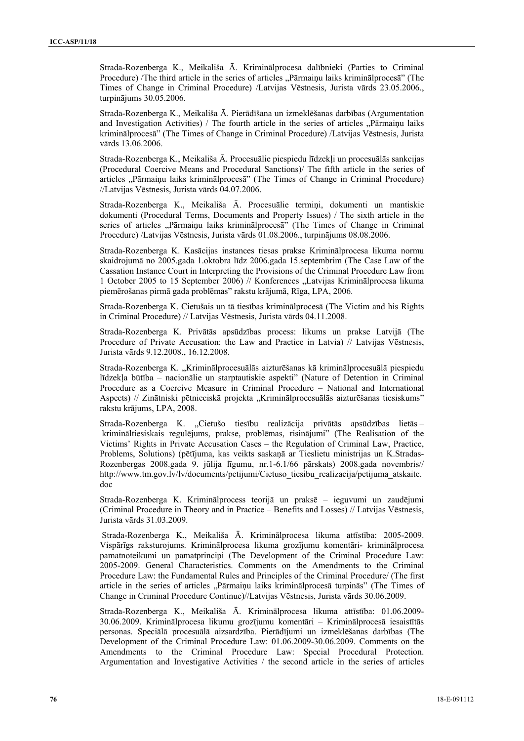Strada-Rozenberga K., Meikališa Ā. Kriminālprocesa dalībnieki (Parties to Criminal Procedure) /The third article in the series of articles „Pārmaiņu laiks kriminālprocesā" (The Times of Change in Criminal Procedure) /Latvijas Vēstnesis, Jurista vārds 23.05.2006., turpinājums 30.05.2006.

Strada-Rozenberga K., Meikališa Ā. Pierādīšana un izmeklēšanas darbības (Argumentation and Investigation Activities) / The fourth article in the series of articles „Pārmaiņu laiks kriminālprocesā" (The Times of Change in Criminal Procedure) /Latvijas Vēstnesis, Jurista vārds 13.06.2006.

Strada-Rozenberga K., Meikališa Ā. Procesuālie piespiedu līdzekļi un procesuālās sankcijas (Procedural Coercive Means and Procedural Sanctions)/ The fifth article in the series of articles „Pārmaiņu laiks kriminālprocesā" (The Times of Change in Criminal Procedure) //Latvijas Vēstnesis, Jurista vārds 04.07.2006.

Strada-Rozenberga K., Meikališa Ā. Procesuālie termiņi, dokumenti un mantiskie dokumenti (Procedural Terms, Documents and Property Issues) / The sixth article in the series of articles „Pārmaiņu laiks kriminālprocesā" (The Times of Change in Criminal Procedure) /Latvijas Vēstnesis, Jurista vārds 01.08.2006., turpinājums 08.08.2006.

Strada-Rozenberga K. Kasācijas instances tiesas prakse Kriminālprocesa likuma normu skaidrojumā no 2005.gada 1.oktobra līdz 2006.gada 15.septembrim (The Case Law of the Cassation Instance Court in Interpreting the Provisions of the Criminal Procedure Law from 1 October 2005 to 15 September 2006) // Konferences „Latvijas Kriminālprocesa likuma piemērošanas pirmā gada problēmas" rakstu krājumā, Rīga, LPA, 2006.

Strada-Rozenberga K. Cietušais un tā tiesības kriminālprocesā (The Victim and his Rights in Criminal Procedure) // Latvijas Vēstnesis, Jurista vārds 04.11.2008.

Strada-Rozenberga K. Privātās apsūdzības process: likums un prakse Latvijā (The Procedure of Private Accusation: the Law and Practice in Latvia) // Latvijas Vēstnesis, Jurista vārds 9.12.2008., 16.12.2008.

Strada-Rozenberga K. „Kriminālprocesuālās aizturēšanas kā kriminālprocesuālā piespiedu līdzekļa būtība – nacionālie un starptautiskie aspekti" (Nature of Detention in Criminal Procedure as a Coercive Measure in Criminal Procedure – National and International Aspects) // Zinātniski pētnieciskā projekta „Kriminālprocesuālās aizturēšanas tiesiskums" rakstu krājums, LPA, 2008.

Strada-Rozenberga K. „Cietušo tiesību realizācija privātās apsūdzības lietās – krimināltiesiskais regulējums, prakse, problēmas, risinājumi" (The Realisation of the Victims' Rights in Private Accusation Cases – the Regulation of Criminal Law, Practice, Problems, Solutions) (pētījuma, kas veikts saskaņā ar Tieslietu ministrijas un K.Stradas-Rozenbergas 2008.gada 9. jūlija līgumu, nr.1-6.1/66 pārskats) 2008.gada novembris// http://www.tm.gov.lv/lv/documents/petijumi/Cietuso_tiesibu_realizacija/petijuma_atskaite.doc

Strada-Rozenberga K. Kriminālprocess teorijā un praksē – ieguvumi un zaudējumi (Criminal Procedure in Theory and in Practice – Benefits and Losses) // Latvijas Vēstnesis, Jurista vārds 31.03.2009.

Strada-Rozenberga K., Meikališa Ā. Kriminālprocesa likuma attīstība: 2005-2009. Vispārīgs raksturojums. Kriminālprocesa likuma grozījumu komentāri- kriminālprocesa pamatnoteikumi un pamatprincipi (The Development of the Criminal Procedure Law: 2005-2009. General Characteristics. Comments on the Amendments to the Criminal Procedure Law: the Fundamental Rules and Principles of the Criminal Procedure/ (The first article in the series of articles „Pārmaiņu laiks kriminālprocesā turpinās" (The Times of Change in Criminal Procedure Continue)//Latvijas Vēstnesis, Jurista vārds 30.06.2009.

Strada-Rozenberga K., Meikališa Ā. Kriminālprocesa likuma attīstība: 01.06.2009-30.06.2009. Kriminālprocesa likumu grozījumu komentāri – Kriminālprocesā iesaistītās personas. Speciālā procesuālā aizsardzība. Pierādījumi un izmeklēšanas darbības (The Development of the Criminal Procedure Law: 01.06.2009-30.06.2009. Comments on the Amendments to the Criminal Procedure Law: Special Procedural Protection. Argumentation and Investigative Activities / the second article in the series of articles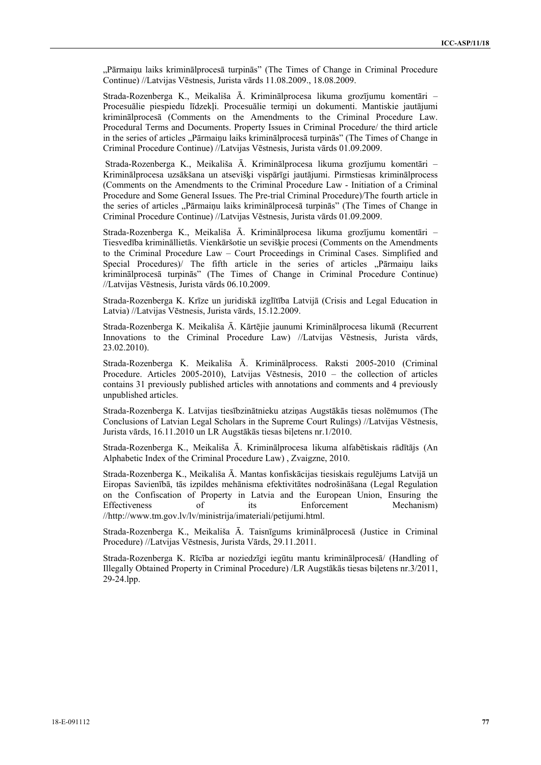„Pārmaiņu laiks kriminālprocesā turpinās" (The Times of Change in Criminal Procedure Continue) //Latvijas Vēstnesis, Jurista vārds 11.08.2009., 18.08.2009.

Strada-Rozenberga K., Meikališa Ā. Kriminālprocesa likuma grozījumu komentāri – Procesuālie piespiedu līdzekļi. Procesuālie termiņi un dokumenti. Mantiskie jautājumi kriminālprocesā (Comments on the Amendments to the Criminal Procedure Law. Procedural Terms and Documents. Property Issues in Criminal Procedure/ the third article in the series of articles „Pārmaiņu laiks kriminālprocesā turpinās" (The Times of Change in Criminal Procedure Continue) //Latvijas Vēstnesis, Jurista vārds 01.09.2009.

Strada-Rozenberga K., Meikališa Ā. Kriminālprocesa likuma grozījumu komentāri – Kriminālprocesa uzsākšana un atsevišķi vispārīgi jautājumi. Pirmstiesas kriminālprocess (Comments on the Amendments to the Criminal Procedure Law - Initiation of a Criminal Procedure and Some General Issues. The Pre-trial Criminal Procedure)/The fourth article in the series of articles „Pārmaiņu laiks kriminālprocesā turpinās" (The Times of Change in Criminal Procedure Continue) //Latvijas Vēstnesis, Jurista vārds 01.09.2009.

Strada-Rozenberga K., Meikališa Ā. Kriminālprocesa likuma grozījumu komentāri – Tiesvedība krimināllietās. Vienkāršotie un sevišķie procesi (Comments on the Amendments to the Criminal Procedure Law – Court Proceedings in Criminal Cases. Simplified and Special Procedures)/ The fifth article in the series of articles „Pārmaiņu laiks kriminālprocesā turpinās" (The Times of Change in Criminal Procedure Continue) //Latvijas Vēstnesis, Jurista vārds 06.10.2009.

Strada-Rozenberga K. Krīze un juridiskā izglītība Latvijā (Crisis and Legal Education in Latvia) //Latvijas Vēstnesis, Jurista vārds, 15.12.2009.

Strada-Rozenberga K. Meikališa Ā. Kārtējie jaunumi Kriminālprocesa likumā (Recurrent Innovations to the Criminal Procedure Law) //Latvijas Vēstnesis, Jurista vārds, 23.02.2010).

Strada-Rozenberga K. Meikališa Ā. Kriminālprocess. Raksti 2005-2010 (Criminal Procedure. Articles 2005-2010), Latvijas Vēstnesis, 2010 – the collection of articles contains 31 previously published articles with annotations and comments and 4 previously unpublished articles.

Strada-Rozenberga K. Latvijas tiesībzinātnieku atziņas Augstākās tiesas nolēmumos (The Conclusions of Latvian Legal Scholars in the Supreme Court Rulings) //Latvijas Vēstnesis, Jurista vārds, 16.11.2010 un LR Augstākās tiesas biļetens nr.1/2010.

Strada-Rozenberga K., Meikališa Ā. Kriminālprocesa likuma alfabētiskais rādītājs (An Alphabetic Index of the Criminal Procedure Law) , Zvaigzne, 2010.

Strada-Rozenberga K., Meikališa Ā. Mantas konfiskācijas tiesiskais regulējums Latvijā un Eiropas Savienībā, tās izpildes mehānisma efektivitātes nodrošināšana (Legal Regulation on the Confiscation of Property in Latvia and the European Union, Ensuring the Effectiveness of its Enforcement Mechanism) //http://www.tm.gov.lv/lv/ministrija/imateriali/petijumi.html.

Strada-Rozenberga K., Meikališa Ā. Taisnīgums kriminālprocesā (Justice in Criminal Procedure) //Latvijas Vēstnesis, Jurista Vārds, 29.11.2011.

Strada-Rozenberga K. Rīcība ar noziedzīgi iegūtu mantu kriminālprocesā/ (Handling of Illegally Obtained Property in Criminal Procedure) /LR Augstākās tiesas biļetens nr.3/2011, 29-24.lpp.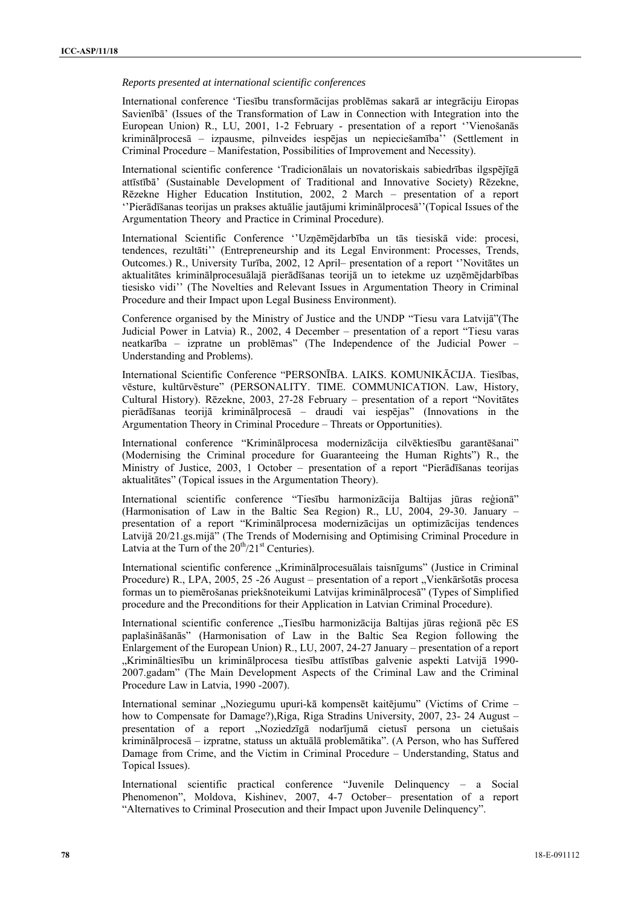*Reports presented at international scientific conferences*

International conference 'Tiesību transformācijas problēmas sakarā ar integrāciju Eiropas Savienībā' (Issues of the Transformation of Law in Connection with Integration into the European Union) R., LU, 2001, 1-2 February - presentation of a report ''Vienošanās kriminālprocesā – izpausme, pilnveides iespējas un nepieciešamība'' (Settlement in Criminal Procedure – Manifestation, Possibilities of Improvement and Necessity).

International scientific conference 'Tradicionālais un novatoriskais sabiedrības ilgspējīgā attīstībā' (Sustainable Development of Traditional and Innovative Society) Rēzekne, Rēzekne Higher Education Institution, 2002, 2 March – presentation of a report ''Pierādīšanas teorijas un prakses aktuālie jautājumi kriminālprocesā''(Topical Issues of the Argumentation Theory and Practice in Criminal Procedure).

International Scientific Conference ''Uzņēmējdarbība un tās tiesiskā vide: procesi, tendences, rezultāti'' (Entrepreneurship and its Legal Environment: Processes, Trends, Outcomes.) R., University Turība, 2002, 12 April– presentation of a report ''Novitātes un aktualitātes kriminālprocesuālajā pierādīšanas teorijā un to ietekme uz uzņēmējdarbības tiesisko vidi'' (The Novelties and Relevant Issues in Argumentation Theory in Criminal Procedure and their Impact upon Legal Business Environment).

Conference organised by the Ministry of Justice and the UNDP "Tiesu vara Latvijā"(The Judicial Power in Latvia) R., 2002, 4 December – presentation of a report "Tiesu varas neatkarība – izpratne un problēmas" (The Independence of the Judicial Power – Understanding and Problems).

International Scientific Conference "PERSONĪBA. LAIKS. KOMUNIKĀCIJA. Tiesības, vēsture, kultūrvēsture" (PERSONALITY. TIME. COMMUNICATION. Law, History, Cultural History). Rēzekne, 2003, 27-28 February – presentation of a report "Novitātes pierādīšanas teorijā kriminālprocesā – draudi vai iespējas" (Innovations in the Argumentation Theory in Criminal Procedure – Threats or Opportunities).

International conference "Kriminālprocesa modernizācija cilvēktiesību garantēšanai" (Modernising the Criminal procedure for Guaranteeing the Human Rights") R., the Ministry of Justice, 2003, 1 October – presentation of a report "Pierādīšanas teorijas aktualitātes" (Topical issues in the Argumentation Theory).

International scientific conference "Tiesību harmonizācija Baltijas jūras reģionā" (Harmonisation of Law in the Baltic Sea Region) R., LU, 2004, 29-30. January – presentation of a report "Kriminālprocesa modernizācijas un optimizācijas tendences Latvijā 20/21.gs.mijā" (The Trends of Modernising and Optimising Criminal Procedure in Latvia at the Turn of the 20th/21st Centuries).

International scientific conference „Kriminālprocesuālais taisnīgums" (Justice in Criminal Procedure) R., LPA, 2005, 25 -26 August – presentation of a report „Vienkāršotās procesa formas un to piemērošanas priekšnoteikumi Latvijas kriminālprocesā" (Types of Simplified procedure and the Preconditions for their Application in Latvian Criminal Procedure).

International scientific conference „Tiesību harmonizācija Baltijas jūras reģionā pēc ES paplašināšanās" (Harmonisation of Law in the Baltic Sea Region following the Enlargement of the European Union) R., LU, 2007, 24-27 January – presentation of a report „Krimināltiesību un kriminālprocesa tiesību attīstības galvenie aspekti Latvijā 1990-2007.gadam" (The Main Development Aspects of the Criminal Law and the Criminal Procedure Law in Latvia, 1990 -2007).

International seminar „Noziegumu upuri-kā kompensēt kaitējumu" (Victims of Crime – how to Compensate for Damage?),Riga, Riga Stradins University, 2007, 23- 24 August – presentation of a report „Noziedzīgā nodarījumā cietusī persona un cietušais kriminālprocesā – izpratne, statuss un aktuālā problemātika". (A Person, who has Suffered Damage from Crime, and the Victim in Criminal Procedure – Understanding, Status and Topical Issues).

International scientific practical conference "Juvenile Delinquency – a Social Phenomenon", Moldova, Kishinev, 2007, 4-7 October– presentation of a report "Alternatives to Criminal Prosecution and their Impact upon Juvenile Delinquency".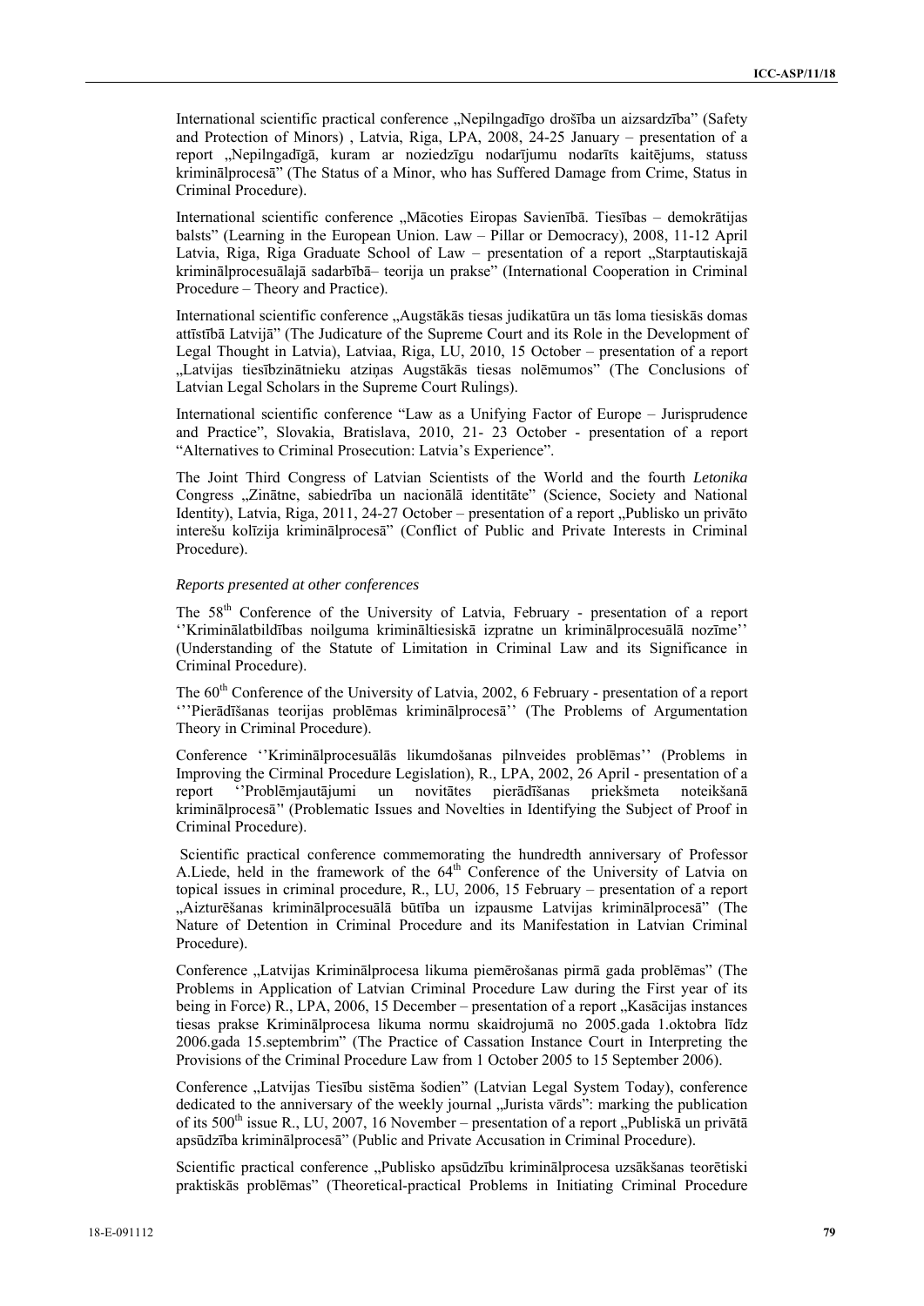International scientific practical conference „Nepilngadīgo drošība un aizsardzība" (Safety and Protection of Minors) , Latvia, Riga, LPA, 2008, 24-25 January – presentation of a report „Nepilngadīgā, kuram ar noziedzīgu nodarījumu nodarīts kaitējums, statuss kriminālprocesā" (The Status of a Minor, who has Suffered Damage from Crime, Status in Criminal Procedure).

International scientific conference „Mācoties Eiropas Savienībā. Tiesības – demokrātijas balsts" (Learning in the European Union. Law – Pillar or Democracy), 2008, 11-12 April Latvia, Riga, Riga Graduate School of Law – presentation of a report „Starptautiskajā kriminālprocesuālajā sadarbībā– teorija un prakse" (International Cooperation in Criminal Procedure – Theory and Practice).

International scientific conference „Augstākās tiesas judikatūra un tās loma tiesiskās domas attīstībā Latvijā" (The Judicature of the Supreme Court and its Role in the Development of Legal Thought in Latvia), Latviaa, Riga, LU, 2010, 15 October – presentation of a report „Latvijas tiesībzinātnieku atziņas Augstākās tiesas nolēmumos" (The Conclusions of Latvian Legal Scholars in the Supreme Court Rulings).

International scientific conference "Law as a Unifying Factor of Europe – Jurisprudence and Practice", Slovakia, Bratislava, 2010, 21- 23 October - presentation of a report "Alternatives to Criminal Prosecution: Latvia's Experience".

The Joint Third Congress of Latvian Scientists of the World and the fourth *Letonika* Congress „Zinātne, sabiedrība un nacionālā identitāte" (Science, Society and National Identity), Latvia, Riga, 2011, 24-27 October – presentation of a report „Publisko un privāto interešu kolīzija kriminālprocesā" (Conflict of Public and Private Interests in Criminal Procedure).

*Reports presented at other conferences*

The 58th Conference of the University of Latvia, February - presentation of a report ''Kriminālatbildības noilguma krimināltiesiskā izpratne un kriminālprocesuālā nozīme'' (Understanding of the Statute of Limitation in Criminal Law and its Significance in Criminal Procedure).

The 60th Conference of the University of Latvia, 2002, 6 February - presentation of a report '''Pierādīšanas teorijas problēmas kriminālprocesā'' (The Problems of Argumentation Theory in Criminal Procedure).

Conference ''Kriminālprocesuālās likumdošanas pilnveides problēmas'' (Problems in Improving the Cirminal Procedure Legislation), R., LPA, 2002, 26 April - presentation of a report ''Problēmjautājumi un novitātes pierādīšanas priekšmeta noteikšanā kriminālprocesā'' (Problematic Issues and Novelties in Identifying the Subject of Proof in Criminal Procedure).

Scientific practical conference commemorating the hundredth anniversary of Professor A.Liede, held in the framework of the 64th Conference of the University of Latvia on topical issues in criminal procedure, R., LU, 2006, 15 February – presentation of a report „Aizturēšanas kriminālprocesuālā būtība un izpausme Latvijas kriminālprocesā" (The Nature of Detention in Criminal Procedure and its Manifestation in Latvian Criminal Procedure).

Conference „Latvijas Kriminālprocesa likuma piemērošanas pirmā gada problēmas" (The Problems in Application of Latvian Criminal Procedure Law during the First year of its being in Force) R., LPA, 2006, 15 December – presentation of a report „Kasācijas instances tiesas prakse Kriminālprocesa likuma normu skaidrojumā no 2005.gada 1.oktobra līdz 2006.gada 15.septembrim" (The Practice of Cassation Instance Court in Interpreting the Provisions of the Criminal Procedure Law from 1 October 2005 to 15 September 2006).

Conference „Latvijas Tiesību sistēma šodien" (Latvian Legal System Today), conference dedicated to the anniversary of the weekly journal „Jurista vārds": marking the publication of its 500th issue R., LU, 2007, 16 November – presentation of a report „Publiskā un privātā apsūdzība kriminālprocesā" (Public and Private Accusation in Criminal Procedure).

Scientific practical conference „Publisko apsūdzību kriminālprocesa uzsākšanas teorētiski praktiskās problēmas" (Theoretical-practical Problems in Initiating Criminal Procedure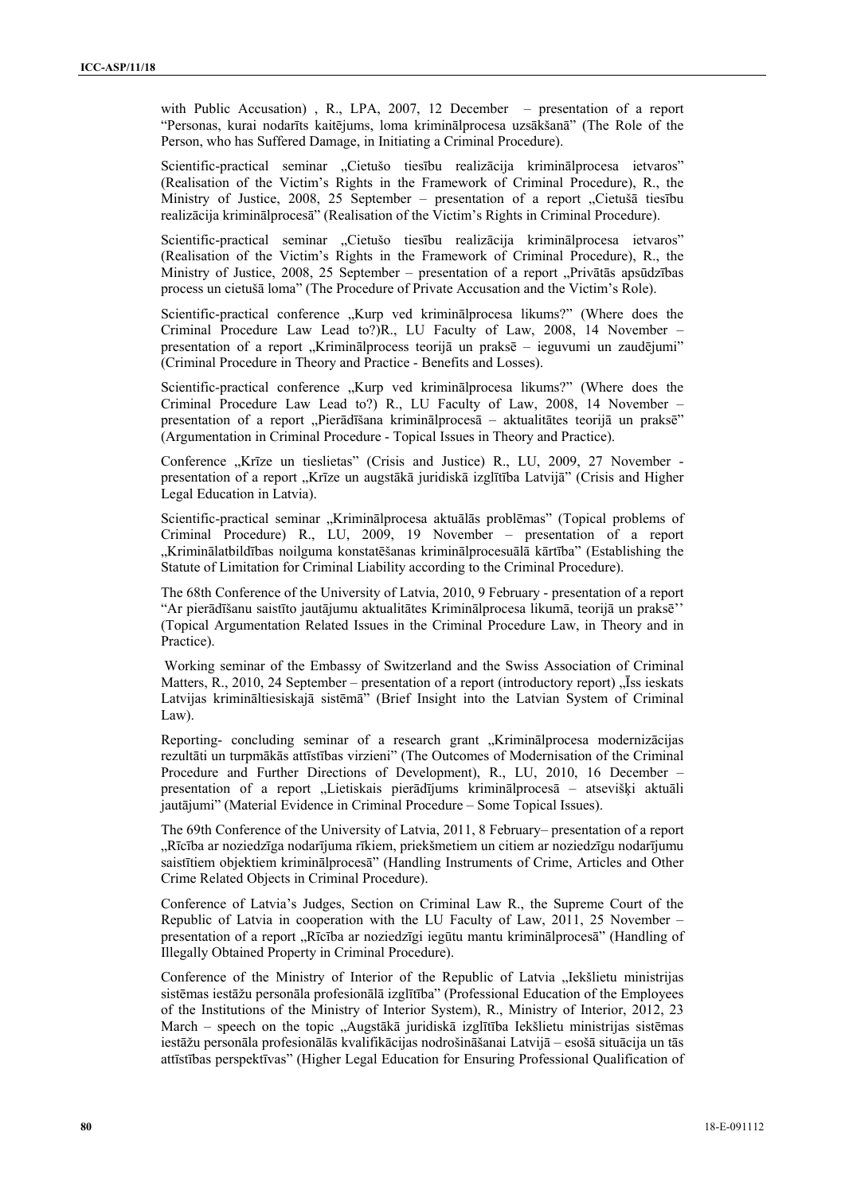with Public Accusation) , R., LPA, 2007, 12 December – presentation of a report "Personas, kurai nodarīts kaitējums, loma kriminālprocesa uzsākšanā" (The Role of the Person, who has Suffered Damage, in Initiating a Criminal Procedure).

Scientific-practical seminar „Cietušo tiesību realizācija kriminālprocesa ietvaros" (Realisation of the Victim's Rights in the Framework of Criminal Procedure), R., the Ministry of Justice, 2008, 25 September – presentation of a report „Cietušā tiesību realizācija kriminālprocesā" (Realisation of the Victim's Rights in Criminal Procedure).

Scientific-practical seminar „Cietušo tiesību realizācija kriminālprocesa ietvaros" (Realisation of the Victim's Rights in the Framework of Criminal Procedure), R., the Ministry of Justice, 2008, 25 September – presentation of a report „Privātās apsūdzības process un cietušā loma" (The Procedure of Private Accusation and the Victim's Role).

Scientific-practical conference „Kurp ved kriminālprocesa likums?" (Where does the Criminal Procedure Law Lead to?)R., LU Faculty of Law, 2008, 14 November – presentation of a report „Kriminālprocess teorijā un praksē – ieguvumi un zaudējumi" (Criminal Procedure in Theory and Practice - Benefits and Losses).

Scientific-practical conference „Kurp ved kriminālprocesa likums?" (Where does the Criminal Procedure Law Lead to?) R., LU Faculty of Law, 2008, 14 November – presentation of a report „Pierādīšana kriminālprocesā – aktualitātes teorijā un praksē" (Argumentation in Criminal Procedure - Topical Issues in Theory and Practice).

Conference „Krīze un tieslietas" (Crisis and Justice) R., LU, 2009, 27 November - presentation of a report „Krīze un augstākā juridiskā izglītība Latvijā" (Crisis and Higher Legal Education in Latvia).

Scientific-practical seminar „Kriminālprocesa aktuālās problēmas" (Topical problems of Criminal Procedure) R., LU, 2009, 19 November – presentation of a report „Kriminālatbildības noilguma konstatēšanas kriminālprocesuālā kārtība" (Establishing the Statute of Limitation for Criminal Liability according to the Criminal Procedure).

The 68th Conference of the University of Latvia, 2010, 9 February - presentation of a report "Ar pierādīšanu saistīto jautājumu aktualitātes Kriminālprocesa likumā, teorijā un praksē'' (Topical Argumentation Related Issues in the Criminal Procedure Law, in Theory and in Practice).

Working seminar of the Embassy of Switzerland and the Swiss Association of Criminal Matters, R., 2010, 24 September – presentation of a report (introductory report) „Īss ieskats Latvijas krimināltiesiskajā sistēmā" (Brief Insight into the Latvian System of Criminal Law).

Reporting- concluding seminar of a research grant „Kriminālprocesa modernizācijas rezultāti un turpmākās attīstības virzieni" (The Outcomes of Modernisation of the Criminal Procedure and Further Directions of Development), R., LU, 2010, 16 December – presentation of a report „Lietiskais pierādījums kriminālprocesā – atsevišķi aktuāli jautājumi" (Material Evidence in Criminal Procedure – Some Topical Issues).

The 69th Conference of the University of Latvia, 2011, 8 February– presentation of a report „Rīcība ar noziedzīga nodarījuma rīkiem, priekšmetiem un citiem ar noziedzīgu nodarījumu saistītiem objektiem kriminālprocesā" (Handling Instruments of Crime, Articles and Other Crime Related Objects in Criminal Procedure).

Conference of Latvia's Judges, Section on Criminal Law R., the Supreme Court of the Republic of Latvia in cooperation with the LU Faculty of Law, 2011, 25 November – presentation of a report „Rīcība ar noziedzīgi iegūtu mantu kriminālprocesā" (Handling of Illegally Obtained Property in Criminal Procedure).

Conference of the Ministry of Interior of the Republic of Latvia „Iekšlietu ministrijas sistēmas iestāžu personāla profesionālā izglītība" (Professional Education of the Employees of the Institutions of the Ministry of Interior System), R., Ministry of Interior, 2012, 23 March – speech on the topic „Augstākā juridiskā izglītība Iekšlietu ministrijas sistēmas iestāžu personāla profesionālās kvalifikācijas nodrošināšanai Latvijā – esošā situācija un tās attīstības perspektīvas" (Higher Legal Education for Ensuring Professional Qualification of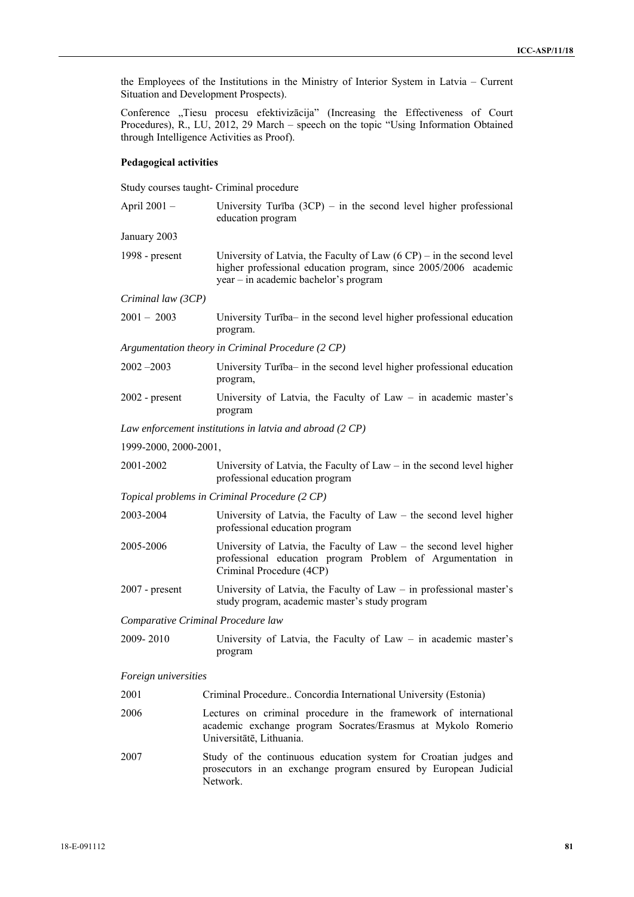the Employees of the Institutions in the Ministry of Interior System in Latvia – Current Situation and Development Prospects).

Conference „Tiesu procesu efektivizācija" (Increasing the Effectiveness of Court Procedures), R., LU, 2012, 29 March – speech on the topic "Using Information Obtained through Intelligence Activities as Proof).

**Pedagogical activities**

Study courses taught- Criminal procedure

| | |
|---|---|
| April 2001 – January 2003 | University Turība (3CP) – in the second level higher professional education program |
| 1998 - present | University of Latvia, the Faculty of Law (6 CP) – in the second level higher professional education program, since 2005/2006 academic year – in academic bachelor's program |

*Criminal law (3CP)*

| | |
|---|---|
| 2001 – 2003 | University Turība– in the second level higher professional education program. |

*Argumentation theory in Criminal Procedure (2 CP)*

| | |
|---|---|
| 2002 –2003 | University Turība– in the second level higher professional education program, |
| 2002 - present | University of Latvia, the Faculty of Law – in academic master's program |

*Law enforcement institutions in latvia and abroad (2 CP)*

| | |
|---|---|
| 1999-2000, 2000-2001, 2001-2002 | University of Latvia, the Faculty of Law – in the second level higher professional education program |

*Topical problems in Criminal Procedure (2 CP)*

| | |
|---|---|
| 2003-2004 | University of Latvia, the Faculty of Law – the second level higher professional education program |
| 2005-2006 | University of Latvia, the Faculty of Law – the second level higher professional education program Problem of Argumentation in Criminal Procedure (4CP) |
| 2007 - present | University of Latvia, the Faculty of Law – in professional master's study program, academic master's study program |

*Comparative Criminal Procedure law*

| | |
|---|---|
| 2009- 2010 | University of Latvia, the Faculty of Law – in academic master's program |

*Foreign universities*

| | |
|---|---|
| 2001 | Criminal Procedure.. Concordia International University (Estonia) |
| 2006 | Lectures on criminal procedure in the framework of international academic exchange program Socrates/Erasmus at Mykolo Romerio Universitātē, Lithuania. |
| 2007 | Study of the continuous education system for Croatian judges and prosecutors in an exchange program ensured by European Judicial Network. |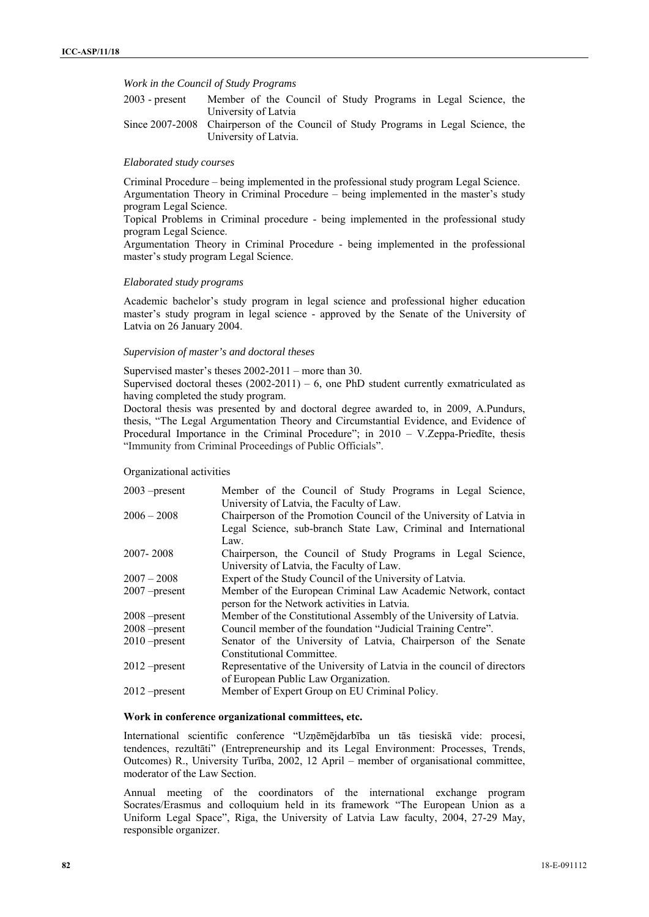*Work in the Council of Study Programs*

| | |
|---|---|
| 2003 - present | Member of the Council of Study Programs in Legal Science, the University of Latvia |
| Since 2007-2008 | Chairperson of the Council of Study Programs in Legal Science, the University of Latvia. |

*Elaborated study courses*

Criminal Procedure – being implemented in the professional study program Legal Science.
Argumentation Theory in Criminal Procedure – being implemented in the master's study program Legal Science.
Topical Problems in Criminal procedure - being implemented in the professional study program Legal Science.
Argumentation Theory in Criminal Procedure - being implemented in the professional master's study program Legal Science.

*Elaborated study programs*

Academic bachelor's study program in legal science and professional higher education master's study program in legal science - approved by the Senate of the University of Latvia on 26 January 2004.

*Supervision of master's and doctoral theses*

Supervised master's theses 2002-2011 – more than 30.
Supervised doctoral theses (2002-2011) – 6, one PhD student currently exmatriculated as having completed the study program.
Doctoral thesis was presented by and doctoral degree awarded to, in 2009, A.Pundurs, thesis, "The Legal Argumentation Theory and Circumstantial Evidence, and Evidence of Procedural Importance in the Criminal Procedure"; in 2010 – V.Zeppa-Priedīte, thesis "Immunity from Criminal Proceedings of Public Officials".

Organizational activities

| | |
|---|---|
| 2003 –present | Member of the Council of Study Programs in Legal Science, University of Latvia, the Faculty of Law. |
| 2006 – 2008 | Chairperson of the Promotion Council of the University of Latvia in Legal Science, sub-branch State Law, Criminal and International Law. |
| 2007- 2008 | Chairperson, the Council of Study Programs in Legal Science, University of Latvia, the Faculty of Law. |
| 2007 – 2008 | Expert of the Study Council of the University of Latvia. |
| 2007 –present | Member of the European Criminal Law Academic Network, contact person for the Network activities in Latvia. |
| 2008 –present | Member of the Constitutional Assembly of the University of Latvia. |
| 2008 –present | Council member of the foundation "Judicial Training Centre". |
| 2010 –present | Senator of the University of Latvia, Chairperson of the Senate Constitutional Committee. |
| 2012 –present | Representative of the University of Latvia in the council of directors of European Public Law Organization. |
| 2012 –present | Member of Expert Group on EU Criminal Policy. |

**Work in conference organizational committees, etc.**

International scientific conference "Uzņēmējdarbība un tās tiesiskā vide: procesi, tendences, rezultāti" (Entrepreneurship and its Legal Environment: Processes, Trends, Outcomes) R., University Turība, 2002, 12 April – member of organisational committee, moderator of the Law Section.

Annual meeting of the coordinators of the international exchange program Socrates/Erasmus and colloquium held in its framework "The European Union as a Uniform Legal Space", Riga, the University of Latvia Law faculty, 2004, 27-29 May, responsible organizer.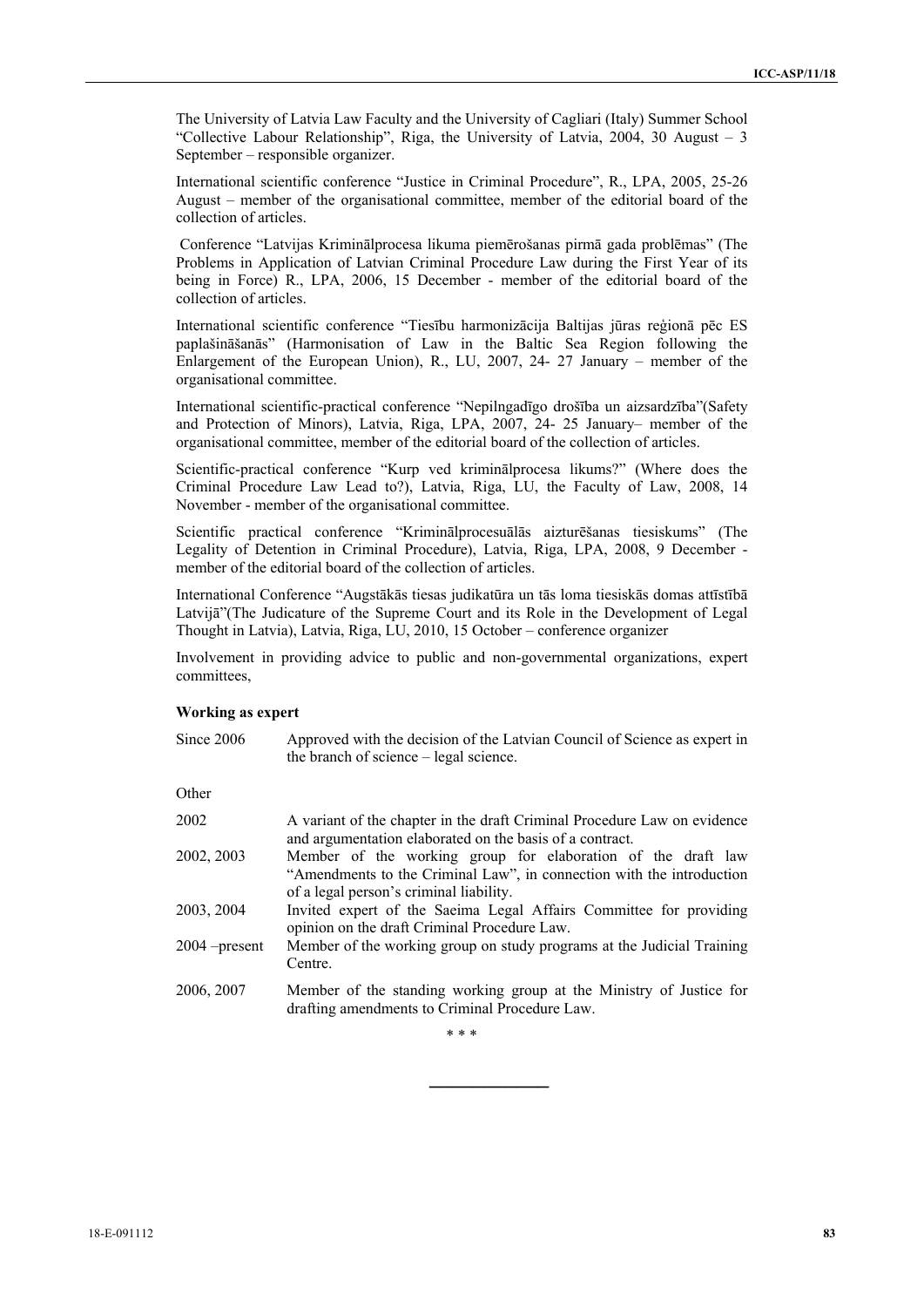The University of Latvia Law Faculty and the University of Cagliari (Italy) Summer School "Collective Labour Relationship", Riga, the University of Latvia, 2004, 30 August – 3 September – responsible organizer.

International scientific conference "Justice in Criminal Procedure", R., LPA, 2005, 25-26 August – member of the organisational committee, member of the editorial board of the collection of articles.

Conference "Latvijas Kriminālprocesa likuma piemērošanas pirmā gada problēmas" (The Problems in Application of Latvian Criminal Procedure Law during the First Year of its being in Force) R., LPA, 2006, 15 December - member of the editorial board of the collection of articles.

International scientific conference "Tiesību harmonizācija Baltijas jūras reģionā pēc ES paplašināšanās" (Harmonisation of Law in the Baltic Sea Region following the Enlargement of the European Union), R., LU, 2007, 24- 27 January – member of the organisational committee.

International scientific-practical conference "Nepilngadīgo drošība un aizsardzība"(Safety and Protection of Minors), Latvia, Riga, LPA, 2007, 24- 25 January– member of the organisational committee, member of the editorial board of the collection of articles.

Scientific-practical conference "Kurp ved kriminālprocesa likums?" (Where does the Criminal Procedure Law Lead to?), Latvia, Riga, LU, the Faculty of Law, 2008, 14 November - member of the organisational committee.

Scientific practical conference "Kriminālprocesuālās aizturēšanas tiesiskums" (The Legality of Detention in Criminal Procedure), Latvia, Riga, LPA, 2008, 9 December - member of the editorial board of the collection of articles.

International Conference "Augstākās tiesas judikatūra un tās loma tiesiskās domas attīstībā Latvijā"(The Judicature of the Supreme Court and its Role in the Development of Legal Thought in Latvia), Latvia, Riga, LU, 2010, 15 October – conference organizer

Involvement in providing advice to public and non-governmental organizations, expert committees,

**Working as expert**

| | |
|---|---|
| Since 2006 | Approved with the decision of the Latvian Council of Science as expert in the branch of science – legal science. |

Other

| | |
|---|---|
| 2002 | A variant of the chapter in the draft Criminal Procedure Law on evidence and argumentation elaborated on the basis of a contract. |
| 2002, 2003 | Member of the working group for elaboration of the draft law "Amendments to the Criminal Law", in connection with the introduction of a legal person's criminal liability. |
| 2003, 2004 | Invited expert of the Saeima Legal Affairs Committee for providing opinion on the draft Criminal Procedure Law. |
| 2004 –present | Member of the working group on study programs at the Judicial Training Centre. |
| 2006, 2007 | Member of the standing working group at the Ministry of Justice for drafting amendments to Criminal Procedure Law. |

\* \* \*